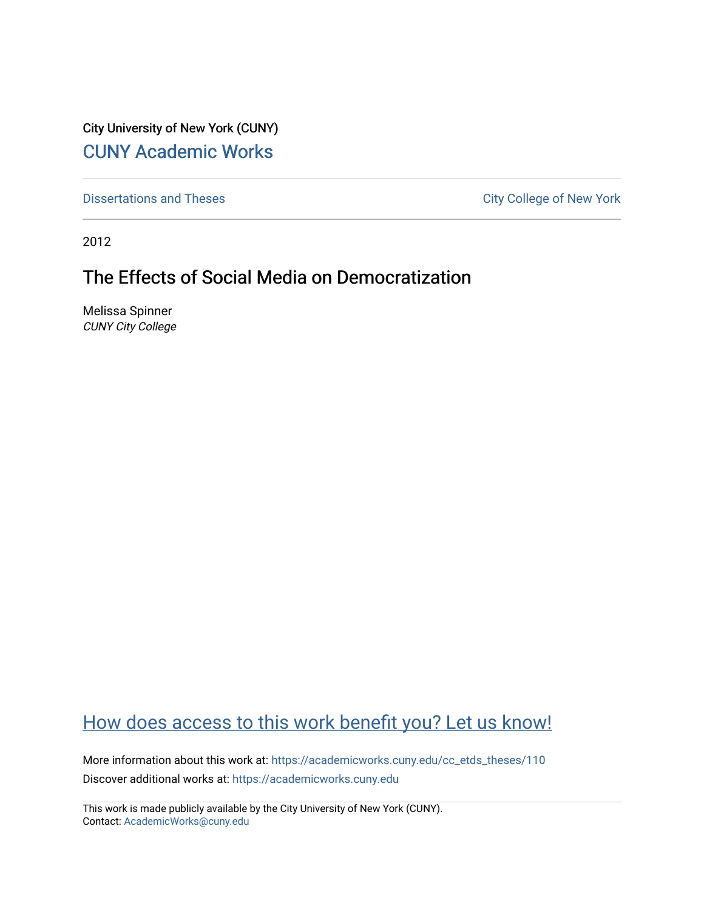City University of New York (CUNY)

CUNY Academic Works

Dissertations and Theses

City College of New York

2012

# The Effects of Social Media on Democratization

Melissa Spinner

*CUNY City College*

How does access to this work benefit you? Let us know!

More information about this work at: https://academicworks.cuny.edu/cc_etds_theses/110

Discover additional works at: https://academicworks.cuny.edu

This work is made publicly available by the City University of New York (CUNY).
Contact: AcademicWorks@cuny.edu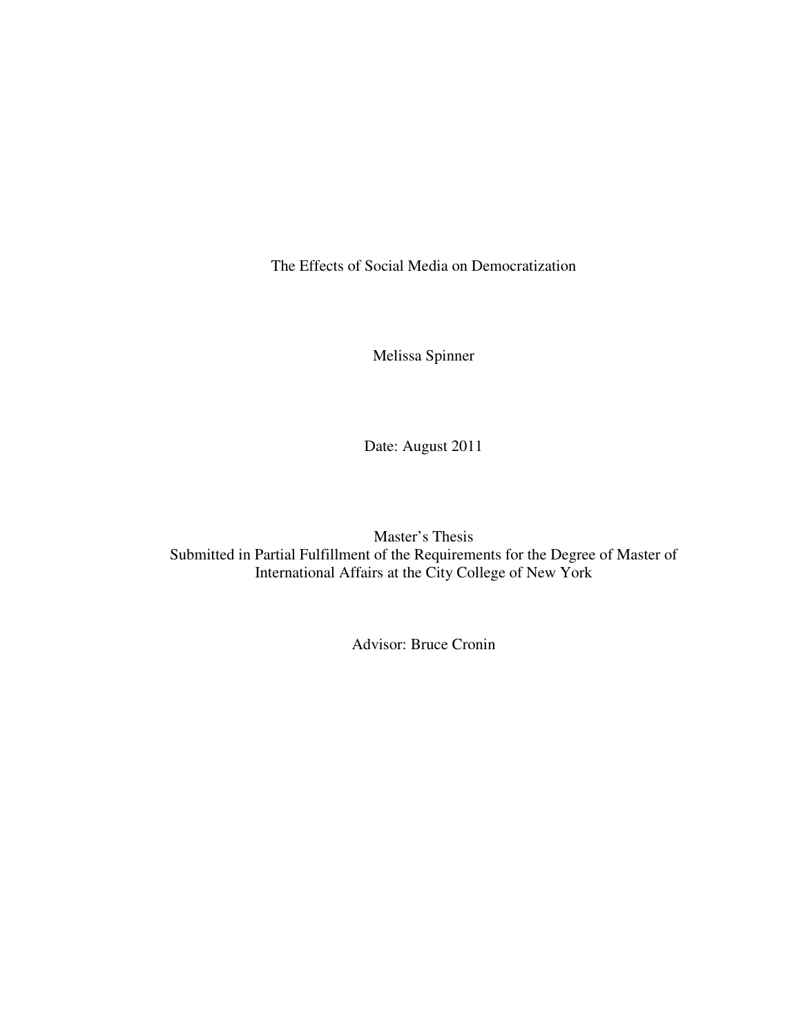# The Effects of Social Media on Democratization

Melissa Spinner

Date: August 2011

Master's Thesis
Submitted in Partial Fulfillment of the Requirements for the Degree of Master of International Affairs at the City College of New York

Advisor: Bruce Cronin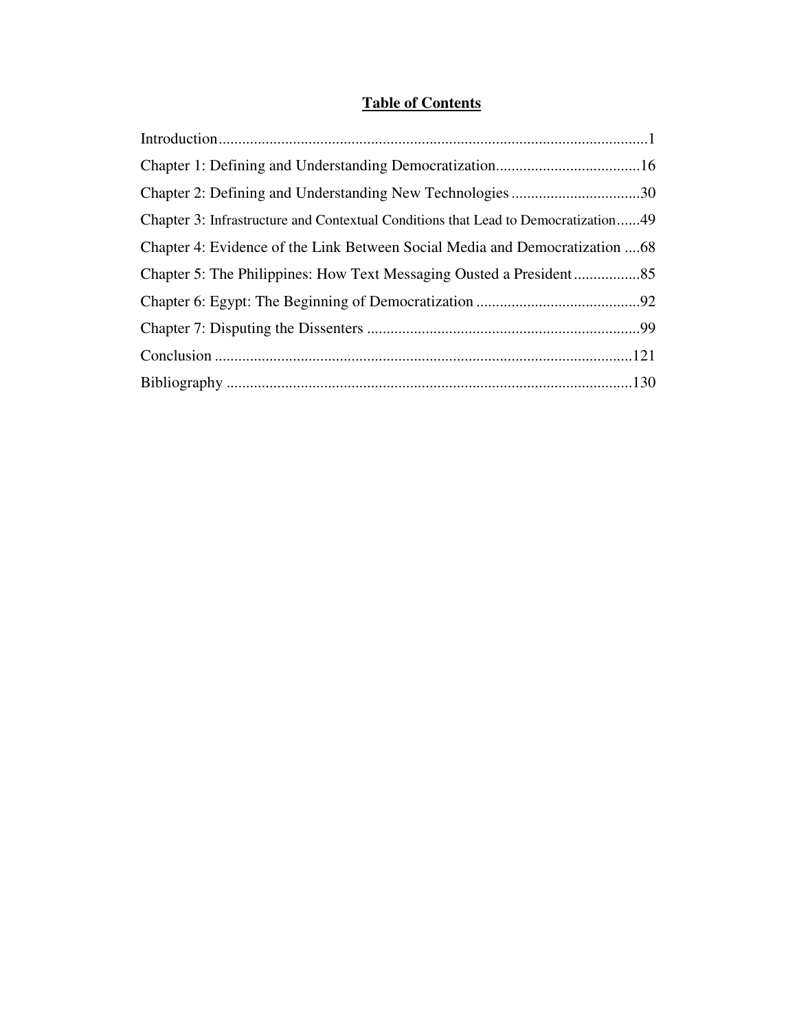# Table of Contents

Introduction..............................................................................................................1

Chapter 1: Defining and Understanding Democratization.....................................16

Chapter 2: Defining and Understanding New Technologies .................................30

Chapter 3: Infrastructure and Contextual Conditions that Lead to Democratization......49

Chapter 4: Evidence of the Link Between Social Media and Democratization ....68

Chapter 5: The Philippines: How Text Messaging Ousted a President .................85

Chapter 6: Egypt: The Beginning of Democratization ..........................................92

Chapter 7: Disputing the Dissenters ......................................................................99

Conclusion ..........................................................................................................121

Bibliography .......................................................................................................130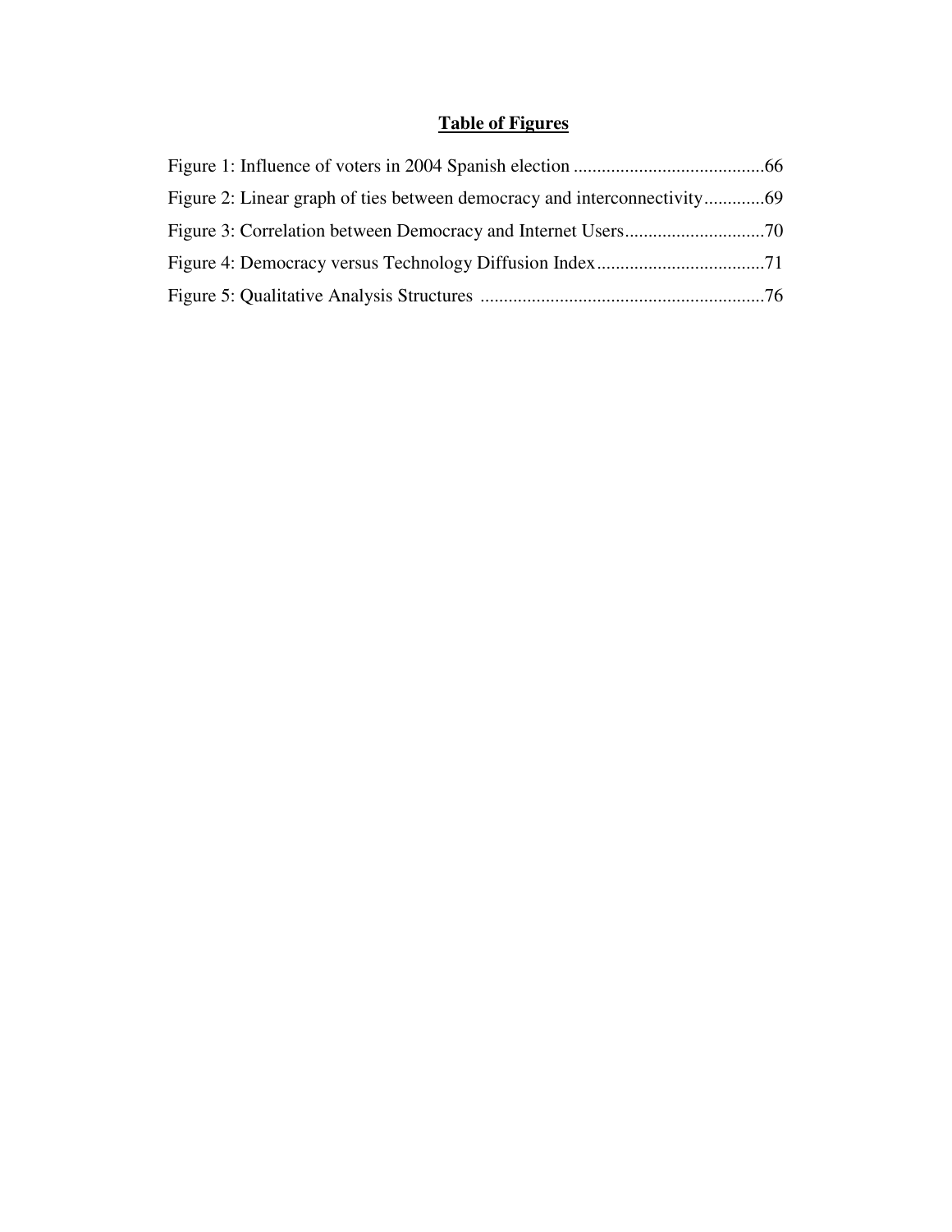# Table of Figures

Figure 1: Influence of voters in 2004 Spanish election .........................................66

Figure 2: Linear graph of ties between democracy and interconnectivity.............69

Figure 3: Correlation between Democracy and Internet Users..............................70

Figure 4: Democracy versus Technology Diffusion Index....................................71

Figure 5: Qualitative Analysis Structures .............................................................76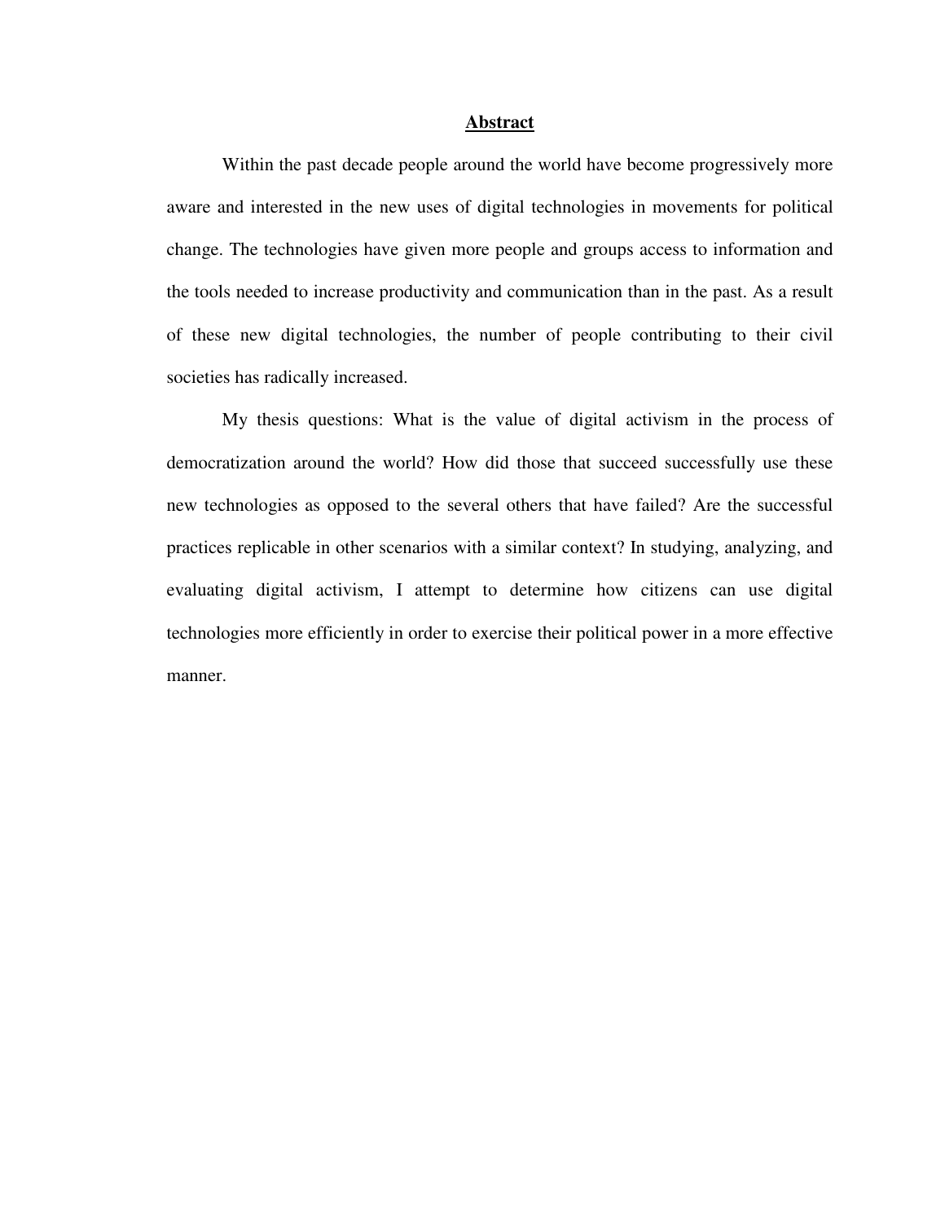# Abstract

Within the past decade people around the world have become progressively more aware and interested in the new uses of digital technologies in movements for political change. The technologies have given more people and groups access to information and the tools needed to increase productivity and communication than in the past. As a result of these new digital technologies, the number of people contributing to their civil societies has radically increased.

My thesis questions: What is the value of digital activism in the process of democratization around the world? How did those that succeed successfully use these new technologies as opposed to the several others that have failed? Are the successful practices replicable in other scenarios with a similar context? In studying, analyzing, and evaluating digital activism, I attempt to determine how citizens can use digital technologies more efficiently in order to exercise their political power in a more effective manner.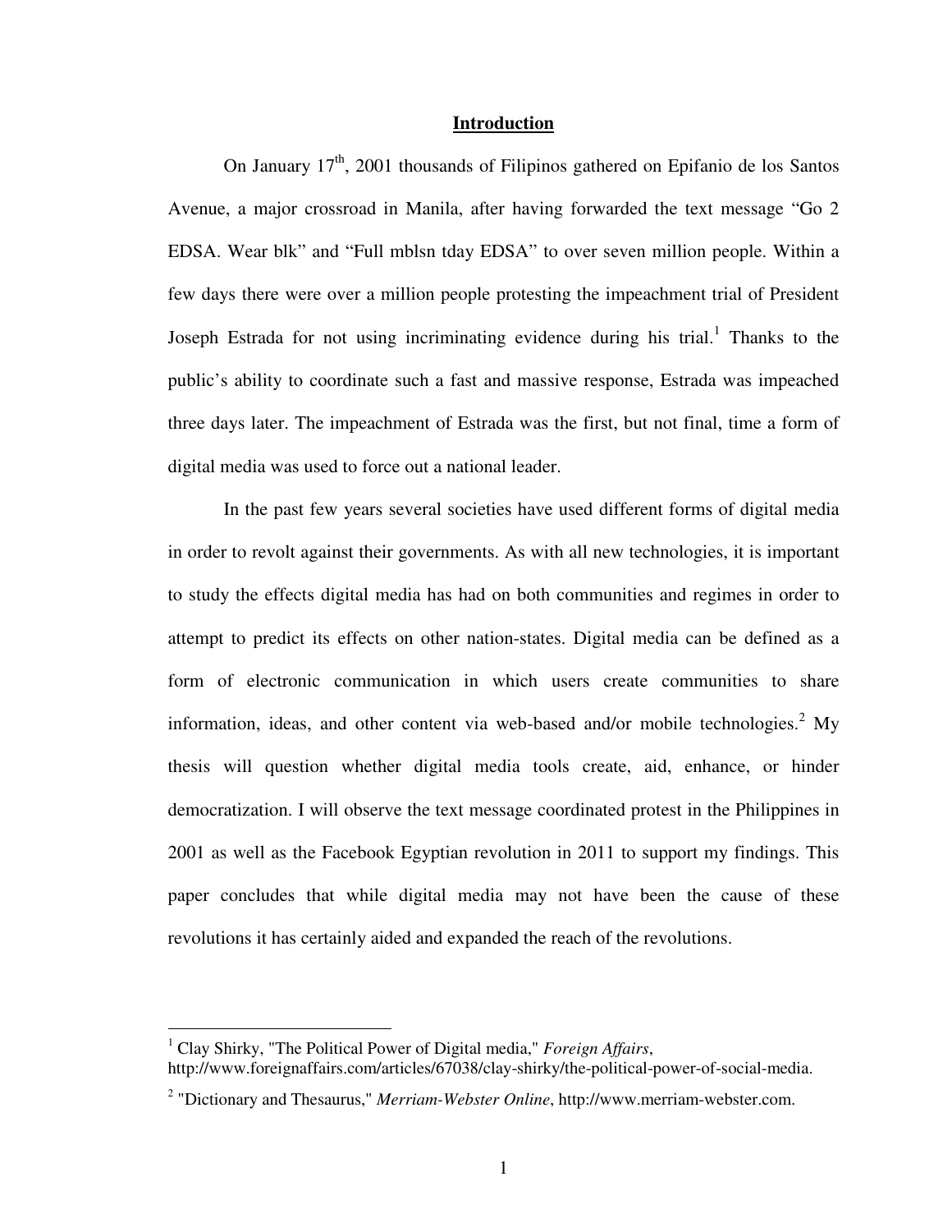# Introduction

On January 17th, 2001 thousands of Filipinos gathered on Epifanio de los Santos Avenue, a major crossroad in Manila, after having forwarded the text message "Go 2 EDSA. Wear blk" and "Full mblsn tday EDSA" to over seven million people. Within a few days there were over a million people protesting the impeachment trial of President Joseph Estrada for not using incriminating evidence during his trial.[1] Thanks to the public's ability to coordinate such a fast and massive response, Estrada was impeached three days later. The impeachment of Estrada was the first, but not final, time a form of digital media was used to force out a national leader.

In the past few years several societies have used different forms of digital media in order to revolt against their governments. As with all new technologies, it is important to study the effects digital media has had on both communities and regimes in order to attempt to predict its effects on other nation-states. Digital media can be defined as a form of electronic communication in which users create communities to share information, ideas, and other content via web-based and/or mobile technologies.[2] My thesis will question whether digital media tools create, aid, enhance, or hinder democratization. I will observe the text message coordinated protest in the Philippines in 2001 as well as the Facebook Egyptian revolution in 2011 to support my findings. This paper concludes that while digital media may not have been the cause of these revolutions it has certainly aided and expanded the reach of the revolutions.

---

[1] Clay Shirky, "The Political Power of Digital media," *Foreign Affairs*, http://www.foreignaffairs.com/articles/67038/clay-shirky/the-political-power-of-social-media.

[2] "Dictionary and Thesaurus," *Merriam-Webster Online*, http://www.merriam-webster.com.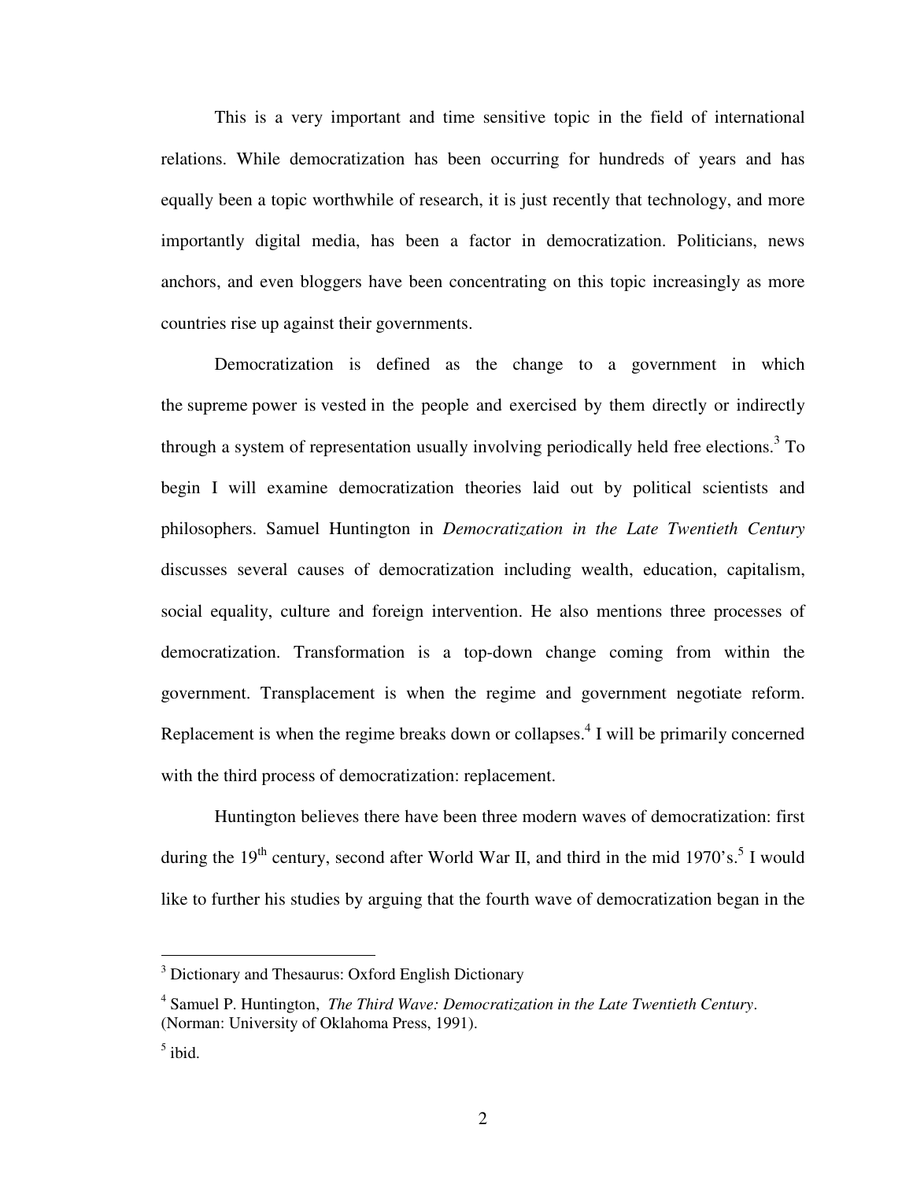This is a very important and time sensitive topic in the field of international relations. While democratization has been occurring for hundreds of years and has equally been a topic worthwhile of research, it is just recently that technology, and more importantly digital media, has been a factor in democratization. Politicians, news anchors, and even bloggers have been concentrating on this topic increasingly as more countries rise up against their governments.

Democratization is defined as the change to a government in which the supreme power is vested in the people and exercised by them directly or indirectly through a system of representation usually involving periodically held free elections.[3] To begin I will examine democratization theories laid out by political scientists and philosophers. Samuel Huntington in *Democratization in the Late Twentieth Century* discusses several causes of democratization including wealth, education, capitalism, social equality, culture and foreign intervention. He also mentions three processes of democratization. Transformation is a top-down change coming from within the government. Transplacement is when the regime and government negotiate reform. Replacement is when the regime breaks down or collapses.[4] I will be primarily concerned with the third process of democratization: replacement.

Huntington believes there have been three modern waves of democratization: first during the 19th century, second after World War II, and third in the mid 1970's.[5] I would like to further his studies by arguing that the fourth wave of democratization began in the

---

[3] Dictionary and Thesaurus: Oxford English Dictionary

[4] Samuel P. Huntington, *The Third Wave: Democratization in the Late Twentieth Century*. (Norman: University of Oklahoma Press, 1991).

[5] ibid.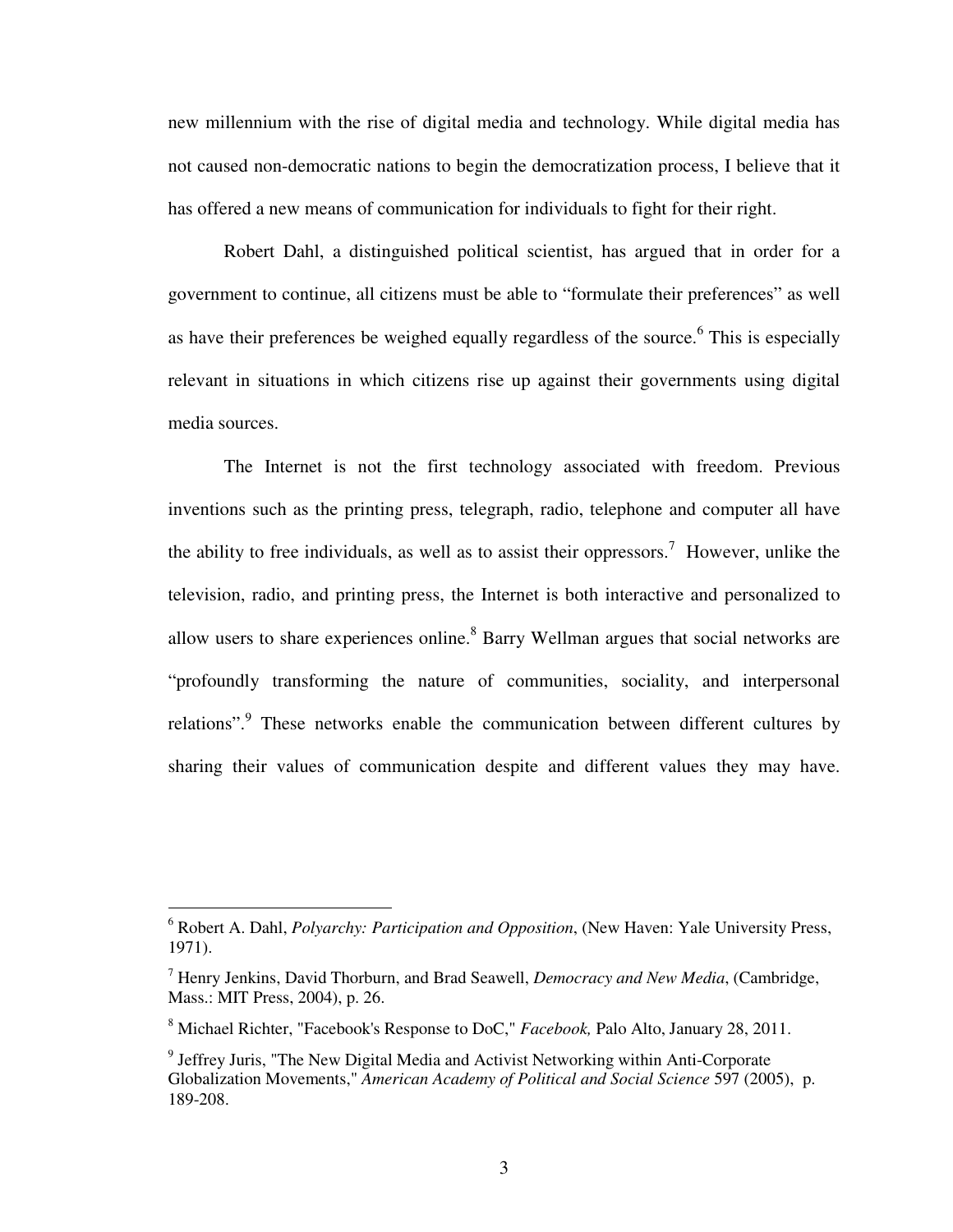new millennium with the rise of digital media and technology. While digital media has not caused non-democratic nations to begin the democratization process, I believe that it has offered a new means of communication for individuals to fight for their right.

Robert Dahl, a distinguished political scientist, has argued that in order for a government to continue, all citizens must be able to "formulate their preferences" as well as have their preferences be weighed equally regardless of the source.[6] This is especially relevant in situations in which citizens rise up against their governments using digital media sources.

The Internet is not the first technology associated with freedom. Previous inventions such as the printing press, telegraph, radio, telephone and computer all have the ability to free individuals, as well as to assist their oppressors.[7] However, unlike the television, radio, and printing press, the Internet is both interactive and personalized to allow users to share experiences online.[8] Barry Wellman argues that social networks are "profoundly transforming the nature of communities, sociality, and interpersonal relations".[9] These networks enable the communication between different cultures by sharing their values of communication despite and different values they may have.

---

[6] Robert A. Dahl, *Polyarchy: Participation and Opposition*, (New Haven: Yale University Press, 1971).

[7] Henry Jenkins, David Thorburn, and Brad Seawell, *Democracy and New Media*, (Cambridge, Mass.: MIT Press, 2004), p. 26.

[8] Michael Richter, "Facebook's Response to DoC," *Facebook,* Palo Alto, January 28, 2011.

[9] Jeffrey Juris, "The New Digital Media and Activist Networking within Anti-Corporate Globalization Movements," *American Academy of Political and Social Science* 597 (2005), p. 189-208.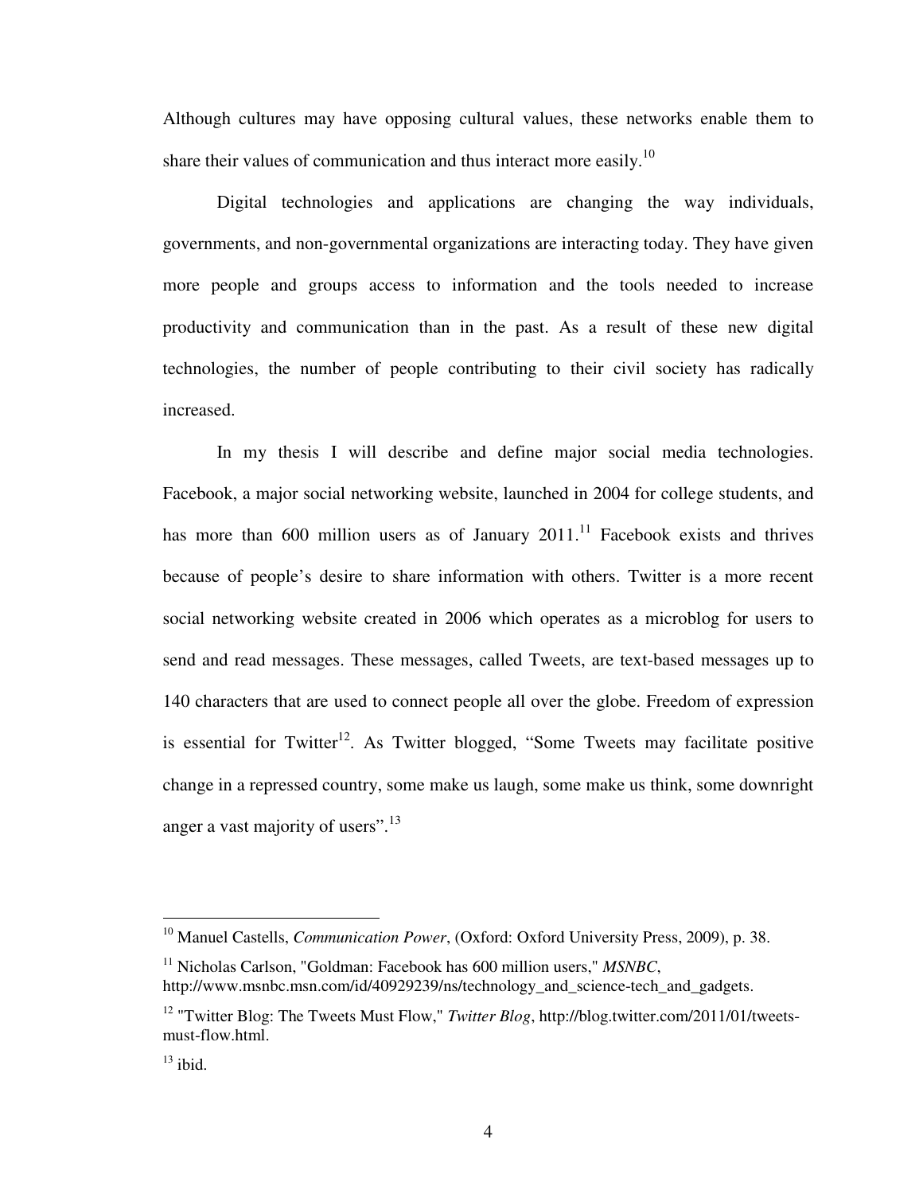Although cultures may have opposing cultural values, these networks enable them to share their values of communication and thus interact more easily.[10]

Digital technologies and applications are changing the way individuals, governments, and non-governmental organizations are interacting today. They have given more people and groups access to information and the tools needed to increase productivity and communication than in the past. As a result of these new digital technologies, the number of people contributing to their civil society has radically increased.

In my thesis I will describe and define major social media technologies. Facebook, a major social networking website, launched in 2004 for college students, and has more than 600 million users as of January 2011.[11] Facebook exists and thrives because of people's desire to share information with others. Twitter is a more recent social networking website created in 2006 which operates as a microblog for users to send and read messages. These messages, called Tweets, are text-based messages up to 140 characters that are used to connect people all over the globe. Freedom of expression is essential for Twitter[12]. As Twitter blogged, "Some Tweets may facilitate positive change in a repressed country, some make us laugh, some make us think, some downright anger a vast majority of users".[13]

---

[10] Manuel Castells, *Communication Power*, (Oxford: Oxford University Press, 2009), p. 38.

[11] Nicholas Carlson, "Goldman: Facebook has 600 million users," *MSNBC*, http://www.msnbc.msn.com/id/40929239/ns/technology_and_science-tech_and_gadgets.

[12] "Twitter Blog: The Tweets Must Flow," *Twitter Blog*, http://blog.twitter.com/2011/01/tweets-must-flow.html.

[13] ibid.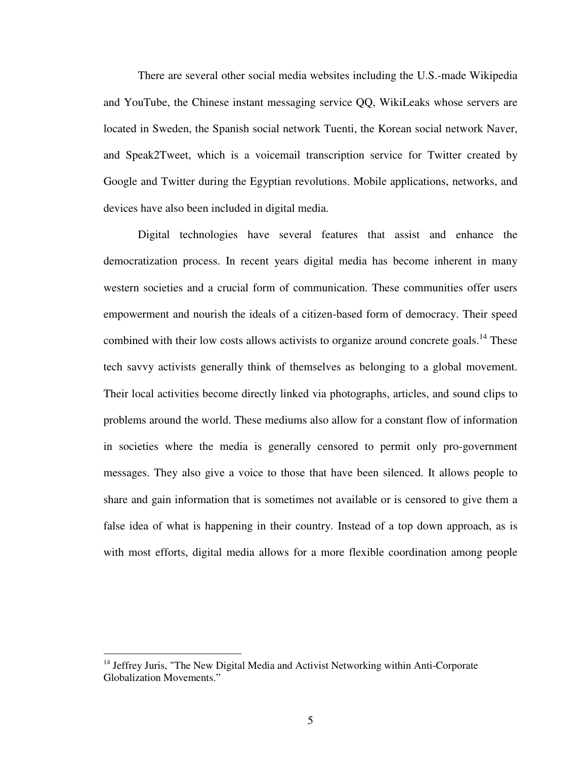There are several other social media websites including the U.S.-made Wikipedia and YouTube, the Chinese instant messaging service QQ, WikiLeaks whose servers are located in Sweden, the Spanish social network Tuenti, the Korean social network Naver, and Speak2Tweet, which is a voicemail transcription service for Twitter created by Google and Twitter during the Egyptian revolutions. Mobile applications, networks, and devices have also been included in digital media.

Digital technologies have several features that assist and enhance the democratization process. In recent years digital media has become inherent in many western societies and a crucial form of communication. These communities offer users empowerment and nourish the ideals of a citizen-based form of democracy. Their speed combined with their low costs allows activists to organize around concrete goals.[14] These tech savvy activists generally think of themselves as belonging to a global movement. Their local activities become directly linked via photographs, articles, and sound clips to problems around the world. These mediums also allow for a constant flow of information in societies where the media is generally censored to permit only pro-government messages. They also give a voice to those that have been silenced. It allows people to share and gain information that is sometimes not available or is censored to give them a false idea of what is happening in their country. Instead of a top down approach, as is with most efforts, digital media allows for a more flexible coordination among people

[14] Jeffrey Juris, "The New Digital Media and Activist Networking within Anti-Corporate Globalization Movements."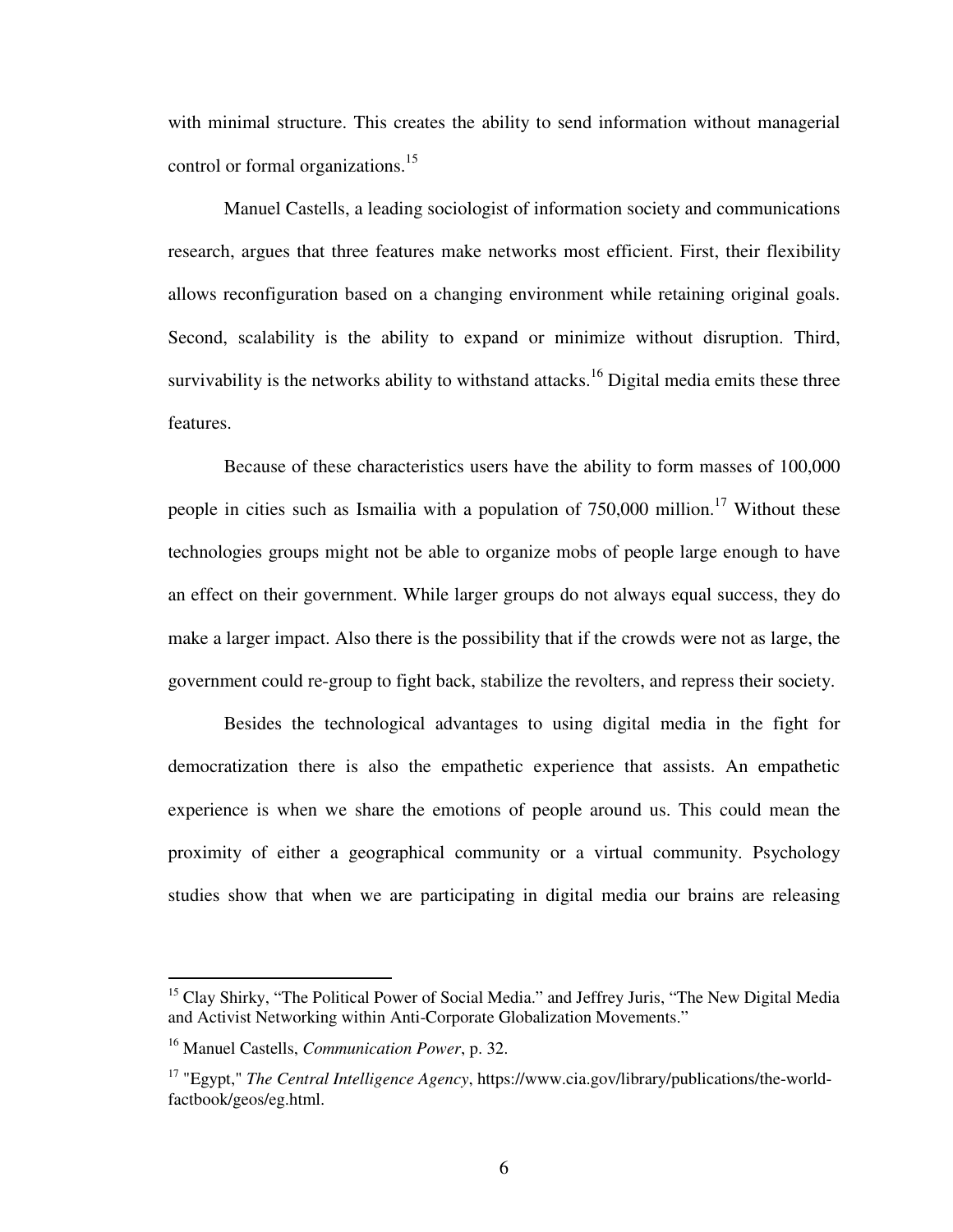with minimal structure. This creates the ability to send information without managerial control or formal organizations.[15]

Manuel Castells, a leading sociologist of information society and communications research, argues that three features make networks most efficient. First, their flexibility allows reconfiguration based on a changing environment while retaining original goals. Second, scalability is the ability to expand or minimize without disruption. Third, survivability is the networks ability to withstand attacks.[16] Digital media emits these three features.

Because of these characteristics users have the ability to form masses of 100,000 people in cities such as Ismailia with a population of 750,000 million.[17] Without these technologies groups might not be able to organize mobs of people large enough to have an effect on their government. While larger groups do not always equal success, they do make a larger impact. Also there is the possibility that if the crowds were not as large, the government could re-group to fight back, stabilize the revolters, and repress their society.

Besides the technological advantages to using digital media in the fight for democratization there is also the empathetic experience that assists. An empathetic experience is when we share the emotions of people around us. This could mean the proximity of either a geographical community or a virtual community. Psychology studies show that when we are participating in digital media our brains are releasing

---

[15] Clay Shirky, "The Political Power of Social Media." and Jeffrey Juris, "The New Digital Media and Activist Networking within Anti-Corporate Globalization Movements."

[16] Manuel Castells, *Communication Power*, p. 32.

[17] "Egypt," *The Central Intelligence Agency*, https://www.cia.gov/library/publications/the-world-factbook/geos/eg.html.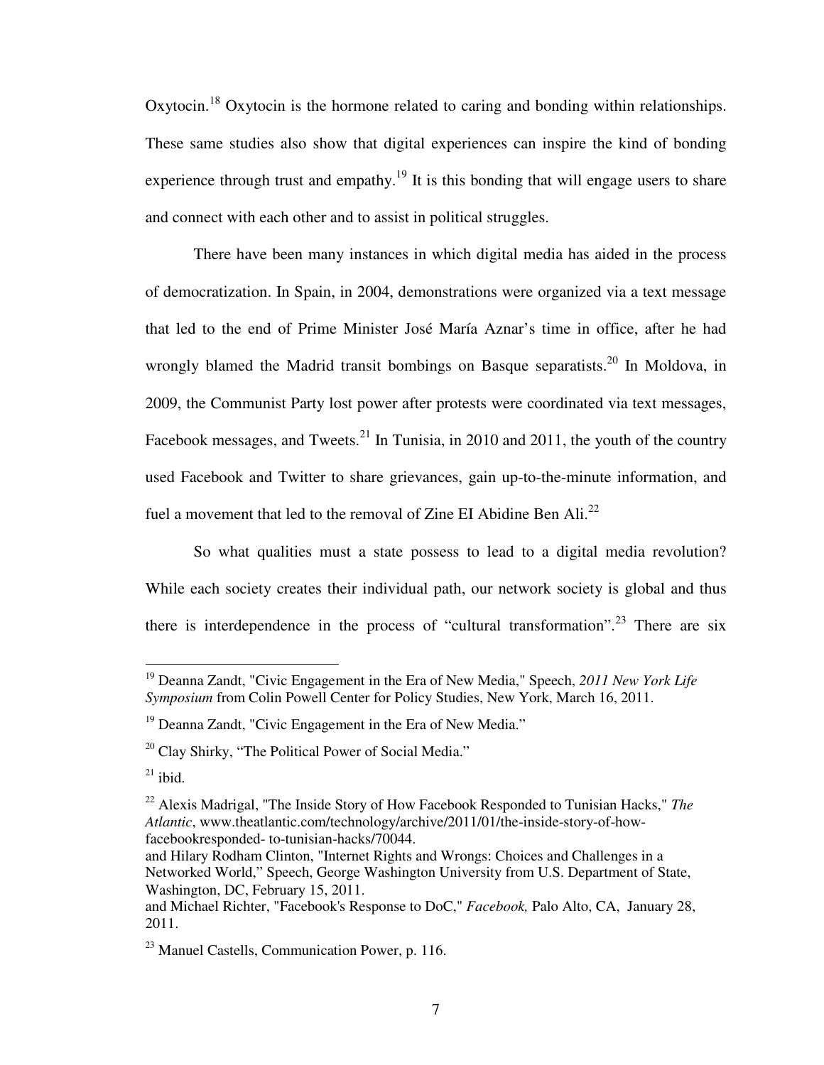Oxytocin.[18] Oxytocin is the hormone related to caring and bonding within relationships. These same studies also show that digital experiences can inspire the kind of bonding experience through trust and empathy.[19] It is this bonding that will engage users to share and connect with each other and to assist in political struggles.

There have been many instances in which digital media has aided in the process of democratization. In Spain, in 2004, demonstrations were organized via a text message that led to the end of Prime Minister José María Aznar's time in office, after he had wrongly blamed the Madrid transit bombings on Basque separatists.[20] In Moldova, in 2009, the Communist Party lost power after protests were coordinated via text messages, Facebook messages, and Tweets.[21] In Tunisia, in 2010 and 2011, the youth of the country used Facebook and Twitter to share grievances, gain up-to-the-minute information, and fuel a movement that led to the removal of Zine EI Abidine Ben Ali.[22]

So what qualities must a state possess to lead to a digital media revolution? While each society creates their individual path, our network society is global and thus there is interdependence in the process of "cultural transformation".[23] There are six

---

[19] Deanna Zandt, "Civic Engagement in the Era of New Media," Speech, *2011 New York Life Symposium* from Colin Powell Center for Policy Studies, New York, March 16, 2011.

[19] Deanna Zandt, "Civic Engagement in the Era of New Media."

[20] Clay Shirky, "The Political Power of Social Media."

[21] ibid.

[22] Alexis Madrigal, "The Inside Story of How Facebook Responded to Tunisian Hacks," *The Atlantic*, www.theatlantic.com/technology/archive/2011/01/the-inside-story-of-how-facebookresponded- to-tunisian-hacks/70044.
and Hilary Rodham Clinton, "Internet Rights and Wrongs: Choices and Challenges in a Networked World," Speech, George Washington University from U.S. Department of State, Washington, DC, February 15, 2011.
and Michael Richter, "Facebook's Response to DoC," *Facebook,* Palo Alto, CA, January 28, 2011.

[23] Manuel Castells, Communication Power, p. 116.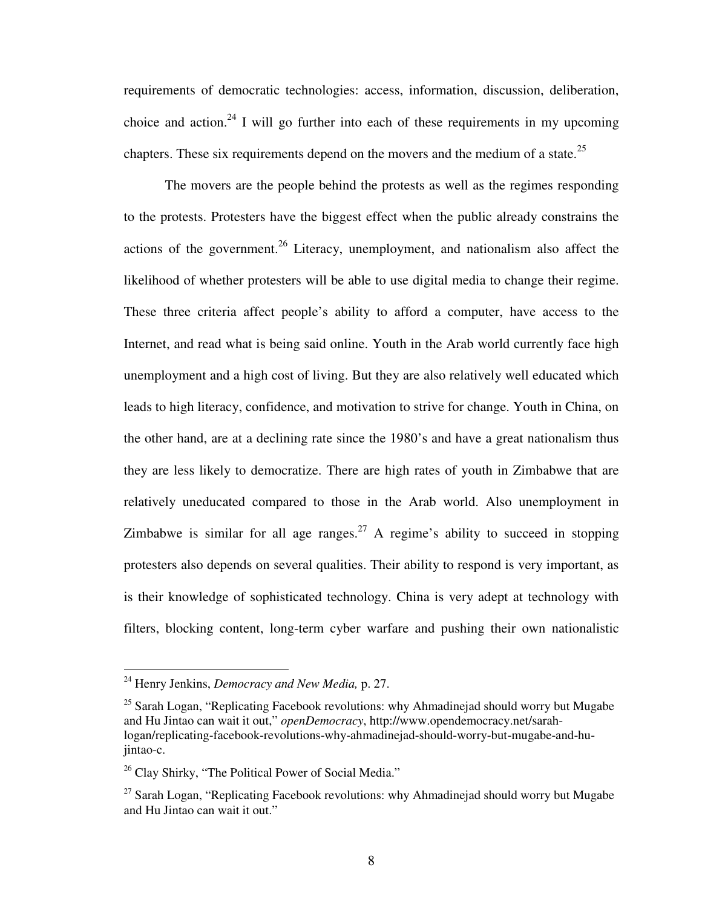requirements of democratic technologies: access, information, discussion, deliberation, choice and action.[24] I will go further into each of these requirements in my upcoming chapters. These six requirements depend on the movers and the medium of a state.[25]

The movers are the people behind the protests as well as the regimes responding to the protests. Protesters have the biggest effect when the public already constrains the actions of the government.[26] Literacy, unemployment, and nationalism also affect the likelihood of whether protesters will be able to use digital media to change their regime. These three criteria affect people's ability to afford a computer, have access to the Internet, and read what is being said online. Youth in the Arab world currently face high unemployment and a high cost of living. But they are also relatively well educated which leads to high literacy, confidence, and motivation to strive for change. Youth in China, on the other hand, are at a declining rate since the 1980's and have a great nationalism thus they are less likely to democratize. There are high rates of youth in Zimbabwe that are relatively uneducated compared to those in the Arab world. Also unemployment in Zimbabwe is similar for all age ranges.[27] A regime's ability to succeed in stopping protesters also depends on several qualities. Their ability to respond is very important, as is their knowledge of sophisticated technology. China is very adept at technology with filters, blocking content, long-term cyber warfare and pushing their own nationalistic

---

[24] Henry Jenkins, *Democracy and New Media,* p. 27.

[25] Sarah Logan, "Replicating Facebook revolutions: why Ahmadinejad should worry but Mugabe and Hu Jintao can wait it out," *openDemocracy*, http://www.opendemocracy.net/sarah-logan/replicating-facebook-revolutions-why-ahmadinejad-should-worry-but-mugabe-and-hu-jintao-c.

[26] Clay Shirky, "The Political Power of Social Media."

[27] Sarah Logan, "Replicating Facebook revolutions: why Ahmadinejad should worry but Mugabe and Hu Jintao can wait it out."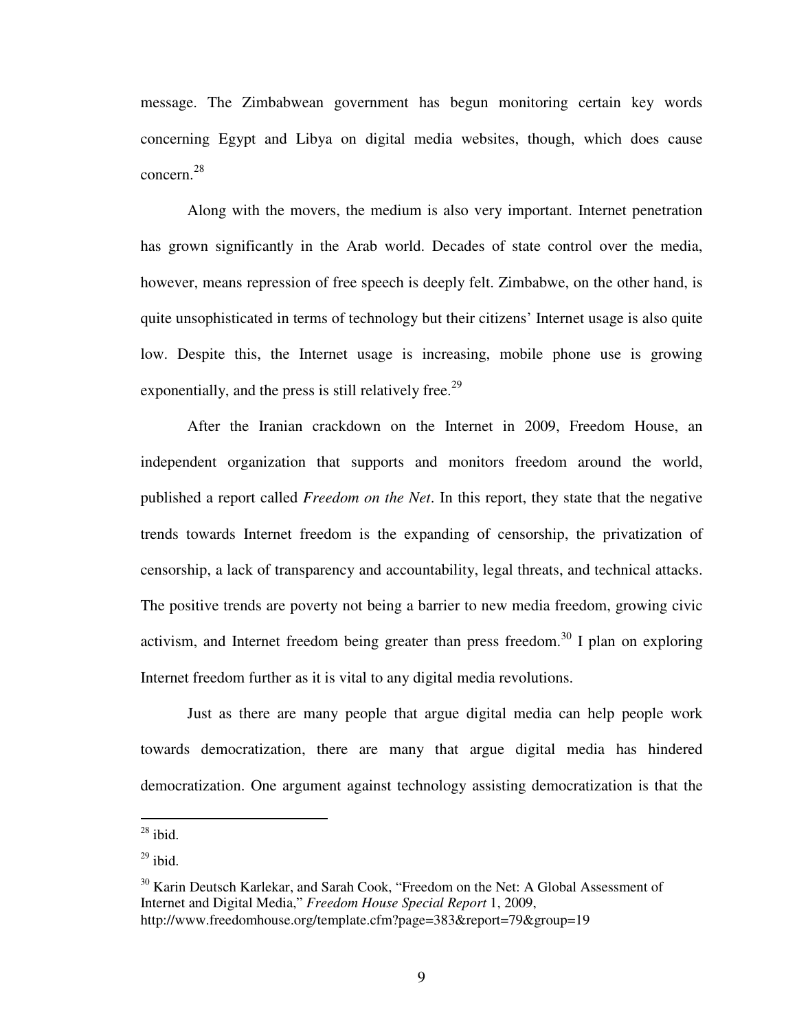message. The Zimbabwean government has begun monitoring certain key words concerning Egypt and Libya on digital media websites, though, which does cause concern.[28]

Along with the movers, the medium is also very important. Internet penetration has grown significantly in the Arab world. Decades of state control over the media, however, means repression of free speech is deeply felt. Zimbabwe, on the other hand, is quite unsophisticated in terms of technology but their citizens' Internet usage is also quite low. Despite this, the Internet usage is increasing, mobile phone use is growing exponentially, and the press is still relatively free.[29]

After the Iranian crackdown on the Internet in 2009, Freedom House, an independent organization that supports and monitors freedom around the world, published a report called *Freedom on the Net*. In this report, they state that the negative trends towards Internet freedom is the expanding of censorship, the privatization of censorship, a lack of transparency and accountability, legal threats, and technical attacks. The positive trends are poverty not being a barrier to new media freedom, growing civic activism, and Internet freedom being greater than press freedom.[30] I plan on exploring Internet freedom further as it is vital to any digital media revolutions.

Just as there are many people that argue digital media can help people work towards democratization, there are many that argue digital media has hindered democratization. One argument against technology assisting democratization is that the

---

[28] ibid.

[29] ibid.

[30] Karin Deutsch Karlekar, and Sarah Cook, "Freedom on the Net: A Global Assessment of Internet and Digital Media," *Freedom House Special Report* 1, 2009, http://www.freedomhouse.org/template.cfm?page=383&report=79&group=19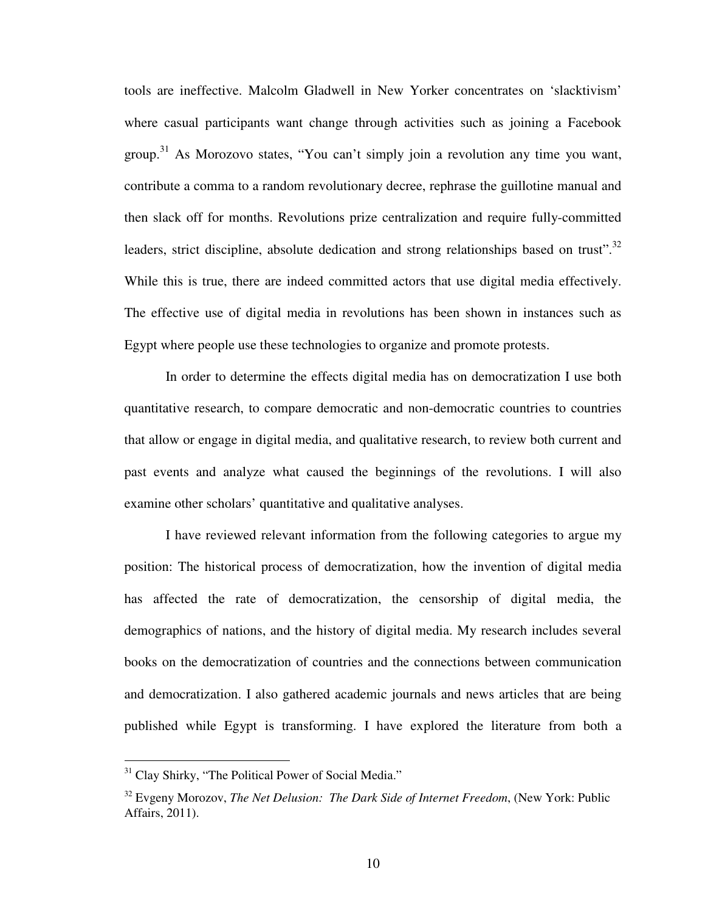tools are ineffective. Malcolm Gladwell in New Yorker concentrates on 'slacktivism' where casual participants want change through activities such as joining a Facebook group.[31] As Morozovo states, "You can't simply join a revolution any time you want, contribute a comma to a random revolutionary decree, rephrase the guillotine manual and then slack off for months. Revolutions prize centralization and require fully-committed leaders, strict discipline, absolute dedication and strong relationships based on trust".[32] While this is true, there are indeed committed actors that use digital media effectively. The effective use of digital media in revolutions has been shown in instances such as Egypt where people use these technologies to organize and promote protests.

In order to determine the effects digital media has on democratization I use both quantitative research, to compare democratic and non-democratic countries to countries that allow or engage in digital media, and qualitative research, to review both current and past events and analyze what caused the beginnings of the revolutions. I will also examine other scholars' quantitative and qualitative analyses.

I have reviewed relevant information from the following categories to argue my position: The historical process of democratization, how the invention of digital media has affected the rate of democratization, the censorship of digital media, the demographics of nations, and the history of digital media. My research includes several books on the democratization of countries and the connections between communication and democratization. I also gathered academic journals and news articles that are being published while Egypt is transforming. I have explored the literature from both a

---

[31] Clay Shirky, "The Political Power of Social Media."

[32] Evgeny Morozov, *The Net Delusion: The Dark Side of Internet Freedom*, (New York: Public Affairs, 2011).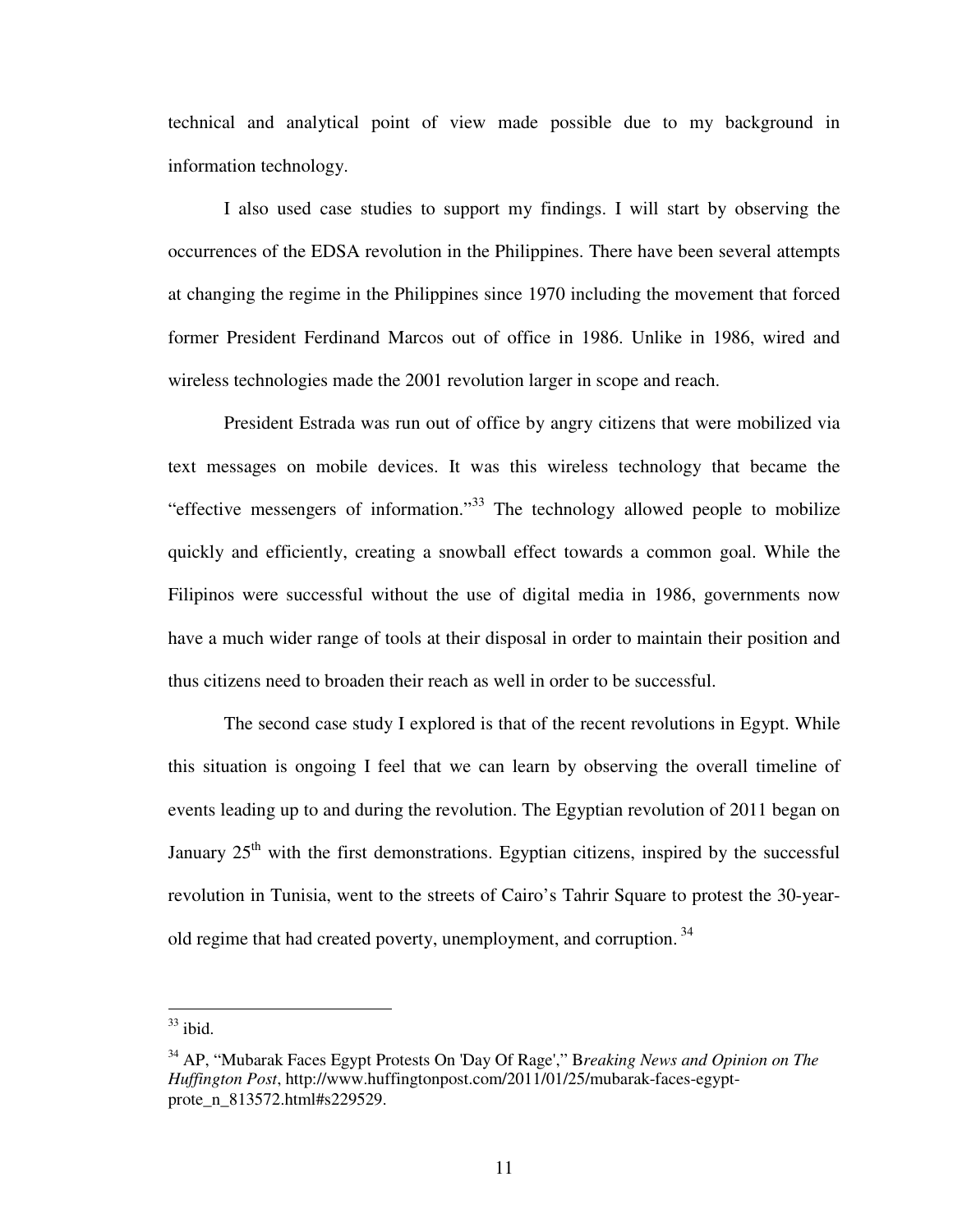technical and analytical point of view made possible due to my background in information technology.

I also used case studies to support my findings. I will start by observing the occurrences of the EDSA revolution in the Philippines. There have been several attempts at changing the regime in the Philippines since 1970 including the movement that forced former President Ferdinand Marcos out of office in 1986. Unlike in 1986, wired and wireless technologies made the 2001 revolution larger in scope and reach.

President Estrada was run out of office by angry citizens that were mobilized via text messages on mobile devices. It was this wireless technology that became the "effective messengers of information."[33] The technology allowed people to mobilize quickly and efficiently, creating a snowball effect towards a common goal. While the Filipinos were successful without the use of digital media in 1986, governments now have a much wider range of tools at their disposal in order to maintain their position and thus citizens need to broaden their reach as well in order to be successful.

The second case study I explored is that of the recent revolutions in Egypt. While this situation is ongoing I feel that we can learn by observing the overall timeline of events leading up to and during the revolution. The Egyptian revolution of 2011 began on January 25th with the first demonstrations. Egyptian citizens, inspired by the successful revolution in Tunisia, went to the streets of Cairo's Tahrir Square to protest the 30-year-old regime that had created poverty, unemployment, and corruption. [34]

---

[33] ibid.

[34] AP, "Mubarak Faces Egypt Protests On 'Day Of Rage'," B*reaking News and Opinion on The Huffington Post*, http://www.huffingtonpost.com/2011/01/25/mubarak-faces-egypt-prote_n_813572.html#s229529.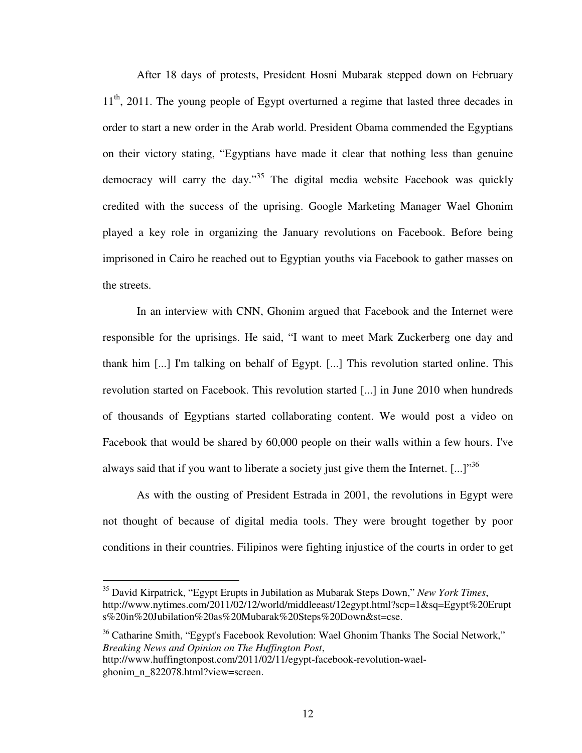After 18 days of protests, President Hosni Mubarak stepped down on February 11th, 2011. The young people of Egypt overturned a regime that lasted three decades in order to start a new order in the Arab world. President Obama commended the Egyptians on their victory stating, "Egyptians have made it clear that nothing less than genuine democracy will carry the day."[35] The digital media website Facebook was quickly credited with the success of the uprising. Google Marketing Manager Wael Ghonim played a key role in organizing the January revolutions on Facebook. Before being imprisoned in Cairo he reached out to Egyptian youths via Facebook to gather masses on the streets.

In an interview with CNN, Ghonim argued that Facebook and the Internet were responsible for the uprisings. He said, "I want to meet Mark Zuckerberg one day and thank him [...] I'm talking on behalf of Egypt. [...] This revolution started online. This revolution started on Facebook. This revolution started [...] in June 2010 when hundreds of thousands of Egyptians started collaborating content. We would post a video on Facebook that would be shared by 60,000 people on their walls within a few hours. I've always said that if you want to liberate a society just give them the Internet. [...]"[36]

As with the ousting of President Estrada in 2001, the revolutions in Egypt were not thought of because of digital media tools. They were brought together by poor conditions in their countries. Filipinos were fighting injustice of the courts in order to get

---

[35] David Kirpatrick, "Egypt Erupts in Jubilation as Mubarak Steps Down," *New York Times*, http://www.nytimes.com/2011/02/12/world/middleeast/12egypt.html?scp=1&sq=Egypt%20Erupts%20in%20Jubilation%20as%20Mubarak%20Steps%20Down&st=cse.

[36] Catharine Smith, "Egypt's Facebook Revolution: Wael Ghonim Thanks The Social Network," *Breaking News and Opinion on The Huffington Post*, http://www.huffingtonpost.com/2011/02/11/egypt-facebook-revolution-wael-ghonim_n_822078.html?view=screen.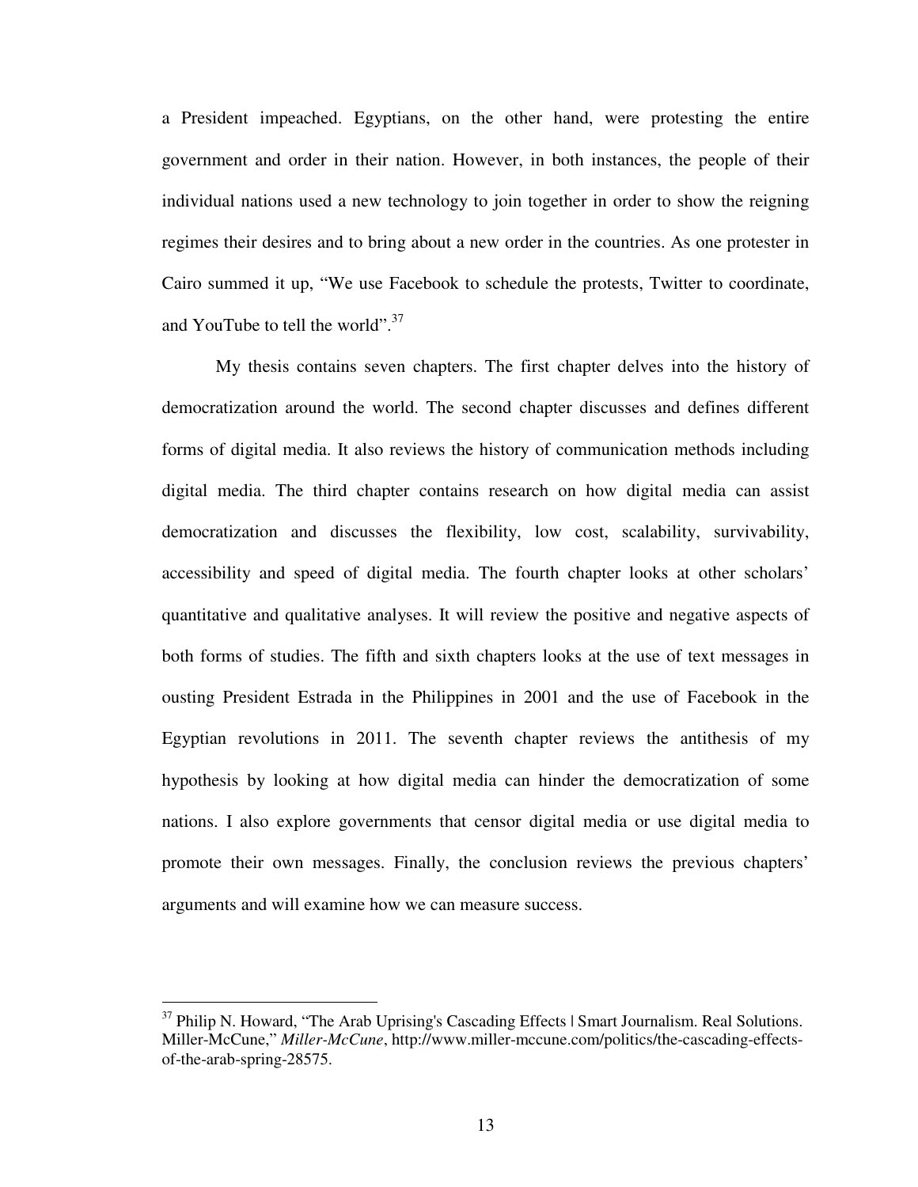a President impeached. Egyptians, on the other hand, were protesting the entire government and order in their nation. However, in both instances, the people of their individual nations used a new technology to join together in order to show the reigning regimes their desires and to bring about a new order in the countries. As one protester in Cairo summed it up, "We use Facebook to schedule the protests, Twitter to coordinate, and YouTube to tell the world".[37]

My thesis contains seven chapters. The first chapter delves into the history of democratization around the world. The second chapter discusses and defines different forms of digital media. It also reviews the history of communication methods including digital media. The third chapter contains research on how digital media can assist democratization and discusses the flexibility, low cost, scalability, survivability, accessibility and speed of digital media. The fourth chapter looks at other scholars' quantitative and qualitative analyses. It will review the positive and negative aspects of both forms of studies. The fifth and sixth chapters looks at the use of text messages in ousting President Estrada in the Philippines in 2001 and the use of Facebook in the Egyptian revolutions in 2011. The seventh chapter reviews the antithesis of my hypothesis by looking at how digital media can hinder the democratization of some nations. I also explore governments that censor digital media or use digital media to promote their own messages. Finally, the conclusion reviews the previous chapters' arguments and will examine how we can measure success.

---

[37] Philip N. Howard, "The Arab Uprising's Cascading Effects | Smart Journalism. Real Solutions. Miller-McCune," *Miller-McCune*, http://www.miller-mccune.com/politics/the-cascading-effects-of-the-arab-spring-28575.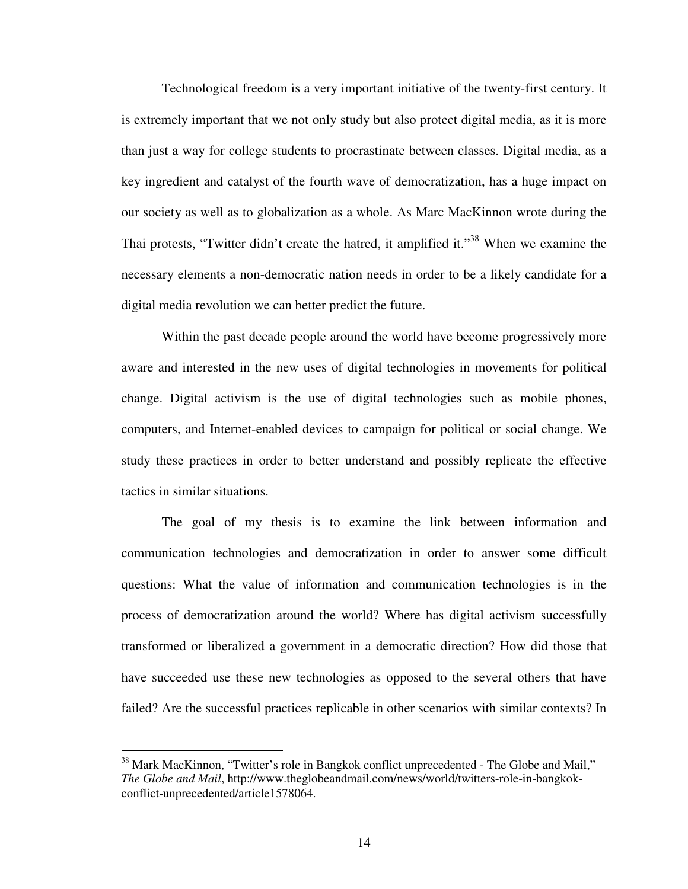Technological freedom is a very important initiative of the twenty-first century. It is extremely important that we not only study but also protect digital media, as it is more than just a way for college students to procrastinate between classes. Digital media, as a key ingredient and catalyst of the fourth wave of democratization, has a huge impact on our society as well as to globalization as a whole. As Marc MacKinnon wrote during the Thai protests, "Twitter didn't create the hatred, it amplified it."[38] When we examine the necessary elements a non-democratic nation needs in order to be a likely candidate for a digital media revolution we can better predict the future.

Within the past decade people around the world have become progressively more aware and interested in the new uses of digital technologies in movements for political change. Digital activism is the use of digital technologies such as mobile phones, computers, and Internet-enabled devices to campaign for political or social change. We study these practices in order to better understand and possibly replicate the effective tactics in similar situations.

The goal of my thesis is to examine the link between information and communication technologies and democratization in order to answer some difficult questions: What the value of information and communication technologies is in the process of democratization around the world? Where has digital activism successfully transformed or liberalized a government in a democratic direction? How did those that have succeeded use these new technologies as opposed to the several others that have failed? Are the successful practices replicable in other scenarios with similar contexts? In

---

[38] Mark MacKinnon, "Twitter's role in Bangkok conflict unprecedented - The Globe and Mail," *The Globe and Mail*, http://www.theglobeandmail.com/news/world/twitters-role-in-bangkok-conflict-unprecedented/article1578064.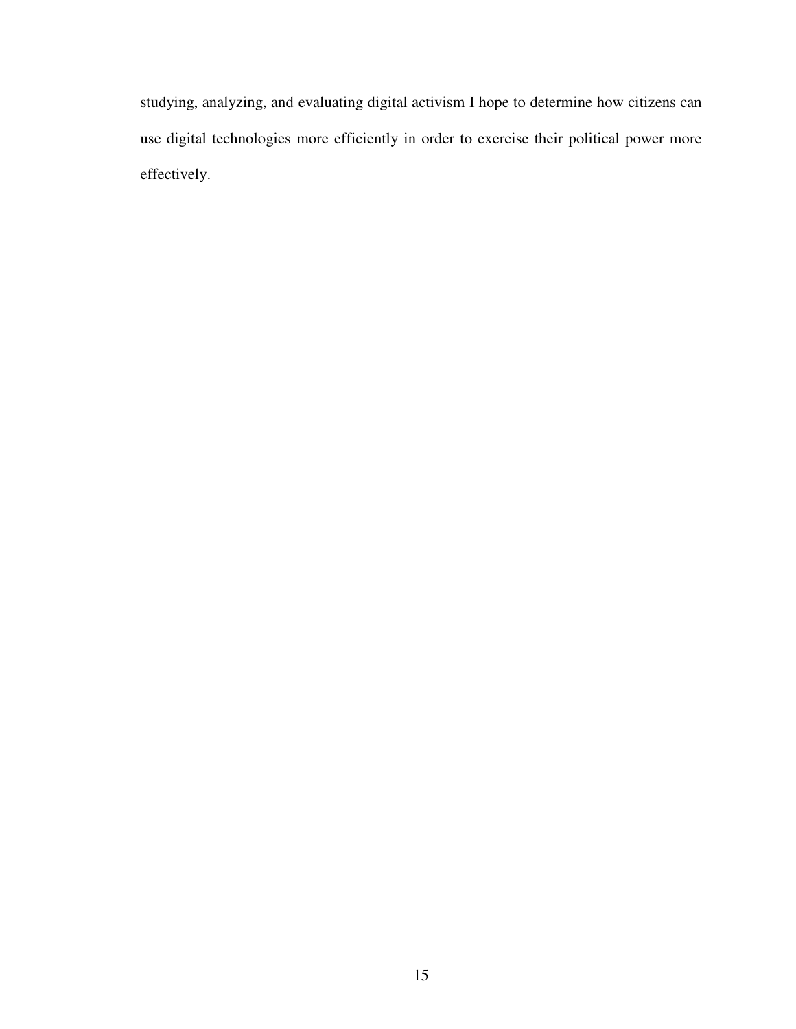studying, analyzing, and evaluating digital activism I hope to determine how citizens can use digital technologies more efficiently in order to exercise their political power more effectively.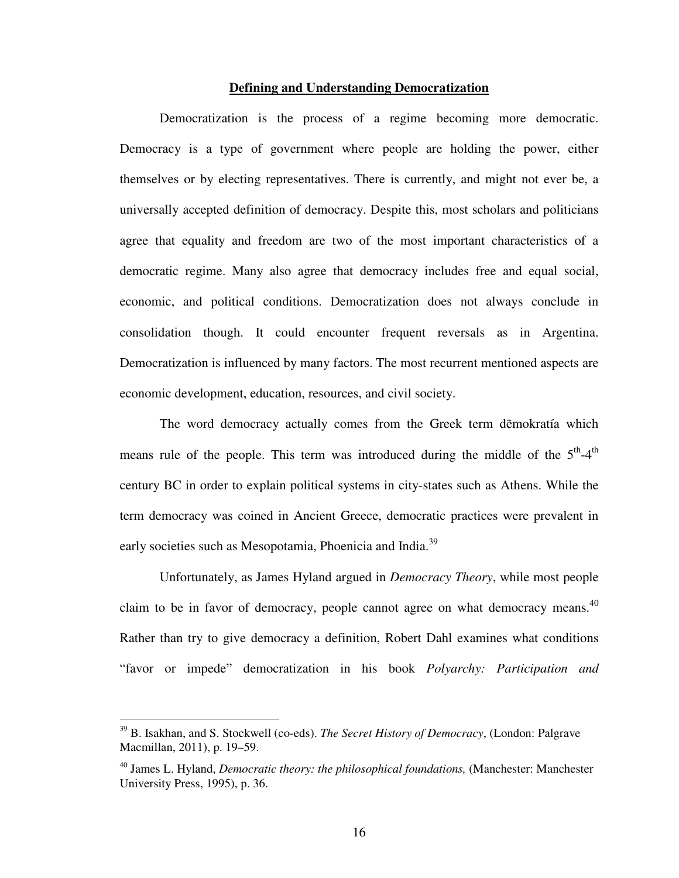## Defining and Understanding Democratization

Democratization is the process of a regime becoming more democratic. Democracy is a type of government where people are holding the power, either themselves or by electing representatives. There is currently, and might not ever be, a universally accepted definition of democracy. Despite this, most scholars and politicians agree that equality and freedom are two of the most important characteristics of a democratic regime. Many also agree that democracy includes free and equal social, economic, and political conditions. Democratization does not always conclude in consolidation though. It could encounter frequent reversals as in Argentina. Democratization is influenced by many factors. The most recurrent mentioned aspects are economic development, education, resources, and civil society.

The word democracy actually comes from the Greek term dēmokratía which means rule of the people. This term was introduced during the middle of the 5th-4th century BC in order to explain political systems in city-states such as Athens. While the term democracy was coined in Ancient Greece, democratic practices were prevalent in early societies such as Mesopotamia, Phoenicia and India.[39]

Unfortunately, as James Hyland argued in *Democracy Theory*, while most people claim to be in favor of democracy, people cannot agree on what democracy means.[40] Rather than try to give democracy a definition, Robert Dahl examines what conditions "favor or impede" democratization in his book *Polyarchy: Participation and*

---

[39] B. Isakhan, and S. Stockwell (co-eds). *The Secret History of Democracy*, (London: Palgrave Macmillan, 2011), p. 19–59.

[40] James L. Hyland, *Democratic theory: the philosophical foundations,* (Manchester: Manchester University Press, 1995), p. 36.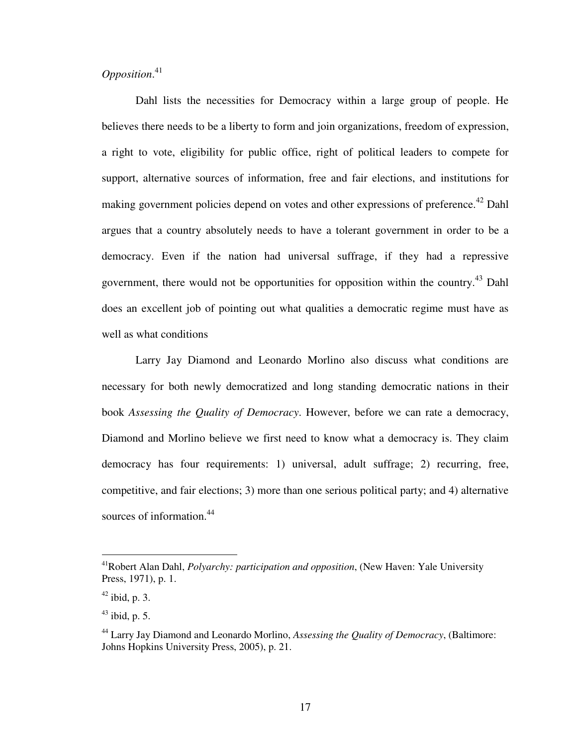*Opposition*.[41]

Dahl lists the necessities for Democracy within a large group of people. He believes there needs to be a liberty to form and join organizations, freedom of expression, a right to vote, eligibility for public office, right of political leaders to compete for support, alternative sources of information, free and fair elections, and institutions for making government policies depend on votes and other expressions of preference.[42] Dahl argues that a country absolutely needs to have a tolerant government in order to be a democracy. Even if the nation had universal suffrage, if they had a repressive government, there would not be opportunities for opposition within the country.[43] Dahl does an excellent job of pointing out what qualities a democratic regime must have as well as what conditions

Larry Jay Diamond and Leonardo Morlino also discuss what conditions are necessary for both newly democratized and long standing democratic nations in their book *Assessing the Quality of Democracy*. However, before we can rate a democracy, Diamond and Morlino believe we first need to know what a democracy is. They claim democracy has four requirements: 1) universal, adult suffrage; 2) recurring, free, competitive, and fair elections; 3) more than one serious political party; and 4) alternative sources of information.[44]

---

[41] Robert Alan Dahl, *Polyarchy: participation and opposition*, (New Haven: Yale University Press, 1971), p. 1.

[42] ibid, p. 3.

[43] ibid, p. 5.

[44] Larry Jay Diamond and Leonardo Morlino, *Assessing the Quality of Democracy*, (Baltimore: Johns Hopkins University Press, 2005), p. 21.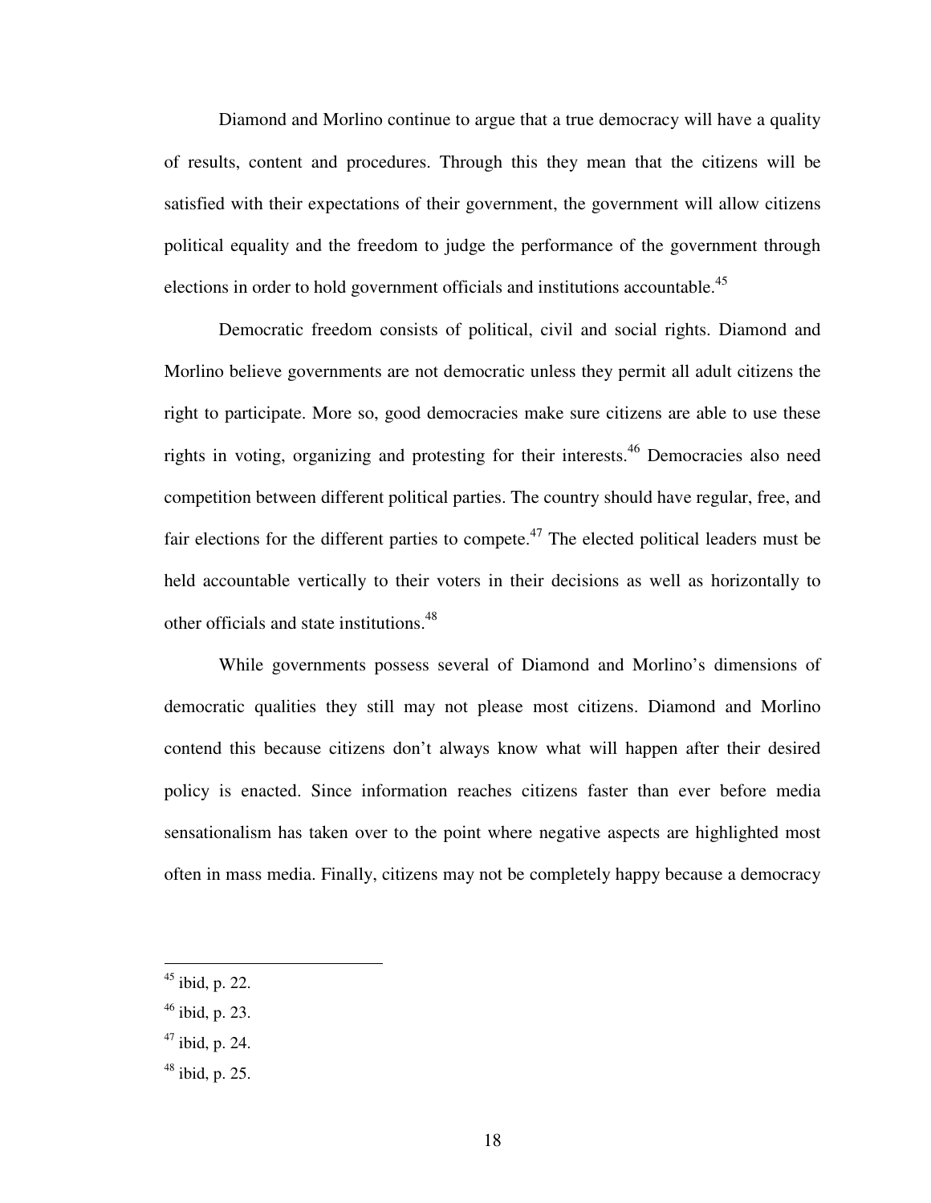Diamond and Morlino continue to argue that a true democracy will have a quality of results, content and procedures. Through this they mean that the citizens will be satisfied with their expectations of their government, the government will allow citizens political equality and the freedom to judge the performance of the government through elections in order to hold government officials and institutions accountable.[45]

Democratic freedom consists of political, civil and social rights. Diamond and Morlino believe governments are not democratic unless they permit all adult citizens the right to participate. More so, good democracies make sure citizens are able to use these rights in voting, organizing and protesting for their interests.[46] Democracies also need competition between different political parties. The country should have regular, free, and fair elections for the different parties to compete.[47] The elected political leaders must be held accountable vertically to their voters in their decisions as well as horizontally to other officials and state institutions.[48]

While governments possess several of Diamond and Morlino's dimensions of democratic qualities they still may not please most citizens. Diamond and Morlino contend this because citizens don't always know what will happen after their desired policy is enacted. Since information reaches citizens faster than ever before media sensationalism has taken over to the point where negative aspects are highlighted most often in mass media. Finally, citizens may not be completely happy because a democracy

[45] ibid, p. 22.

[46] ibid, p. 23.

[47] ibid, p. 24.

[48] ibid, p. 25.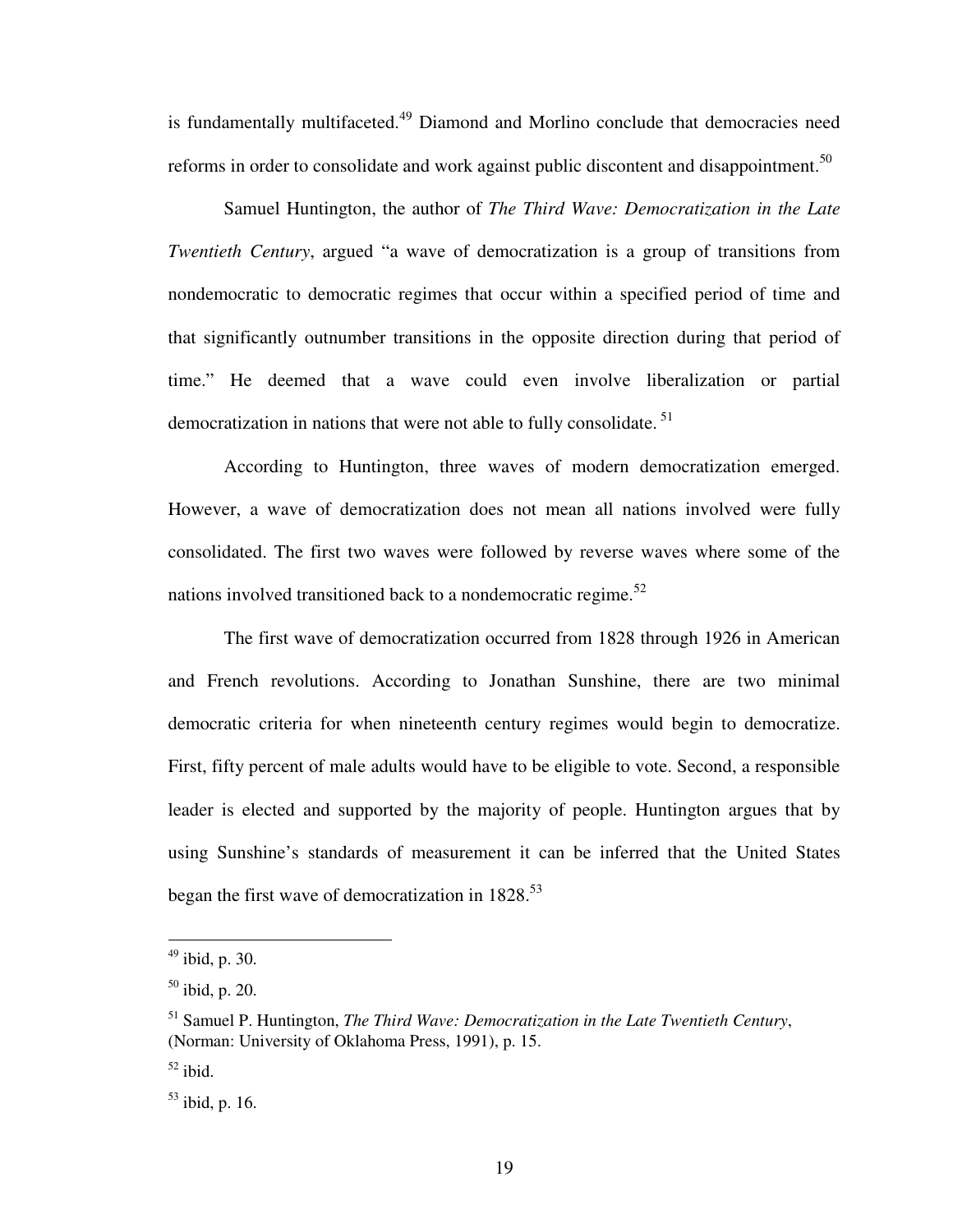is fundamentally multifaceted.[49] Diamond and Morlino conclude that democracies need reforms in order to consolidate and work against public discontent and disappointment.[50]

Samuel Huntington, the author of *The Third Wave: Democratization in the Late Twentieth Century*, argued "a wave of democratization is a group of transitions from nondemocratic to democratic regimes that occur within a specified period of time and that significantly outnumber transitions in the opposite direction during that period of time." He deemed that a wave could even involve liberalization or partial democratization in nations that were not able to fully consolidate.[51]

According to Huntington, three waves of modern democratization emerged. However, a wave of democratization does not mean all nations involved were fully consolidated. The first two waves were followed by reverse waves where some of the nations involved transitioned back to a nondemocratic regime.[52]

The first wave of democratization occurred from 1828 through 1926 in American and French revolutions. According to Jonathan Sunshine, there are two minimal democratic criteria for when nineteenth century regimes would begin to democratize. First, fifty percent of male adults would have to be eligible to vote. Second, a responsible leader is elected and supported by the majority of people. Huntington argues that by using Sunshine's standards of measurement it can be inferred that the United States began the first wave of democratization in 1828.[53]

---

[49] ibid, p. 30.

[50] ibid, p. 20.

[51] Samuel P. Huntington, *The Third Wave: Democratization in the Late Twentieth Century*, (Norman: University of Oklahoma Press, 1991), p. 15.

[52] ibid.

[53] ibid, p. 16.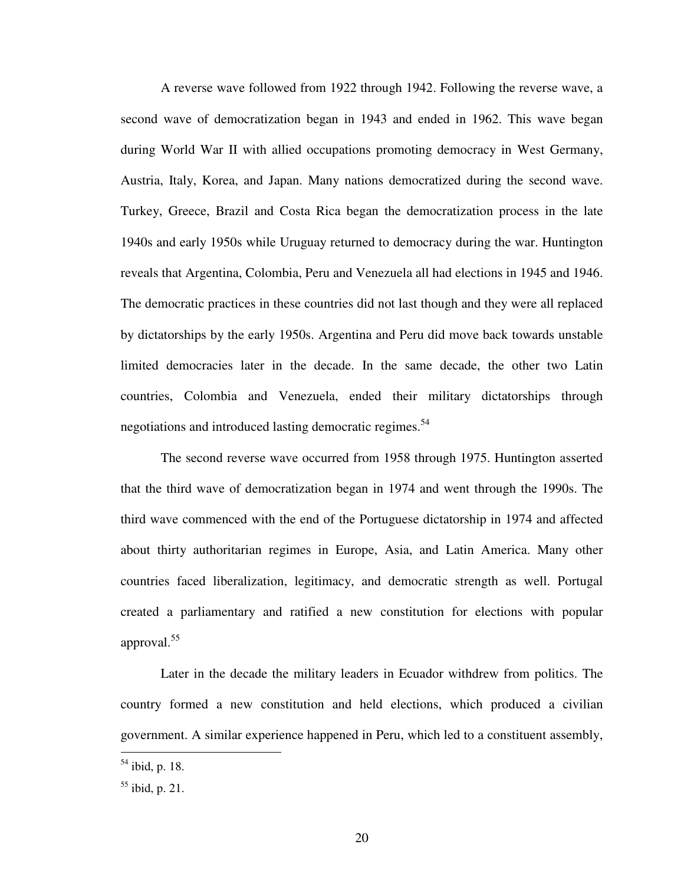A reverse wave followed from 1922 through 1942. Following the reverse wave, a second wave of democratization began in 1943 and ended in 1962. This wave began during World War II with allied occupations promoting democracy in West Germany, Austria, Italy, Korea, and Japan. Many nations democratized during the second wave. Turkey, Greece, Brazil and Costa Rica began the democratization process in the late 1940s and early 1950s while Uruguay returned to democracy during the war. Huntington reveals that Argentina, Colombia, Peru and Venezuela all had elections in 1945 and 1946. The democratic practices in these countries did not last though and they were all replaced by dictatorships by the early 1950s. Argentina and Peru did move back towards unstable limited democracies later in the decade. In the same decade, the other two Latin countries, Colombia and Venezuela, ended their military dictatorships through negotiations and introduced lasting democratic regimes.[54]

The second reverse wave occurred from 1958 through 1975. Huntington asserted that the third wave of democratization began in 1974 and went through the 1990s. The third wave commenced with the end of the Portuguese dictatorship in 1974 and affected about thirty authoritarian regimes in Europe, Asia, and Latin America. Many other countries faced liberalization, legitimacy, and democratic strength as well. Portugal created a parliamentary and ratified a new constitution for elections with popular approval.[55]

Later in the decade the military leaders in Ecuador withdrew from politics. The country formed a new constitution and held elections, which produced a civilian government. A similar experience happened in Peru, which led to a constituent assembly,

---

[54] ibid, p. 18.

[55] ibid, p. 21.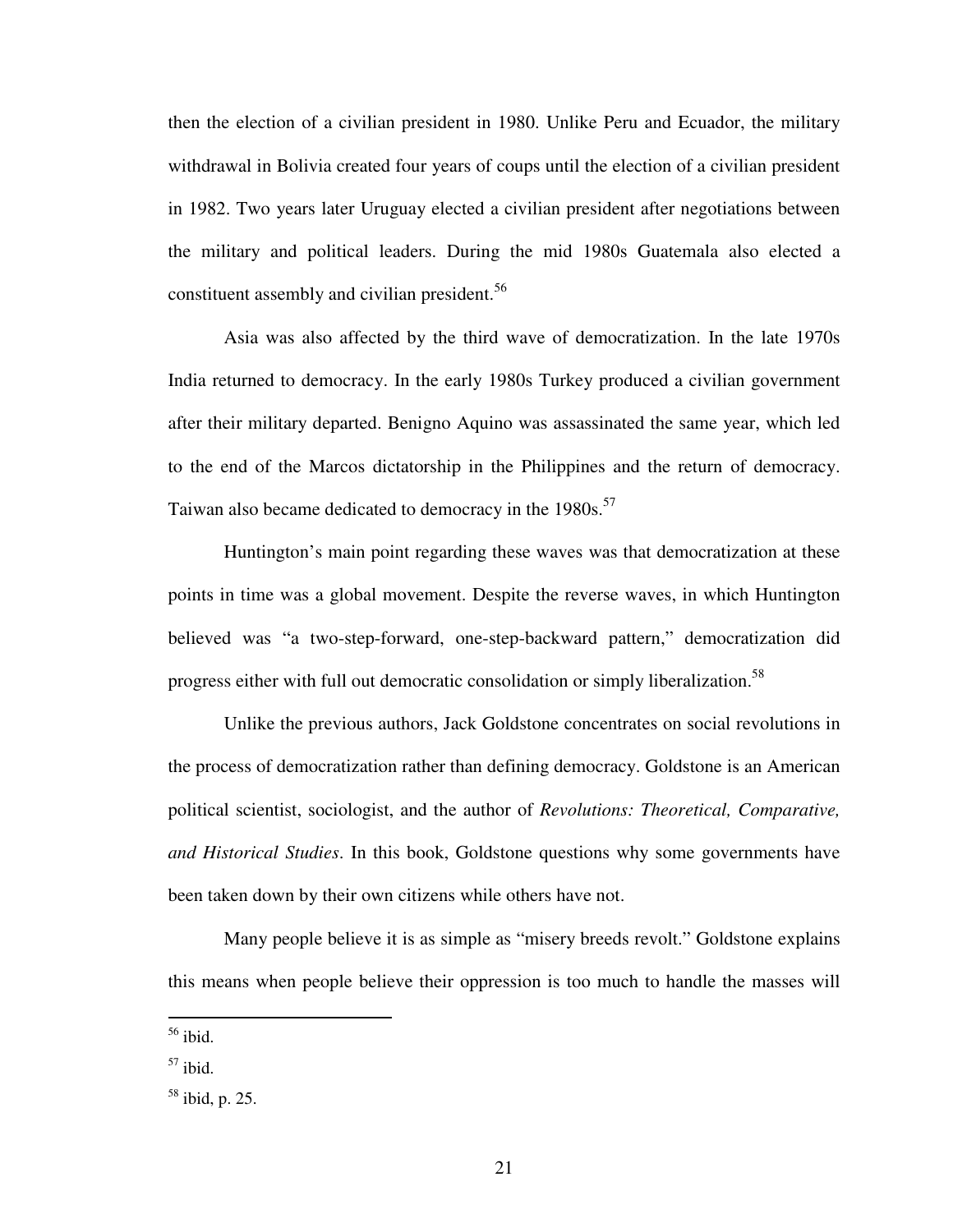then the election of a civilian president in 1980. Unlike Peru and Ecuador, the military withdrawal in Bolivia created four years of coups until the election of a civilian president in 1982. Two years later Uruguay elected a civilian president after negotiations between the military and political leaders. During the mid 1980s Guatemala also elected a constituent assembly and civilian president.[56]

Asia was also affected by the third wave of democratization. In the late 1970s India returned to democracy. In the early 1980s Turkey produced a civilian government after their military departed. Benigno Aquino was assassinated the same year, which led to the end of the Marcos dictatorship in the Philippines and the return of democracy. Taiwan also became dedicated to democracy in the 1980s.[57]

Huntington's main point regarding these waves was that democratization at these points in time was a global movement. Despite the reverse waves, in which Huntington believed was "a two-step-forward, one-step-backward pattern," democratization did progress either with full out democratic consolidation or simply liberalization.[58]

Unlike the previous authors, Jack Goldstone concentrates on social revolutions in the process of democratization rather than defining democracy. Goldstone is an American political scientist, sociologist, and the author of *Revolutions: Theoretical, Comparative, and Historical Studies*. In this book, Goldstone questions why some governments have been taken down by their own citizens while others have not.

Many people believe it is as simple as "misery breeds revolt." Goldstone explains this means when people believe their oppression is too much to handle the masses will

---

[56] ibid.

[57] ibid.

[58] ibid, p. 25.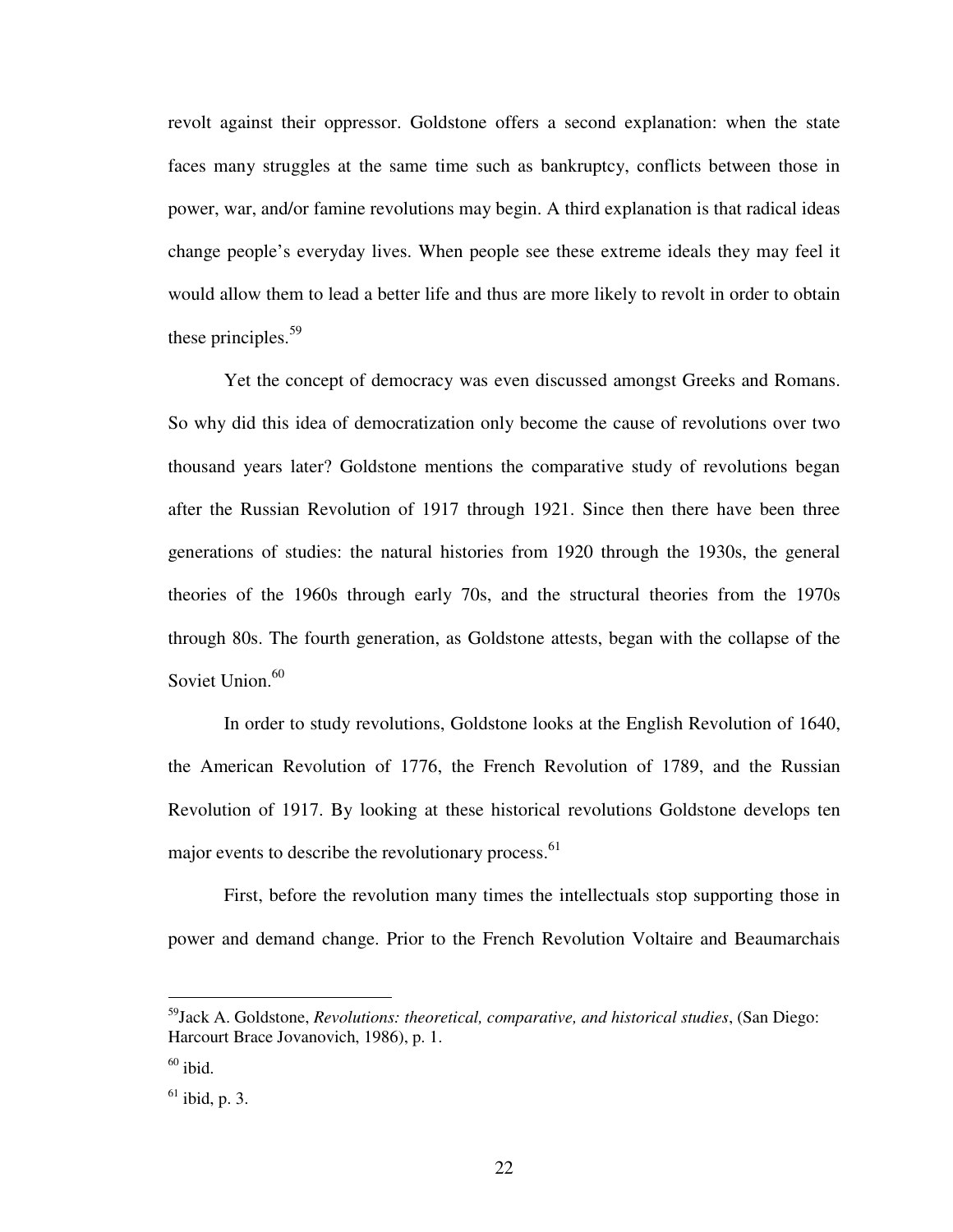revolt against their oppressor. Goldstone offers a second explanation: when the state faces many struggles at the same time such as bankruptcy, conflicts between those in power, war, and/or famine revolutions may begin. A third explanation is that radical ideas change people's everyday lives. When people see these extreme ideals they may feel it would allow them to lead a better life and thus are more likely to revolt in order to obtain these principles.[59]

Yet the concept of democracy was even discussed amongst Greeks and Romans. So why did this idea of democratization only become the cause of revolutions over two thousand years later? Goldstone mentions the comparative study of revolutions began after the Russian Revolution of 1917 through 1921. Since then there have been three generations of studies: the natural histories from 1920 through the 1930s, the general theories of the 1960s through early 70s, and the structural theories from the 1970s through 80s. The fourth generation, as Goldstone attests, began with the collapse of the Soviet Union.[60]

In order to study revolutions, Goldstone looks at the English Revolution of 1640, the American Revolution of 1776, the French Revolution of 1789, and the Russian Revolution of 1917. By looking at these historical revolutions Goldstone develops ten major events to describe the revolutionary process.[61]

First, before the revolution many times the intellectuals stop supporting those in power and demand change. Prior to the French Revolution Voltaire and Beaumarchais

---

[59] Jack A. Goldstone, *Revolutions: theoretical, comparative, and historical studies*, (San Diego: Harcourt Brace Jovanovich, 1986), p. 1.

[60] ibid.

[61] ibid, p. 3.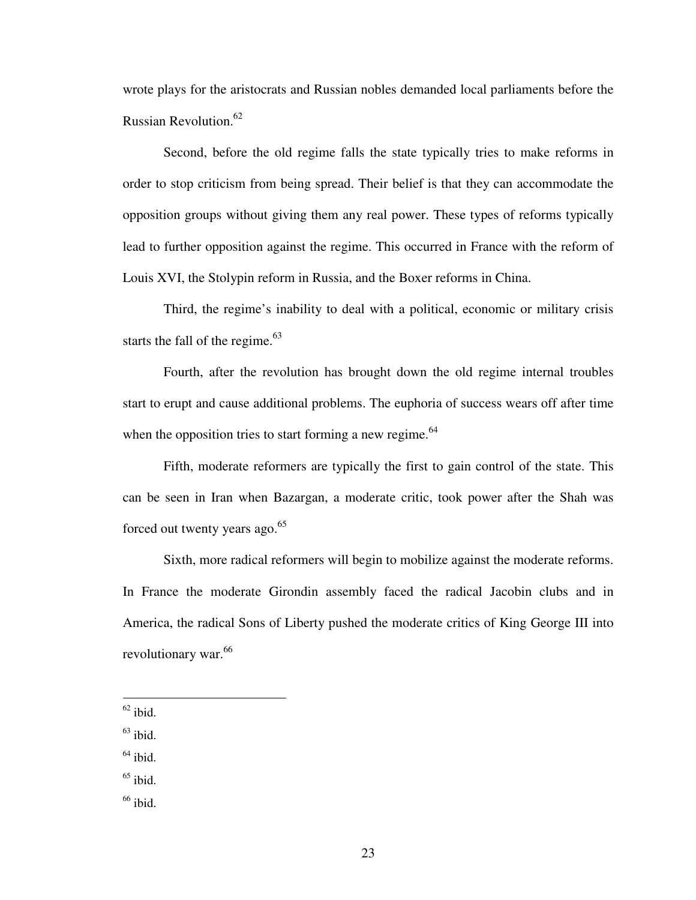wrote plays for the aristocrats and Russian nobles demanded local parliaments before the Russian Revolution.[62]

Second, before the old regime falls the state typically tries to make reforms in order to stop criticism from being spread. Their belief is that they can accommodate the opposition groups without giving them any real power. These types of reforms typically lead to further opposition against the regime. This occurred in France with the reform of Louis XVI, the Stolypin reform in Russia, and the Boxer reforms in China.

Third, the regime's inability to deal with a political, economic or military crisis starts the fall of the regime.[63]

Fourth, after the revolution has brought down the old regime internal troubles start to erupt and cause additional problems. The euphoria of success wears off after time when the opposition tries to start forming a new regime.[64]

Fifth, moderate reformers are typically the first to gain control of the state. This can be seen in Iran when Bazargan, a moderate critic, took power after the Shah was forced out twenty years ago.[65]

Sixth, more radical reformers will begin to mobilize against the moderate reforms. In France the moderate Girondin assembly faced the radical Jacobin clubs and in America, the radical Sons of Liberty pushed the moderate critics of King George III into revolutionary war.[66]

---

[62] ibid.

[63] ibid.

[64] ibid.

[65] ibid.

[66] ibid.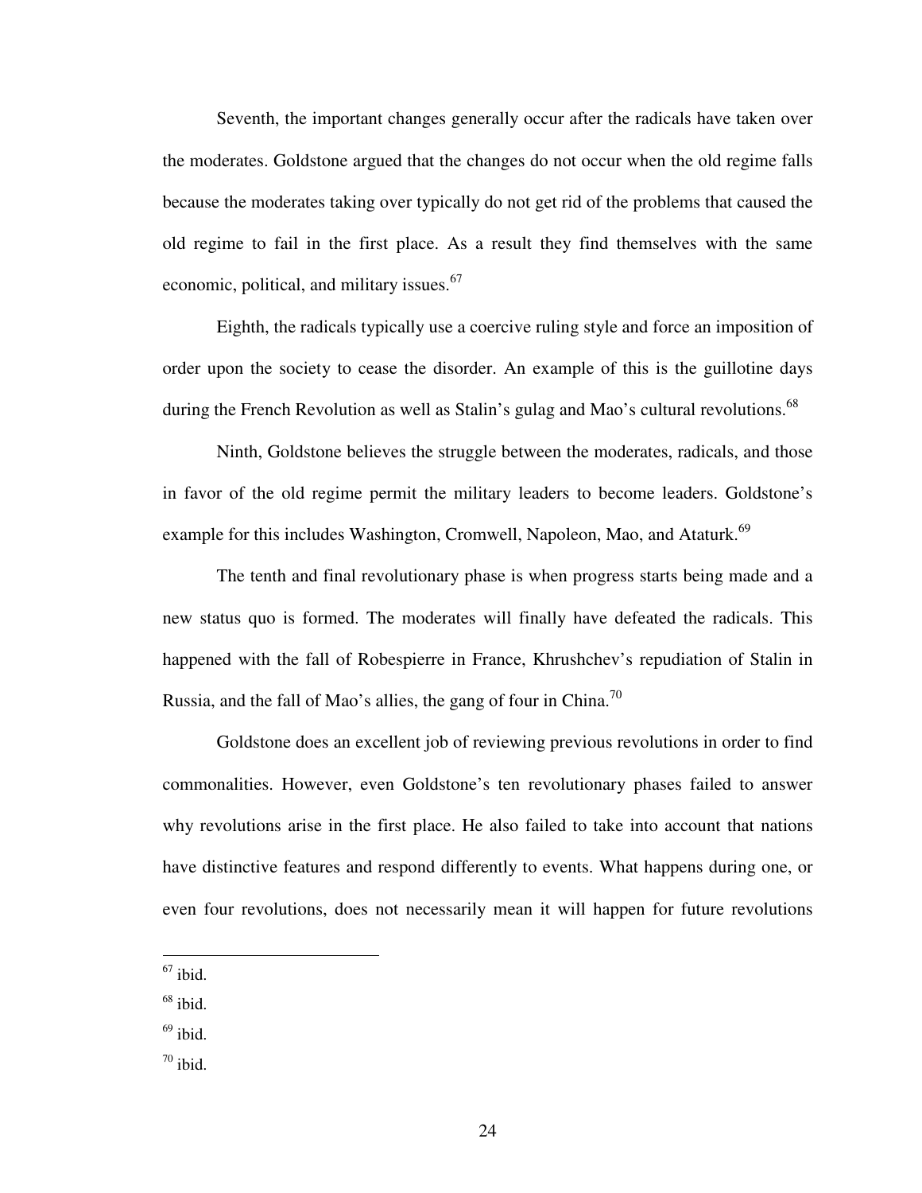Seventh, the important changes generally occur after the radicals have taken over the moderates. Goldstone argued that the changes do not occur when the old regime falls because the moderates taking over typically do not get rid of the problems that caused the old regime to fail in the first place. As a result they find themselves with the same economic, political, and military issues.[67]

Eighth, the radicals typically use a coercive ruling style and force an imposition of order upon the society to cease the disorder. An example of this is the guillotine days during the French Revolution as well as Stalin's gulag and Mao's cultural revolutions.[68]

Ninth, Goldstone believes the struggle between the moderates, radicals, and those in favor of the old regime permit the military leaders to become leaders. Goldstone's example for this includes Washington, Cromwell, Napoleon, Mao, and Ataturk.[69]

The tenth and final revolutionary phase is when progress starts being made and a new status quo is formed. The moderates will finally have defeated the radicals. This happened with the fall of Robespierre in France, Khrushchev's repudiation of Stalin in Russia, and the fall of Mao's allies, the gang of four in China.[70]

Goldstone does an excellent job of reviewing previous revolutions in order to find commonalities. However, even Goldstone's ten revolutionary phases failed to answer why revolutions arise in the first place. He also failed to take into account that nations have distinctive features and respond differently to events. What happens during one, or even four revolutions, does not necessarily mean it will happen for future revolutions

---

[67] ibid.

[68] ibid.

[69] ibid.

[70] ibid.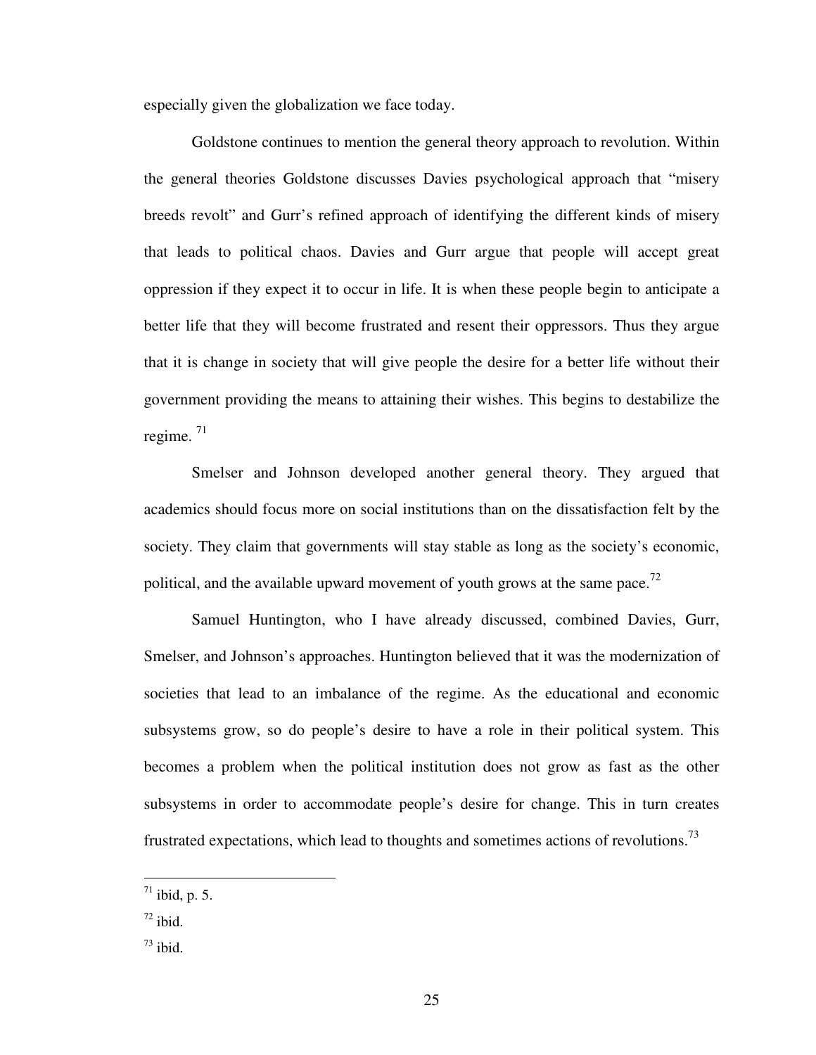especially given the globalization we face today.

Goldstone continues to mention the general theory approach to revolution. Within the general theories Goldstone discusses Davies psychological approach that "misery breeds revolt" and Gurr's refined approach of identifying the different kinds of misery that leads to political chaos. Davies and Gurr argue that people will accept great oppression if they expect it to occur in life. It is when these people begin to anticipate a better life that they will become frustrated and resent their oppressors. Thus they argue that it is change in society that will give people the desire for a better life without their government providing the means to attaining their wishes. This begins to destabilize the regime. [71]

Smelser and Johnson developed another general theory. They argued that academics should focus more on social institutions than on the dissatisfaction felt by the society. They claim that governments will stay stable as long as the society's economic, political, and the available upward movement of youth grows at the same pace.[72]

Samuel Huntington, who I have already discussed, combined Davies, Gurr, Smelser, and Johnson's approaches. Huntington believed that it was the modernization of societies that lead to an imbalance of the regime. As the educational and economic subsystems grow, so do people's desire to have a role in their political system. This becomes a problem when the political institution does not grow as fast as the other subsystems in order to accommodate people's desire for change. This in turn creates frustrated expectations, which lead to thoughts and sometimes actions of revolutions.[73]

---

[71] ibid, p. 5.

[72] ibid.

[73] ibid.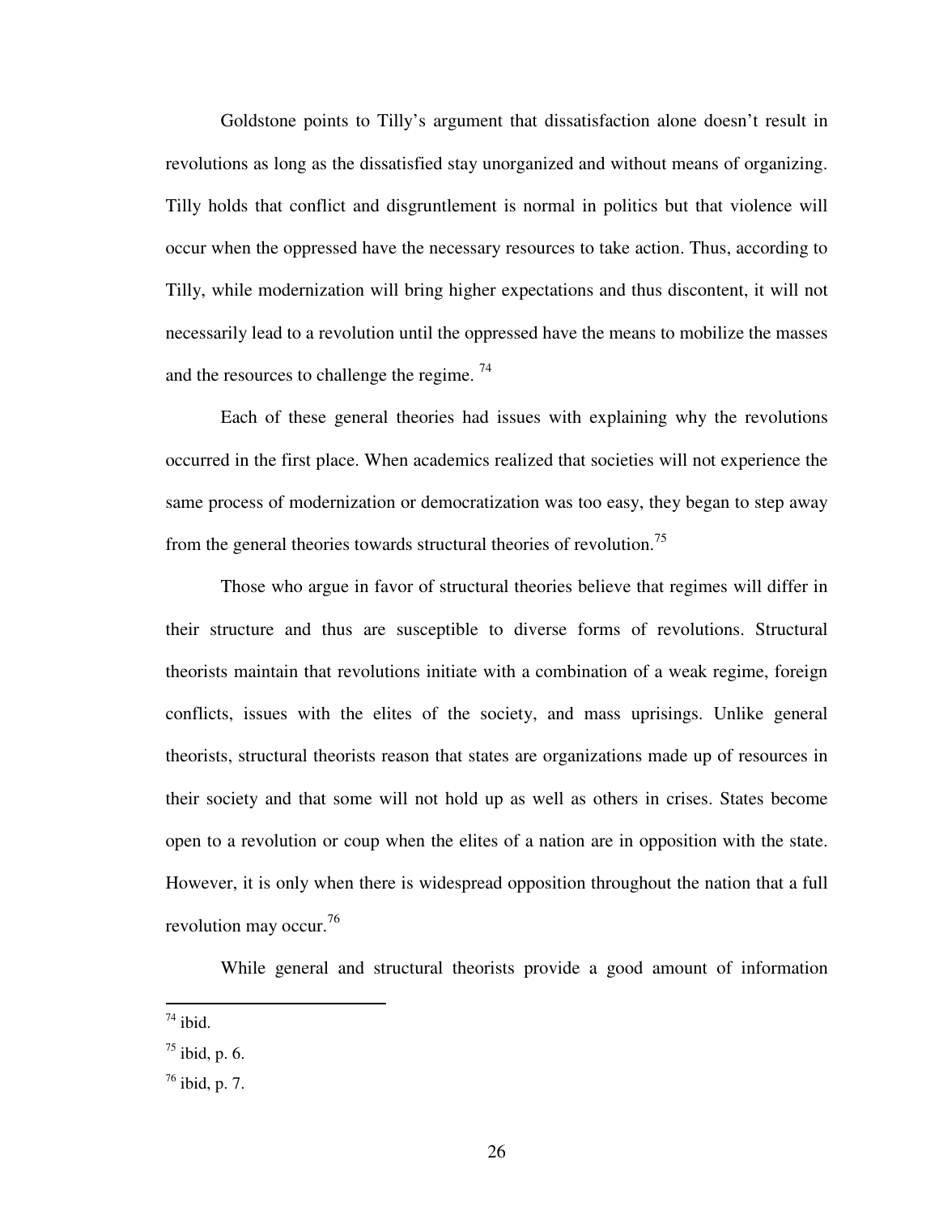Goldstone points to Tilly's argument that dissatisfaction alone doesn't result in revolutions as long as the dissatisfied stay unorganized and without means of organizing. Tilly holds that conflict and disgruntlement is normal in politics but that violence will occur when the oppressed have the necessary resources to take action. Thus, according to Tilly, while modernization will bring higher expectations and thus discontent, it will not necessarily lead to a revolution until the oppressed have the means to mobilize the masses and the resources to challenge the regime. [74]

Each of these general theories had issues with explaining why the revolutions occurred in the first place. When academics realized that societies will not experience the same process of modernization or democratization was too easy, they began to step away from the general theories towards structural theories of revolution.[75]

Those who argue in favor of structural theories believe that regimes will differ in their structure and thus are susceptible to diverse forms of revolutions. Structural theorists maintain that revolutions initiate with a combination of a weak regime, foreign conflicts, issues with the elites of the society, and mass uprisings. Unlike general theorists, structural theorists reason that states are organizations made up of resources in their society and that some will not hold up as well as others in crises. States become open to a revolution or coup when the elites of a nation are in opposition with the state. However, it is only when there is widespread opposition throughout the nation that a full revolution may occur.[76]

While general and structural theorists provide a good amount of information

---

[74] ibid.

[75] ibid, p. 6.

[76] ibid, p. 7.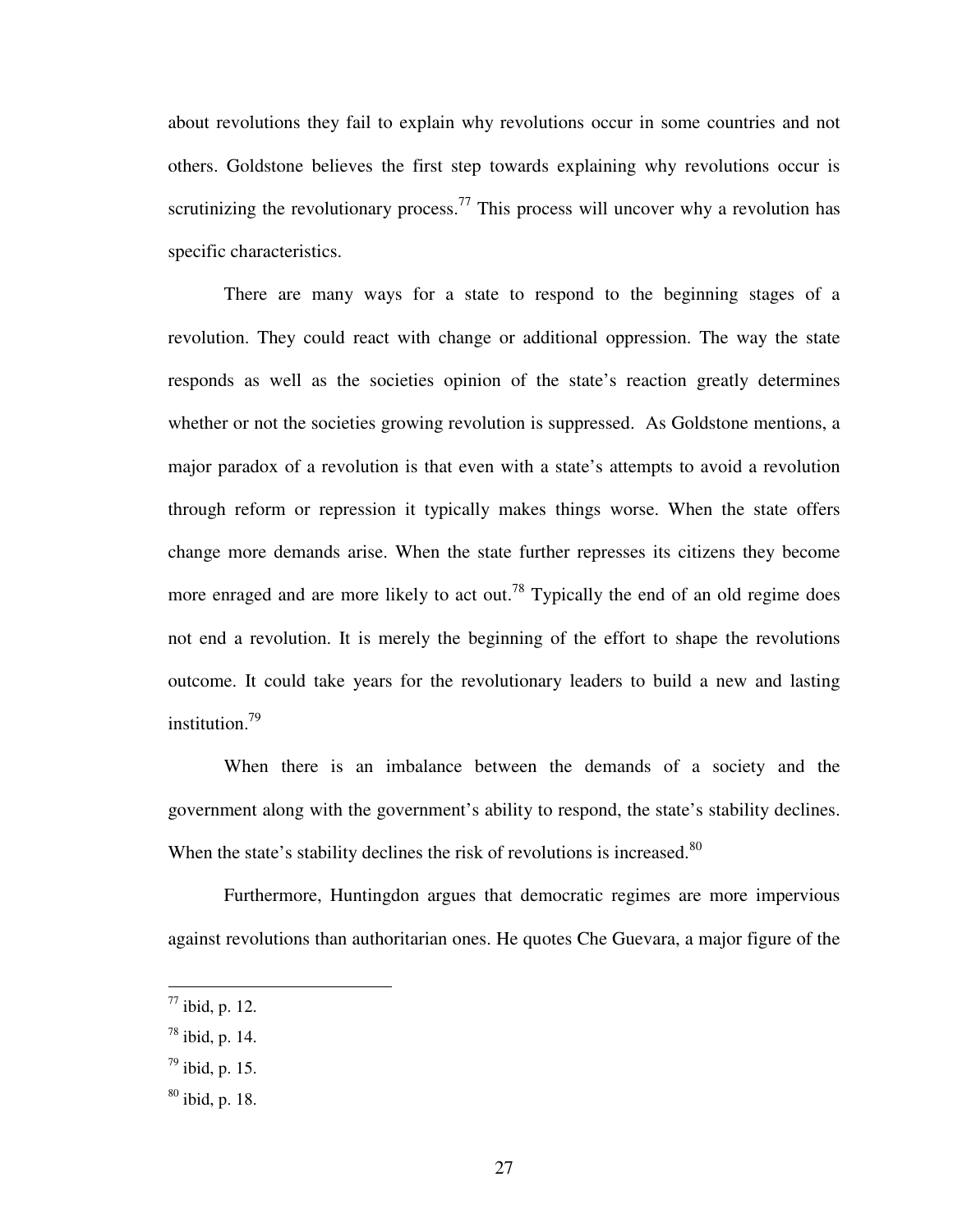about revolutions they fail to explain why revolutions occur in some countries and not others. Goldstone believes the first step towards explaining why revolutions occur is scrutinizing the revolutionary process.[77] This process will uncover why a revolution has specific characteristics.

There are many ways for a state to respond to the beginning stages of a revolution. They could react with change or additional oppression. The way the state responds as well as the societies opinion of the state's reaction greatly determines whether or not the societies growing revolution is suppressed. As Goldstone mentions, a major paradox of a revolution is that even with a state's attempts to avoid a revolution through reform or repression it typically makes things worse. When the state offers change more demands arise. When the state further represses its citizens they become more enraged and are more likely to act out.[78] Typically the end of an old regime does not end a revolution. It is merely the beginning of the effort to shape the revolutions outcome. It could take years for the revolutionary leaders to build a new and lasting institution.[79]

When there is an imbalance between the demands of a society and the government along with the government's ability to respond, the state's stability declines. When the state's stability declines the risk of revolutions is increased.[80]

Furthermore, Huntingdon argues that democratic regimes are more impervious against revolutions than authoritarian ones. He quotes Che Guevara, a major figure of the

---

[77] ibid, p. 12.

[78] ibid, p. 14.

[79] ibid, p. 15.

[80] ibid, p. 18.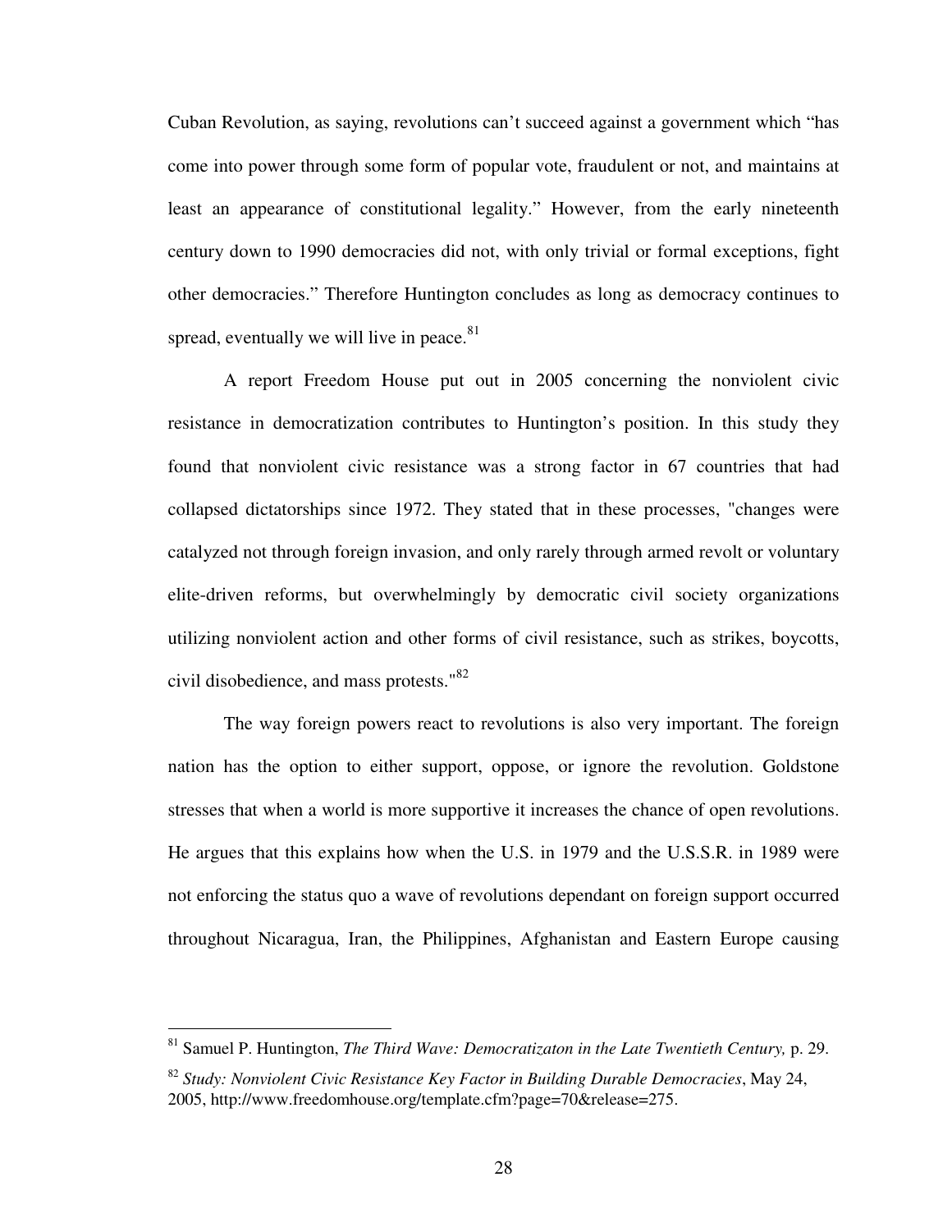Cuban Revolution, as saying, revolutions can't succeed against a government which "has come into power through some form of popular vote, fraudulent or not, and maintains at least an appearance of constitutional legality." However, from the early nineteenth century down to 1990 democracies did not, with only trivial or formal exceptions, fight other democracies." Therefore Huntington concludes as long as democracy continues to spread, eventually we will live in peace.[81]

A report Freedom House put out in 2005 concerning the nonviolent civic resistance in democratization contributes to Huntington's position. In this study they found that nonviolent civic resistance was a strong factor in 67 countries that had collapsed dictatorships since 1972. They stated that in these processes, "changes were catalyzed not through foreign invasion, and only rarely through armed revolt or voluntary elite-driven reforms, but overwhelmingly by democratic civil society organizations utilizing nonviolent action and other forms of civil resistance, such as strikes, boycotts, civil disobedience, and mass protests."[82]

The way foreign powers react to revolutions is also very important. The foreign nation has the option to either support, oppose, or ignore the revolution. Goldstone stresses that when a world is more supportive it increases the chance of open revolutions. He argues that this explains how when the U.S. in 1979 and the U.S.S.R. in 1989 were not enforcing the status quo a wave of revolutions dependant on foreign support occurred throughout Nicaragua, Iran, the Philippines, Afghanistan and Eastern Europe causing

---

[81] Samuel P. Huntington, *The Third Wave: Democratizaton in the Late Twentieth Century,* p. 29.

[82] *Study: Nonviolent Civic Resistance Key Factor in Building Durable Democracies*, May 24, 2005, http://www.freedomhouse.org/template.cfm?page=70&release=275.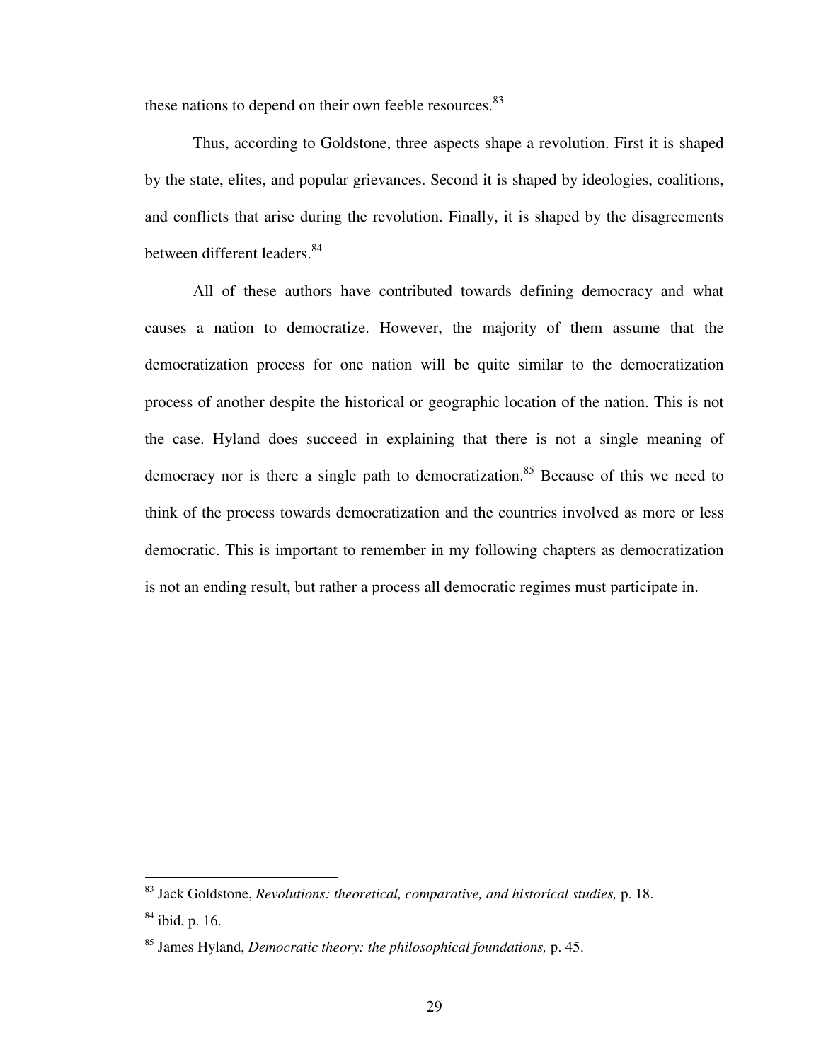these nations to depend on their own feeble resources.[83]

Thus, according to Goldstone, three aspects shape a revolution. First it is shaped by the state, elites, and popular grievances. Second it is shaped by ideologies, coalitions, and conflicts that arise during the revolution. Finally, it is shaped by the disagreements between different leaders.[84]

All of these authors have contributed towards defining democracy and what causes a nation to democratize. However, the majority of them assume that the democratization process for one nation will be quite similar to the democratization process of another despite the historical or geographic location of the nation. This is not the case. Hyland does succeed in explaining that there is not a single meaning of democracy nor is there a single path to democratization.[85] Because of this we need to think of the process towards democratization and the countries involved as more or less democratic. This is important to remember in my following chapters as democratization is not an ending result, but rather a process all democratic regimes must participate in.

---

[83] Jack Goldstone, *Revolutions: theoretical, comparative, and historical studies,* p. 18.

[84] ibid, p. 16.

[85] James Hyland, *Democratic theory: the philosophical foundations,* p. 45.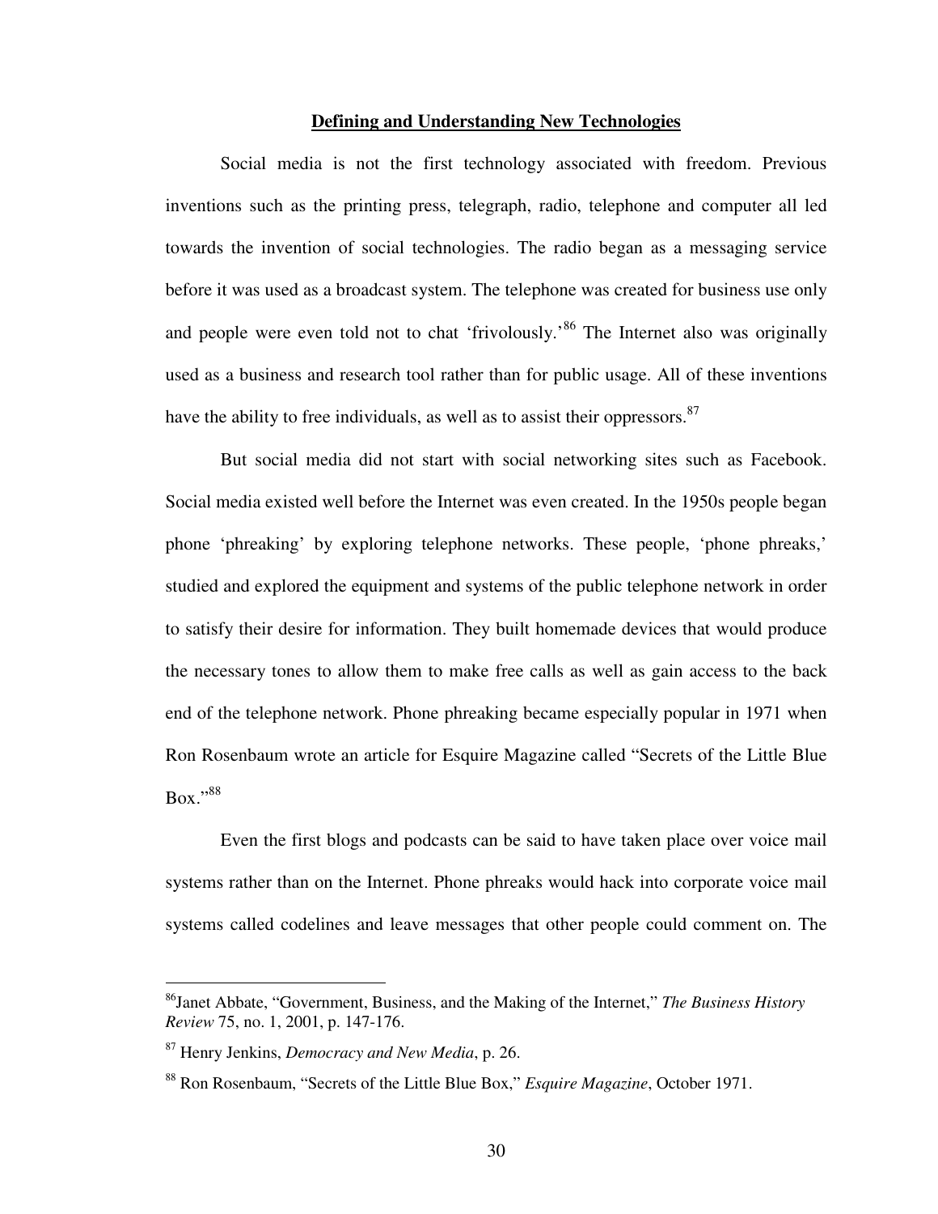**Defining and Understanding New Technologies**

Social media is not the first technology associated with freedom. Previous inventions such as the printing press, telegraph, radio, telephone and computer all led towards the invention of social technologies. The radio began as a messaging service before it was used as a broadcast system. The telephone was created for business use only and people were even told not to chat 'frivolously.'[86] The Internet also was originally used as a business and research tool rather than for public usage. All of these inventions have the ability to free individuals, as well as to assist their oppressors.[87]

But social media did not start with social networking sites such as Facebook. Social media existed well before the Internet was even created. In the 1950s people began phone 'phreaking' by exploring telephone networks. These people, 'phone phreaks,' studied and explored the equipment and systems of the public telephone network in order to satisfy their desire for information. They built homemade devices that would produce the necessary tones to allow them to make free calls as well as gain access to the back end of the telephone network. Phone phreaking became especially popular in 1971 when Ron Rosenbaum wrote an article for Esquire Magazine called "Secrets of the Little Blue Box."[88]

Even the first blogs and podcasts can be said to have taken place over voice mail systems rather than on the Internet. Phone phreaks would hack into corporate voice mail systems called codelines and leave messages that other people could comment on. The

---

[86] Janet Abbate, "Government, Business, and the Making of the Internet," *The Business History Review* 75, no. 1, 2001, p. 147-176.

[87] Henry Jenkins, *Democracy and New Media*, p. 26.

[88] Ron Rosenbaum, "Secrets of the Little Blue Box," *Esquire Magazine*, October 1971.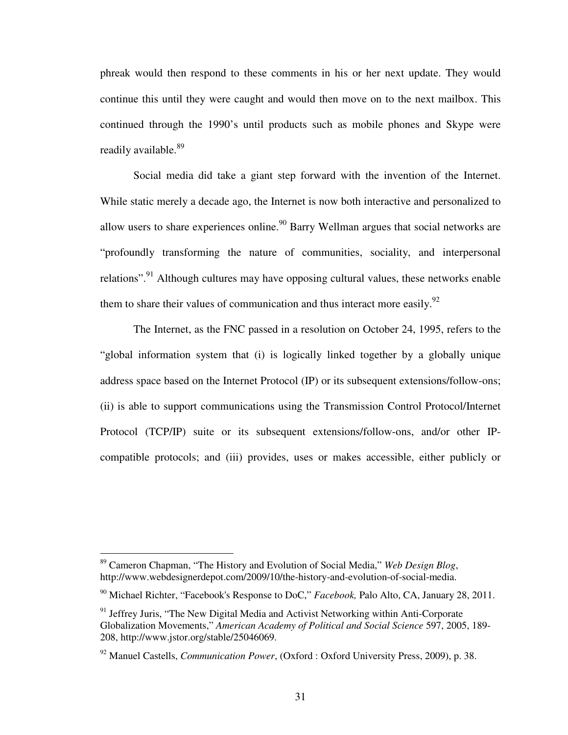phreak would then respond to these comments in his or her next update. They would continue this until they were caught and would then move on to the next mailbox. This continued through the 1990's until products such as mobile phones and Skype were readily available.[89]

Social media did take a giant step forward with the invention of the Internet. While static merely a decade ago, the Internet is now both interactive and personalized to allow users to share experiences online.[90] Barry Wellman argues that social networks are "profoundly transforming the nature of communities, sociality, and interpersonal relations".[91] Although cultures may have opposing cultural values, these networks enable them to share their values of communication and thus interact more easily.[92]

The Internet, as the FNC passed in a resolution on October 24, 1995, refers to the "global information system that (i) is logically linked together by a globally unique address space based on the Internet Protocol (IP) or its subsequent extensions/follow-ons; (ii) is able to support communications using the Transmission Control Protocol/Internet Protocol (TCP/IP) suite or its subsequent extensions/follow-ons, and/or other IP-compatible protocols; and (iii) provides, uses or makes accessible, either publicly or

---

[89] Cameron Chapman, "The History and Evolution of Social Media," *Web Design Blog*, http://www.webdesignerdepot.com/2009/10/the-history-and-evolution-of-social-media.

[90] Michael Richter, "Facebook's Response to DoC," *Facebook,* Palo Alto, CA, January 28, 2011.

[91] Jeffrey Juris, "The New Digital Media and Activist Networking within Anti-Corporate Globalization Movements," *American Academy of Political and Social Science* 597, 2005, 189-208, http://www.jstor.org/stable/25046069.

[92] Manuel Castells, *Communication Power*, (Oxford : Oxford University Press, 2009), p. 38.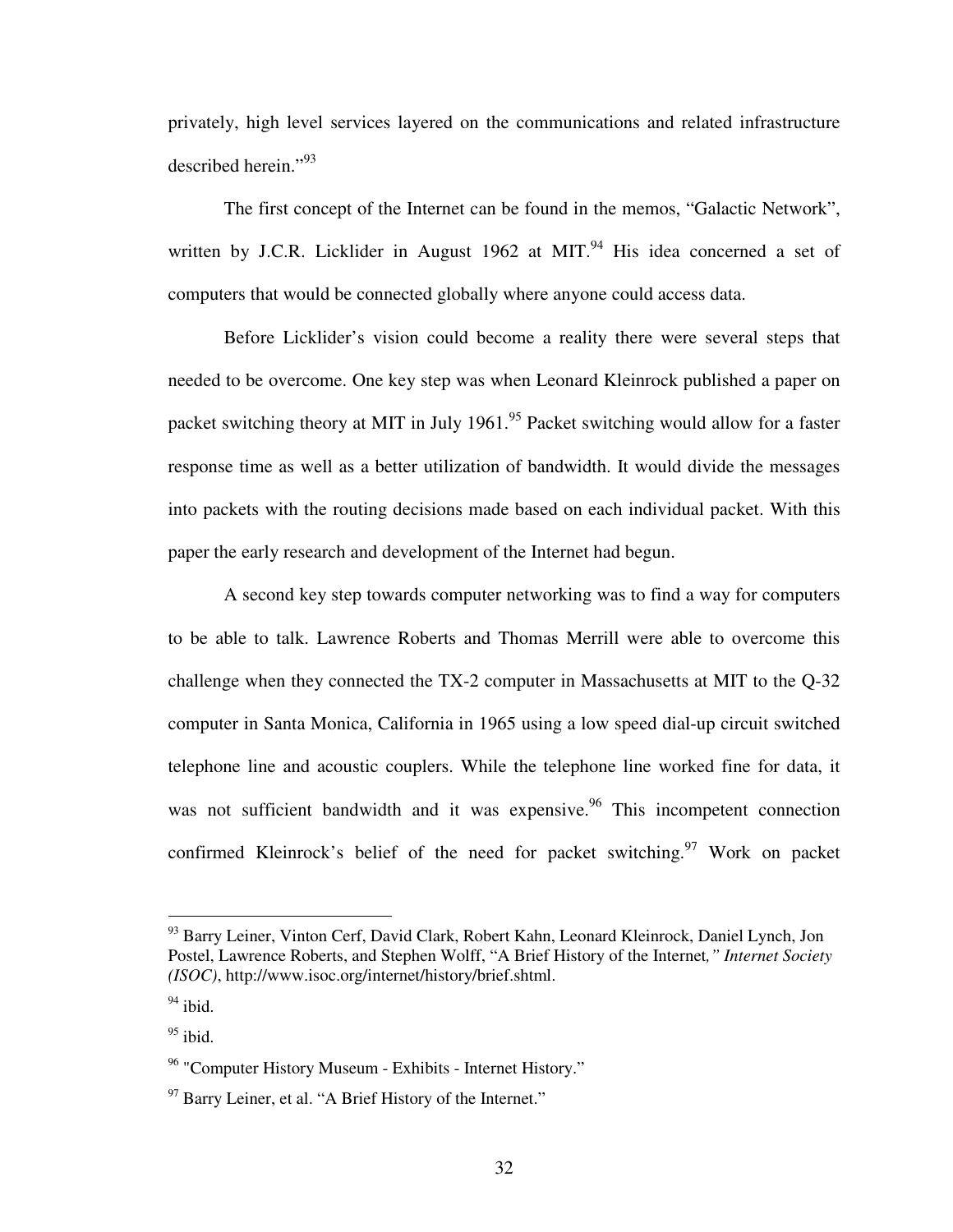privately, high level services layered on the communications and related infrastructure described herein."[93]

The first concept of the Internet can be found in the memos, "Galactic Network", written by J.C.R. Licklider in August 1962 at MIT.[94] His idea concerned a set of computers that would be connected globally where anyone could access data.

Before Licklider's vision could become a reality there were several steps that needed to be overcome. One key step was when Leonard Kleinrock published a paper on packet switching theory at MIT in July 1961.[95] Packet switching would allow for a faster response time as well as a better utilization of bandwidth. It would divide the messages into packets with the routing decisions made based on each individual packet. With this paper the early research and development of the Internet had begun.

A second key step towards computer networking was to find a way for computers to be able to talk. Lawrence Roberts and Thomas Merrill were able to overcome this challenge when they connected the TX-2 computer in Massachusetts at MIT to the Q-32 computer in Santa Monica, California in 1965 using a low speed dial-up circuit switched telephone line and acoustic couplers. While the telephone line worked fine for data, it was not sufficient bandwidth and it was expensive.[96] This incompetent connection confirmed Kleinrock's belief of the need for packet switching.[97] Work on packet

---

[93] Barry Leiner, Vinton Cerf, David Clark, Robert Kahn, Leonard Kleinrock, Daniel Lynch, Jon Postel, Lawrence Roberts, and Stephen Wolff, "A Brief History of the Internet*," Internet Society (ISOC)*, http://www.isoc.org/internet/history/brief.shtml.

[94] ibid.

[95] ibid.

[96] "Computer History Museum - Exhibits - Internet History."

[97] Barry Leiner, et al. "A Brief History of the Internet."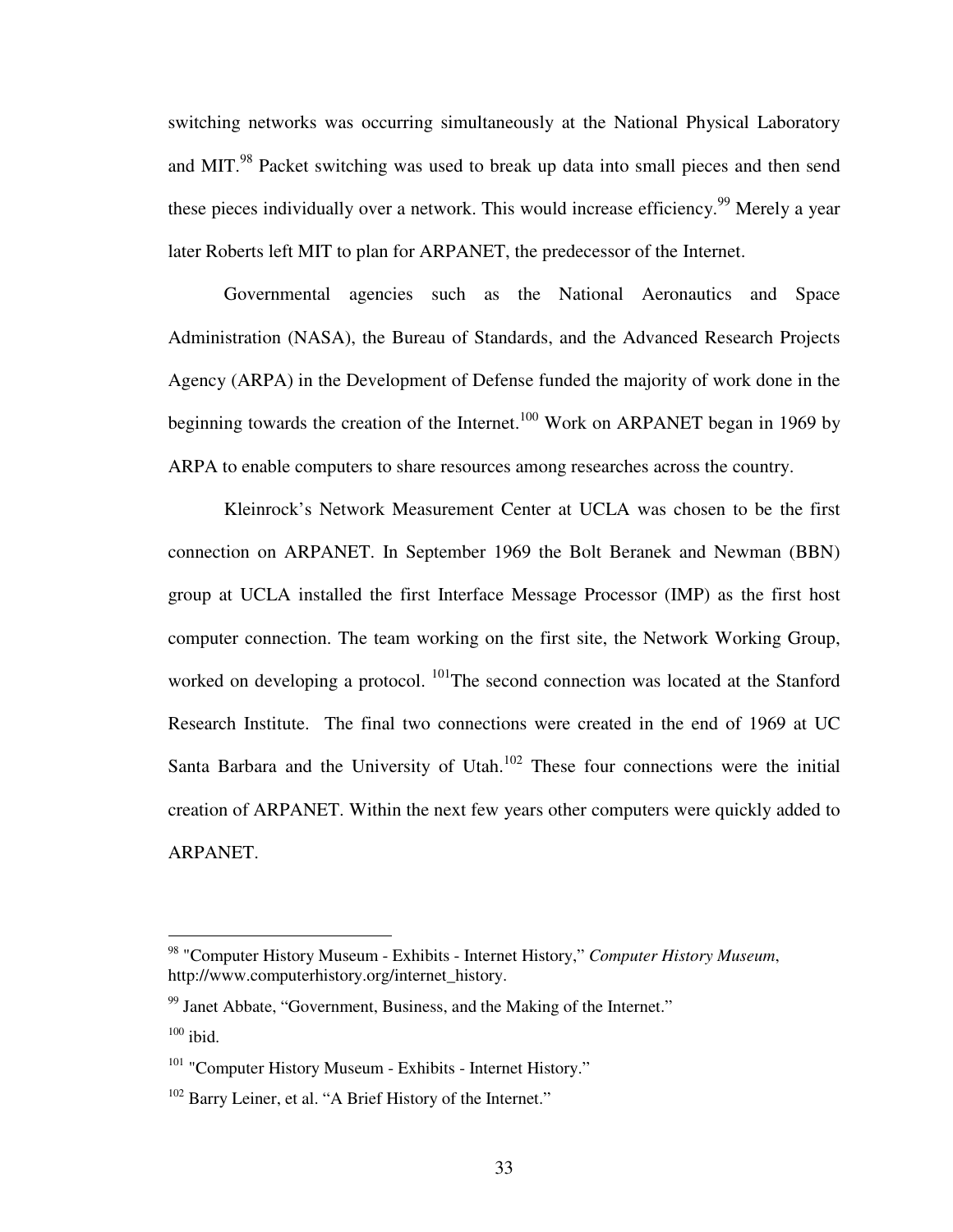switching networks was occurring simultaneously at the National Physical Laboratory and MIT.[98] Packet switching was used to break up data into small pieces and then send these pieces individually over a network. This would increase efficiency.[99] Merely a year later Roberts left MIT to plan for ARPANET, the predecessor of the Internet.

Governmental agencies such as the National Aeronautics and Space Administration (NASA), the Bureau of Standards, and the Advanced Research Projects Agency (ARPA) in the Development of Defense funded the majority of work done in the beginning towards the creation of the Internet.[100] Work on ARPANET began in 1969 by ARPA to enable computers to share resources among researches across the country.

Kleinrock's Network Measurement Center at UCLA was chosen to be the first connection on ARPANET. In September 1969 the Bolt Beranek and Newman (BBN) group at UCLA installed the first Interface Message Processor (IMP) as the first host computer connection. The team working on the first site, the Network Working Group, worked on developing a protocol. [101]The second connection was located at the Stanford Research Institute. The final two connections were created in the end of 1969 at UC Santa Barbara and the University of Utah.[102] These four connections were the initial creation of ARPANET. Within the next few years other computers were quickly added to ARPANET.

---

[98] "Computer History Museum - Exhibits - Internet History," *Computer History Museum*, http://www.computerhistory.org/internet_history.

[99] Janet Abbate, "Government, Business, and the Making of the Internet."

[100] ibid.

[101] "Computer History Museum - Exhibits - Internet History."

[102] Barry Leiner, et al. "A Brief History of the Internet."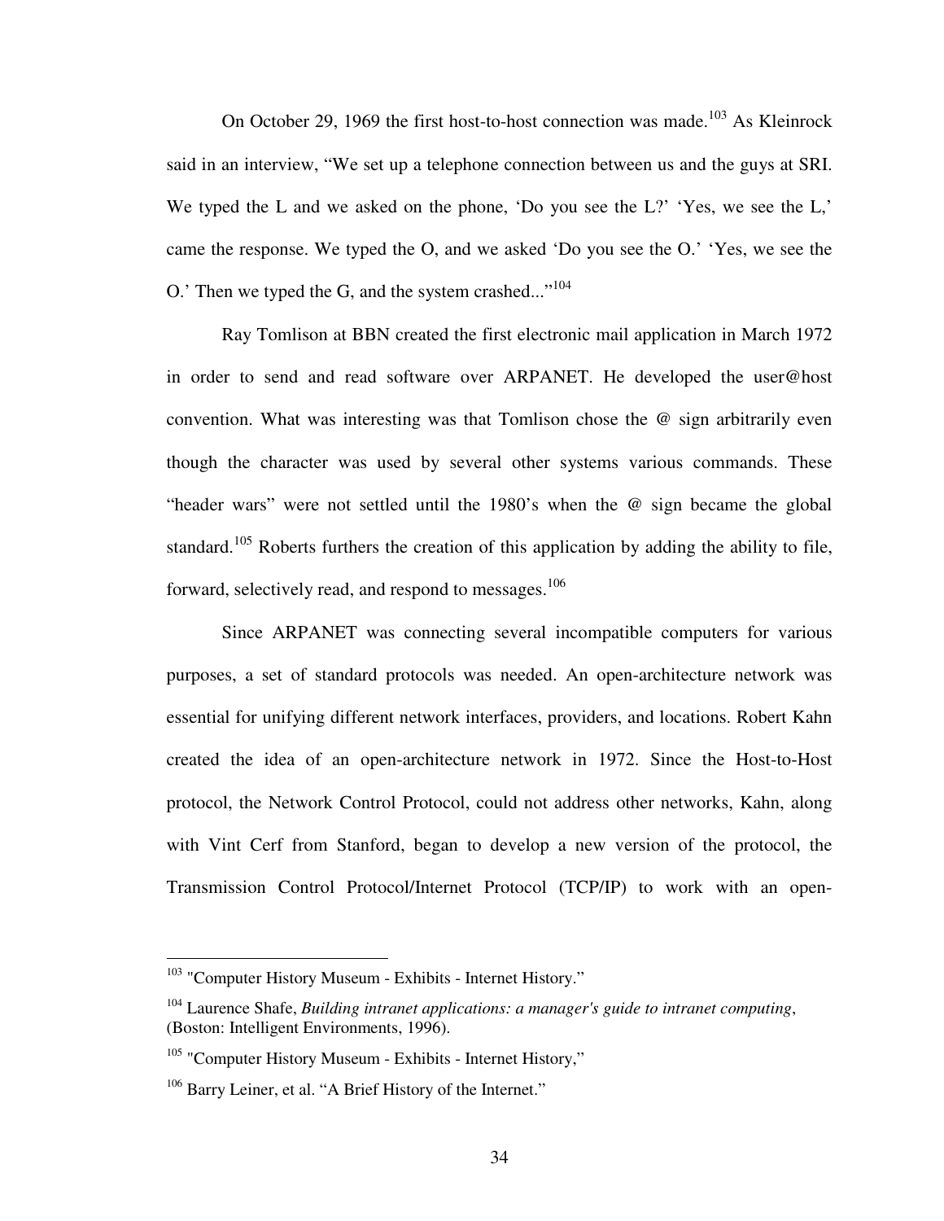On October 29, 1969 the first host-to-host connection was made.[103] As Kleinrock said in an interview, "We set up a telephone connection between us and the guys at SRI. We typed the L and we asked on the phone, 'Do you see the L?' 'Yes, we see the L,' came the response. We typed the O, and we asked 'Do you see the O.' 'Yes, we see the O.' Then we typed the G, and the system crashed..."[104]

Ray Tomlison at BBN created the first electronic mail application in March 1972 in order to send and read software over ARPANET. He developed the user@host convention. What was interesting was that Tomlison chose the @ sign arbitrarily even though the character was used by several other systems various commands. These "header wars" were not settled until the 1980's when the @ sign became the global standard.[105] Roberts furthers the creation of this application by adding the ability to file, forward, selectively read, and respond to messages.[106]

Since ARPANET was connecting several incompatible computers for various purposes, a set of standard protocols was needed. An open-architecture network was essential for unifying different network interfaces, providers, and locations. Robert Kahn created the idea of an open-architecture network in 1972. Since the Host-to-Host protocol, the Network Control Protocol, could not address other networks, Kahn, along with Vint Cerf from Stanford, began to develop a new version of the protocol, the Transmission Control Protocol/Internet Protocol (TCP/IP) to work with an open-

---

[103] "Computer History Museum - Exhibits - Internet History."

[104] Laurence Shafe, *Building intranet applications: a manager's guide to intranet computing*, (Boston: Intelligent Environments, 1996).

[105] "Computer History Museum - Exhibits - Internet History,"

[106] Barry Leiner, et al. "A Brief History of the Internet."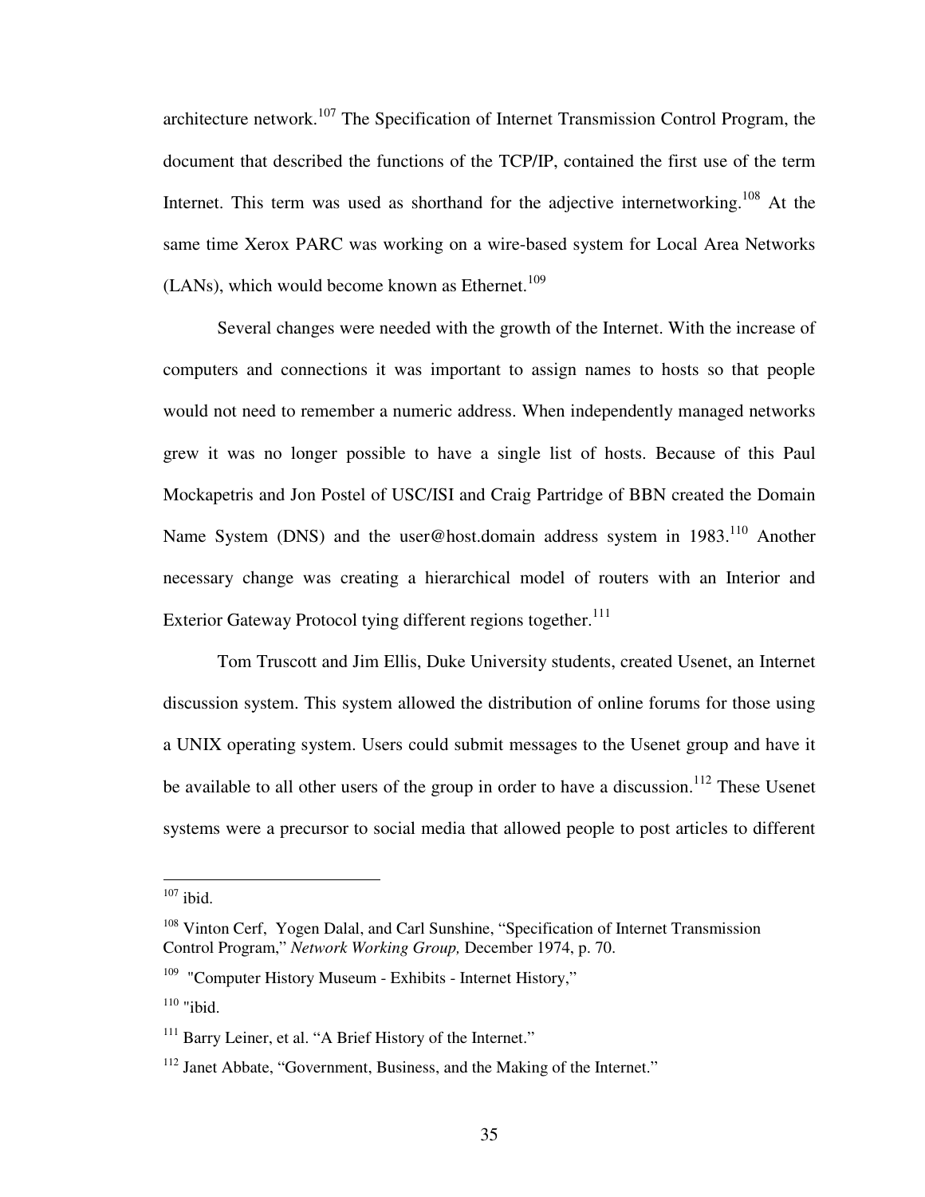architecture network.[107] The Specification of Internet Transmission Control Program, the document that described the functions of the TCP/IP, contained the first use of the term Internet. This term was used as shorthand for the adjective internetworking.[108] At the same time Xerox PARC was working on a wire-based system for Local Area Networks (LANs), which would become known as Ethernet.[109]

Several changes were needed with the growth of the Internet. With the increase of computers and connections it was important to assign names to hosts so that people would not need to remember a numeric address. When independently managed networks grew it was no longer possible to have a single list of hosts. Because of this Paul Mockapetris and Jon Postel of USC/ISI and Craig Partridge of BBN created the Domain Name System (DNS) and the user@host.domain address system in 1983.[110] Another necessary change was creating a hierarchical model of routers with an Interior and Exterior Gateway Protocol tying different regions together.[111]

Tom Truscott and Jim Ellis, Duke University students, created Usenet, an Internet discussion system. This system allowed the distribution of online forums for those using a UNIX operating system. Users could submit messages to the Usenet group and have it be available to all other users of the group in order to have a discussion.[112] These Usenet systems were a precursor to social media that allowed people to post articles to different

---

[107] ibid.

[108] Vinton Cerf, Yogen Dalal, and Carl Sunshine, "Specification of Internet Transmission Control Program," *Network Working Group,* December 1974, p. 70.

[109] "Computer History Museum - Exhibits - Internet History,"

[110] "ibid.

[111] Barry Leiner, et al. "A Brief History of the Internet."

[112] Janet Abbate, "Government, Business, and the Making of the Internet."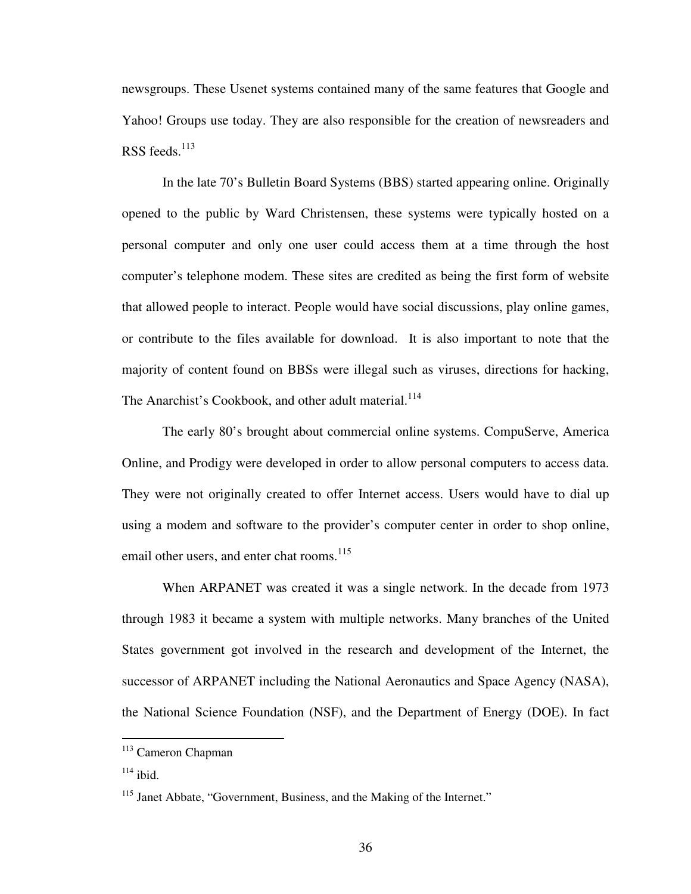newsgroups. These Usenet systems contained many of the same features that Google and Yahoo! Groups use today. They are also responsible for the creation of newsreaders and RSS feeds.[113]

In the late 70's Bulletin Board Systems (BBS) started appearing online. Originally opened to the public by Ward Christensen, these systems were typically hosted on a personal computer and only one user could access them at a time through the host computer's telephone modem. These sites are credited as being the first form of website that allowed people to interact. People would have social discussions, play online games, or contribute to the files available for download. It is also important to note that the majority of content found on BBSs were illegal such as viruses, directions for hacking, The Anarchist's Cookbook, and other adult material.[114]

The early 80's brought about commercial online systems. CompuServe, America Online, and Prodigy were developed in order to allow personal computers to access data. They were not originally created to offer Internet access. Users would have to dial up using a modem and software to the provider's computer center in order to shop online, email other users, and enter chat rooms.[115]

When ARPANET was created it was a single network. In the decade from 1973 through 1983 it became a system with multiple networks. Many branches of the United States government got involved in the research and development of the Internet, the successor of ARPANET including the National Aeronautics and Space Agency (NASA), the National Science Foundation (NSF), and the Department of Energy (DOE). In fact

---

[113] Cameron Chapman

[114] ibid.

[115] Janet Abbate, "Government, Business, and the Making of the Internet."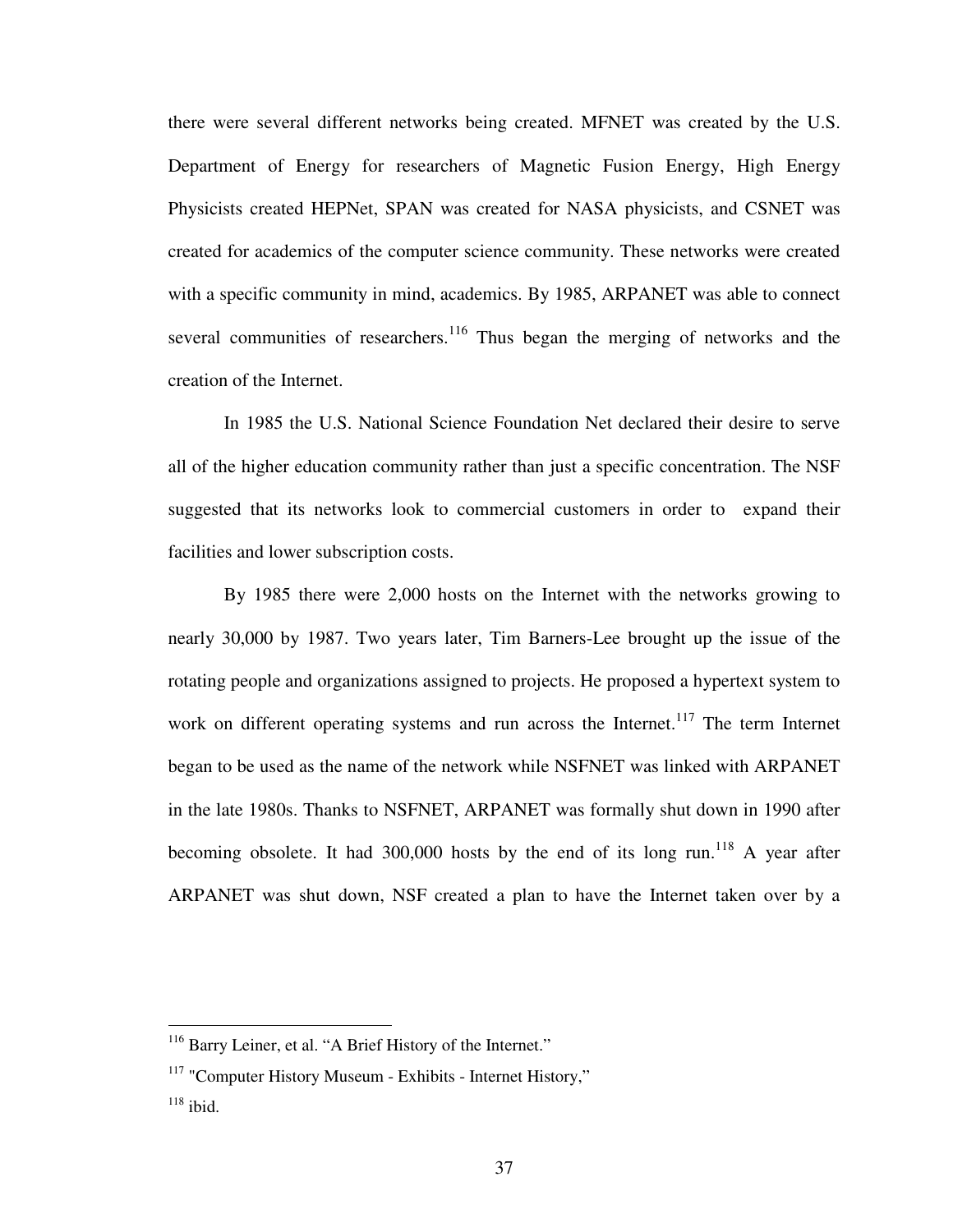there were several different networks being created. MFNET was created by the U.S. Department of Energy for researchers of Magnetic Fusion Energy, High Energy Physicists created HEPNet, SPAN was created for NASA physicists, and CSNET was created for academics of the computer science community. These networks were created with a specific community in mind, academics. By 1985, ARPANET was able to connect several communities of researchers.[116] Thus began the merging of networks and the creation of the Internet.

In 1985 the U.S. National Science Foundation Net declared their desire to serve all of the higher education community rather than just a specific concentration. The NSF suggested that its networks look to commercial customers in order to expand their facilities and lower subscription costs.

By 1985 there were 2,000 hosts on the Internet with the networks growing to nearly 30,000 by 1987. Two years later, Tim Barners-Lee brought up the issue of the rotating people and organizations assigned to projects. He proposed a hypertext system to work on different operating systems and run across the Internet.[117] The term Internet began to be used as the name of the network while NSFNET was linked with ARPANET in the late 1980s. Thanks to NSFNET, ARPANET was formally shut down in 1990 after becoming obsolete. It had 300,000 hosts by the end of its long run.[118] A year after ARPANET was shut down, NSF created a plan to have the Internet taken over by a

---

[116] Barry Leiner, et al. "A Brief History of the Internet."

[117] "Computer History Museum - Exhibits - Internet History,"

[118] ibid.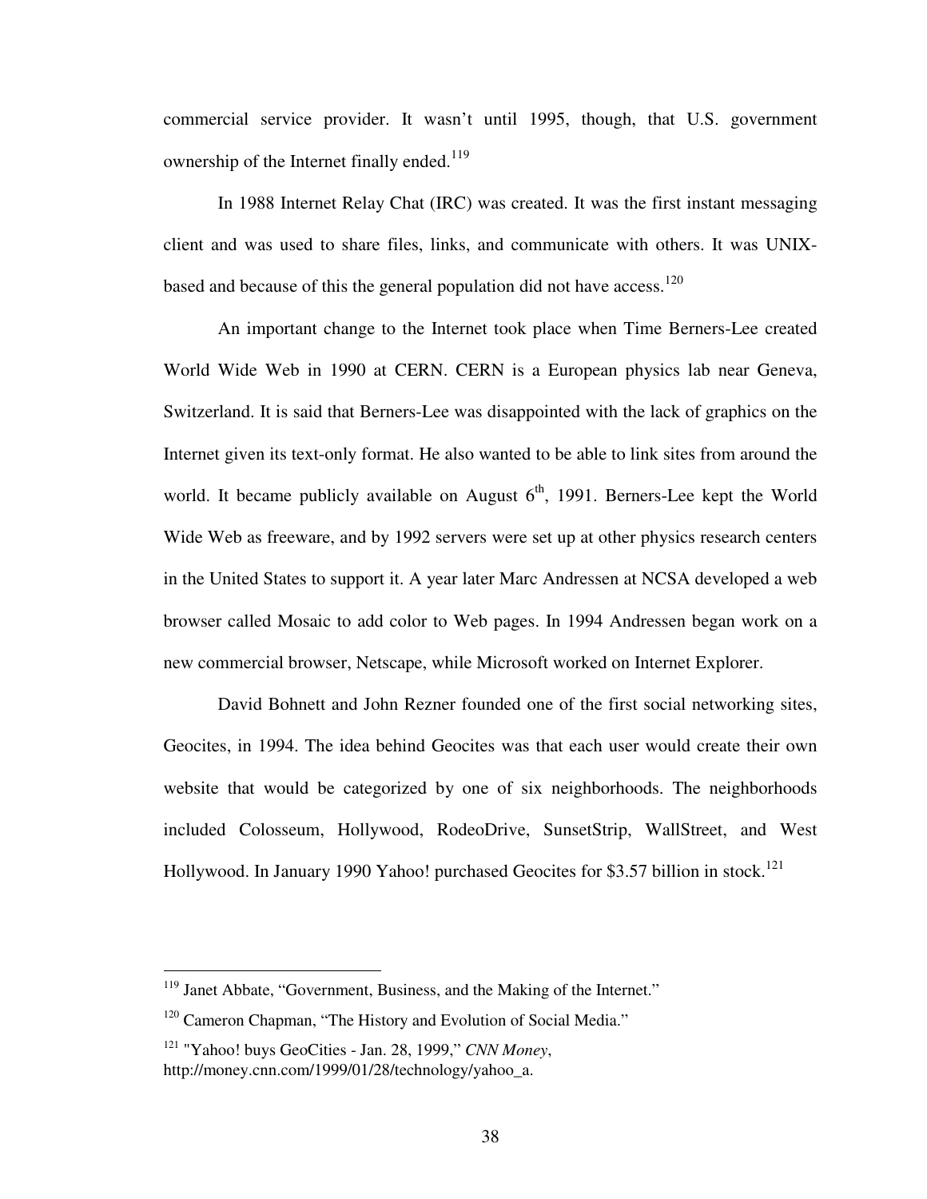commercial service provider. It wasn't until 1995, though, that U.S. government ownership of the Internet finally ended.[119]

In 1988 Internet Relay Chat (IRC) was created. It was the first instant messaging client and was used to share files, links, and communicate with others. It was UNIX-based and because of this the general population did not have access.[120]

An important change to the Internet took place when Time Berners-Lee created World Wide Web in 1990 at CERN. CERN is a European physics lab near Geneva, Switzerland. It is said that Berners-Lee was disappointed with the lack of graphics on the Internet given its text-only format. He also wanted to be able to link sites from around the world. It became publicly available on August 6th, 1991. Berners-Lee kept the World Wide Web as freeware, and by 1992 servers were set up at other physics research centers in the United States to support it. A year later Marc Andressen at NCSA developed a web browser called Mosaic to add color to Web pages. In 1994 Andressen began work on a new commercial browser, Netscape, while Microsoft worked on Internet Explorer.

David Bohnett and John Rezner founded one of the first social networking sites, Geocites, in 1994. The idea behind Geocites was that each user would create their own website that would be categorized by one of six neighborhoods. The neighborhoods included Colosseum, Hollywood, RodeoDrive, SunsetStrip, WallStreet, and West Hollywood. In January 1990 Yahoo! purchased Geocites for $3.57 billion in stock.[121]

---

[119] Janet Abbate, "Government, Business, and the Making of the Internet."

[120] Cameron Chapman, "The History and Evolution of Social Media."

[121] "Yahoo! buys GeoCities - Jan. 28, 1999," *CNN Money*, http://money.cnn.com/1999/01/28/technology/yahoo_a.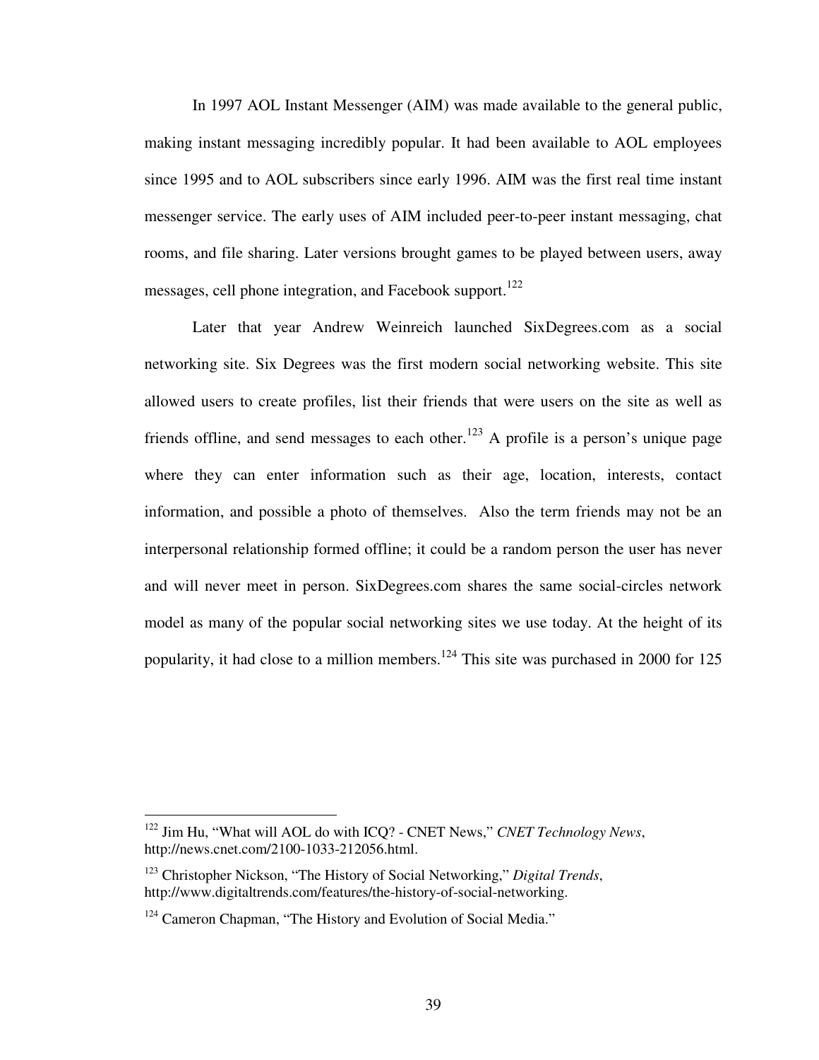In 1997 AOL Instant Messenger (AIM) was made available to the general public, making instant messaging incredibly popular. It had been available to AOL employees since 1995 and to AOL subscribers since early 1996. AIM was the first real time instant messenger service. The early uses of AIM included peer-to-peer instant messaging, chat rooms, and file sharing. Later versions brought games to be played between users, away messages, cell phone integration, and Facebook support.[122]

Later that year Andrew Weinreich launched SixDegrees.com as a social networking site. Six Degrees was the first modern social networking website. This site allowed users to create profiles, list their friends that were users on the site as well as friends offline, and send messages to each other.[123] A profile is a person's unique page where they can enter information such as their age, location, interests, contact information, and possible a photo of themselves. Also the term friends may not be an interpersonal relationship formed offline; it could be a random person the user has never and will never meet in person. SixDegrees.com shares the same social-circles network model as many of the popular social networking sites we use today. At the height of its popularity, it had close to a million members.[124] This site was purchased in 2000 for 125

---

[122] Jim Hu, "What will AOL do with ICQ? - CNET News," *CNET Technology News*, http://news.cnet.com/2100-1033-212056.html.

[123] Christopher Nickson, "The History of Social Networking," *Digital Trends*, http://www.digitaltrends.com/features/the-history-of-social-networking.

[124] Cameron Chapman, "The History and Evolution of Social Media."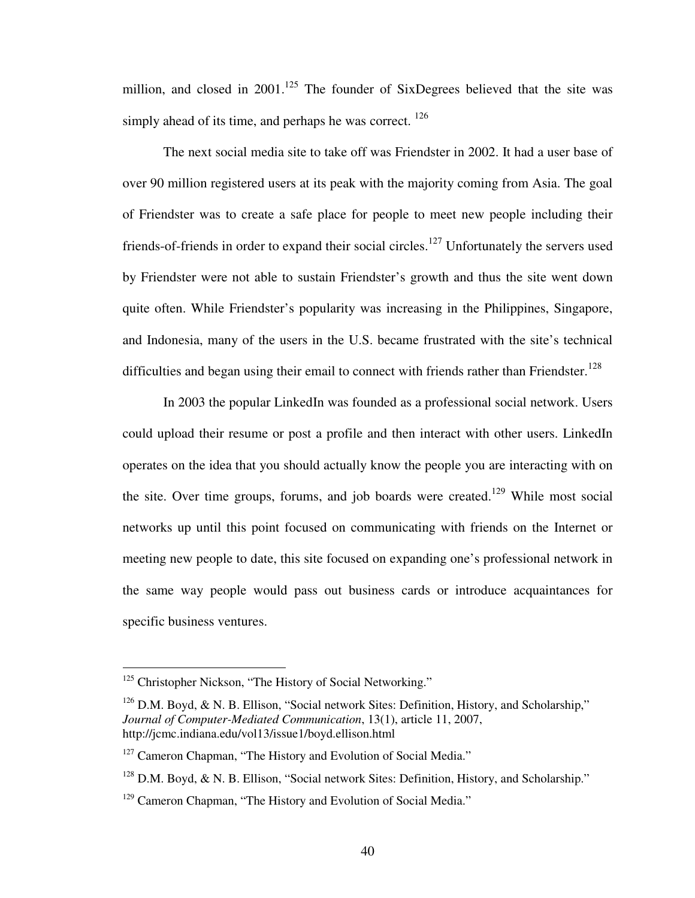million, and closed in 2001.[125] The founder of SixDegrees believed that the site was simply ahead of its time, and perhaps he was correct. [126]

The next social media site to take off was Friendster in 2002. It had a user base of over 90 million registered users at its peak with the majority coming from Asia. The goal of Friendster was to create a safe place for people to meet new people including their friends-of-friends in order to expand their social circles.[127] Unfortunately the servers used by Friendster were not able to sustain Friendster's growth and thus the site went down quite often. While Friendster's popularity was increasing in the Philippines, Singapore, and Indonesia, many of the users in the U.S. became frustrated with the site's technical difficulties and began using their email to connect with friends rather than Friendster.[128]

In 2003 the popular LinkedIn was founded as a professional social network. Users could upload their resume or post a profile and then interact with other users. LinkedIn operates on the idea that you should actually know the people you are interacting with on the site. Over time groups, forums, and job boards were created.[129] While most social networks up until this point focused on communicating with friends on the Internet or meeting new people to date, this site focused on expanding one's professional network in the same way people would pass out business cards or introduce acquaintances for specific business ventures.

---

[125] Christopher Nickson, "The History of Social Networking."

[126] D.M. Boyd, & N. B. Ellison, "Social network Sites: Definition, History, and Scholarship," *Journal of Computer-Mediated Communication*, 13(1), article 11, 2007, http://jcmc.indiana.edu/vol13/issue1/boyd.ellison.html

[127] Cameron Chapman, "The History and Evolution of Social Media."

[128] D.M. Boyd, & N. B. Ellison, "Social network Sites: Definition, History, and Scholarship."

[129] Cameron Chapman, "The History and Evolution of Social Media."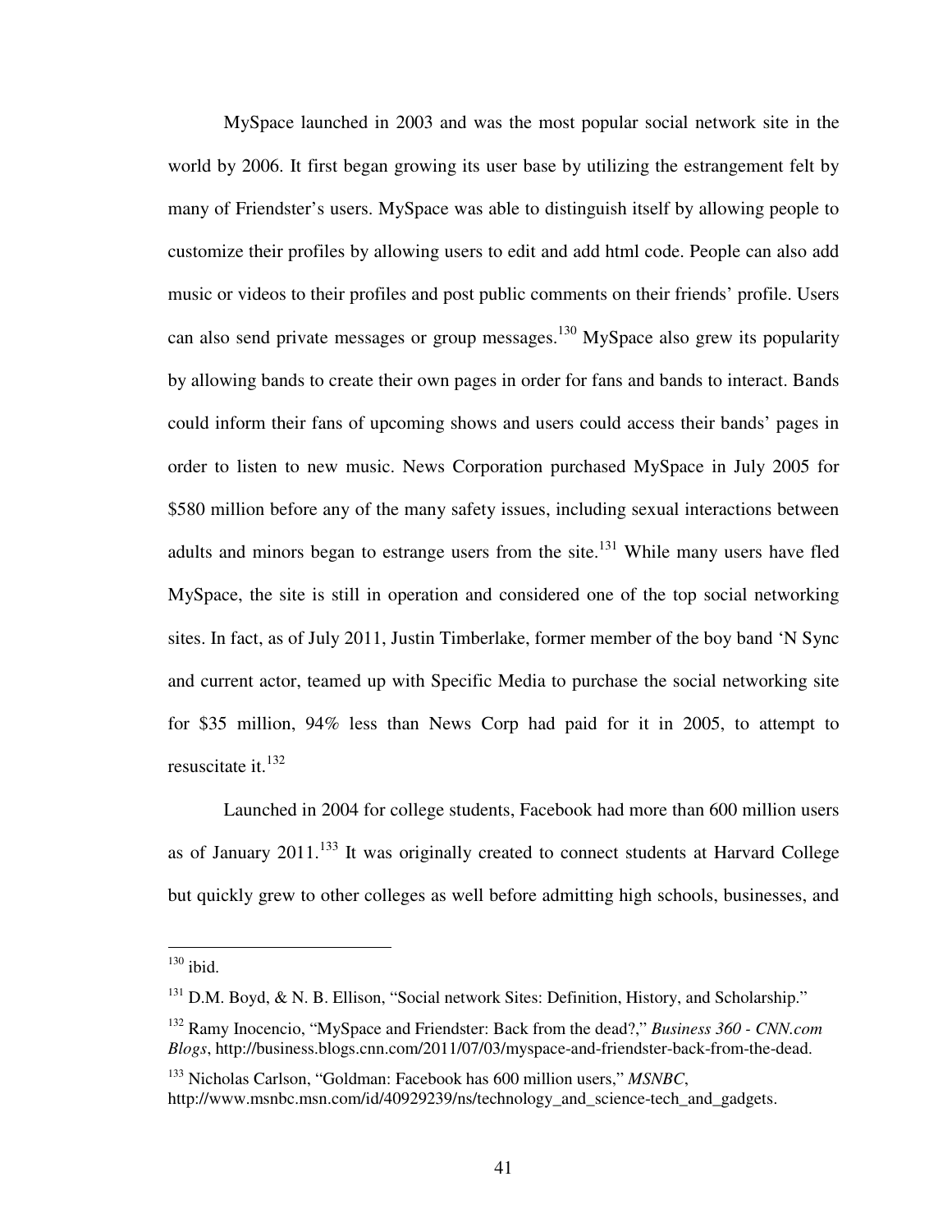MySpace launched in 2003 and was the most popular social network site in the world by 2006. It first began growing its user base by utilizing the estrangement felt by many of Friendster's users. MySpace was able to distinguish itself by allowing people to customize their profiles by allowing users to edit and add html code. People can also add music or videos to their profiles and post public comments on their friends' profile. Users can also send private messages or group messages.[130] MySpace also grew its popularity by allowing bands to create their own pages in order for fans and bands to interact. Bands could inform their fans of upcoming shows and users could access their bands' pages in order to listen to new music. News Corporation purchased MySpace in July 2005 for $580 million before any of the many safety issues, including sexual interactions between adults and minors began to estrange users from the site.[131] While many users have fled MySpace, the site is still in operation and considered one of the top social networking sites. In fact, as of July 2011, Justin Timberlake, former member of the boy band 'N Sync and current actor, teamed up with Specific Media to purchase the social networking site for $35 million, 94% less than News Corp had paid for it in 2005, to attempt to resuscitate it.[132]

Launched in 2004 for college students, Facebook had more than 600 million users as of January 2011.[133] It was originally created to connect students at Harvard College but quickly grew to other colleges as well before admitting high schools, businesses, and

---

[130] ibid.

[131] D.M. Boyd, & N. B. Ellison, "Social network Sites: Definition, History, and Scholarship."

[132] Ramy Inocencio, "MySpace and Friendster: Back from the dead?," *Business 360 - CNN.com Blogs*, http://business.blogs.cnn.com/2011/07/03/myspace-and-friendster-back-from-the-dead.

[133] Nicholas Carlson, "Goldman: Facebook has 600 million users," *MSNBC*, http://www.msnbc.msn.com/id/40929239/ns/technology_and_science-tech_and_gadgets.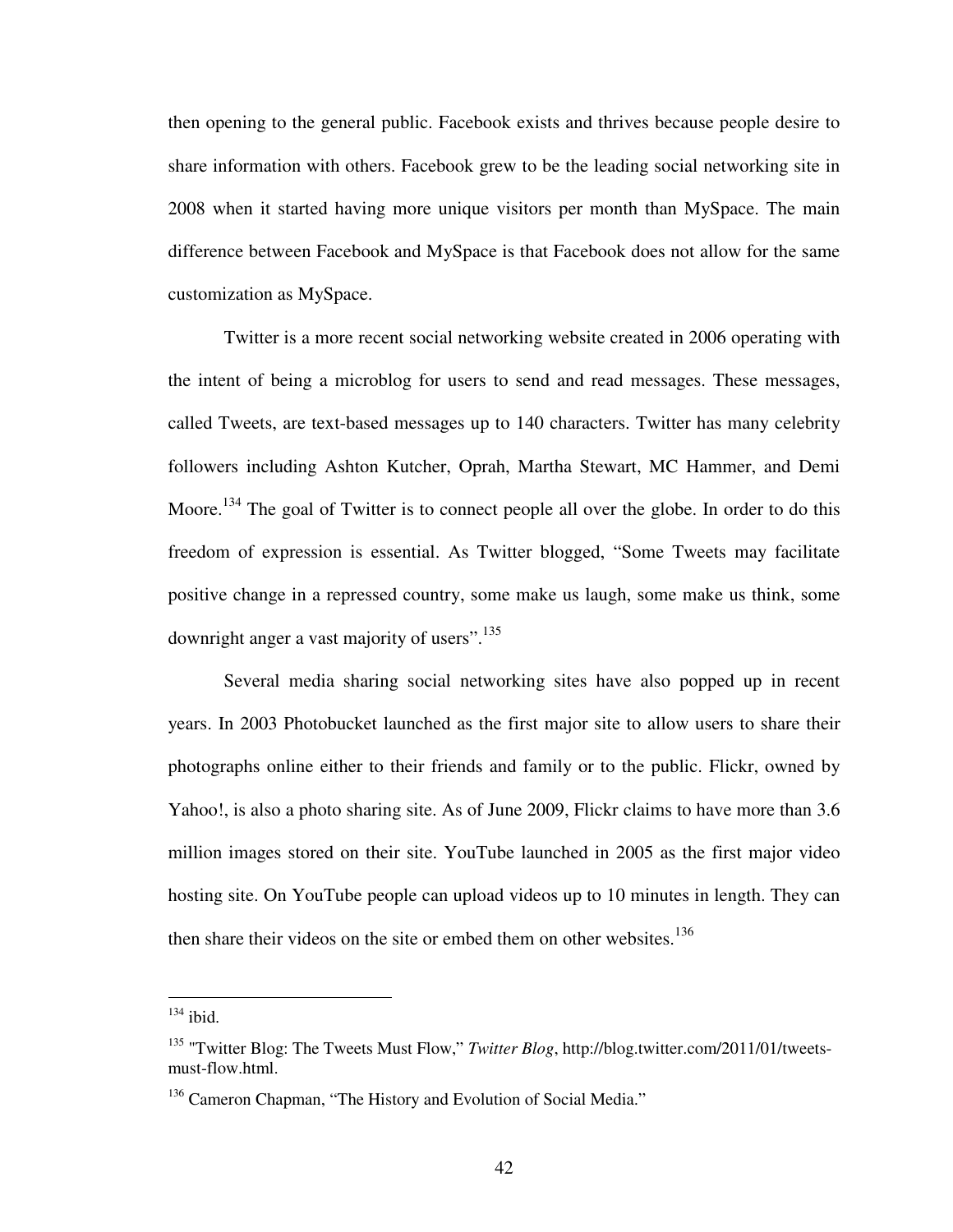then opening to the general public. Facebook exists and thrives because people desire to share information with others. Facebook grew to be the leading social networking site in 2008 when it started having more unique visitors per month than MySpace. The main difference between Facebook and MySpace is that Facebook does not allow for the same customization as MySpace.

Twitter is a more recent social networking website created in 2006 operating with the intent of being a microblog for users to send and read messages. These messages, called Tweets, are text-based messages up to 140 characters. Twitter has many celebrity followers including Ashton Kutcher, Oprah, Martha Stewart, MC Hammer, and Demi Moore.[134] The goal of Twitter is to connect people all over the globe. In order to do this freedom of expression is essential. As Twitter blogged, "Some Tweets may facilitate positive change in a repressed country, some make us laugh, some make us think, some downright anger a vast majority of users".[135]

Several media sharing social networking sites have also popped up in recent years. In 2003 Photobucket launched as the first major site to allow users to share their photographs online either to their friends and family or to the public. Flickr, owned by Yahoo!, is also a photo sharing site. As of June 2009, Flickr claims to have more than 3.6 million images stored on their site. YouTube launched in 2005 as the first major video hosting site. On YouTube people can upload videos up to 10 minutes in length. They can then share their videos on the site or embed them on other websites.[136]

---

[134] ibid.

[135] "Twitter Blog: The Tweets Must Flow," *Twitter Blog*, http://blog.twitter.com/2011/01/tweets-must-flow.html.

[136] Cameron Chapman, "The History and Evolution of Social Media."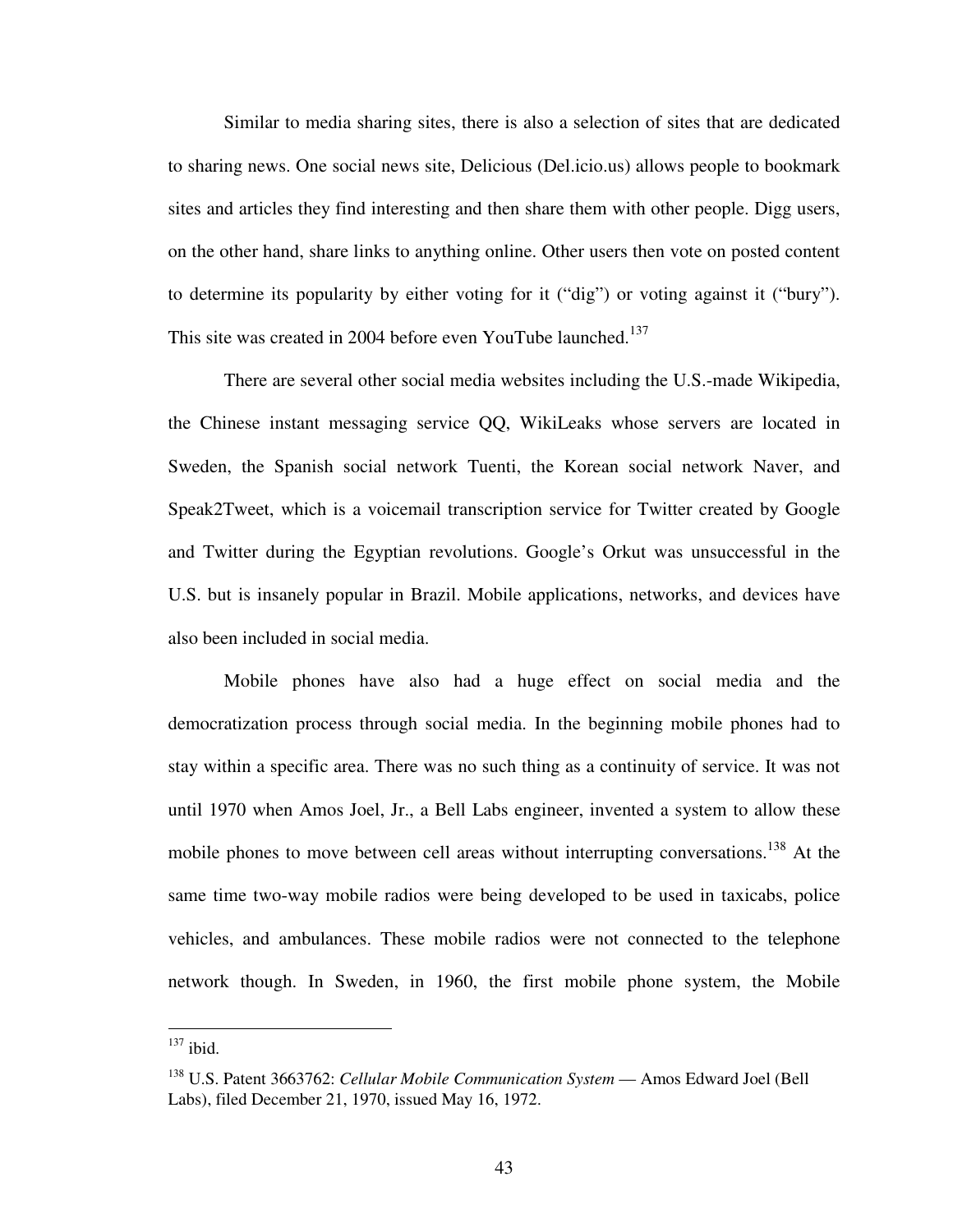Similar to media sharing sites, there is also a selection of sites that are dedicated to sharing news. One social news site, Delicious (Del.icio.us) allows people to bookmark sites and articles they find interesting and then share them with other people. Digg users, on the other hand, share links to anything online. Other users then vote on posted content to determine its popularity by either voting for it ("dig") or voting against it ("bury"). This site was created in 2004 before even YouTube launched.[137]

There are several other social media websites including the U.S.-made Wikipedia, the Chinese instant messaging service QQ, WikiLeaks whose servers are located in Sweden, the Spanish social network Tuenti, the Korean social network Naver, and Speak2Tweet, which is a voicemail transcription service for Twitter created by Google and Twitter during the Egyptian revolutions. Google's Orkut was unsuccessful in the U.S. but is insanely popular in Brazil. Mobile applications, networks, and devices have also been included in social media.

Mobile phones have also had a huge effect on social media and the democratization process through social media. In the beginning mobile phones had to stay within a specific area. There was no such thing as a continuity of service. It was not until 1970 when Amos Joel, Jr., a Bell Labs engineer, invented a system to allow these mobile phones to move between cell areas without interrupting conversations.[138] At the same time two-way mobile radios were being developed to be used in taxicabs, police vehicles, and ambulances. These mobile radios were not connected to the telephone network though. In Sweden, in 1960, the first mobile phone system, the Mobile

---

[137] ibid.

[138] U.S. Patent 3663762: *Cellular Mobile Communication System* — Amos Edward Joel (Bell Labs), filed December 21, 1970, issued May 16, 1972.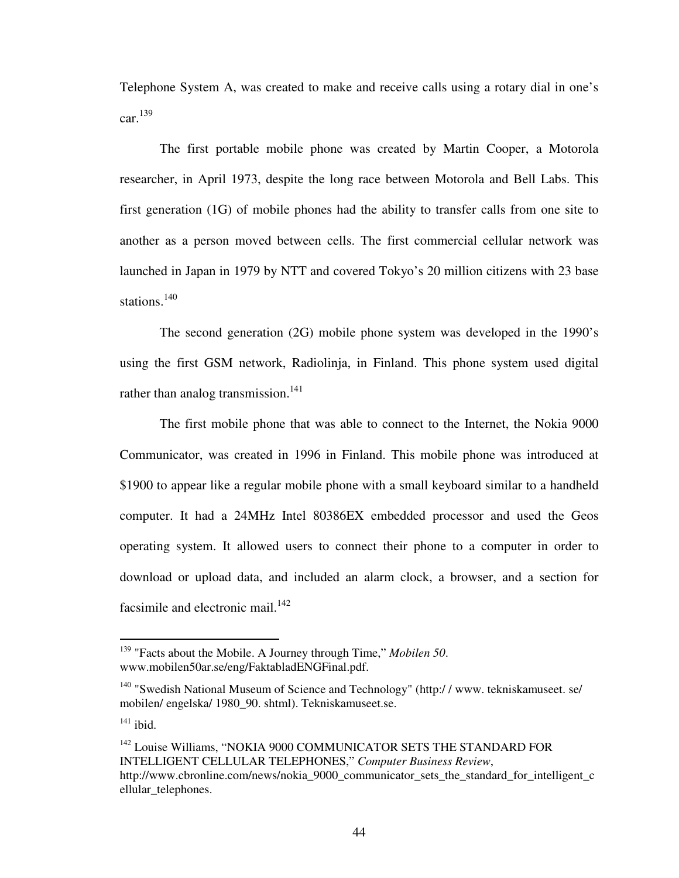Telephone System A, was created to make and receive calls using a rotary dial in one's car.[139]

The first portable mobile phone was created by Martin Cooper, a Motorola researcher, in April 1973, despite the long race between Motorola and Bell Labs. This first generation (1G) of mobile phones had the ability to transfer calls from one site to another as a person moved between cells. The first commercial cellular network was launched in Japan in 1979 by NTT and covered Tokyo's 20 million citizens with 23 base stations.[140]

The second generation (2G) mobile phone system was developed in the 1990's using the first GSM network, Radiolinja, in Finland. This phone system used digital rather than analog transmission.[141]

The first mobile phone that was able to connect to the Internet, the Nokia 9000 Communicator, was created in 1996 in Finland. This mobile phone was introduced at $1900 to appear like a regular mobile phone with a small keyboard similar to a handheld computer. It had a 24MHz Intel 80386EX embedded processor and used the Geos operating system. It allowed users to connect their phone to a computer in order to download or upload data, and included an alarm clock, a browser, and a section for facsimile and electronic mail.[142]

---

[139] "Facts about the Mobile. A Journey through Time," *Mobilen 50*. www.mobilen50ar.se/eng/FaktabladENGFinal.pdf.

[140] "Swedish National Museum of Science and Technology" (http:/ / www. tekniskamuseet. se/ mobilen/ engelska/ 1980_90. shtml). Tekniskamuseet.se.

[141] ibid.

[142] Louise Williams, "NOKIA 9000 COMMUNICATOR SETS THE STANDARD FOR INTELLIGENT CELLULAR TELEPHONES," *Computer Business Review*, http://www.cbronline.com/news/nokia_9000_communicator_sets_the_standard_for_intelligent_cellular_telephones.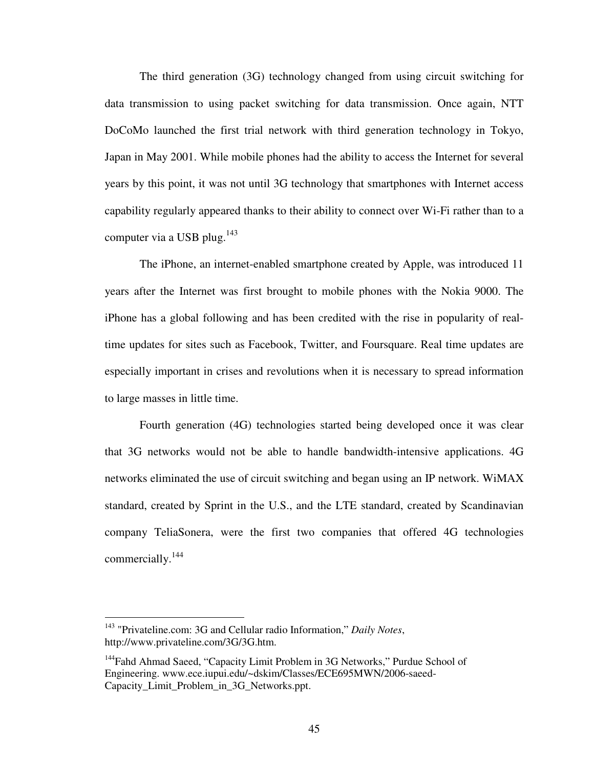The third generation (3G) technology changed from using circuit switching for data transmission to using packet switching for data transmission. Once again, NTT DoCoMo launched the first trial network with third generation technology in Tokyo, Japan in May 2001. While mobile phones had the ability to access the Internet for several years by this point, it was not until 3G technology that smartphones with Internet access capability regularly appeared thanks to their ability to connect over Wi-Fi rather than to a computer via a USB plug.[143]

The iPhone, an internet-enabled smartphone created by Apple, was introduced 11 years after the Internet was first brought to mobile phones with the Nokia 9000. The iPhone has a global following and has been credited with the rise in popularity of real-time updates for sites such as Facebook, Twitter, and Foursquare. Real time updates are especially important in crises and revolutions when it is necessary to spread information to large masses in little time.

Fourth generation (4G) technologies started being developed once it was clear that 3G networks would not be able to handle bandwidth-intensive applications. 4G networks eliminated the use of circuit switching and began using an IP network. WiMAX standard, created by Sprint in the U.S., and the LTE standard, created by Scandinavian company TeliaSonera, were the first two companies that offered 4G technologies commercially.[144]

---

[143] "Privateline.com: 3G and Cellular radio Information," *Daily Notes*, http://www.privateline.com/3G/3G.htm.

[144] Fahd Ahmad Saeed, "Capacity Limit Problem in 3G Networks," Purdue School of Engineering. www.ece.iupui.edu/~dskim/Classes/ECE695MWN/2006-saeed-Capacity_Limit_Problem_in_3G_Networks.ppt.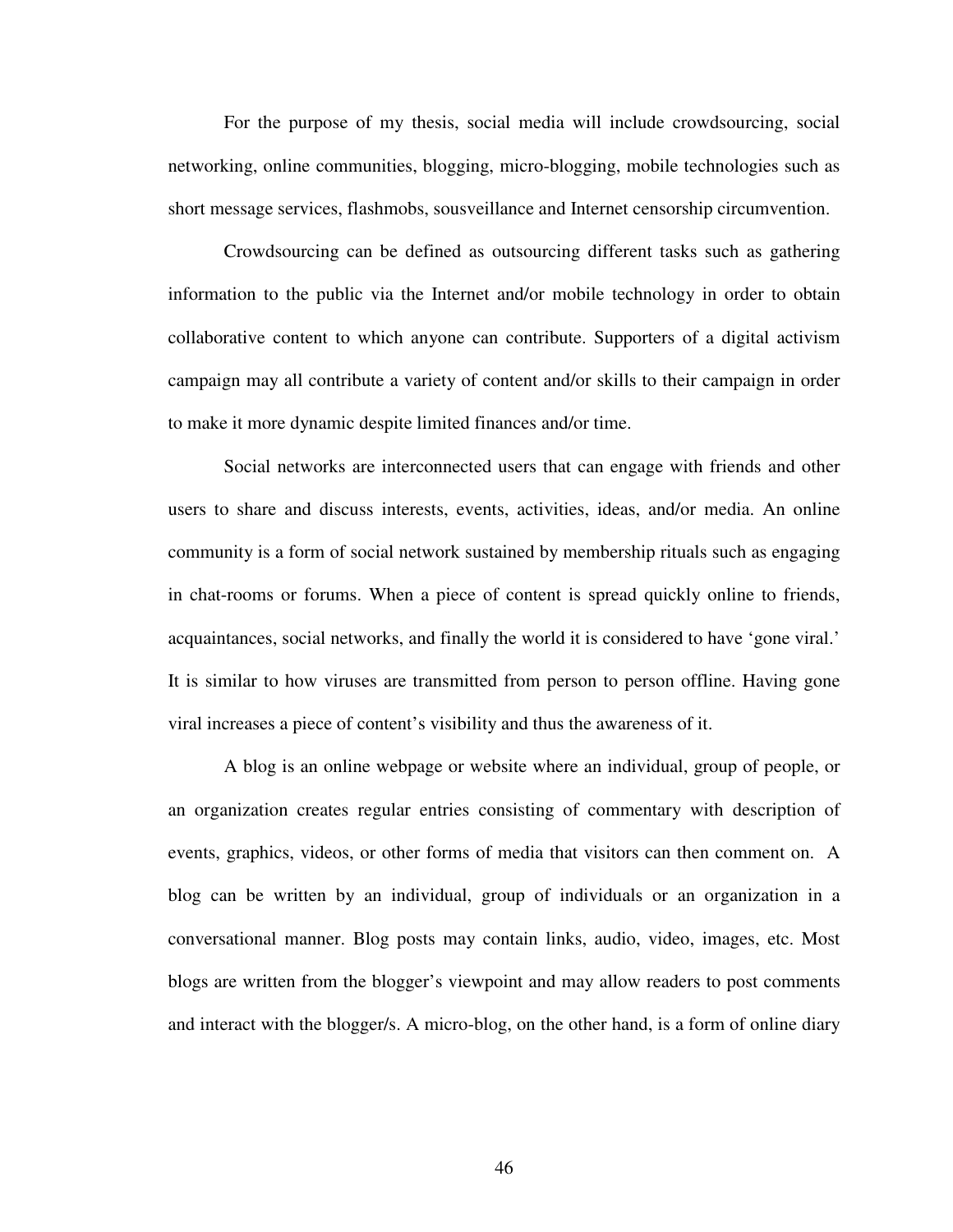For the purpose of my thesis, social media will include crowdsourcing, social networking, online communities, blogging, micro-blogging, mobile technologies such as short message services, flashmobs, sousveillance and Internet censorship circumvention.

Crowdsourcing can be defined as outsourcing different tasks such as gathering information to the public via the Internet and/or mobile technology in order to obtain collaborative content to which anyone can contribute. Supporters of a digital activism campaign may all contribute a variety of content and/or skills to their campaign in order to make it more dynamic despite limited finances and/or time.

Social networks are interconnected users that can engage with friends and other users to share and discuss interests, events, activities, ideas, and/or media. An online community is a form of social network sustained by membership rituals such as engaging in chat-rooms or forums. When a piece of content is spread quickly online to friends, acquaintances, social networks, and finally the world it is considered to have 'gone viral.' It is similar to how viruses are transmitted from person to person offline. Having gone viral increases a piece of content's visibility and thus the awareness of it.

A blog is an online webpage or website where an individual, group of people, or an organization creates regular entries consisting of commentary with description of events, graphics, videos, or other forms of media that visitors can then comment on. A blog can be written by an individual, group of individuals or an organization in a conversational manner. Blog posts may contain links, audio, video, images, etc. Most blogs are written from the blogger's viewpoint and may allow readers to post comments and interact with the blogger/s. A micro-blog, on the other hand, is a form of online diary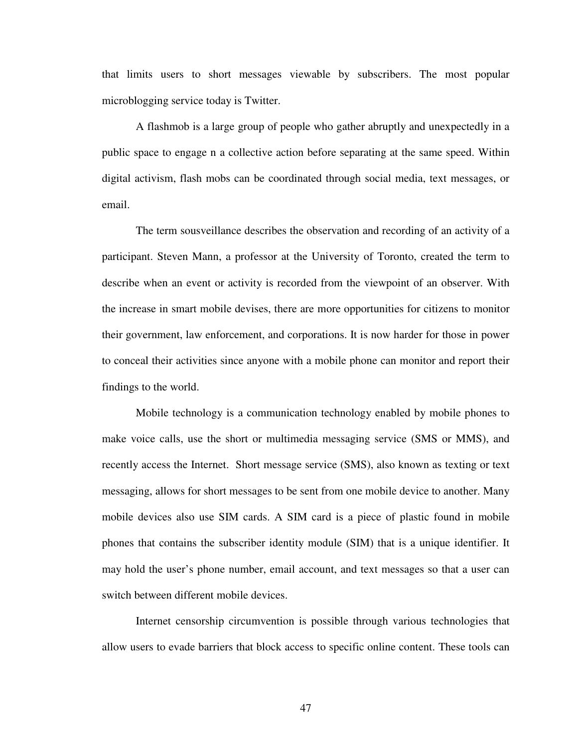that limits users to short messages viewable by subscribers. The most popular microblogging service today is Twitter.

A flashmob is a large group of people who gather abruptly and unexpectedly in a public space to engage n a collective action before separating at the same speed. Within digital activism, flash mobs can be coordinated through social media, text messages, or email.

The term sousveillance describes the observation and recording of an activity of a participant. Steven Mann, a professor at the University of Toronto, created the term to describe when an event or activity is recorded from the viewpoint of an observer. With the increase in smart mobile devises, there are more opportunities for citizens to monitor their government, law enforcement, and corporations. It is now harder for those in power to conceal their activities since anyone with a mobile phone can monitor and report their findings to the world.

Mobile technology is a communication technology enabled by mobile phones to make voice calls, use the short or multimedia messaging service (SMS or MMS), and recently access the Internet. Short message service (SMS), also known as texting or text messaging, allows for short messages to be sent from one mobile device to another. Many mobile devices also use SIM cards. A SIM card is a piece of plastic found in mobile phones that contains the subscriber identity module (SIM) that is a unique identifier. It may hold the user's phone number, email account, and text messages so that a user can switch between different mobile devices.

Internet censorship circumvention is possible through various technologies that allow users to evade barriers that block access to specific online content. These tools can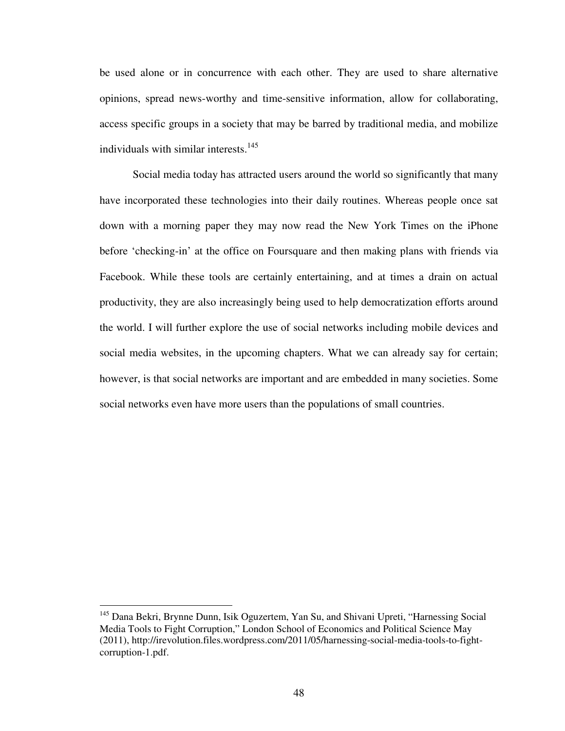be used alone or in concurrence with each other. They are used to share alternative opinions, spread news-worthy and time-sensitive information, allow for collaborating, access specific groups in a society that may be barred by traditional media, and mobilize individuals with similar interests.[145]

Social media today has attracted users around the world so significantly that many have incorporated these technologies into their daily routines. Whereas people once sat down with a morning paper they may now read the New York Times on the iPhone before 'checking-in' at the office on Foursquare and then making plans with friends via Facebook. While these tools are certainly entertaining, and at times a drain on actual productivity, they are also increasingly being used to help democratization efforts around the world. I will further explore the use of social networks including mobile devices and social media websites, in the upcoming chapters. What we can already say for certain; however, is that social networks are important and are embedded in many societies. Some social networks even have more users than the populations of small countries.

---

[145] Dana Bekri, Brynne Dunn, Isik Oguzertem, Yan Su, and Shivani Upreti, "Harnessing Social Media Tools to Fight Corruption," London School of Economics and Political Science May (2011), http://irevolution.files.wordpress.com/2011/05/harnessing-social-media-tools-to-fight-corruption-1.pdf.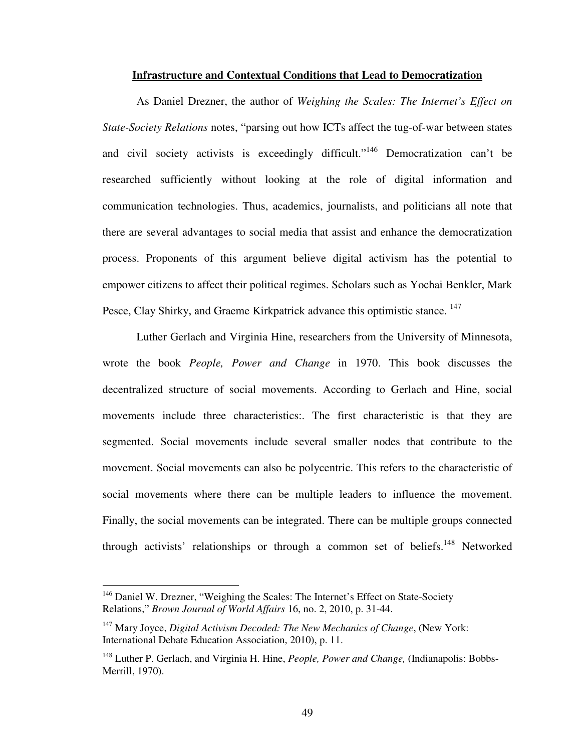## Infrastructure and Contextual Conditions that Lead to Democratization

As Daniel Drezner, the author of *Weighing the Scales: The Internet's Effect on State-Society Relations* notes, "parsing out how ICTs affect the tug-of-war between states and civil society activists is exceedingly difficult."[146] Democratization can't be researched sufficiently without looking at the role of digital information and communication technologies. Thus, academics, journalists, and politicians all note that there are several advantages to social media that assist and enhance the democratization process. Proponents of this argument believe digital activism has the potential to empower citizens to affect their political regimes. Scholars such as Yochai Benkler, Mark Pesce, Clay Shirky, and Graeme Kirkpatrick advance this optimistic stance. [147]

Luther Gerlach and Virginia Hine, researchers from the University of Minnesota, wrote the book *People, Power and Change* in 1970. This book discusses the decentralized structure of social movements. According to Gerlach and Hine, social movements include three characteristics:. The first characteristic is that they are segmented. Social movements include several smaller nodes that contribute to the movement. Social movements can also be polycentric. This refers to the characteristic of social movements where there can be multiple leaders to influence the movement. Finally, the social movements can be integrated. There can be multiple groups connected through activists' relationships or through a common set of beliefs.[148] Networked

---

[146] Daniel W. Drezner, "Weighing the Scales: The Internet's Effect on State-Society Relations," *Brown Journal of World Affairs* 16, no. 2, 2010, p. 31-44.

[147] Mary Joyce, *Digital Activism Decoded: The New Mechanics of Change*, (New York: International Debate Education Association, 2010), p. 11.

[148] Luther P. Gerlach, and Virginia H. Hine, *People, Power and Change,* (Indianapolis: Bobbs-Merrill, 1970).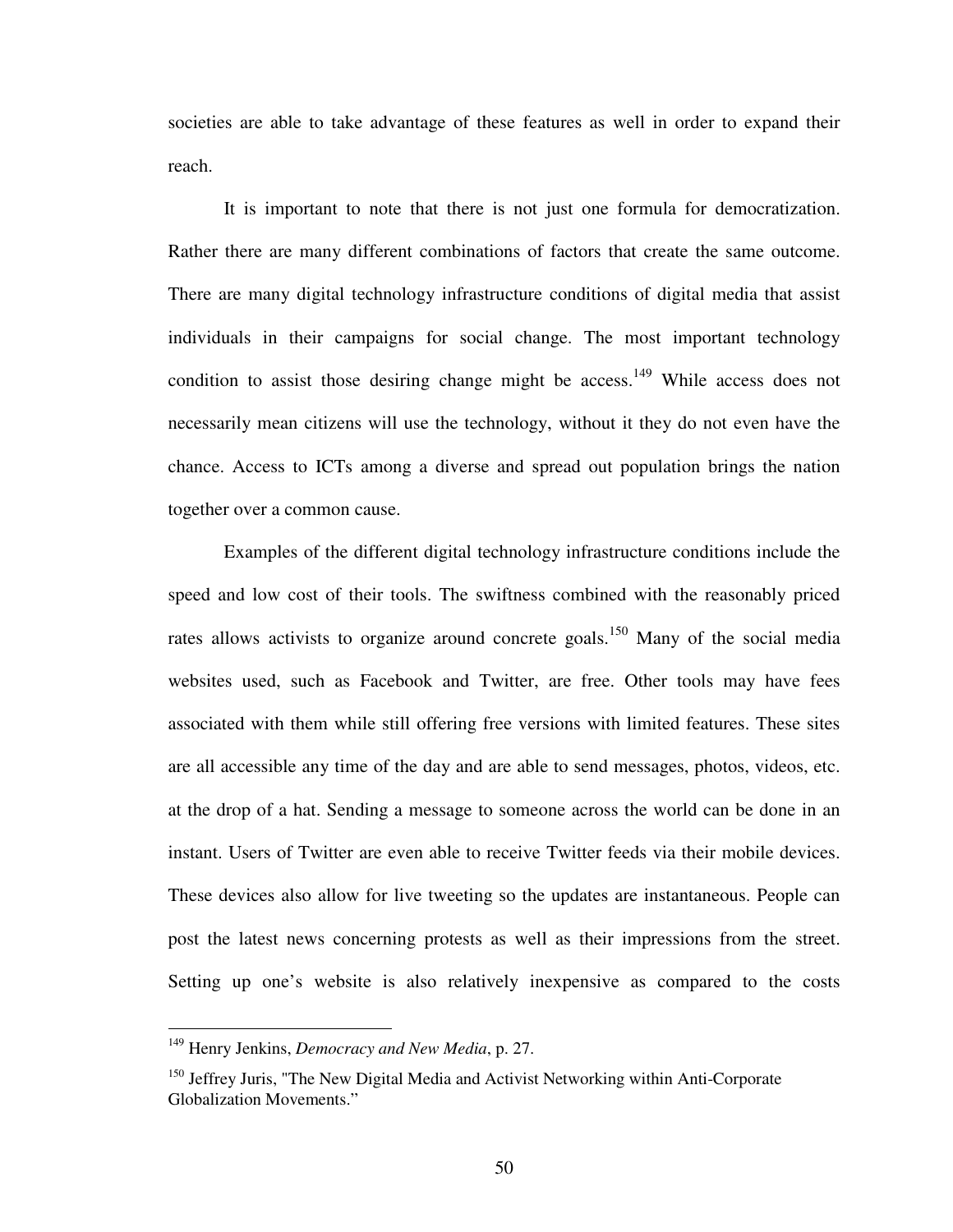societies are able to take advantage of these features as well in order to expand their reach.

It is important to note that there is not just one formula for democratization. Rather there are many different combinations of factors that create the same outcome. There are many digital technology infrastructure conditions of digital media that assist individuals in their campaigns for social change. The most important technology condition to assist those desiring change might be access.[149] While access does not necessarily mean citizens will use the technology, without it they do not even have the chance. Access to ICTs among a diverse and spread out population brings the nation together over a common cause.

Examples of the different digital technology infrastructure conditions include the speed and low cost of their tools. The swiftness combined with the reasonably priced rates allows activists to organize around concrete goals.[150] Many of the social media websites used, such as Facebook and Twitter, are free. Other tools may have fees associated with them while still offering free versions with limited features. These sites are all accessible any time of the day and are able to send messages, photos, videos, etc. at the drop of a hat. Sending a message to someone across the world can be done in an instant. Users of Twitter are even able to receive Twitter feeds via their mobile devices. These devices also allow for live tweeting so the updates are instantaneous. People can post the latest news concerning protests as well as their impressions from the street. Setting up one's website is also relatively inexpensive as compared to the costs

---

[149] Henry Jenkins, *Democracy and New Media*, p. 27.

[150] Jeffrey Juris, "The New Digital Media and Activist Networking within Anti-Corporate Globalization Movements."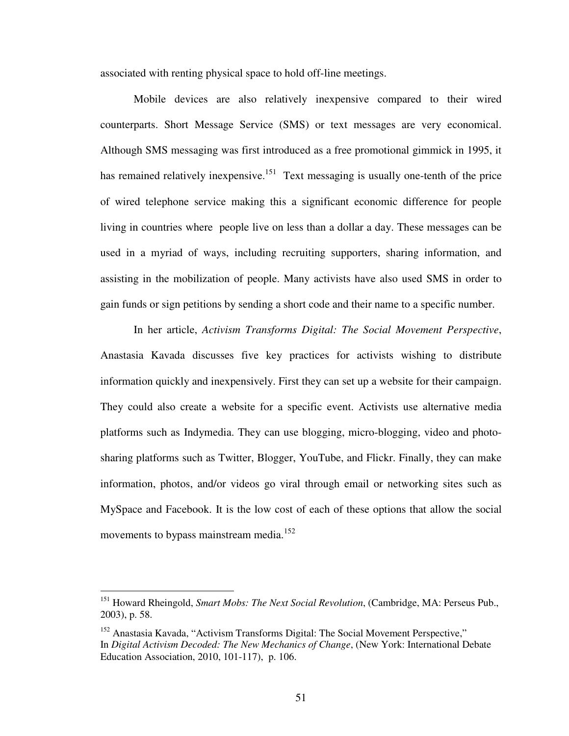associated with renting physical space to hold off-line meetings.

Mobile devices are also relatively inexpensive compared to their wired counterparts. Short Message Service (SMS) or text messages are very economical. Although SMS messaging was first introduced as a free promotional gimmick in 1995, it has remained relatively inexpensive.[151] Text messaging is usually one-tenth of the price of wired telephone service making this a significant economic difference for people living in countries where people live on less than a dollar a day. These messages can be used in a myriad of ways, including recruiting supporters, sharing information, and assisting in the mobilization of people. Many activists have also used SMS in order to gain funds or sign petitions by sending a short code and their name to a specific number.

In her article, *Activism Transforms Digital: The Social Movement Perspective*, Anastasia Kavada discusses five key practices for activists wishing to distribute information quickly and inexpensively. First they can set up a website for their campaign. They could also create a website for a specific event. Activists use alternative media platforms such as Indymedia. They can use blogging, micro-blogging, video and photo-sharing platforms such as Twitter, Blogger, YouTube, and Flickr. Finally, they can make information, photos, and/or videos go viral through email or networking sites such as MySpace and Facebook. It is the low cost of each of these options that allow the social movements to bypass mainstream media.[152]

---

[151] Howard Rheingold, *Smart Mobs: The Next Social Revolution*, (Cambridge, MA: Perseus Pub., 2003), p. 58.

[152] Anastasia Kavada, "Activism Transforms Digital: The Social Movement Perspective," In *Digital Activism Decoded: The New Mechanics of Change*, (New York: International Debate Education Association, 2010, 101-117), p. 106.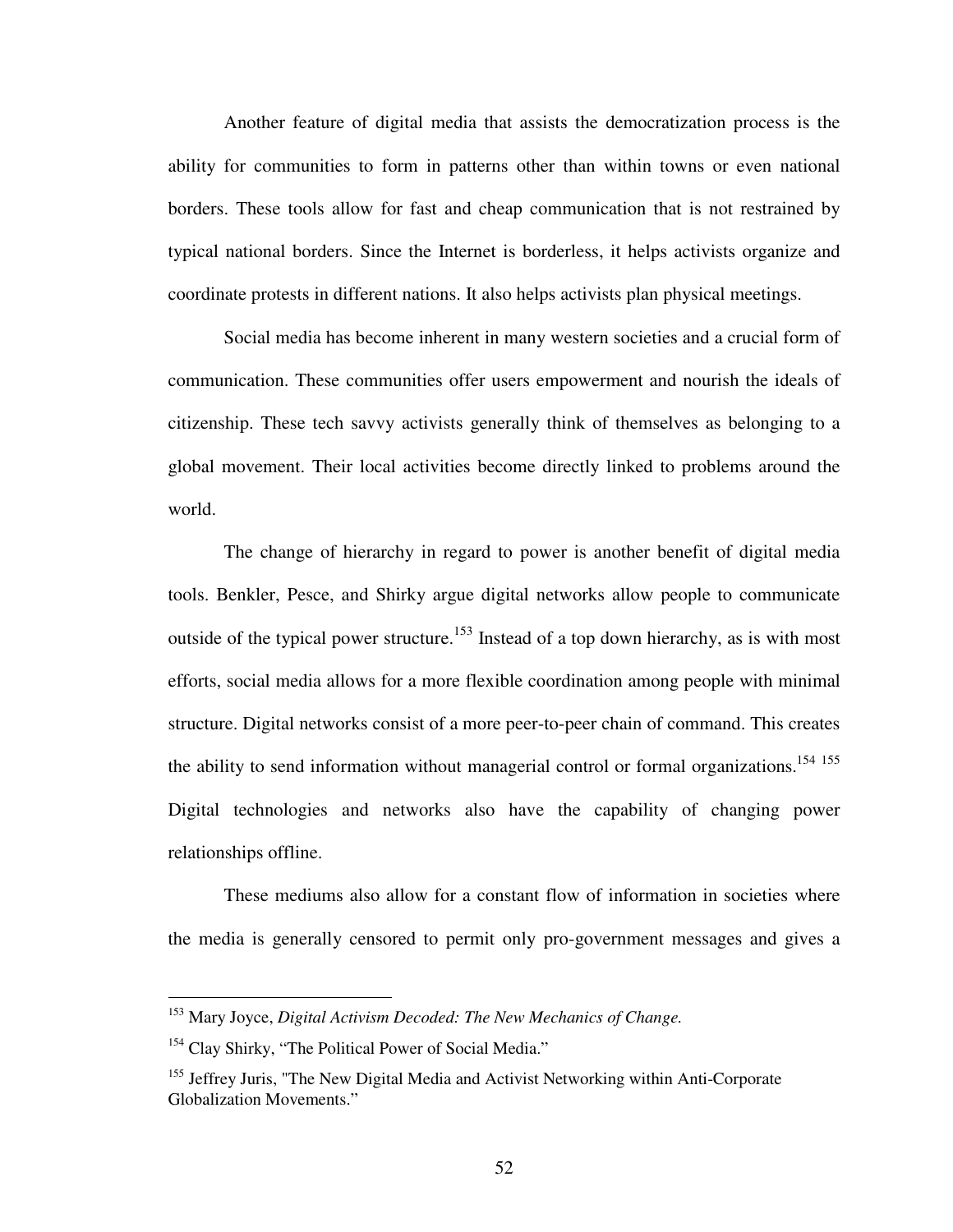Another feature of digital media that assists the democratization process is the ability for communities to form in patterns other than within towns or even national borders. These tools allow for fast and cheap communication that is not restrained by typical national borders. Since the Internet is borderless, it helps activists organize and coordinate protests in different nations. It also helps activists plan physical meetings.

Social media has become inherent in many western societies and a crucial form of communication. These communities offer users empowerment and nourish the ideals of citizenship. These tech savvy activists generally think of themselves as belonging to a global movement. Their local activities become directly linked to problems around the world.

The change of hierarchy in regard to power is another benefit of digital media tools. Benkler, Pesce, and Shirky argue digital networks allow people to communicate outside of the typical power structure.[153] Instead of a top down hierarchy, as is with most efforts, social media allows for a more flexible coordination among people with minimal structure. Digital networks consist of a more peer-to-peer chain of command. This creates the ability to send information without managerial control or formal organizations.[154] [155] Digital technologies and networks also have the capability of changing power relationships offline.

These mediums also allow for a constant flow of information in societies where the media is generally censored to permit only pro-government messages and gives a

---

[153] Mary Joyce, *Digital Activism Decoded: The New Mechanics of Change.*

[154] Clay Shirky, "The Political Power of Social Media."

[155] Jeffrey Juris, "The New Digital Media and Activist Networking within Anti-Corporate Globalization Movements."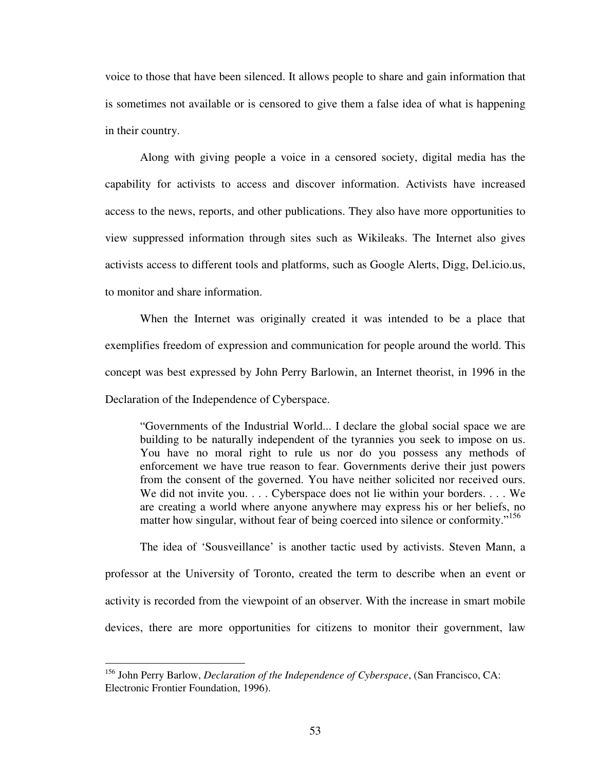voice to those that have been silenced. It allows people to share and gain information that is sometimes not available or is censored to give them a false idea of what is happening in their country.

Along with giving people a voice in a censored society, digital media has the capability for activists to access and discover information. Activists have increased access to the news, reports, and other publications. They also have more opportunities to view suppressed information through sites such as Wikileaks. The Internet also gives activists access to different tools and platforms, such as Google Alerts, Digg, Del.icio.us, to monitor and share information.

When the Internet was originally created it was intended to be a place that exemplifies freedom of expression and communication for people around the world. This concept was best expressed by John Perry Barlowin, an Internet theorist, in 1996 in the Declaration of the Independence of Cyberspace.

> "Governments of the Industrial World... I declare the global social space we are building to be naturally independent of the tyrannies you seek to impose on us. You have no moral right to rule us nor do you possess any methods of enforcement we have true reason to fear. Governments derive their just powers from the consent of the governed. You have neither solicited nor received ours. We did not invite you. . . . Cyberspace does not lie within your borders. . . . We are creating a world where anyone anywhere may express his or her beliefs, no matter how singular, without fear of being coerced into silence or conformity."[156]

The idea of 'Sousveillance' is another tactic used by activists. Steven Mann, a professor at the University of Toronto, created the term to describe when an event or activity is recorded from the viewpoint of an observer. With the increase in smart mobile devices, there are more opportunities for citizens to monitor their government, law

---

[156] John Perry Barlow, *Declaration of the Independence of Cyberspace*, (San Francisco, CA: Electronic Frontier Foundation, 1996).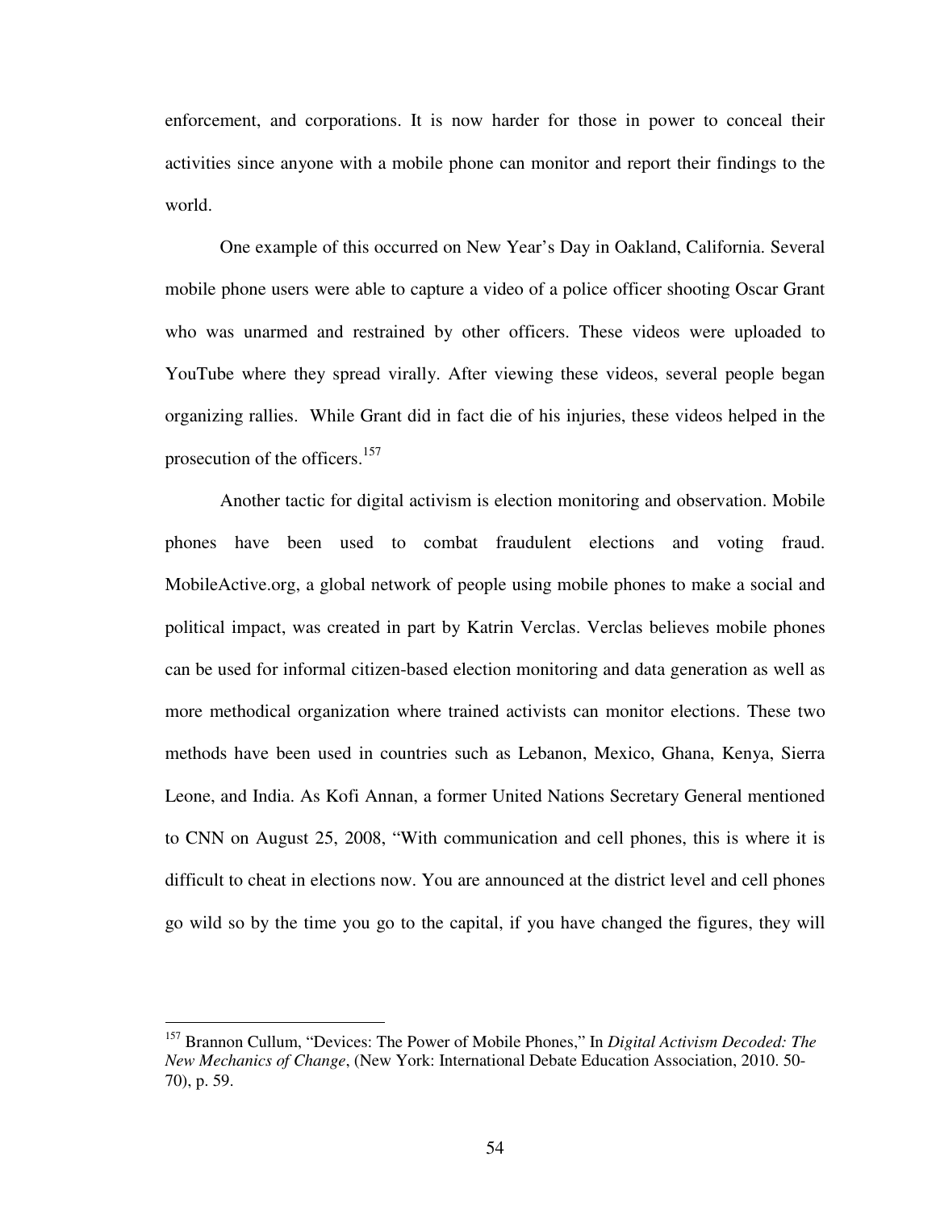enforcement, and corporations. It is now harder for those in power to conceal their activities since anyone with a mobile phone can monitor and report their findings to the world.

One example of this occurred on New Year's Day in Oakland, California. Several mobile phone users were able to capture a video of a police officer shooting Oscar Grant who was unarmed and restrained by other officers. These videos were uploaded to YouTube where they spread virally. After viewing these videos, several people began organizing rallies. While Grant did in fact die of his injuries, these videos helped in the prosecution of the officers.[157]

Another tactic for digital activism is election monitoring and observation. Mobile phones have been used to combat fraudulent elections and voting fraud. MobileActive.org, a global network of people using mobile phones to make a social and political impact, was created in part by Katrin Verclas. Verclas believes mobile phones can be used for informal citizen-based election monitoring and data generation as well as more methodical organization where trained activists can monitor elections. These two methods have been used in countries such as Lebanon, Mexico, Ghana, Kenya, Sierra Leone, and India. As Kofi Annan, a former United Nations Secretary General mentioned to CNN on August 25, 2008, "With communication and cell phones, this is where it is difficult to cheat in elections now. You are announced at the district level and cell phones go wild so by the time you go to the capital, if you have changed the figures, they will

---

[157] Brannon Cullum, "Devices: The Power of Mobile Phones," In *Digital Activism Decoded: The New Mechanics of Change*, (New York: International Debate Education Association, 2010. 50-70), p. 59.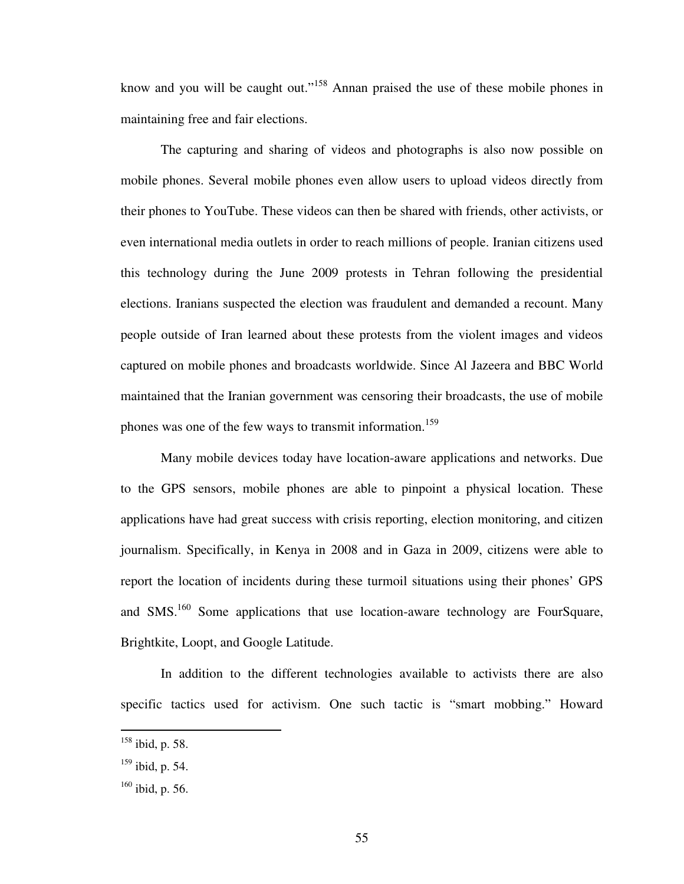know and you will be caught out."[158] Annan praised the use of these mobile phones in maintaining free and fair elections.

The capturing and sharing of videos and photographs is also now possible on mobile phones. Several mobile phones even allow users to upload videos directly from their phones to YouTube. These videos can then be shared with friends, other activists, or even international media outlets in order to reach millions of people. Iranian citizens used this technology during the June 2009 protests in Tehran following the presidential elections. Iranians suspected the election was fraudulent and demanded a recount. Many people outside of Iran learned about these protests from the violent images and videos captured on mobile phones and broadcasts worldwide. Since Al Jazeera and BBC World maintained that the Iranian government was censoring their broadcasts, the use of mobile phones was one of the few ways to transmit information.[159]

Many mobile devices today have location-aware applications and networks. Due to the GPS sensors, mobile phones are able to pinpoint a physical location. These applications have had great success with crisis reporting, election monitoring, and citizen journalism. Specifically, in Kenya in 2008 and in Gaza in 2009, citizens were able to report the location of incidents during these turmoil situations using their phones' GPS and SMS.[160] Some applications that use location-aware technology are FourSquare, Brightkite, Loopt, and Google Latitude.

In addition to the different technologies available to activists there are also specific tactics used for activism. One such tactic is "smart mobbing." Howard

---

[158] ibid, p. 58.

[159] ibid, p. 54.

[160] ibid, p. 56.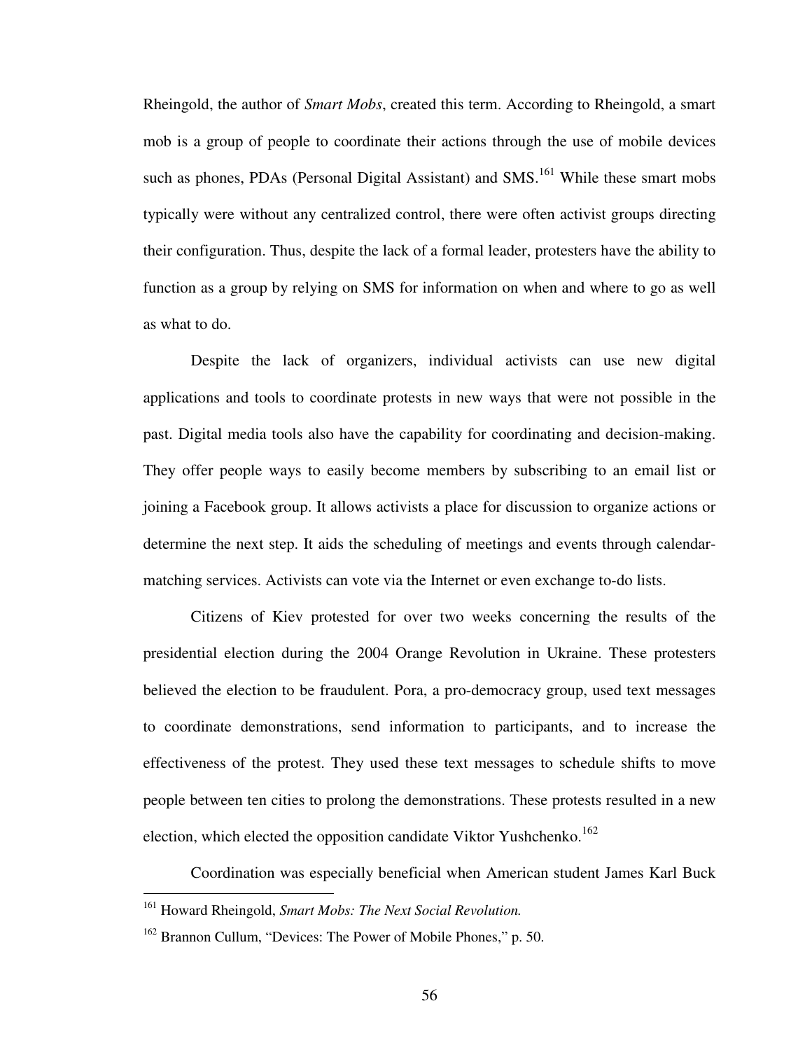Rheingold, the author of *Smart Mobs*, created this term. According to Rheingold, a smart mob is a group of people to coordinate their actions through the use of mobile devices such as phones, PDAs (Personal Digital Assistant) and SMS.[161] While these smart mobs typically were without any centralized control, there were often activist groups directing their configuration. Thus, despite the lack of a formal leader, protesters have the ability to function as a group by relying on SMS for information on when and where to go as well as what to do.

Despite the lack of organizers, individual activists can use new digital applications and tools to coordinate protests in new ways that were not possible in the past. Digital media tools also have the capability for coordinating and decision-making. They offer people ways to easily become members by subscribing to an email list or joining a Facebook group. It allows activists a place for discussion to organize actions or determine the next step. It aids the scheduling of meetings and events through calendar-matching services. Activists can vote via the Internet or even exchange to-do lists.

Citizens of Kiev protested for over two weeks concerning the results of the presidential election during the 2004 Orange Revolution in Ukraine. These protesters believed the election to be fraudulent. Pora, a pro-democracy group, used text messages to coordinate demonstrations, send information to participants, and to increase the effectiveness of the protest. They used these text messages to schedule shifts to move people between ten cities to prolong the demonstrations. These protests resulted in a new election, which elected the opposition candidate Viktor Yushchenko.[162]

Coordination was especially beneficial when American student James Karl Buck

---

[161] Howard Rheingold, *Smart Mobs: The Next Social Revolution.*

[162] Brannon Cullum, "Devices: The Power of Mobile Phones," p. 50.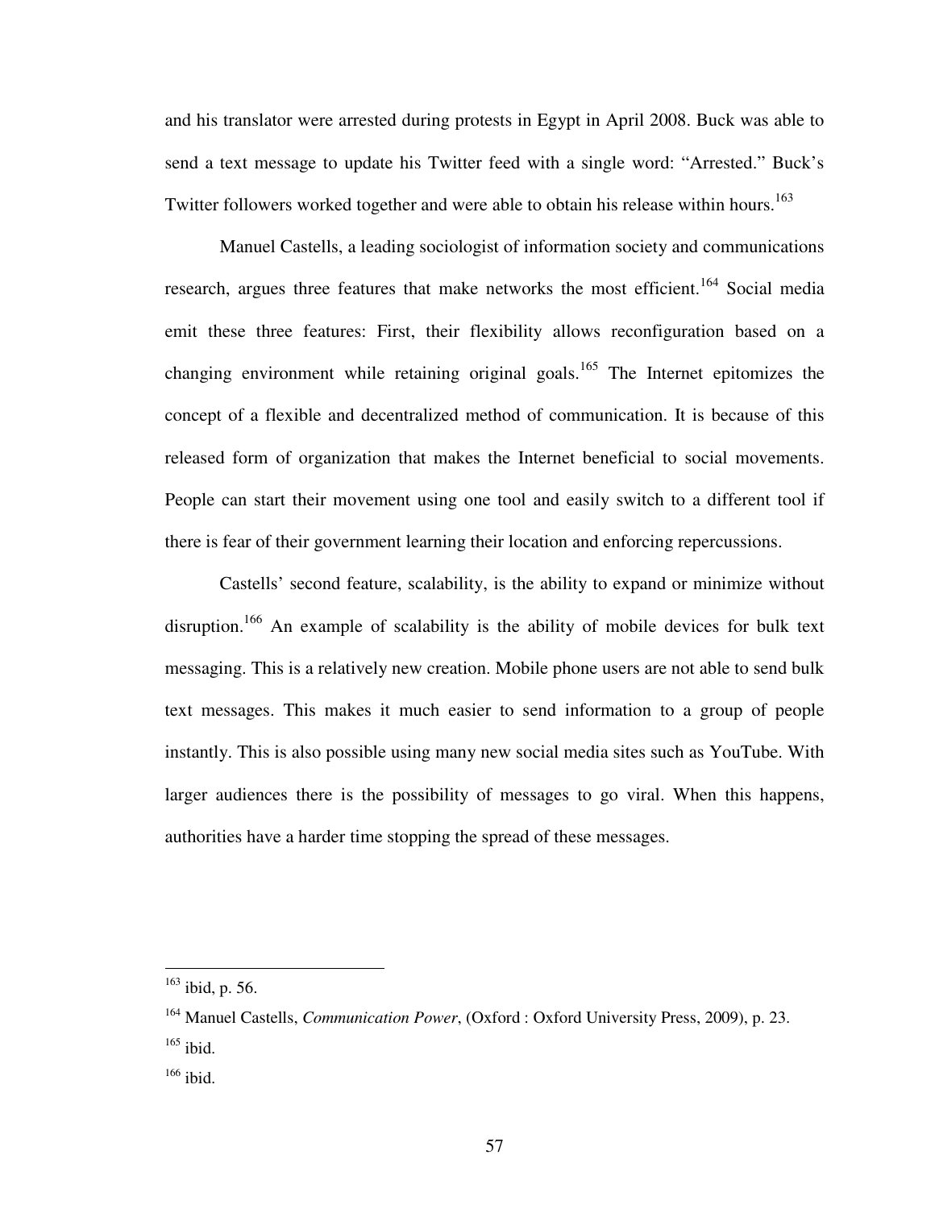and his translator were arrested during protests in Egypt in April 2008. Buck was able to send a text message to update his Twitter feed with a single word: "Arrested." Buck's Twitter followers worked together and were able to obtain his release within hours.[163]

Manuel Castells, a leading sociologist of information society and communications research, argues three features that make networks the most efficient.[164] Social media emit these three features: First, their flexibility allows reconfiguration based on a changing environment while retaining original goals.[165] The Internet epitomizes the concept of a flexible and decentralized method of communication. It is because of this released form of organization that makes the Internet beneficial to social movements. People can start their movement using one tool and easily switch to a different tool if there is fear of their government learning their location and enforcing repercussions.

Castells' second feature, scalability, is the ability to expand or minimize without disruption.[166] An example of scalability is the ability of mobile devices for bulk text messaging. This is a relatively new creation. Mobile phone users are not able to send bulk text messages. This makes it much easier to send information to a group of people instantly. This is also possible using many new social media sites such as YouTube. With larger audiences there is the possibility of messages to go viral. When this happens, authorities have a harder time stopping the spread of these messages.

---

[163] ibid, p. 56.

[164] Manuel Castells, *Communication Power*, (Oxford : Oxford University Press, 2009), p. 23.

[165] ibid.

[166] ibid.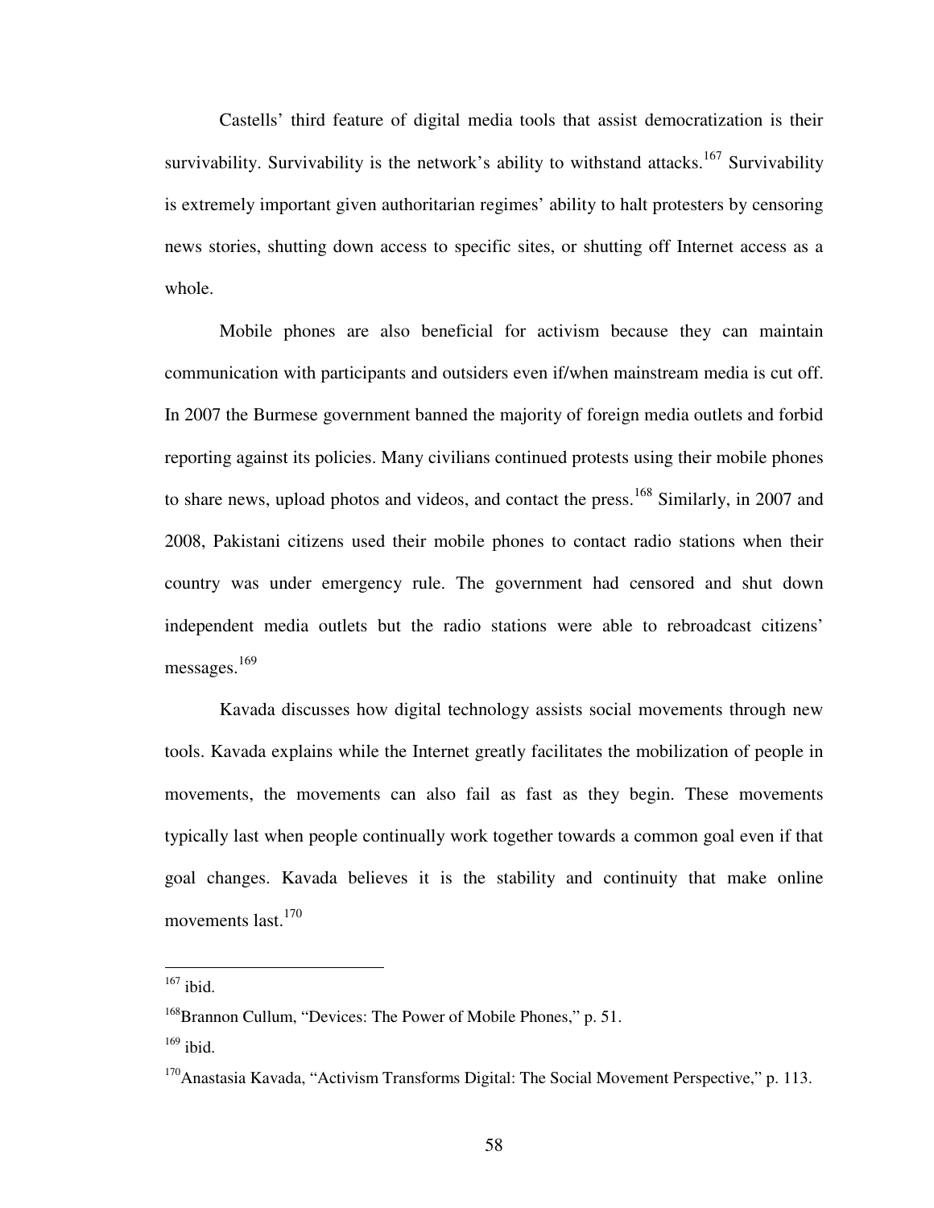Castells' third feature of digital media tools that assist democratization is their survivability. Survivability is the network's ability to withstand attacks.[167] Survivability is extremely important given authoritarian regimes' ability to halt protesters by censoring news stories, shutting down access to specific sites, or shutting off Internet access as a whole.

Mobile phones are also beneficial for activism because they can maintain communication with participants and outsiders even if/when mainstream media is cut off. In 2007 the Burmese government banned the majority of foreign media outlets and forbid reporting against its policies. Many civilians continued protests using their mobile phones to share news, upload photos and videos, and contact the press.[168] Similarly, in 2007 and 2008, Pakistani citizens used their mobile phones to contact radio stations when their country was under emergency rule. The government had censored and shut down independent media outlets but the radio stations were able to rebroadcast citizens' messages.[169]

Kavada discusses how digital technology assists social movements through new tools. Kavada explains while the Internet greatly facilitates the mobilization of people in movements, the movements can also fail as fast as they begin. These movements typically last when people continually work together towards a common goal even if that goal changes. Kavada believes it is the stability and continuity that make online movements last.[170]

---

[167] ibid.

[168] Brannon Cullum, "Devices: The Power of Mobile Phones," p. 51.

[169] ibid.

[170] Anastasia Kavada, "Activism Transforms Digital: The Social Movement Perspective," p. 113.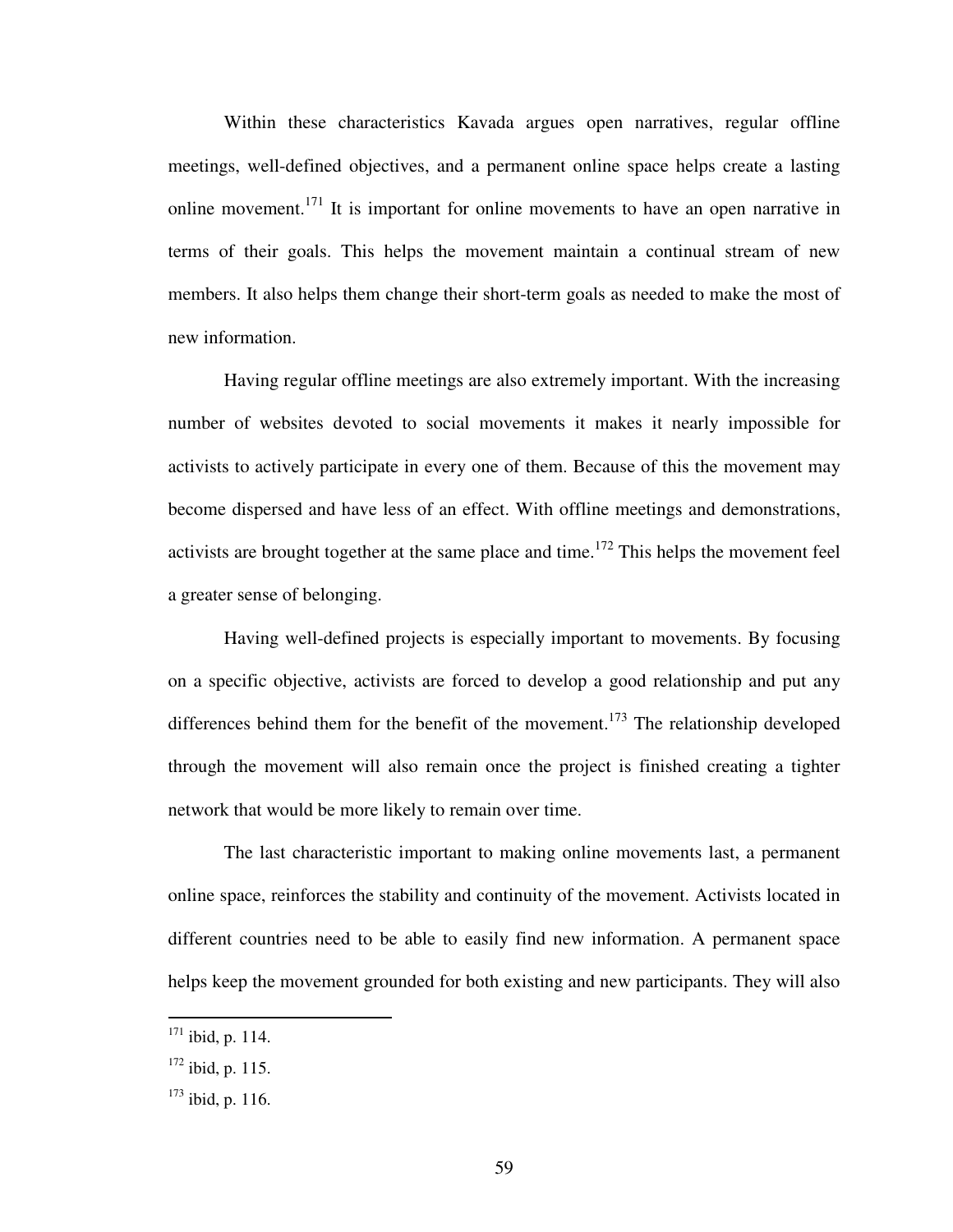Within these characteristics Kavada argues open narratives, regular offline meetings, well-defined objectives, and a permanent online space helps create a lasting online movement.[171] It is important for online movements to have an open narrative in terms of their goals. This helps the movement maintain a continual stream of new members. It also helps them change their short-term goals as needed to make the most of new information.

Having regular offline meetings are also extremely important. With the increasing number of websites devoted to social movements it makes it nearly impossible for activists to actively participate in every one of them. Because of this the movement may become dispersed and have less of an effect. With offline meetings and demonstrations, activists are brought together at the same place and time.[172] This helps the movement feel a greater sense of belonging.

Having well-defined projects is especially important to movements. By focusing on a specific objective, activists are forced to develop a good relationship and put any differences behind them for the benefit of the movement.[173] The relationship developed through the movement will also remain once the project is finished creating a tighter network that would be more likely to remain over time.

The last characteristic important to making online movements last, a permanent online space, reinforces the stability and continuity of the movement. Activists located in different countries need to be able to easily find new information. A permanent space helps keep the movement grounded for both existing and new participants. They will also

---

[171] ibid, p. 114.

[172] ibid, p. 115.

[173] ibid, p. 116.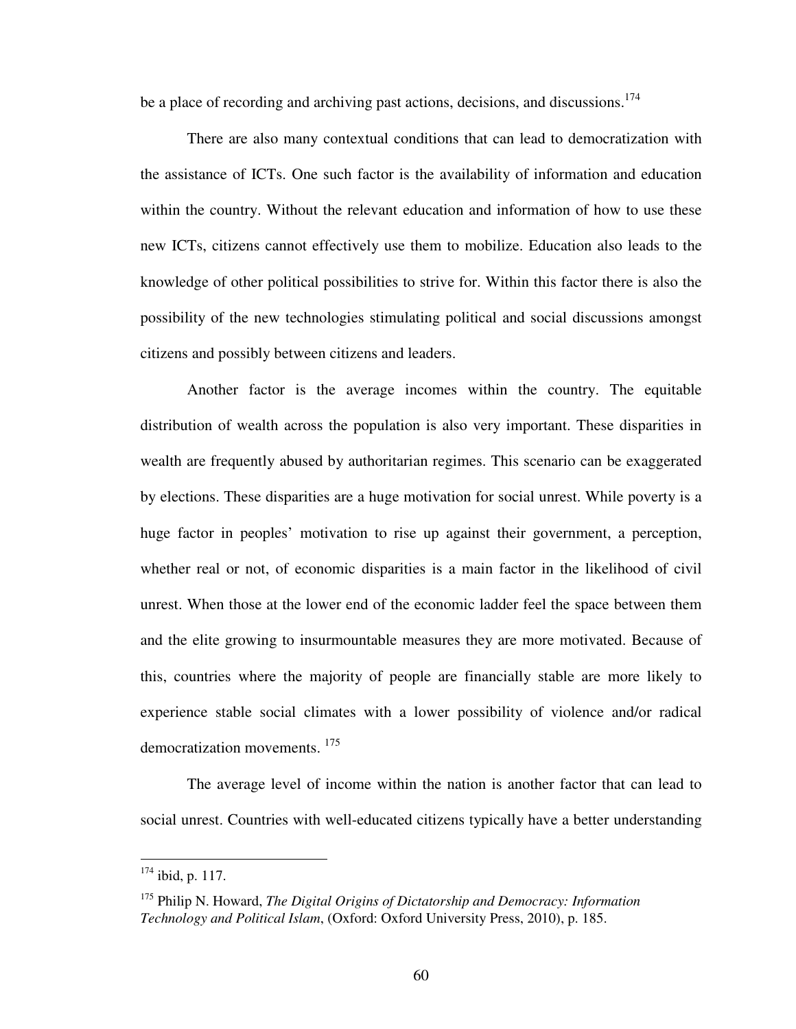be a place of recording and archiving past actions, decisions, and discussions.[174]

There are also many contextual conditions that can lead to democratization with the assistance of ICTs. One such factor is the availability of information and education within the country. Without the relevant education and information of how to use these new ICTs, citizens cannot effectively use them to mobilize. Education also leads to the knowledge of other political possibilities to strive for. Within this factor there is also the possibility of the new technologies stimulating political and social discussions amongst citizens and possibly between citizens and leaders.

Another factor is the average incomes within the country. The equitable distribution of wealth across the population is also very important. These disparities in wealth are frequently abused by authoritarian regimes. This scenario can be exaggerated by elections. These disparities are a huge motivation for social unrest. While poverty is a huge factor in peoples' motivation to rise up against their government, a perception, whether real or not, of economic disparities is a main factor in the likelihood of civil unrest. When those at the lower end of the economic ladder feel the space between them and the elite growing to insurmountable measures they are more motivated. Because of this, countries where the majority of people are financially stable are more likely to experience stable social climates with a lower possibility of violence and/or radical democratization movements. [175]

The average level of income within the nation is another factor that can lead to social unrest. Countries with well-educated citizens typically have a better understanding

---

[174] ibid, p. 117.

[175] Philip N. Howard, *The Digital Origins of Dictatorship and Democracy: Information Technology and Political Islam*, (Oxford: Oxford University Press, 2010), p. 185.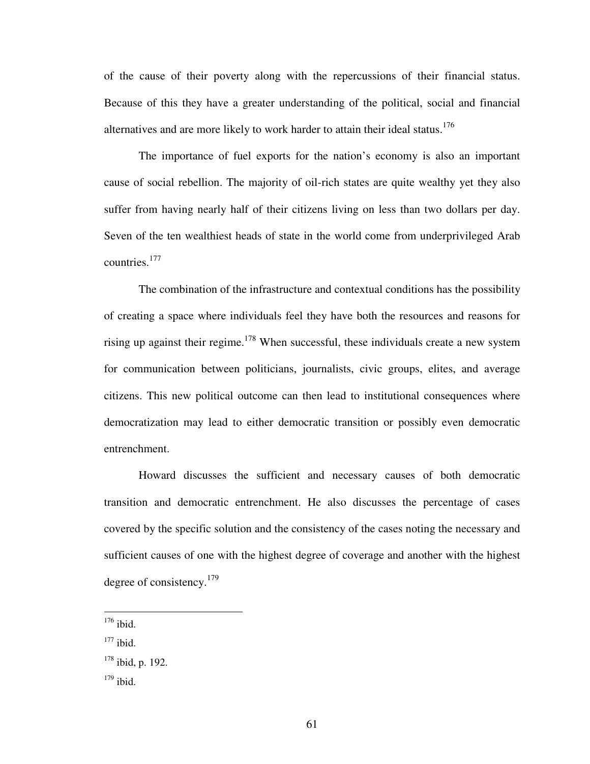of the cause of their poverty along with the repercussions of their financial status. Because of this they have a greater understanding of the political, social and financial alternatives and are more likely to work harder to attain their ideal status.[176]

The importance of fuel exports for the nation's economy is also an important cause of social rebellion. The majority of oil-rich states are quite wealthy yet they also suffer from having nearly half of their citizens living on less than two dollars per day. Seven of the ten wealthiest heads of state in the world come from underprivileged Arab countries.[177]

The combination of the infrastructure and contextual conditions has the possibility of creating a space where individuals feel they have both the resources and reasons for rising up against their regime.[178] When successful, these individuals create a new system for communication between politicians, journalists, civic groups, elites, and average citizens. This new political outcome can then lead to institutional consequences where democratization may lead to either democratic transition or possibly even democratic entrenchment.

Howard discusses the sufficient and necessary causes of both democratic transition and democratic entrenchment. He also discusses the percentage of cases covered by the specific solution and the consistency of the cases noting the necessary and sufficient causes of one with the highest degree of coverage and another with the highest degree of consistency.[179]

---

[176] ibid.

[177] ibid.

[178] ibid, p. 192.

[179] ibid.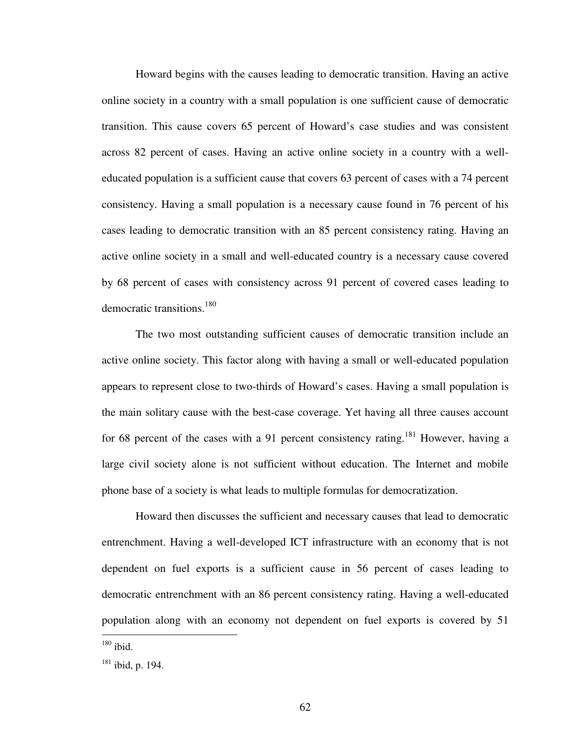Howard begins with the causes leading to democratic transition. Having an active online society in a country with a small population is one sufficient cause of democratic transition. This cause covers 65 percent of Howard's case studies and was consistent across 82 percent of cases. Having an active online society in a country with a well-educated population is a sufficient cause that covers 63 percent of cases with a 74 percent consistency. Having a small population is a necessary cause found in 76 percent of his cases leading to democratic transition with an 85 percent consistency rating. Having an active online society in a small and well-educated country is a necessary cause covered by 68 percent of cases with consistency across 91 percent of covered cases leading to democratic transitions.[180]

The two most outstanding sufficient causes of democratic transition include an active online society. This factor along with having a small or well-educated population appears to represent close to two-thirds of Howard's cases. Having a small population is the main solitary cause with the best-case coverage. Yet having all three causes account for 68 percent of the cases with a 91 percent consistency rating.[181] However, having a large civil society alone is not sufficient without education. The Internet and mobile phone base of a society is what leads to multiple formulas for democratization.

Howard then discusses the sufficient and necessary causes that lead to democratic entrenchment. Having a well-developed ICT infrastructure with an economy that is not dependent on fuel exports is a sufficient cause in 56 percent of cases leading to democratic entrenchment with an 86 percent consistency rating. Having a well-educated population along with an economy not dependent on fuel exports is covered by 51

---

[180] ibid.

[181] ibid, p. 194.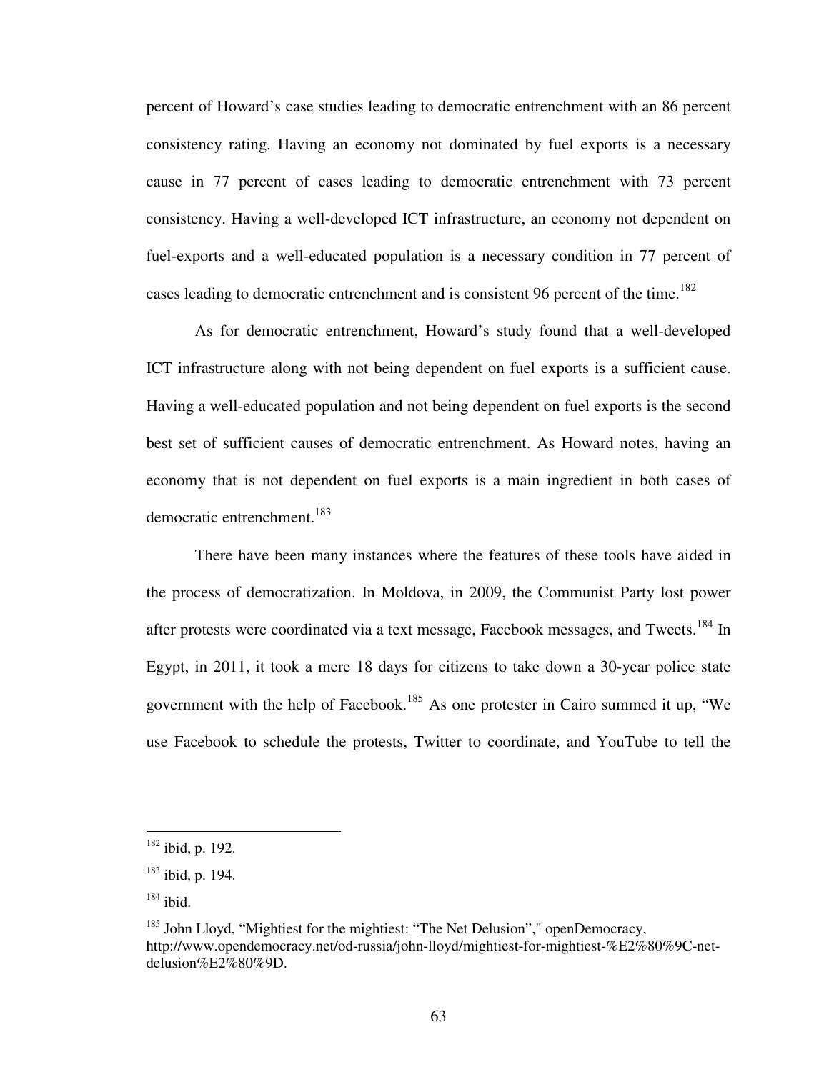percent of Howard's case studies leading to democratic entrenchment with an 86 percent consistency rating. Having an economy not dominated by fuel exports is a necessary cause in 77 percent of cases leading to democratic entrenchment with 73 percent consistency. Having a well-developed ICT infrastructure, an economy not dependent on fuel-exports and a well-educated population is a necessary condition in 77 percent of cases leading to democratic entrenchment and is consistent 96 percent of the time.[182]

As for democratic entrenchment, Howard's study found that a well-developed ICT infrastructure along with not being dependent on fuel exports is a sufficient cause. Having a well-educated population and not being dependent on fuel exports is the second best set of sufficient causes of democratic entrenchment. As Howard notes, having an economy that is not dependent on fuel exports is a main ingredient in both cases of democratic entrenchment.[183]

There have been many instances where the features of these tools have aided in the process of democratization. In Moldova, in 2009, the Communist Party lost power after protests were coordinated via a text message, Facebook messages, and Tweets.[184] In Egypt, in 2011, it took a mere 18 days for citizens to take down a 30-year police state government with the help of Facebook.[185] As one protester in Cairo summed it up, "We use Facebook to schedule the protests, Twitter to coordinate, and YouTube to tell the

---

[182] ibid, p. 192.

[183] ibid, p. 194.

[184] ibid.

[185] John Lloyd, "Mightiest for the mightiest: "The Net Delusion"," openDemocracy, http://www.opendemocracy.net/od-russia/john-lloyd/mightiest-for-mightiest-%E2%80%9C-net-delusion%E2%80%9D.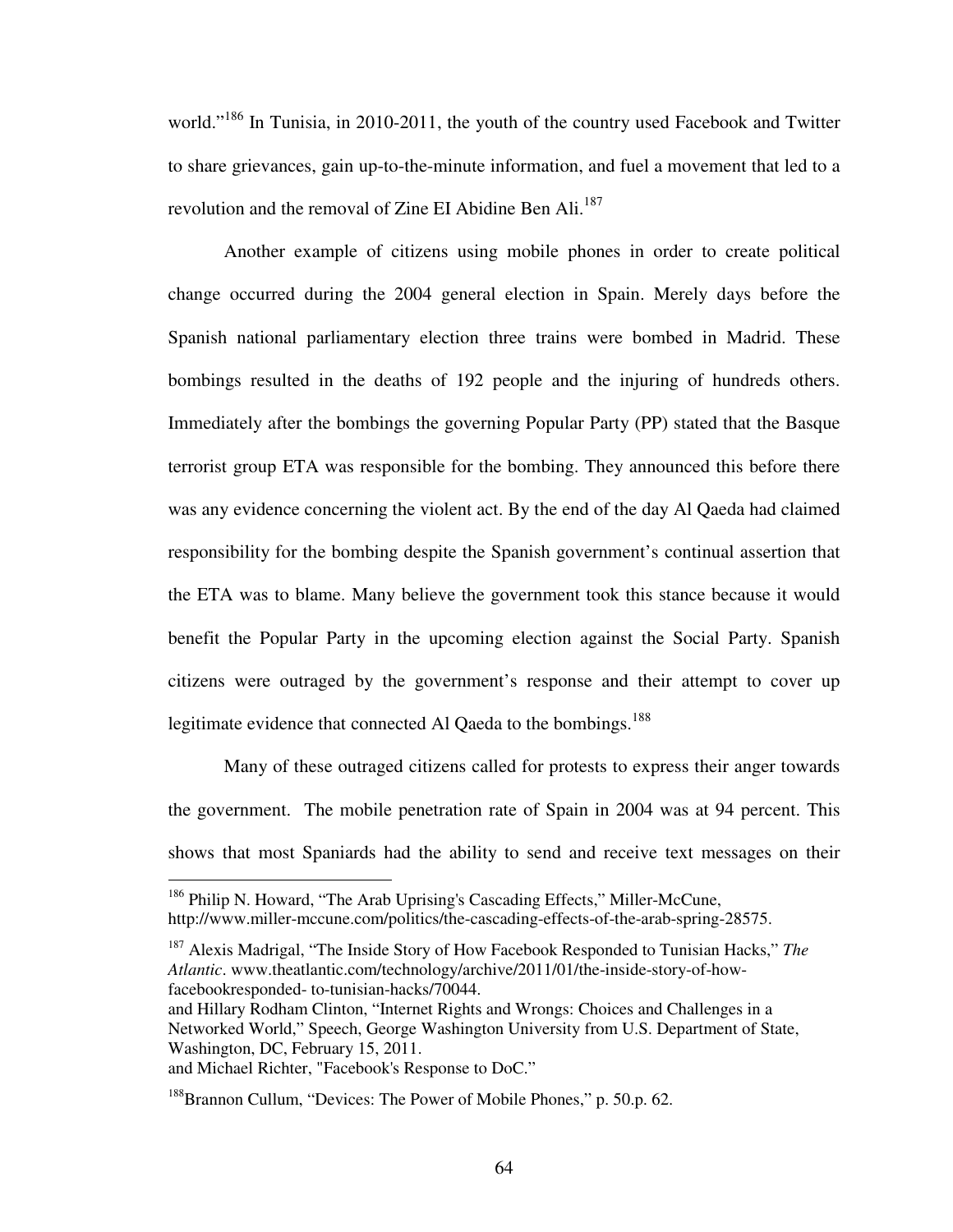world."[186] In Tunisia, in 2010-2011, the youth of the country used Facebook and Twitter to share grievances, gain up-to-the-minute information, and fuel a movement that led to a revolution and the removal of Zine EI Abidine Ben Ali.[187]

Another example of citizens using mobile phones in order to create political change occurred during the 2004 general election in Spain. Merely days before the Spanish national parliamentary election three trains were bombed in Madrid. These bombings resulted in the deaths of 192 people and the injuring of hundreds others. Immediately after the bombings the governing Popular Party (PP) stated that the Basque terrorist group ETA was responsible for the bombing. They announced this before there was any evidence concerning the violent act. By the end of the day Al Qaeda had claimed responsibility for the bombing despite the Spanish government's continual assertion that the ETA was to blame. Many believe the government took this stance because it would benefit the Popular Party in the upcoming election against the Social Party. Spanish citizens were outraged by the government's response and their attempt to cover up legitimate evidence that connected Al Qaeda to the bombings.[188]

Many of these outraged citizens called for protests to express their anger towards the government. The mobile penetration rate of Spain in 2004 was at 94 percent. This shows that most Spaniards had the ability to send and receive text messages on their

---

[186] Philip N. Howard, "The Arab Uprising's Cascading Effects," Miller-McCune, http://www.miller-mccune.com/politics/the-cascading-effects-of-the-arab-spring-28575.

[187] Alexis Madrigal, "The Inside Story of How Facebook Responded to Tunisian Hacks," *The Atlantic*. www.theatlantic.com/technology/archive/2011/01/the-inside-story-of-how-facebookresponded- to-tunisian-hacks/70044.
and Hillary Rodham Clinton, "Internet Rights and Wrongs: Choices and Challenges in a Networked World," Speech, George Washington University from U.S. Department of State, Washington, DC, February 15, 2011.
and Michael Richter, "Facebook's Response to DoC."

[188] Brannon Cullum, "Devices: The Power of Mobile Phones," p. 50.p. 62.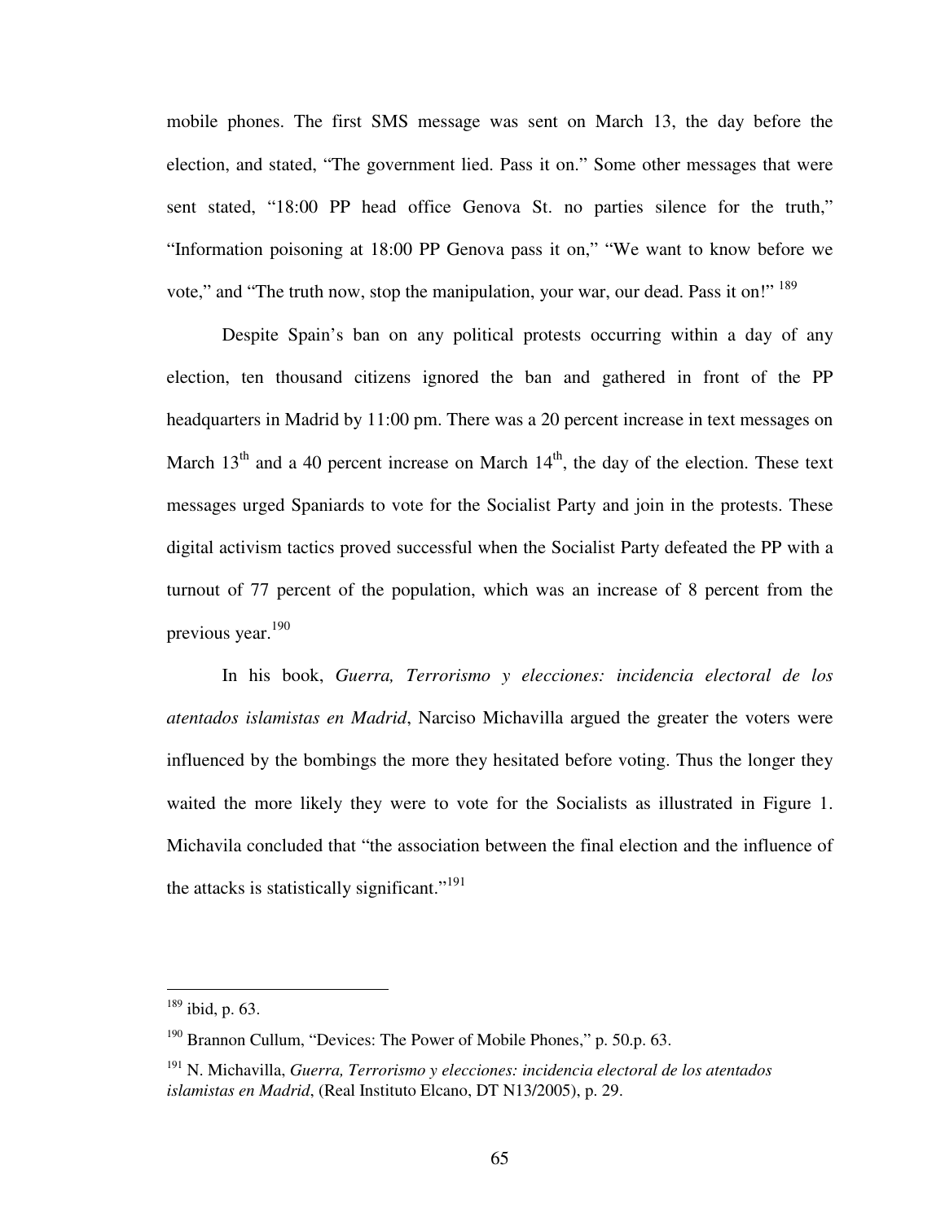mobile phones. The first SMS message was sent on March 13, the day before the election, and stated, "The government lied. Pass it on." Some other messages that were sent stated, "18:00 PP head office Genova St. no parties silence for the truth," "Information poisoning at 18:00 PP Genova pass it on," "We want to know before we vote," and "The truth now, stop the manipulation, your war, our dead. Pass it on!" [189]

Despite Spain's ban on any political protests occurring within a day of any election, ten thousand citizens ignored the ban and gathered in front of the PP headquarters in Madrid by 11:00 pm. There was a 20 percent increase in text messages on March 13th and a 40 percent increase on March 14th, the day of the election. These text messages urged Spaniards to vote for the Socialist Party and join in the protests. These digital activism tactics proved successful when the Socialist Party defeated the PP with a turnout of 77 percent of the population, which was an increase of 8 percent from the previous year.[190]

In his book, *Guerra, Terrorismo y elecciones: incidencia electoral de los atentados islamistas en Madrid*, Narciso Michavilla argued the greater the voters were influenced by the bombings the more they hesitated before voting. Thus the longer they waited the more likely they were to vote for the Socialists as illustrated in Figure 1. Michavila concluded that "the association between the final election and the influence of the attacks is statistically significant."[191]

---

[189] ibid, p. 63.

[190] Brannon Cullum, "Devices: The Power of Mobile Phones," p. 50.p. 63.

[191] N. Michavilla, *Guerra, Terrorismo y elecciones: incidencia electoral de los atentados islamistas en Madrid*, (Real Instituto Elcano, DT N13/2005), p. 29.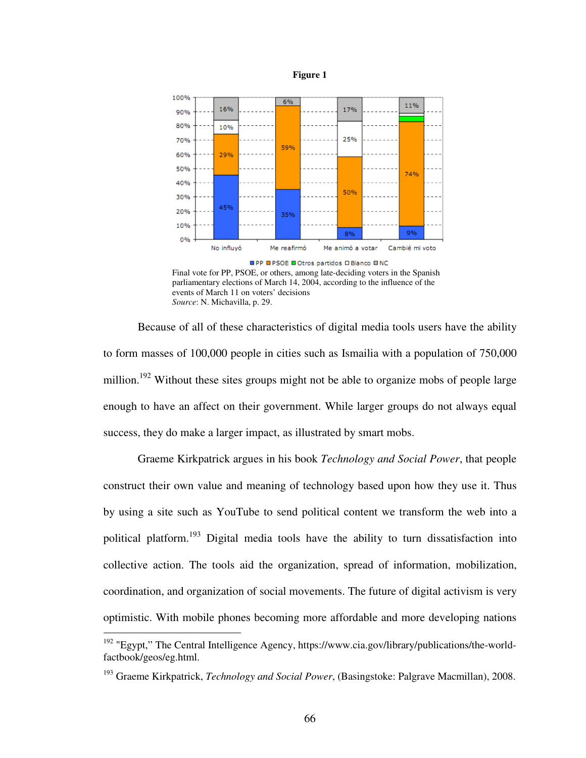**Figure 1**

Final vote for PP, PSOE, or others, among late-deciding voters in the Spanish parliamentary elections of March 14, 2004, according to the influence of the events of March 11 on voters' decisions
*Source*: N. Michavilla, p. 29.

Because of all of these characteristics of digital media tools users have the ability to form masses of 100,000 people in cities such as Ismailia with a population of 750,000 million.[192] Without these sites groups might not be able to organize mobs of people large enough to have an affect on their government. While larger groups do not always equal success, they do make a larger impact, as illustrated by smart mobs.

Graeme Kirkpatrick argues in his book *Technology and Social Power*, that people construct their own value and meaning of technology based upon how they use it. Thus by using a site such as YouTube to send political content we transform the web into a political platform.[193] Digital media tools have the ability to turn dissatisfaction into collective action. The tools aid the organization, spread of information, mobilization, coordination, and organization of social movements. The future of digital activism is very optimistic. With mobile phones becoming more affordable and more developing nations

---

[192] "Egypt," The Central Intelligence Agency, https://www.cia.gov/library/publications/the-world-factbook/geos/eg.html.

[193] Graeme Kirkpatrick, *Technology and Social Power*, (Basingstoke: Palgrave Macmillan), 2008.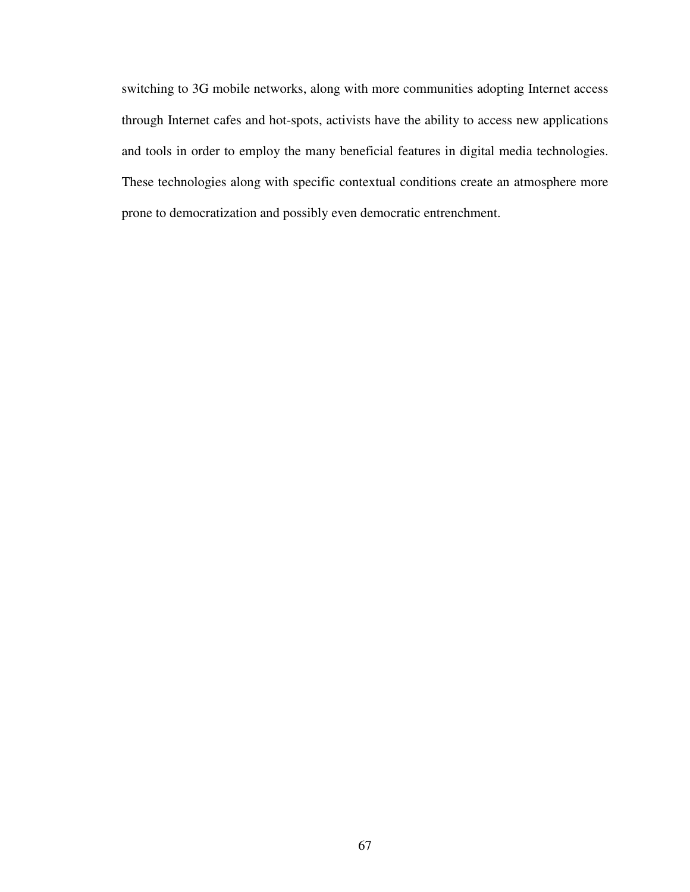switching to 3G mobile networks, along with more communities adopting Internet access through Internet cafes and hot-spots, activists have the ability to access new applications and tools in order to employ the many beneficial features in digital media technologies. These technologies along with specific contextual conditions create an atmosphere more prone to democratization and possibly even democratic entrenchment.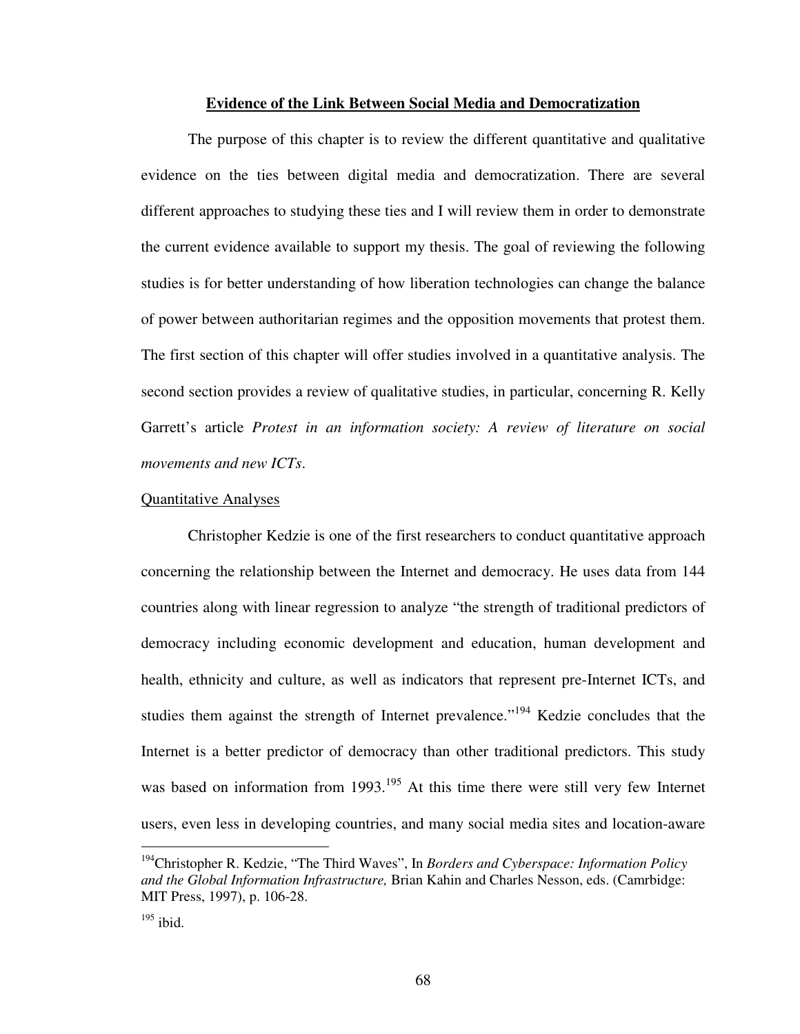## Evidence of the Link Between Social Media and Democratization

The purpose of this chapter is to review the different quantitative and qualitative evidence on the ties between digital media and democratization. There are several different approaches to studying these ties and I will review them in order to demonstrate the current evidence available to support my thesis. The goal of reviewing the following studies is for better understanding of how liberation technologies can change the balance of power between authoritarian regimes and the opposition movements that protest them. The first section of this chapter will offer studies involved in a quantitative analysis. The second section provides a review of qualitative studies, in particular, concerning R. Kelly Garrett's article *Protest in an information society: A review of literature on social movements and new ICTs*.

### Quantitative Analyses

Christopher Kedzie is one of the first researchers to conduct quantitative approach concerning the relationship between the Internet and democracy. He uses data from 144 countries along with linear regression to analyze "the strength of traditional predictors of democracy including economic development and education, human development and health, ethnicity and culture, as well as indicators that represent pre-Internet ICTs, and studies them against the strength of Internet prevalence."[194] Kedzie concludes that the Internet is a better predictor of democracy than other traditional predictors. This study was based on information from 1993.[195] At this time there were still very few Internet users, even less in developing countries, and many social media sites and location-aware

---

[194] Christopher R. Kedzie, "The Third Waves", In *Borders and Cyberspace: Information Policy and the Global Information Infrastructure,* Brian Kahin and Charles Nesson, eds. (Camrbidge: MIT Press, 1997), p. 106-28.

[195] ibid.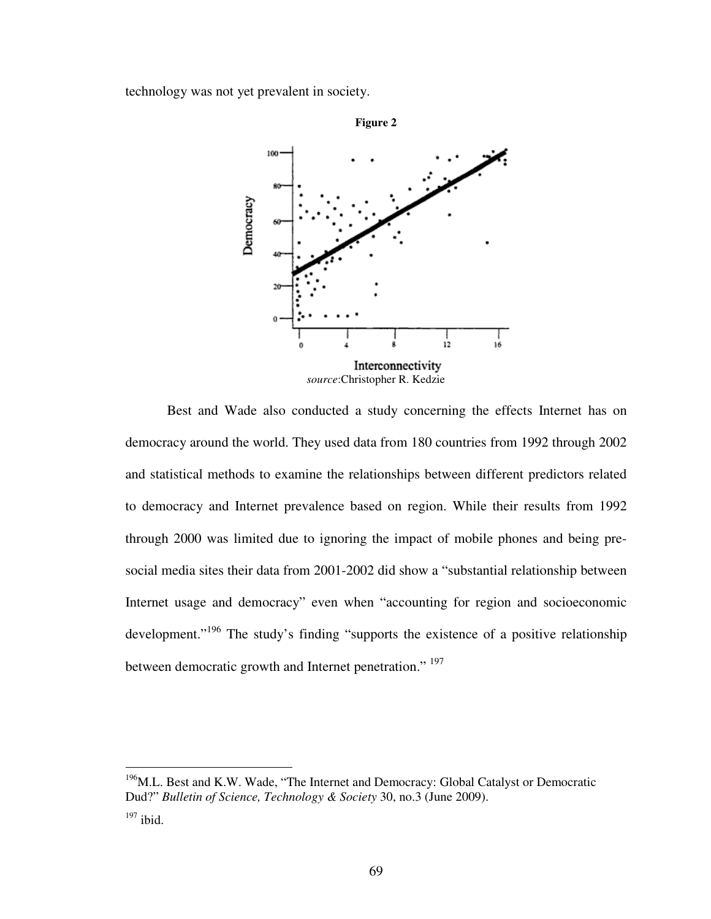technology was not yet prevalent in society.

**Figure 2**

*source*:Christopher R. Kedzie

Best and Wade also conducted a study concerning the effects Internet has on democracy around the world. They used data from 180 countries from 1992 through 2002 and statistical methods to examine the relationships between different predictors related to democracy and Internet prevalence based on region. While their results from 1992 through 2000 was limited due to ignoring the impact of mobile phones and being pre-social media sites their data from 2001-2002 did show a "substantial relationship between Internet usage and democracy" even when "accounting for region and socioeconomic development."[196] The study's finding "supports the existence of a positive relationship between democratic growth and Internet penetration." [197]

---

[196]M.L. Best and K.W. Wade, "The Internet and Democracy: Global Catalyst or Democratic Dud?" *Bulletin of Science, Technology & Society* 30, no.3 (June 2009).

[197] ibid.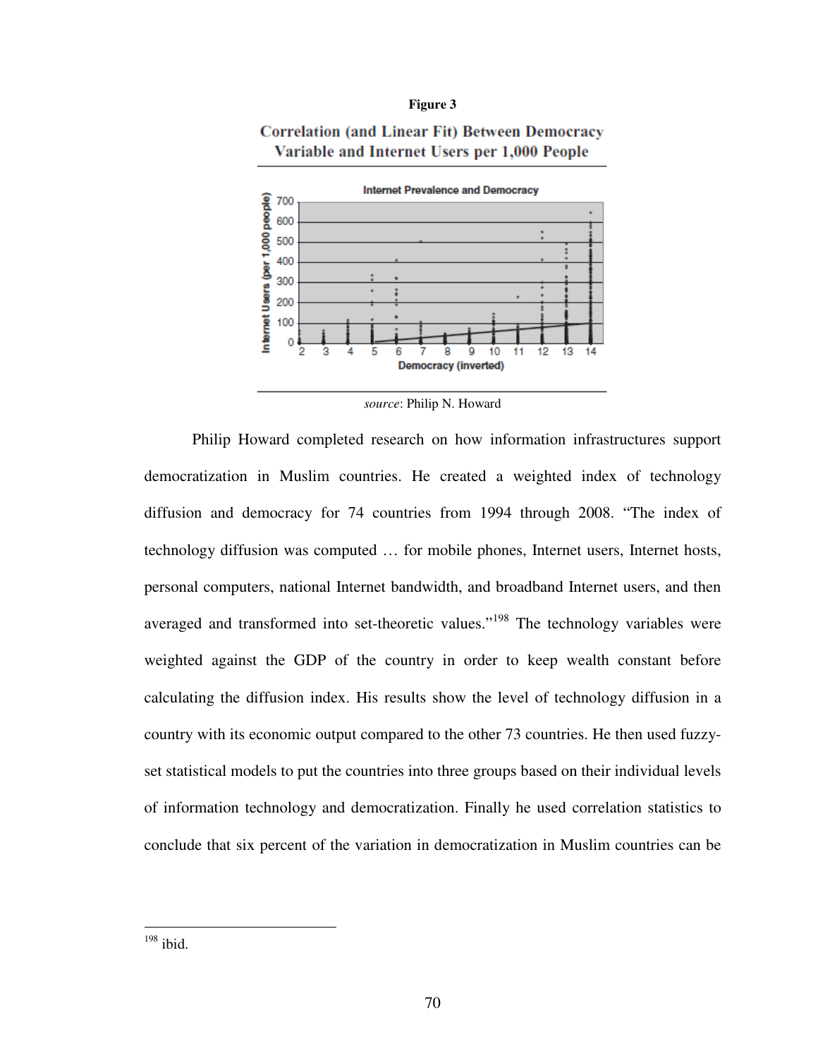**Figure 3**

**Correlation (and Linear Fit) Between Democracy Variable and Internet Users per 1,000 People**

*source*: Philip N. Howard

Philip Howard completed research on how information infrastructures support democratization in Muslim countries. He created a weighted index of technology diffusion and democracy for 74 countries from 1994 through 2008. "The index of technology diffusion was computed … for mobile phones, Internet users, Internet hosts, personal computers, national Internet bandwidth, and broadband Internet users, and then averaged and transformed into set-theoretic values."[198] The technology variables were weighted against the GDP of the country in order to keep wealth constant before calculating the diffusion index. His results show the level of technology diffusion in a country with its economic output compared to the other 73 countries. He then used fuzzy-set statistical models to put the countries into three groups based on their individual levels of information technology and democratization. Finally he used correlation statistics to conclude that six percent of the variation in democratization in Muslim countries can be

---

[198] ibid.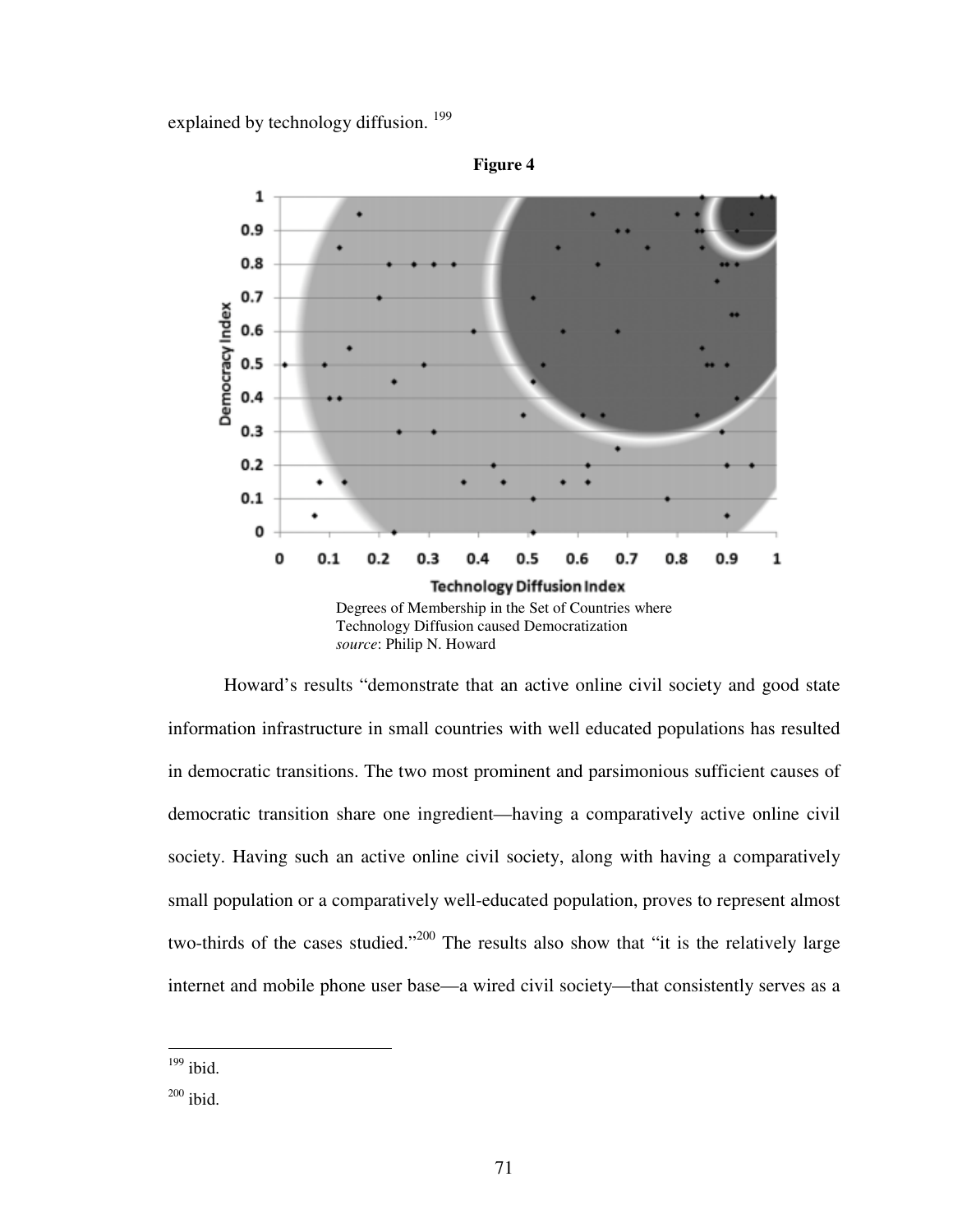explained by technology diffusion. [199]

**Figure 4**

Degrees of Membership in the Set of Countries where Technology Diffusion caused Democratization
*source*: Philip N. Howard

Howard's results "demonstrate that an active online civil society and good state information infrastructure in small countries with well educated populations has resulted in democratic transitions. The two most prominent and parsimonious sufficient causes of democratic transition share one ingredient—having a comparatively active online civil society. Having such an active online civil society, along with having a comparatively small population or a comparatively well-educated population, proves to represent almost two-thirds of the cases studied."[200] The results also show that "it is the relatively large internet and mobile phone user base—a wired civil society—that consistently serves as a

---

[199] ibid.

[200] ibid.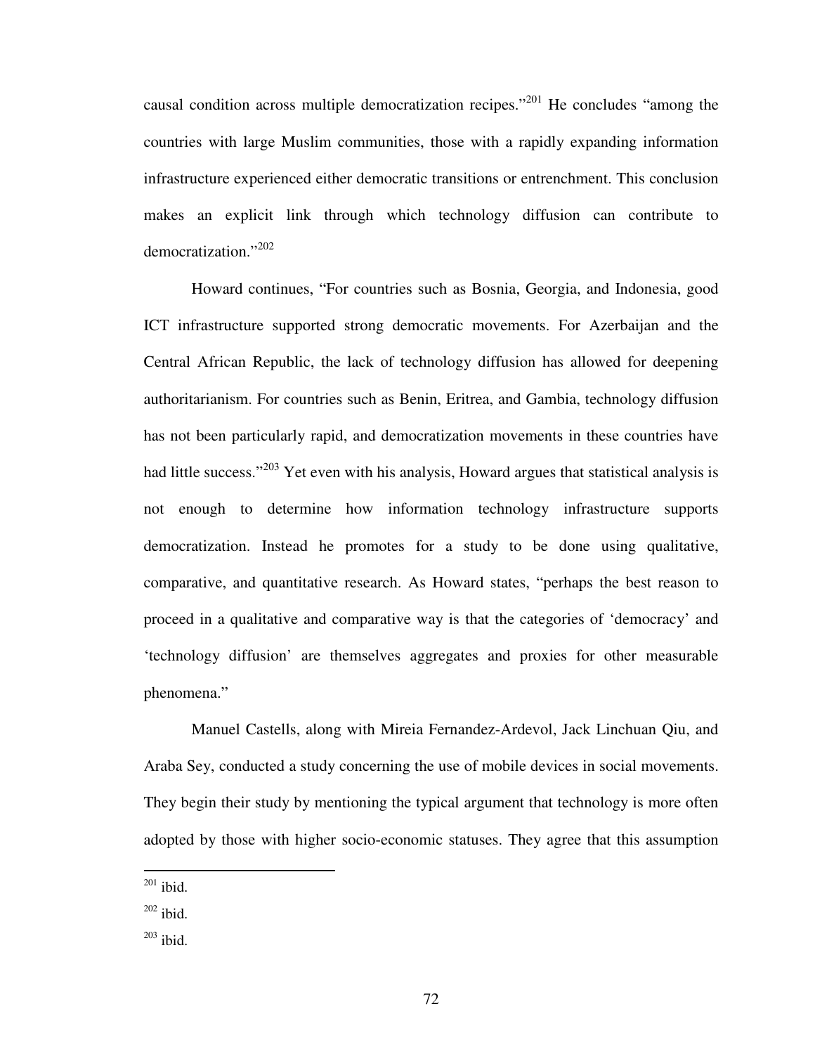causal condition across multiple democratization recipes."[201] He concludes "among the countries with large Muslim communities, those with a rapidly expanding information infrastructure experienced either democratic transitions or entrenchment. This conclusion makes an explicit link through which technology diffusion can contribute to democratization."[202]

Howard continues, "For countries such as Bosnia, Georgia, and Indonesia, good ICT infrastructure supported strong democratic movements. For Azerbaijan and the Central African Republic, the lack of technology diffusion has allowed for deepening authoritarianism. For countries such as Benin, Eritrea, and Gambia, technology diffusion has not been particularly rapid, and democratization movements in these countries have had little success."[203] Yet even with his analysis, Howard argues that statistical analysis is not enough to determine how information technology infrastructure supports democratization. Instead he promotes for a study to be done using qualitative, comparative, and quantitative research. As Howard states, "perhaps the best reason to proceed in a qualitative and comparative way is that the categories of 'democracy' and 'technology diffusion' are themselves aggregates and proxies for other measurable phenomena."

Manuel Castells, along with Mireia Fernandez-Ardevol, Jack Linchuan Qiu, and Araba Sey, conducted a study concerning the use of mobile devices in social movements. They begin their study by mentioning the typical argument that technology is more often adopted by those with higher socio-economic statuses. They agree that this assumption

---

[201] ibid.

[202] ibid.

[203] ibid.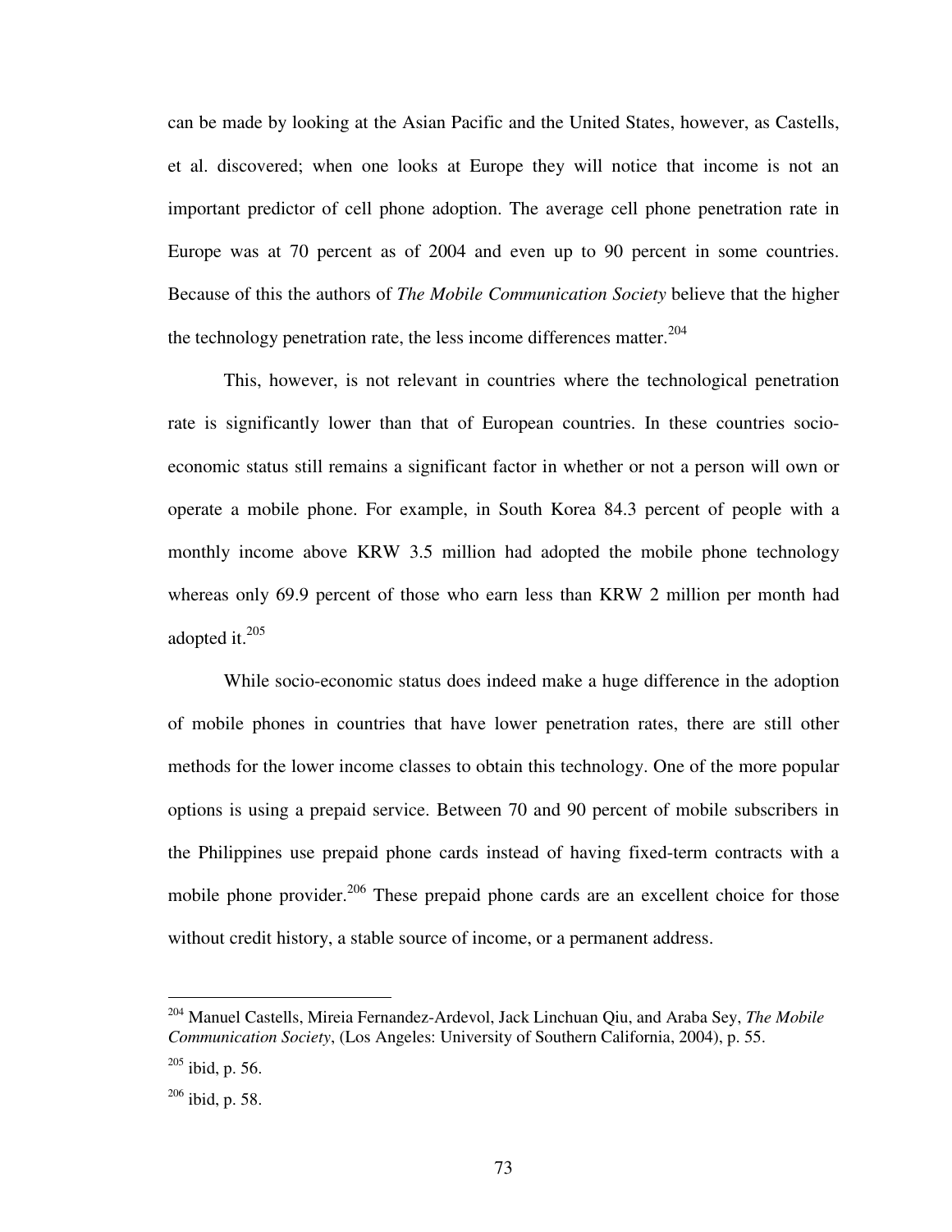can be made by looking at the Asian Pacific and the United States, however, as Castells, et al. discovered; when one looks at Europe they will notice that income is not an important predictor of cell phone adoption. The average cell phone penetration rate in Europe was at 70 percent as of 2004 and even up to 90 percent in some countries. Because of this the authors of *The Mobile Communication Society* believe that the higher the technology penetration rate, the less income differences matter.[204]

This, however, is not relevant in countries where the technological penetration rate is significantly lower than that of European countries. In these countries socio-economic status still remains a significant factor in whether or not a person will own or operate a mobile phone. For example, in South Korea 84.3 percent of people with a monthly income above KRW 3.5 million had adopted the mobile phone technology whereas only 69.9 percent of those who earn less than KRW 2 million per month had adopted it.[205]

While socio-economic status does indeed make a huge difference in the adoption of mobile phones in countries that have lower penetration rates, there are still other methods for the lower income classes to obtain this technology. One of the more popular options is using a prepaid service. Between 70 and 90 percent of mobile subscribers in the Philippines use prepaid phone cards instead of having fixed-term contracts with a mobile phone provider.[206] These prepaid phone cards are an excellent choice for those without credit history, a stable source of income, or a permanent address.

---

[204] Manuel Castells, Mireia Fernandez-Ardevol, Jack Linchuan Qiu, and Araba Sey, *The Mobile Communication Society*, (Los Angeles: University of Southern California, 2004), p. 55.

[205] ibid, p. 56.

[206] ibid, p. 58.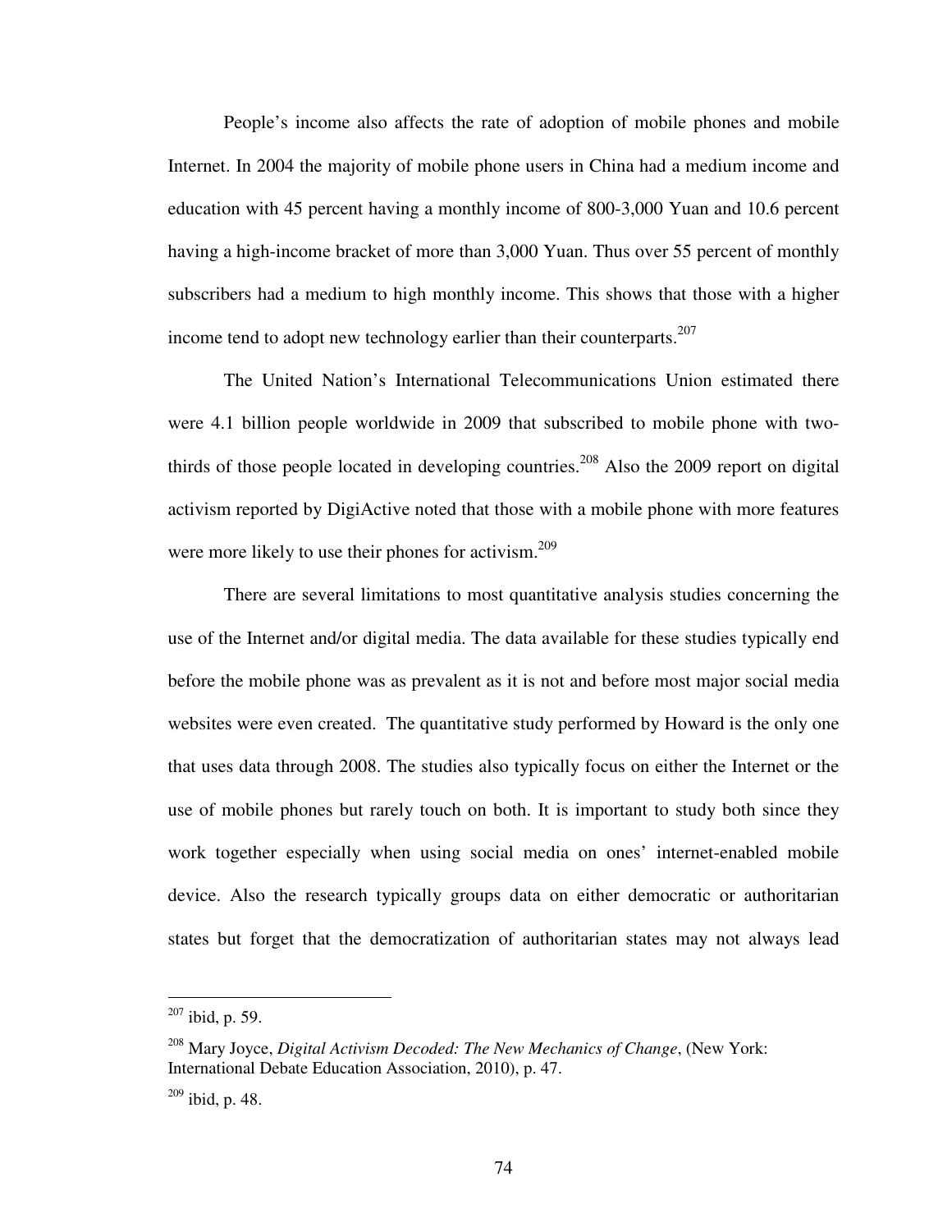People's income also affects the rate of adoption of mobile phones and mobile Internet. In 2004 the majority of mobile phone users in China had a medium income and education with 45 percent having a monthly income of 800-3,000 Yuan and 10.6 percent having a high-income bracket of more than 3,000 Yuan. Thus over 55 percent of monthly subscribers had a medium to high monthly income. This shows that those with a higher income tend to adopt new technology earlier than their counterparts.[207]

The United Nation's International Telecommunications Union estimated there were 4.1 billion people worldwide in 2009 that subscribed to mobile phone with two-thirds of those people located in developing countries.[208] Also the 2009 report on digital activism reported by DigiActive noted that those with a mobile phone with more features were more likely to use their phones for activism.[209]

There are several limitations to most quantitative analysis studies concerning the use of the Internet and/or digital media. The data available for these studies typically end before the mobile phone was as prevalent as it is not and before most major social media websites were even created. The quantitative study performed by Howard is the only one that uses data through 2008. The studies also typically focus on either the Internet or the use of mobile phones but rarely touch on both. It is important to study both since they work together especially when using social media on ones' internet-enabled mobile device. Also the research typically groups data on either democratic or authoritarian states but forget that the democratization of authoritarian states may not always lead

---

[207] ibid, p. 59.

[208] Mary Joyce, *Digital Activism Decoded: The New Mechanics of Change*, (New York: International Debate Education Association, 2010), p. 47.

[209] ibid, p. 48.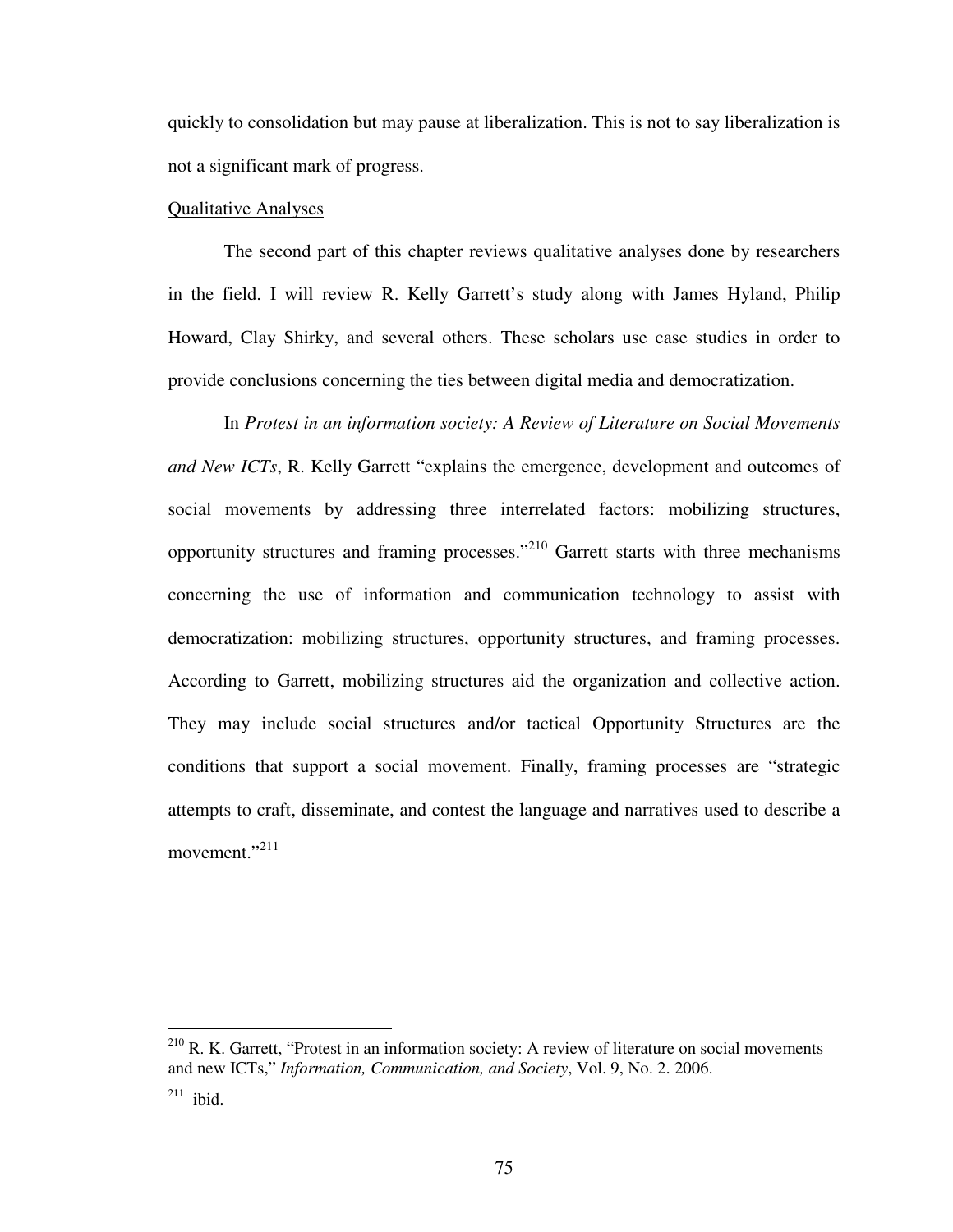quickly to consolidation but may pause at liberalization. This is not to say liberalization is not a significant mark of progress.

Qualitative Analyses

The second part of this chapter reviews qualitative analyses done by researchers in the field. I will review R. Kelly Garrett's study along with James Hyland, Philip Howard, Clay Shirky, and several others. These scholars use case studies in order to provide conclusions concerning the ties between digital media and democratization.

In *Protest in an information society: A Review of Literature on Social Movements and New ICTs*, R. Kelly Garrett "explains the emergence, development and outcomes of social movements by addressing three interrelated factors: mobilizing structures, opportunity structures and framing processes."[210] Garrett starts with three mechanisms concerning the use of information and communication technology to assist with democratization: mobilizing structures, opportunity structures, and framing processes. According to Garrett, mobilizing structures aid the organization and collective action. They may include social structures and/or tactical Opportunity Structures are the conditions that support a social movement. Finally, framing processes are "strategic attempts to craft, disseminate, and contest the language and narratives used to describe a movement."[211]

---

[210] R. K. Garrett, "Protest in an information society: A review of literature on social movements and new ICTs," *Information, Communication, and Society*, Vol. 9, No. 2. 2006.

[211] ibid.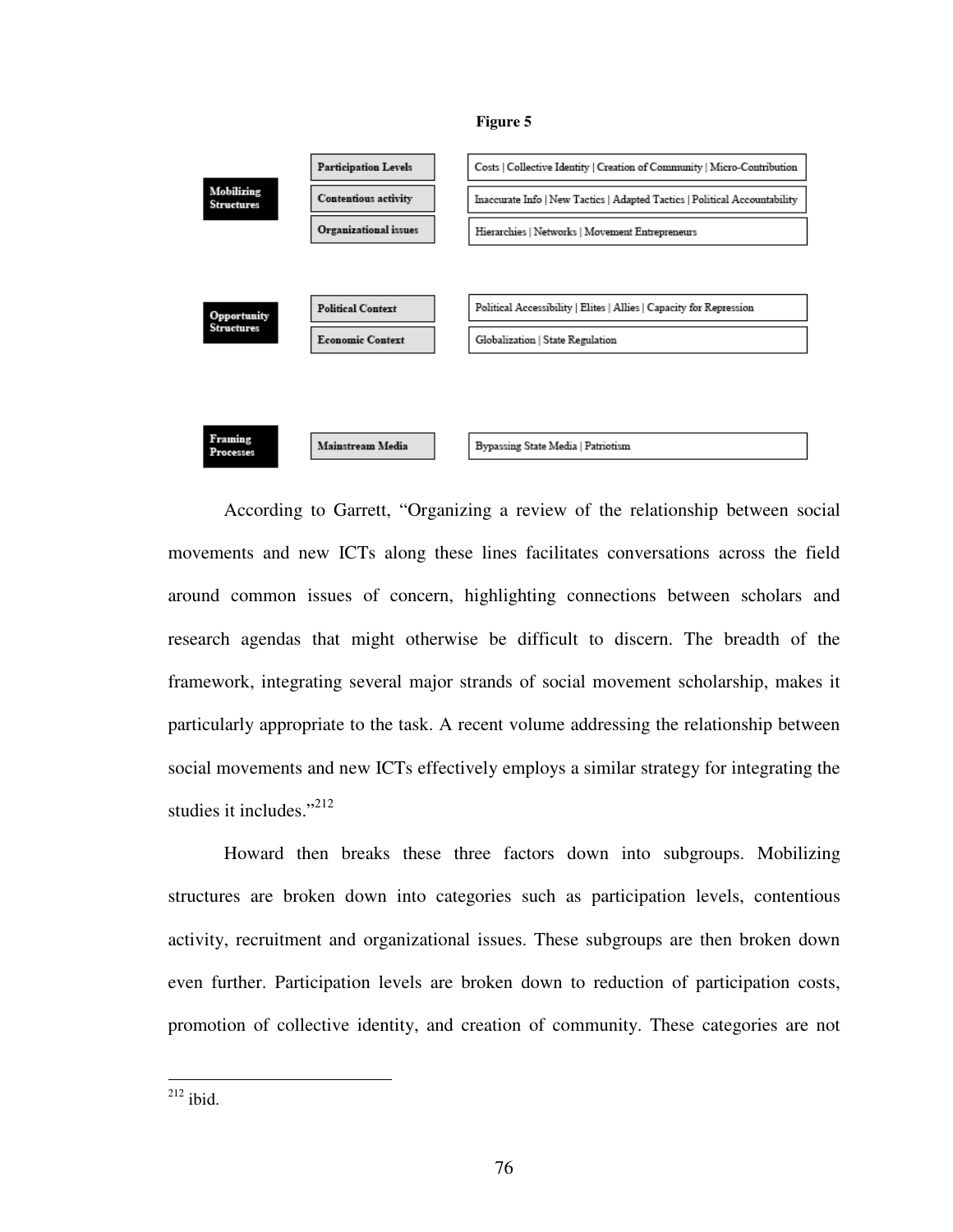**Figure 5**

| | | |
|---|---|---|
| **Mobilizing Structures** | **Participation Levels** | Costs \| Collective Identity \| Creation of Community \| Micro-Contribution |
| | **Contentious activity** | Inaccurate Info \| New Tactics \| Adapted Tactics \| Political Accountability |
| | **Organizational issues** | Hierarchies \| Networks \| Movement Entrepreneurs |
| **Opportunity Structures** | **Political Context** | Political Accessibility \| Elites \| Allies \| Capacity for Repression |
| | **Economic Context** | Globalization \| State Regulation |
| **Framing Processes** | **Mainstream Media** | Bypassing State Media \| Patriotism |

According to Garrett, "Organizing a review of the relationship between social movements and new ICTs along these lines facilitates conversations across the field around common issues of concern, highlighting connections between scholars and research agendas that might otherwise be difficult to discern. The breadth of the framework, integrating several major strands of social movement scholarship, makes it particularly appropriate to the task. A recent volume addressing the relationship between social movements and new ICTs effectively employs a similar strategy for integrating the studies it includes."[212]

Howard then breaks these three factors down into subgroups. Mobilizing structures are broken down into categories such as participation levels, contentious activity, recruitment and organizational issues. These subgroups are then broken down even further. Participation levels are broken down to reduction of participation costs, promotion of collective identity, and creation of community. These categories are not

[212] ibid.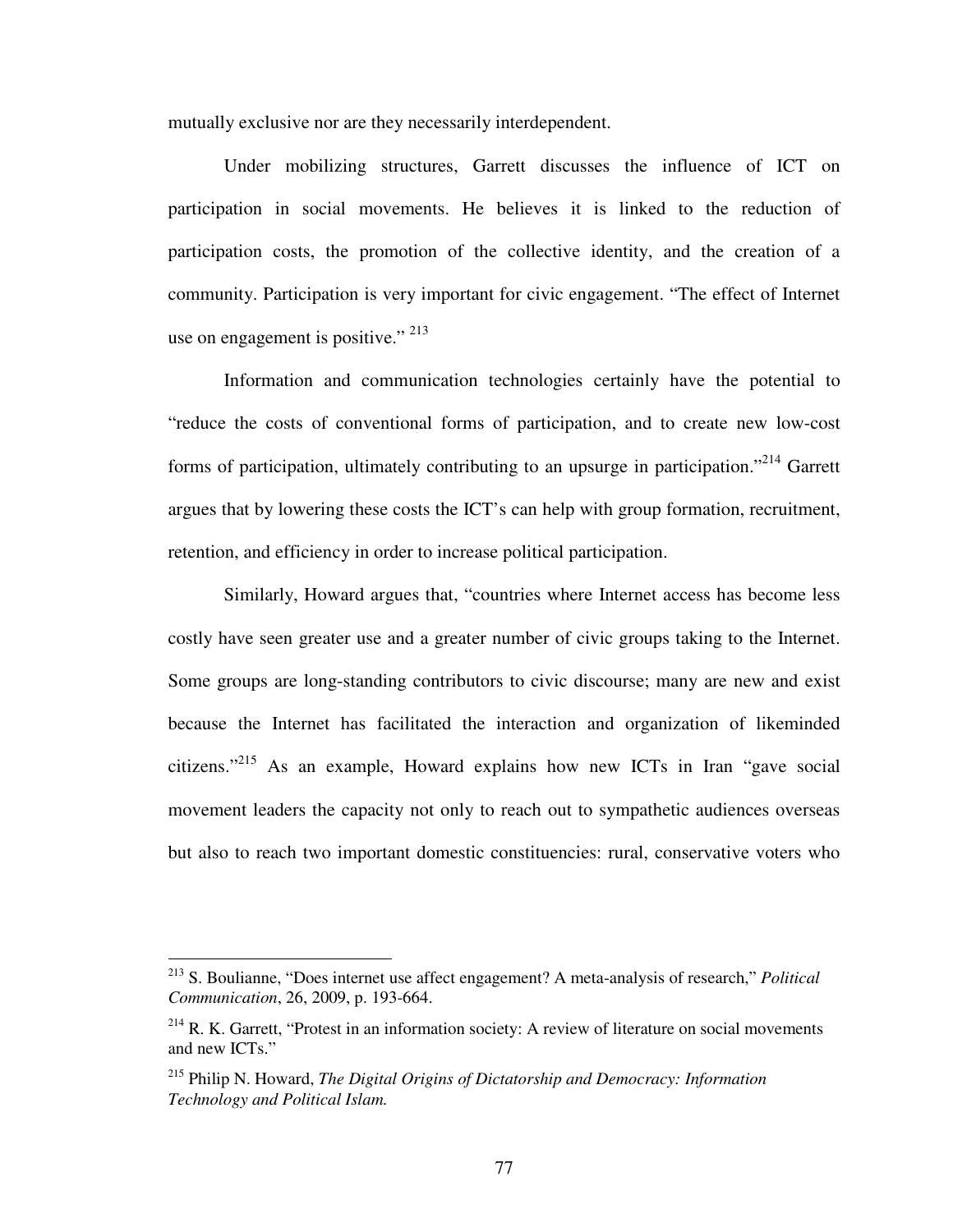mutually exclusive nor are they necessarily interdependent.

Under mobilizing structures, Garrett discusses the influence of ICT on participation in social movements. He believes it is linked to the reduction of participation costs, the promotion of the collective identity, and the creation of a community. Participation is very important for civic engagement. "The effect of Internet use on engagement is positive." [213]

Information and communication technologies certainly have the potential to "reduce the costs of conventional forms of participation, and to create new low-cost forms of participation, ultimately contributing to an upsurge in participation."[214] Garrett argues that by lowering these costs the ICT's can help with group formation, recruitment, retention, and efficiency in order to increase political participation.

Similarly, Howard argues that, "countries where Internet access has become less costly have seen greater use and a greater number of civic groups taking to the Internet. Some groups are long-standing contributors to civic discourse; many are new and exist because the Internet has facilitated the interaction and organization of likeminded citizens."[215] As an example, Howard explains how new ICTs in Iran "gave social movement leaders the capacity not only to reach out to sympathetic audiences overseas but also to reach two important domestic constituencies: rural, conservative voters who

---

[213] S. Boulianne, "Does internet use affect engagement? A meta-analysis of research," *Political Communication*, 26, 2009, p. 193-664.

[214] R. K. Garrett, "Protest in an information society: A review of literature on social movements and new ICTs."

[215] Philip N. Howard, *The Digital Origins of Dictatorship and Democracy: Information Technology and Political Islam.*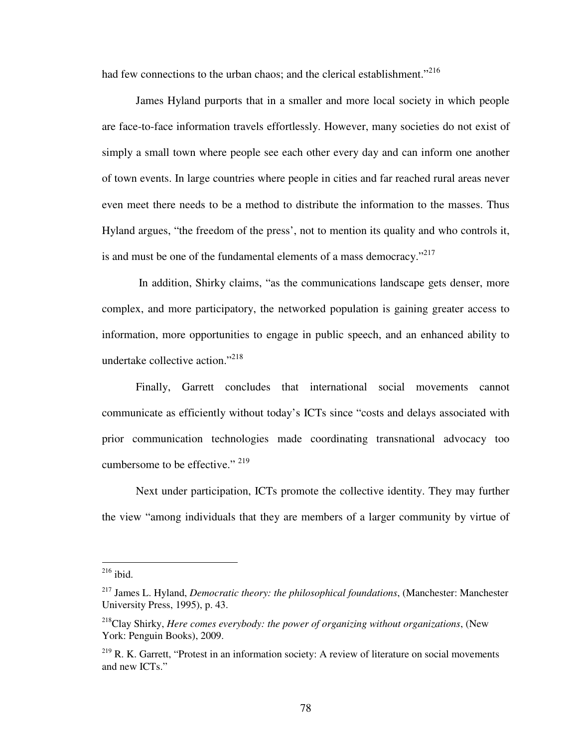had few connections to the urban chaos; and the clerical establishment."[216]

James Hyland purports that in a smaller and more local society in which people are face-to-face information travels effortlessly. However, many societies do not exist of simply a small town where people see each other every day and can inform one another of town events. In large countries where people in cities and far reached rural areas never even meet there needs to be a method to distribute the information to the masses. Thus Hyland argues, "the freedom of the press', not to mention its quality and who controls it, is and must be one of the fundamental elements of a mass democracy."[217]

In addition, Shirky claims, "as the communications landscape gets denser, more complex, and more participatory, the networked population is gaining greater access to information, more opportunities to engage in public speech, and an enhanced ability to undertake collective action."[218]

Finally, Garrett concludes that international social movements cannot communicate as efficiently without today's ICTs since "costs and delays associated with prior communication technologies made coordinating transnational advocacy too cumbersome to be effective." [219]

Next under participation, ICTs promote the collective identity. They may further the view "among individuals that they are members of a larger community by virtue of

---

[216] ibid.

[217] James L. Hyland, *Democratic theory: the philosophical foundations*, (Manchester: Manchester University Press, 1995), p. 43.

[218] Clay Shirky, *Here comes everybody: the power of organizing without organizations*, (New York: Penguin Books), 2009.

[219] R. K. Garrett, "Protest in an information society: A review of literature on social movements and new ICTs."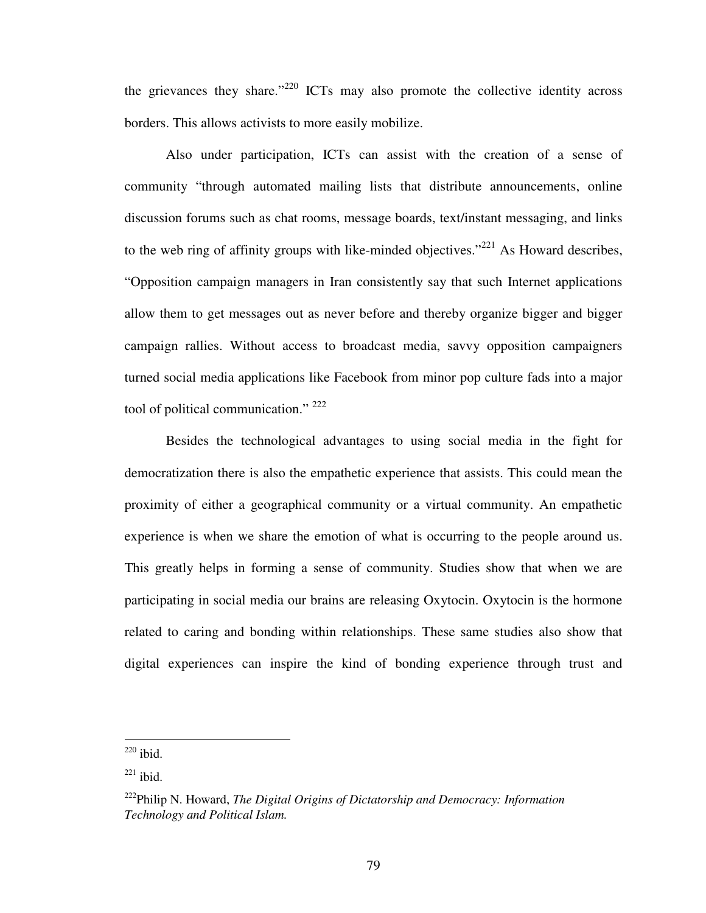the grievances they share."[220] ICTs may also promote the collective identity across borders. This allows activists to more easily mobilize.

Also under participation, ICTs can assist with the creation of a sense of community "through automated mailing lists that distribute announcements, online discussion forums such as chat rooms, message boards, text/instant messaging, and links to the web ring of affinity groups with like-minded objectives."[221] As Howard describes, "Opposition campaign managers in Iran consistently say that such Internet applications allow them to get messages out as never before and thereby organize bigger and bigger campaign rallies. Without access to broadcast media, savvy opposition campaigners turned social media applications like Facebook from minor pop culture fads into a major tool of political communication." [222]

Besides the technological advantages to using social media in the fight for democratization there is also the empathetic experience that assists. This could mean the proximity of either a geographical community or a virtual community. An empathetic experience is when we share the emotion of what is occurring to the people around us. This greatly helps in forming a sense of community. Studies show that when we are participating in social media our brains are releasing Oxytocin. Oxytocin is the hormone related to caring and bonding within relationships. These same studies also show that digital experiences can inspire the kind of bonding experience through trust and

---

[220] ibid.

[221] ibid.

[222] Philip N. Howard, *The Digital Origins of Dictatorship and Democracy: Information Technology and Political Islam.*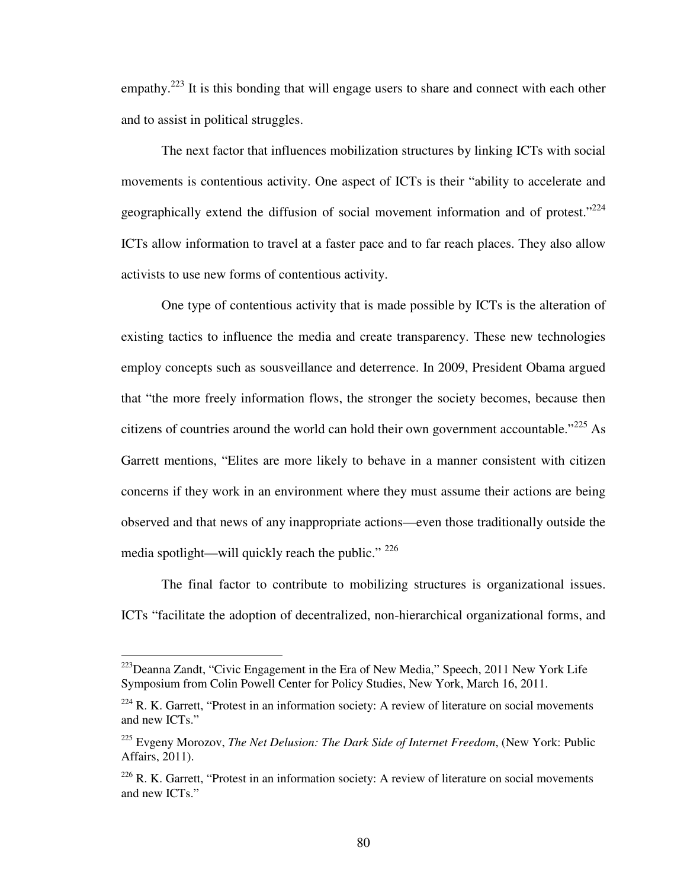empathy.[223] It is this bonding that will engage users to share and connect with each other and to assist in political struggles.

The next factor that influences mobilization structures by linking ICTs with social movements is contentious activity. One aspect of ICTs is their "ability to accelerate and geographically extend the diffusion of social movement information and of protest."[224] ICTs allow information to travel at a faster pace and to far reach places. They also allow activists to use new forms of contentious activity.

One type of contentious activity that is made possible by ICTs is the alteration of existing tactics to influence the media and create transparency. These new technologies employ concepts such as sousveillance and deterrence. In 2009, President Obama argued that "the more freely information flows, the stronger the society becomes, because then citizens of countries around the world can hold their own government accountable."[225] As Garrett mentions, "Elites are more likely to behave in a manner consistent with citizen concerns if they work in an environment where they must assume their actions are being observed and that news of any inappropriate actions—even those traditionally outside the media spotlight—will quickly reach the public." [226]

The final factor to contribute to mobilizing structures is organizational issues. ICTs "facilitate the adoption of decentralized, non-hierarchical organizational forms, and

---

[223] Deanna Zandt, "Civic Engagement in the Era of New Media," Speech, 2011 New York Life Symposium from Colin Powell Center for Policy Studies, New York, March 16, 2011.

[224] R. K. Garrett, "Protest in an information society: A review of literature on social movements and new ICTs."

[225] Evgeny Morozov, *The Net Delusion: The Dark Side of Internet Freedom*, (New York: Public Affairs, 2011).

[226] R. K. Garrett, "Protest in an information society: A review of literature on social movements and new ICTs."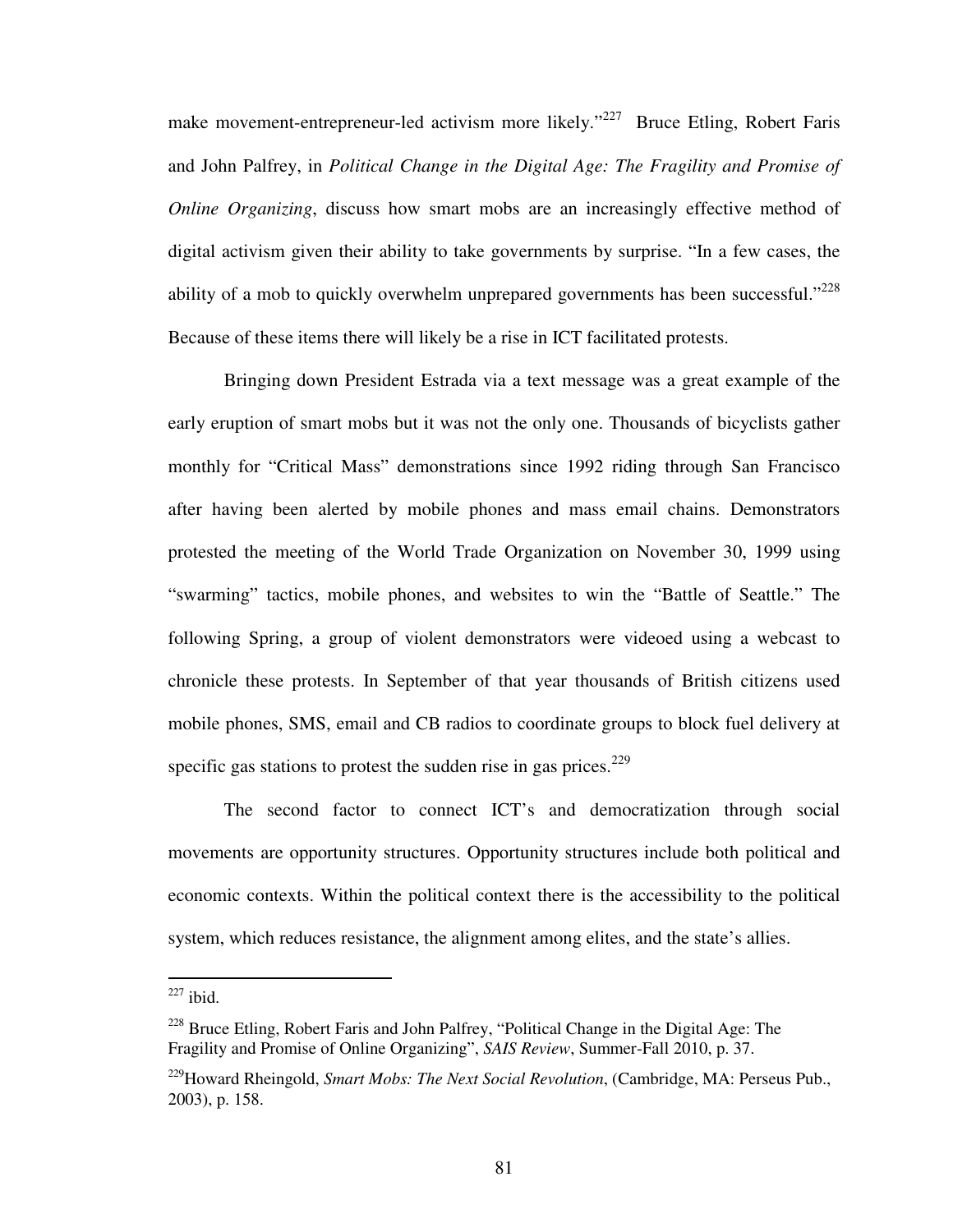make movement-entrepreneur-led activism more likely."[227] Bruce Etling, Robert Faris and John Palfrey, in *Political Change in the Digital Age: The Fragility and Promise of Online Organizing*, discuss how smart mobs are an increasingly effective method of digital activism given their ability to take governments by surprise. "In a few cases, the ability of a mob to quickly overwhelm unprepared governments has been successful."[228] Because of these items there will likely be a rise in ICT facilitated protests.

Bringing down President Estrada via a text message was a great example of the early eruption of smart mobs but it was not the only one. Thousands of bicyclists gather monthly for "Critical Mass" demonstrations since 1992 riding through San Francisco after having been alerted by mobile phones and mass email chains. Demonstrators protested the meeting of the World Trade Organization on November 30, 1999 using "swarming" tactics, mobile phones, and websites to win the "Battle of Seattle." The following Spring, a group of violent demonstrators were videoed using a webcast to chronicle these protests. In September of that year thousands of British citizens used mobile phones, SMS, email and CB radios to coordinate groups to block fuel delivery at specific gas stations to protest the sudden rise in gas prices.[229]

The second factor to connect ICT's and democratization through social movements are opportunity structures. Opportunity structures include both political and economic contexts. Within the political context there is the accessibility to the political system, which reduces resistance, the alignment among elites, and the state's allies.

---

[227] ibid.

[228] Bruce Etling, Robert Faris and John Palfrey, "Political Change in the Digital Age: The Fragility and Promise of Online Organizing", *SAIS Review*, Summer-Fall 2010, p. 37.

[229] Howard Rheingold, *Smart Mobs: The Next Social Revolution*, (Cambridge, MA: Perseus Pub., 2003), p. 158.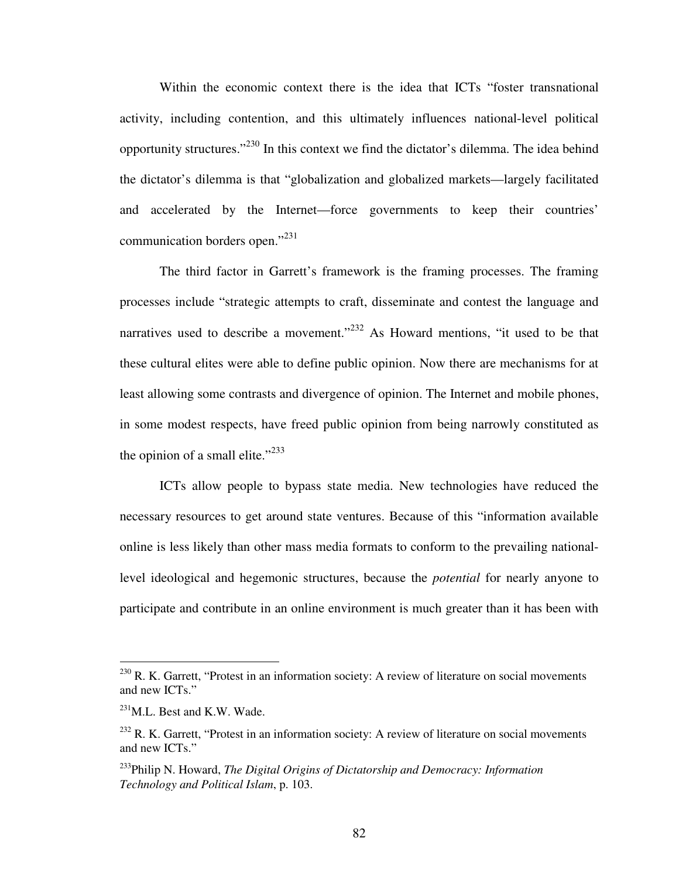Within the economic context there is the idea that ICTs "foster transnational activity, including contention, and this ultimately influences national-level political opportunity structures."[230] In this context we find the dictator's dilemma. The idea behind the dictator's dilemma is that "globalization and globalized markets—largely facilitated and accelerated by the Internet—force governments to keep their countries' communication borders open."[231]

The third factor in Garrett's framework is the framing processes. The framing processes include "strategic attempts to craft, disseminate and contest the language and narratives used to describe a movement."[232] As Howard mentions, "it used to be that these cultural elites were able to define public opinion. Now there are mechanisms for at least allowing some contrasts and divergence of opinion. The Internet and mobile phones, in some modest respects, have freed public opinion from being narrowly constituted as the opinion of a small elite."[233]

ICTs allow people to bypass state media. New technologies have reduced the necessary resources to get around state ventures. Because of this "information available online is less likely than other mass media formats to conform to the prevailing national-level ideological and hegemonic structures, because the *potential* for nearly anyone to participate and contribute in an online environment is much greater than it has been with

---

[230] R. K. Garrett, "Protest in an information society: A review of literature on social movements and new ICTs."

[231] M.L. Best and K.W. Wade.

[232] R. K. Garrett, "Protest in an information society: A review of literature on social movements and new ICTs."

[233] Philip N. Howard, *The Digital Origins of Dictatorship and Democracy: Information Technology and Political Islam*, p. 103.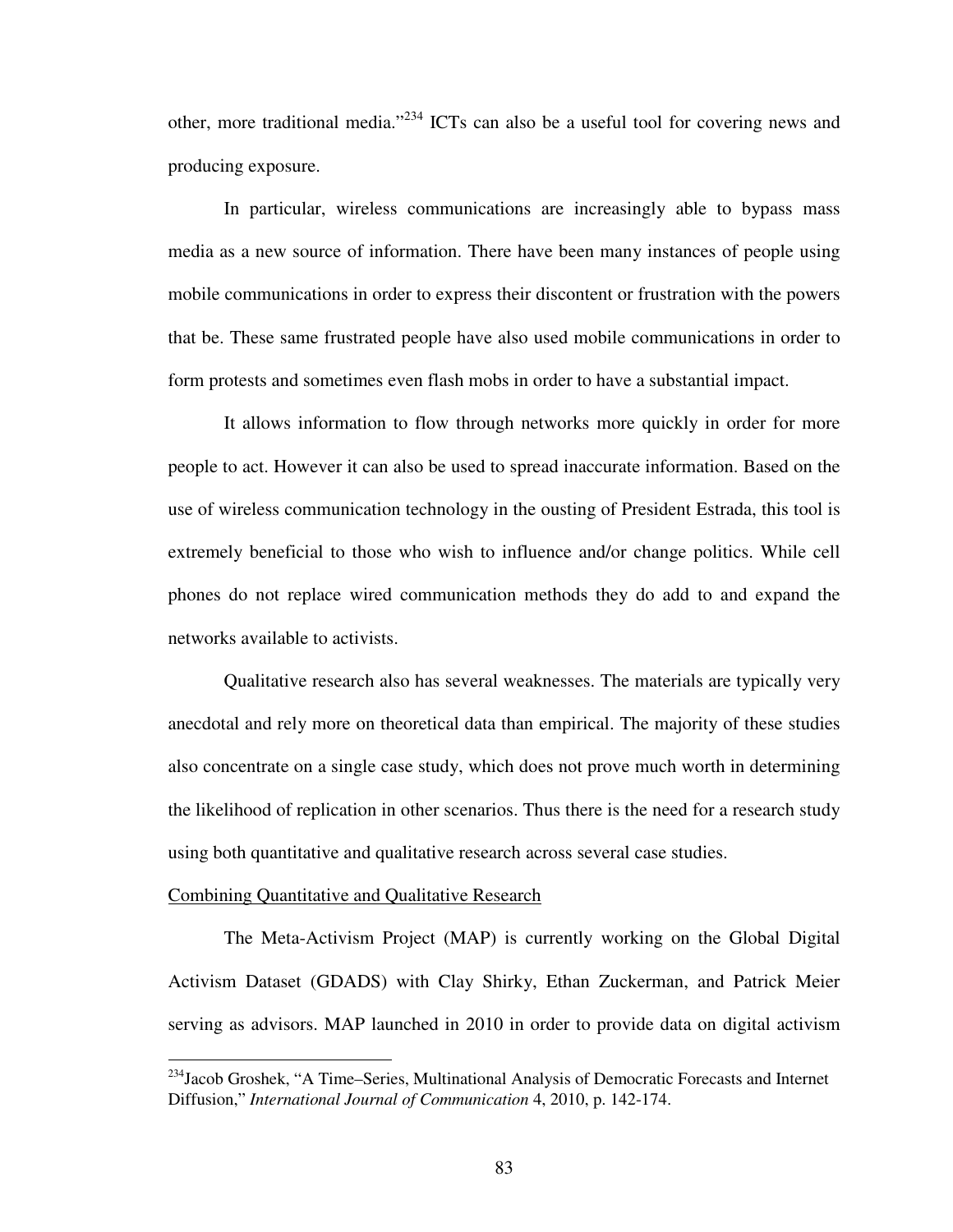other, more traditional media."[234] ICTs can also be a useful tool for covering news and producing exposure.

In particular, wireless communications are increasingly able to bypass mass media as a new source of information. There have been many instances of people using mobile communications in order to express their discontent or frustration with the powers that be. These same frustrated people have also used mobile communications in order to form protests and sometimes even flash mobs in order to have a substantial impact.

It allows information to flow through networks more quickly in order for more people to act. However it can also be used to spread inaccurate information. Based on the use of wireless communication technology in the ousting of President Estrada, this tool is extremely beneficial to those who wish to influence and/or change politics. While cell phones do not replace wired communication methods they do add to and expand the networks available to activists.

Qualitative research also has several weaknesses. The materials are typically very anecdotal and rely more on theoretical data than empirical. The majority of these studies also concentrate on a single case study, which does not prove much worth in determining the likelihood of replication in other scenarios. Thus there is the need for a research study using both quantitative and qualitative research across several case studies.

Combining Quantitative and Qualitative Research

The Meta-Activism Project (MAP) is currently working on the Global Digital Activism Dataset (GDADS) with Clay Shirky, Ethan Zuckerman, and Patrick Meier serving as advisors. MAP launched in 2010 in order to provide data on digital activism

---

[234] Jacob Groshek, "A Time–Series, Multinational Analysis of Democratic Forecasts and Internet Diffusion," *International Journal of Communication* 4, 2010, p. 142-174.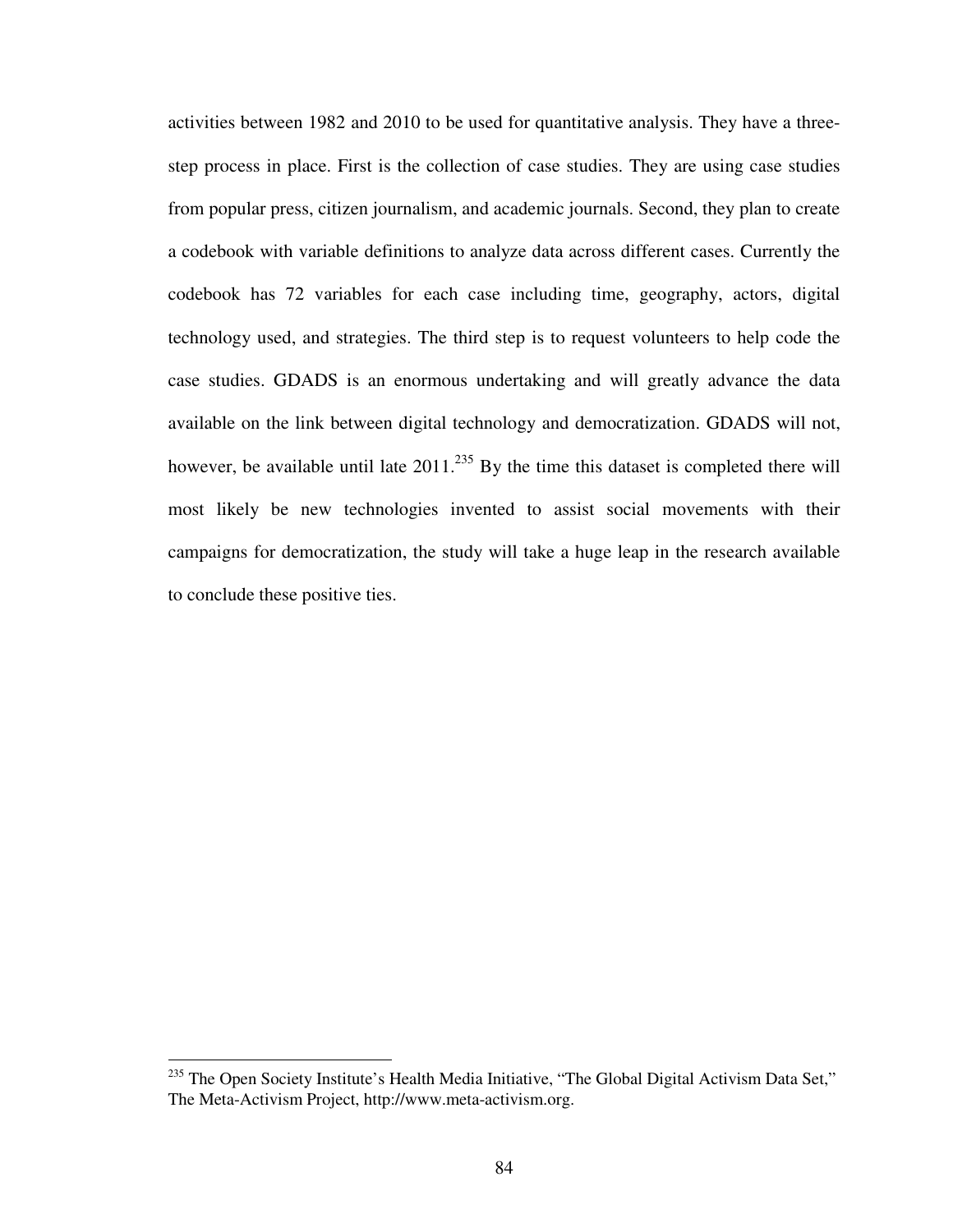activities between 1982 and 2010 to be used for quantitative analysis. They have a three-step process in place. First is the collection of case studies. They are using case studies from popular press, citizen journalism, and academic journals. Second, they plan to create a codebook with variable definitions to analyze data across different cases. Currently the codebook has 72 variables for each case including time, geography, actors, digital technology used, and strategies. The third step is to request volunteers to help code the case studies. GDADS is an enormous undertaking and will greatly advance the data available on the link between digital technology and democratization. GDADS will not, however, be available until late 2011.[235] By the time this dataset is completed there will most likely be new technologies invented to assist social movements with their campaigns for democratization, the study will take a huge leap in the research available to conclude these positive ties.

---

[235] The Open Society Institute's Health Media Initiative, "The Global Digital Activism Data Set," The Meta-Activism Project, http://www.meta-activism.org.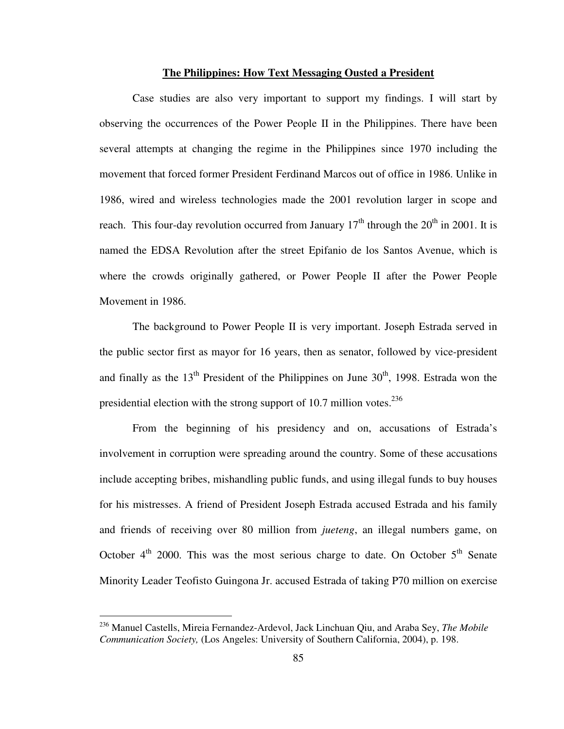## The Philippines: How Text Messaging Ousted a President

Case studies are also very important to support my findings. I will start by observing the occurrences of the Power People II in the Philippines. There have been several attempts at changing the regime in the Philippines since 1970 including the movement that forced former President Ferdinand Marcos out of office in 1986. Unlike in 1986, wired and wireless technologies made the 2001 revolution larger in scope and reach. This four-day revolution occurred from January 17th through the 20th in 2001. It is named the EDSA Revolution after the street Epifanio de los Santos Avenue, which is where the crowds originally gathered, or Power People II after the Power People Movement in 1986.

The background to Power People II is very important. Joseph Estrada served in the public sector first as mayor for 16 years, then as senator, followed by vice-president and finally as the 13th President of the Philippines on June 30th, 1998. Estrada won the presidential election with the strong support of 10.7 million votes.[236]

From the beginning of his presidency and on, accusations of Estrada's involvement in corruption were spreading around the country. Some of these accusations include accepting bribes, mishandling public funds, and using illegal funds to buy houses for his mistresses. A friend of President Joseph Estrada accused Estrada and his family and friends of receiving over 80 million from *jueteng*, an illegal numbers game, on October 4th 2000. This was the most serious charge to date. On October 5th Senate Minority Leader Teofisto Guingona Jr. accused Estrada of taking P70 million on exercise

---

[236] Manuel Castells, Mireia Fernandez-Ardevol, Jack Linchuan Qiu, and Araba Sey, *The Mobile Communication Society,* (Los Angeles: University of Southern California, 2004), p. 198.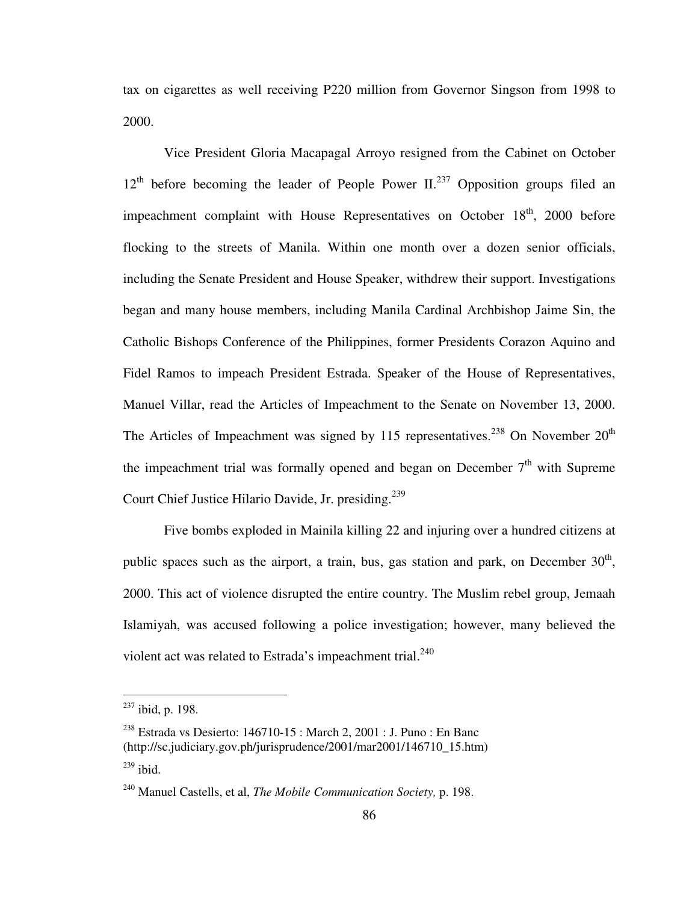tax on cigarettes as well receiving P220 million from Governor Singson from 1998 to 2000.

Vice President Gloria Macapagal Arroyo resigned from the Cabinet on October 12th before becoming the leader of People Power II.[237] Opposition groups filed an impeachment complaint with House Representatives on October 18th, 2000 before flocking to the streets of Manila. Within one month over a dozen senior officials, including the Senate President and House Speaker, withdrew their support. Investigations began and many house members, including Manila Cardinal Archbishop Jaime Sin, the Catholic Bishops Conference of the Philippines, former Presidents Corazon Aquino and Fidel Ramos to impeach President Estrada. Speaker of the House of Representatives, Manuel Villar, read the Articles of Impeachment to the Senate on November 13, 2000. The Articles of Impeachment was signed by 115 representatives.[238] On November 20th the impeachment trial was formally opened and began on December 7th with Supreme Court Chief Justice Hilario Davide, Jr. presiding.[239]

Five bombs exploded in Mainila killing 22 and injuring over a hundred citizens at public spaces such as the airport, a train, bus, gas station and park, on December 30th, 2000. This act of violence disrupted the entire country. The Muslim rebel group, Jemaah Islamiyah, was accused following a police investigation; however, many believed the violent act was related to Estrada's impeachment trial.[240]

---

[237] ibid, p. 198.

[238] Estrada vs Desierto: 146710-15 : March 2, 2001 : J. Puno : En Banc (http://sc.judiciary.gov.ph/jurisprudence/2001/mar2001/146710_15.htm)

[239] ibid.

[240] Manuel Castells, et al, *The Mobile Communication Society,* p. 198.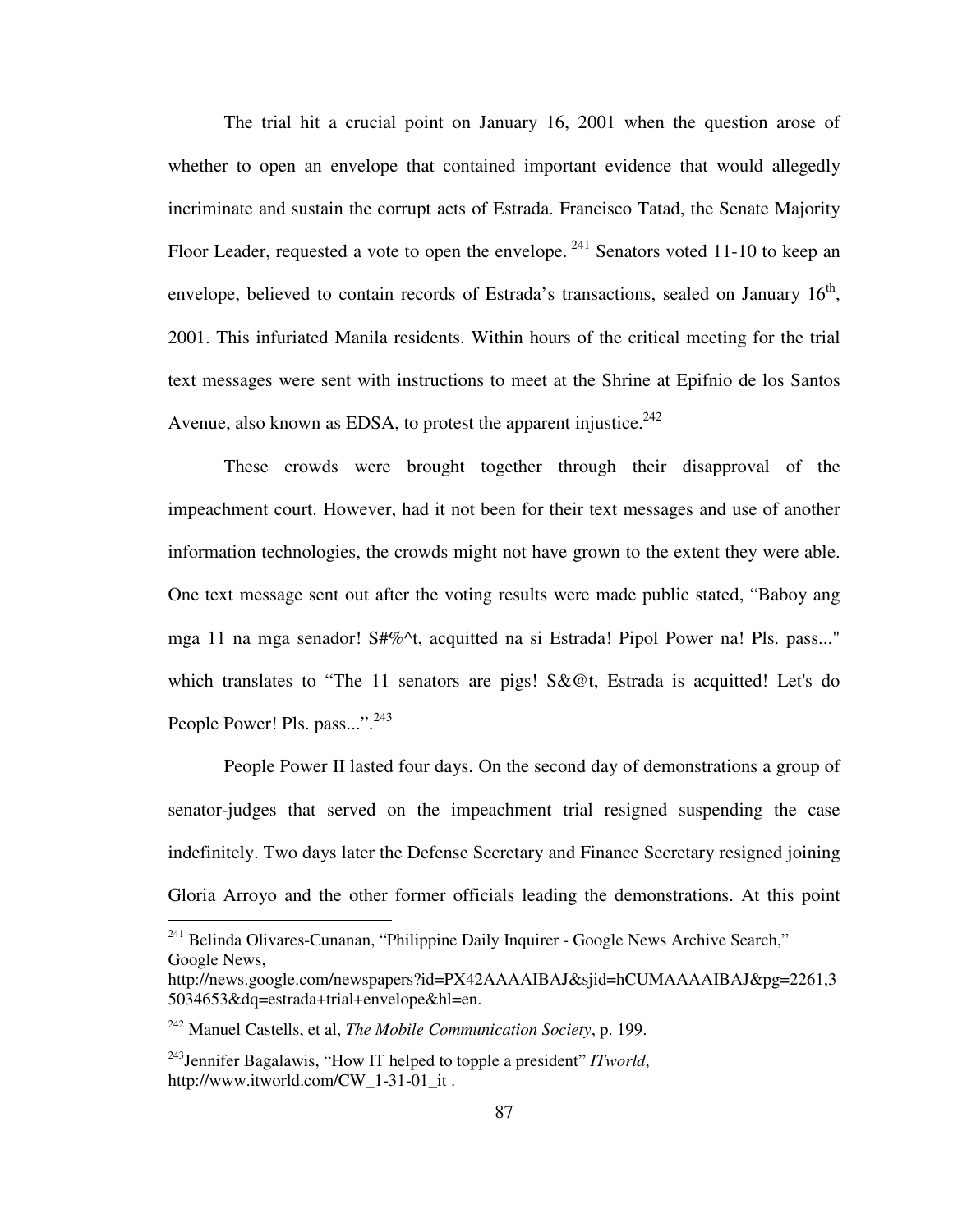The trial hit a crucial point on January 16, 2001 when the question arose of whether to open an envelope that contained important evidence that would allegedly incriminate and sustain the corrupt acts of Estrada. Francisco Tatad, the Senate Majority Floor Leader, requested a vote to open the envelope.[241] Senators voted 11-10 to keep an envelope, believed to contain records of Estrada's transactions, sealed on January 16th, 2001. This infuriated Manila residents. Within hours of the critical meeting for the trial text messages were sent with instructions to meet at the Shrine at Epifnio de los Santos Avenue, also known as EDSA, to protest the apparent injustice.[242]

These crowds were brought together through their disapproval of the impeachment court. However, had it not been for their text messages and use of another information technologies, the crowds might not have grown to the extent they were able. One text message sent out after the voting results were made public stated, "Baboy ang mga 11 na mga senador! S#%^t, acquitted na si Estrada! Pipol Power na! Pls. pass..." which translates to "The 11 senators are pigs! S&@t, Estrada is acquitted! Let's do People Power! Pls. pass...".[243]

People Power II lasted four days. On the second day of demonstrations a group of senator-judges that served on the impeachment trial resigned suspending the case indefinitely. Two days later the Defense Secretary and Finance Secretary resigned joining Gloria Arroyo and the other former officials leading the demonstrations. At this point

---

[241] Belinda Olivares-Cunanan, "Philippine Daily Inquirer - Google News Archive Search," Google News, http://news.google.com/newspapers?id=PX42AAAAIBAJ&sjid=hCUMAAAAIBAJ&pg=2261,35034653&dq=estrada+trial+envelope&hl=en.

[242] Manuel Castells, et al, *The Mobile Communication Society*, p. 199.

[243] Jennifer Bagalawis, "How IT helped to topple a president" *ITworld*, http://www.itworld.com/CW_1-31-01_it .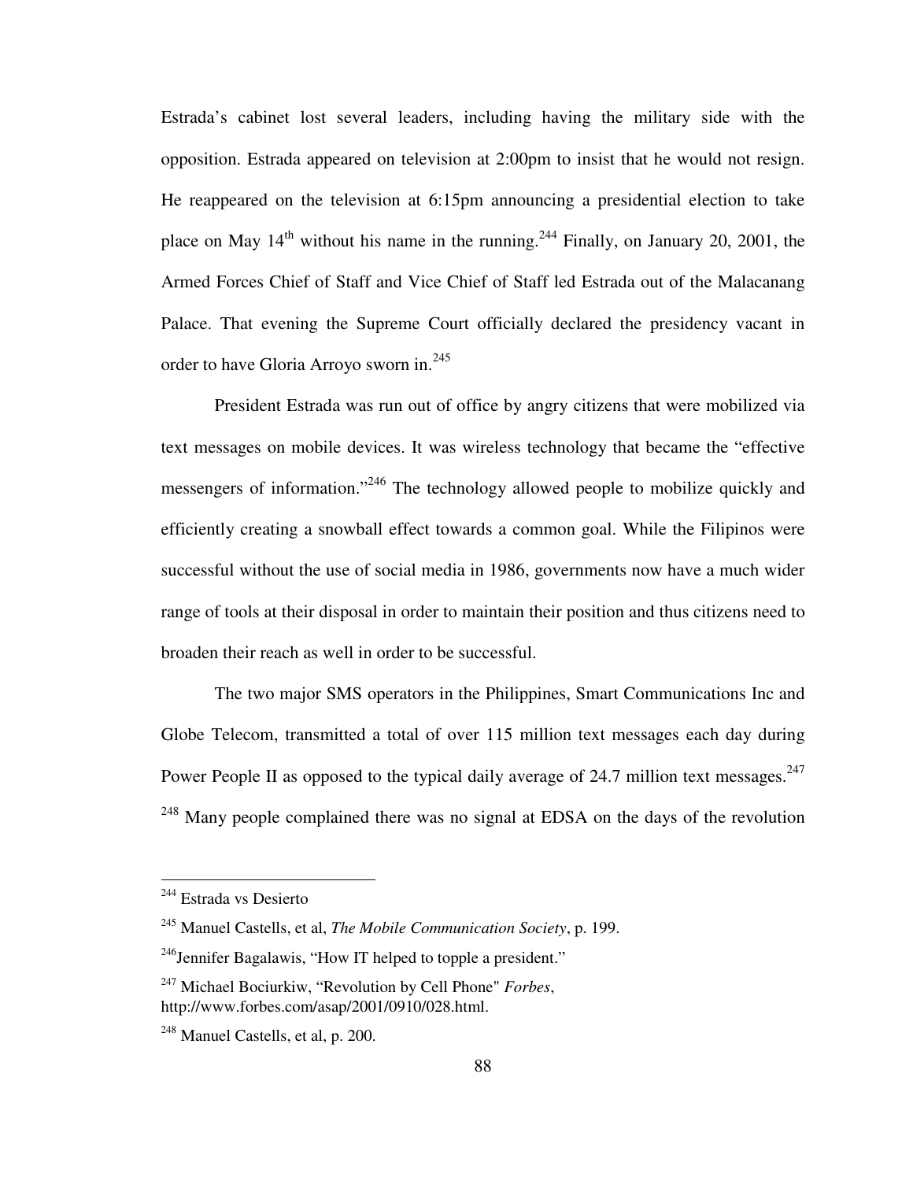Estrada's cabinet lost several leaders, including having the military side with the opposition. Estrada appeared on television at 2:00pm to insist that he would not resign. He reappeared on the television at 6:15pm announcing a presidential election to take place on May 14th without his name in the running.[244] Finally, on January 20, 2001, the Armed Forces Chief of Staff and Vice Chief of Staff led Estrada out of the Malacanang Palace. That evening the Supreme Court officially declared the presidency vacant in order to have Gloria Arroyo sworn in.[245]

President Estrada was run out of office by angry citizens that were mobilized via text messages on mobile devices. It was wireless technology that became the "effective messengers of information."[246] The technology allowed people to mobilize quickly and efficiently creating a snowball effect towards a common goal. While the Filipinos were successful without the use of social media in 1986, governments now have a much wider range of tools at their disposal in order to maintain their position and thus citizens need to broaden their reach as well in order to be successful.

The two major SMS operators in the Philippines, Smart Communications Inc and Globe Telecom, transmitted a total of over 115 million text messages each day during Power People II as opposed to the typical daily average of 24.7 million text messages.[247] [248] Many people complained there was no signal at EDSA on the days of the revolution

---

[244] Estrada vs Desierto

[245] Manuel Castells, et al, *The Mobile Communication Society*, p. 199.

[246] Jennifer Bagalawis, "How IT helped to topple a president."

[247] Michael Bociurkiw, "Revolution by Cell Phone" *Forbes*, http://www.forbes.com/asap/2001/0910/028.html.

[248] Manuel Castells, et al, p. 200.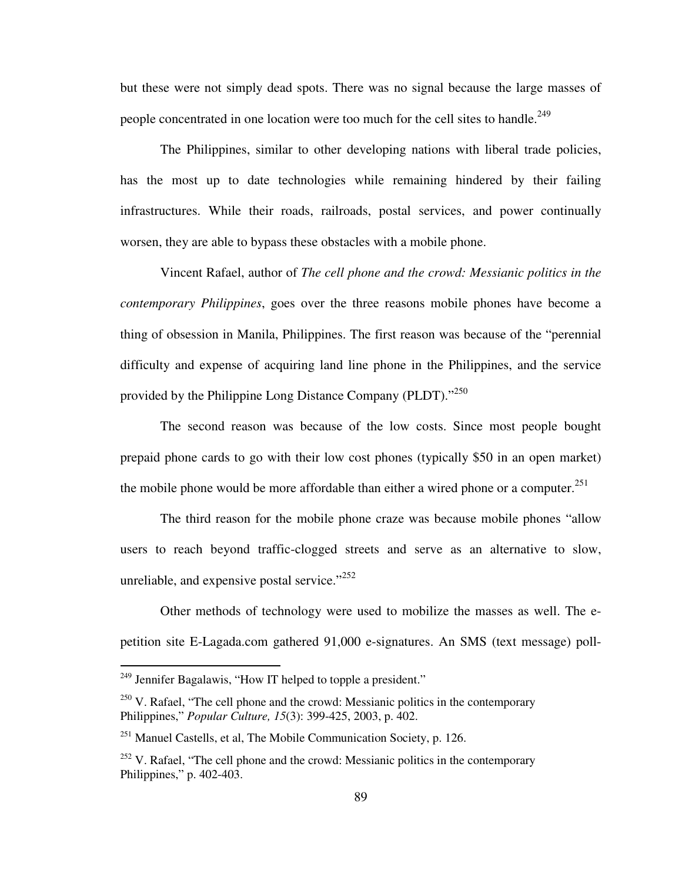but these were not simply dead spots. There was no signal because the large masses of people concentrated in one location were too much for the cell sites to handle.[249]

The Philippines, similar to other developing nations with liberal trade policies, has the most up to date technologies while remaining hindered by their failing infrastructures. While their roads, railroads, postal services, and power continually worsen, they are able to bypass these obstacles with a mobile phone.

Vincent Rafael, author of *The cell phone and the crowd: Messianic politics in the contemporary Philippines*, goes over the three reasons mobile phones have become a thing of obsession in Manila, Philippines. The first reason was because of the "perennial difficulty and expense of acquiring land line phone in the Philippines, and the service provided by the Philippine Long Distance Company (PLDT)."[250]

The second reason was because of the low costs. Since most people bought prepaid phone cards to go with their low cost phones (typically $50 in an open market) the mobile phone would be more affordable than either a wired phone or a computer.[251]

The third reason for the mobile phone craze was because mobile phones "allow users to reach beyond traffic-clogged streets and serve as an alternative to slow, unreliable, and expensive postal service."[252]

Other methods of technology were used to mobilize the masses as well. The e-petition site E-Lagada.com gathered 91,000 e-signatures. An SMS (text message) poll-

---

[249] Jennifer Bagalawis, "How IT helped to topple a president."

[250] V. Rafael, "The cell phone and the crowd: Messianic politics in the contemporary Philippines," *Popular Culture, 15*(3): 399-425, 2003, p. 402.

[251] Manuel Castells, et al, The Mobile Communication Society, p. 126.

[252] V. Rafael, "The cell phone and the crowd: Messianic politics in the contemporary Philippines," p. 402-403.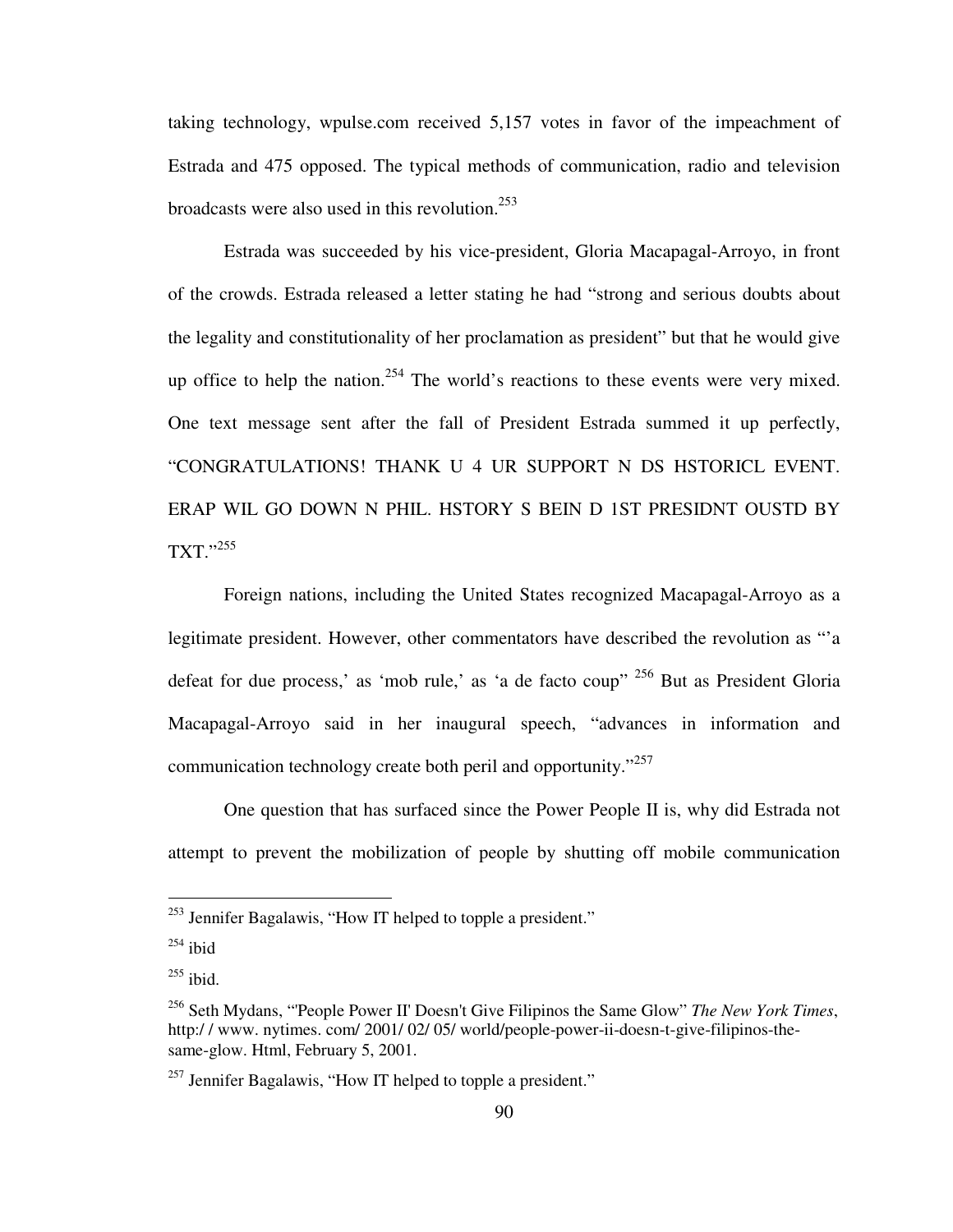taking technology, wpulse.com received 5,157 votes in favor of the impeachment of Estrada and 475 opposed. The typical methods of communication, radio and television broadcasts were also used in this revolution.[253]

Estrada was succeeded by his vice-president, Gloria Macapagal-Arroyo, in front of the crowds. Estrada released a letter stating he had "strong and serious doubts about the legality and constitutionality of her proclamation as president" but that he would give up office to help the nation.[254] The world's reactions to these events were very mixed. One text message sent after the fall of President Estrada summed it up perfectly, "CONGRATULATIONS! THANK U 4 UR SUPPORT N DS HSTORICL EVENT. ERAP WIL GO DOWN N PHIL. HSTORY S BEIN D 1ST PRESIDNT OUSTD BY TXT."[255]

Foreign nations, including the United States recognized Macapagal-Arroyo as a legitimate president. However, other commentators have described the revolution as "'a defeat for due process,' as 'mob rule,' as 'a de facto coup"[256] But as President Gloria Macapagal-Arroyo said in her inaugural speech, "advances in information and communication technology create both peril and opportunity."[257]

One question that has surfaced since the Power People II is, why did Estrada not attempt to prevent the mobilization of people by shutting off mobile communication

---

[253] Jennifer Bagalawis, "How IT helped to topple a president."

[254] ibid

[255] ibid.

[256] Seth Mydans, "'People Power II' Doesn't Give Filipinos the Same Glow" *The New York Times*, http:/ / www. nytimes. com/ 2001/ 02/ 05/ world/people-power-ii-doesn-t-give-filipinos-the-same-glow. Html, February 5, 2001.

[257] Jennifer Bagalawis, "How IT helped to topple a president."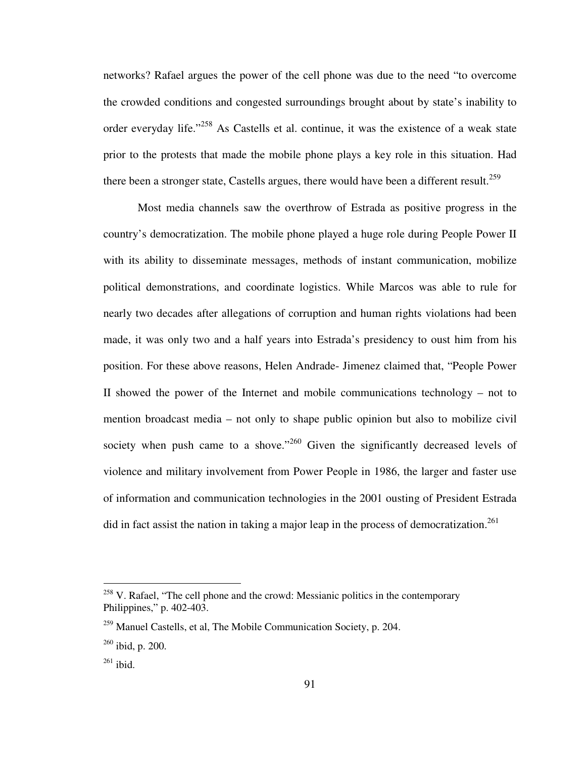networks? Rafael argues the power of the cell phone was due to the need "to overcome the crowded conditions and congested surroundings brought about by state's inability to order everyday life."[258] As Castells et al. continue, it was the existence of a weak state prior to the protests that made the mobile phone plays a key role in this situation. Had there been a stronger state, Castells argues, there would have been a different result.[259]

Most media channels saw the overthrow of Estrada as positive progress in the country's democratization. The mobile phone played a huge role during People Power II with its ability to disseminate messages, methods of instant communication, mobilize political demonstrations, and coordinate logistics. While Marcos was able to rule for nearly two decades after allegations of corruption and human rights violations had been made, it was only two and a half years into Estrada's presidency to oust him from his position. For these above reasons, Helen Andrade- Jimenez claimed that, "People Power II showed the power of the Internet and mobile communications technology – not to mention broadcast media – not only to shape public opinion but also to mobilize civil society when push came to a shove."[260] Given the significantly decreased levels of violence and military involvement from Power People in 1986, the larger and faster use of information and communication technologies in the 2001 ousting of President Estrada did in fact assist the nation in taking a major leap in the process of democratization.[261]

---

[258] V. Rafael, "The cell phone and the crowd: Messianic politics in the contemporary Philippines," p. 402-403.

[259] Manuel Castells, et al, The Mobile Communication Society, p. 204.

[260] ibid, p. 200.

[261] ibid.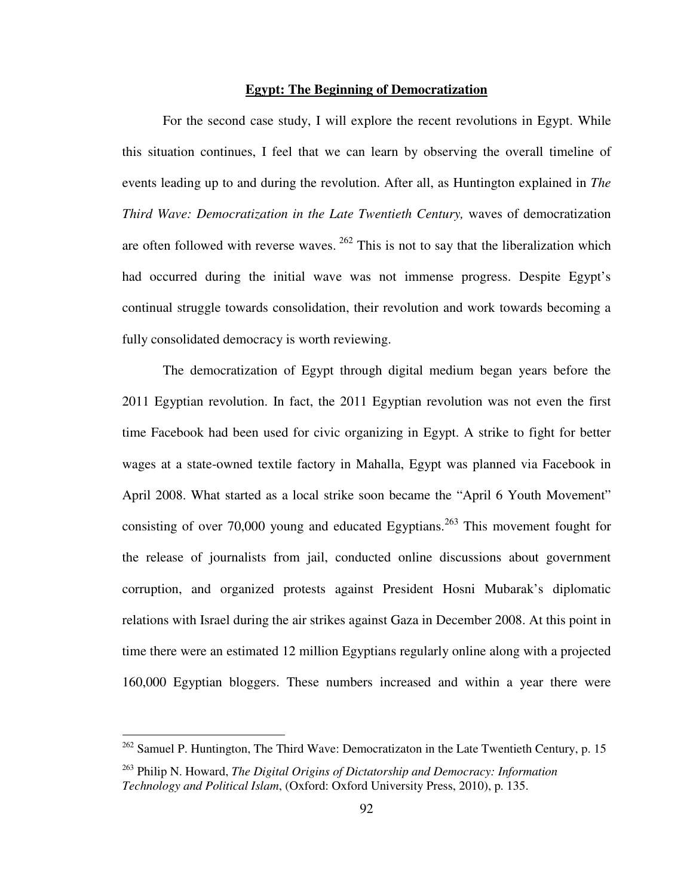## Egypt: The Beginning of Democratization

For the second case study, I will explore the recent revolutions in Egypt. While this situation continues, I feel that we can learn by observing the overall timeline of events leading up to and during the revolution. After all, as Huntington explained in *The Third Wave: Democratization in the Late Twentieth Century,* waves of democratization are often followed with reverse waves. [262] This is not to say that the liberalization which had occurred during the initial wave was not immense progress. Despite Egypt's continual struggle towards consolidation, their revolution and work towards becoming a fully consolidated democracy is worth reviewing.

The democratization of Egypt through digital medium began years before the 2011 Egyptian revolution. In fact, the 2011 Egyptian revolution was not even the first time Facebook had been used for civic organizing in Egypt. A strike to fight for better wages at a state-owned textile factory in Mahalla, Egypt was planned via Facebook in April 2008. What started as a local strike soon became the "April 6 Youth Movement" consisting of over 70,000 young and educated Egyptians.[263] This movement fought for the release of journalists from jail, conducted online discussions about government corruption, and organized protests against President Hosni Mubarak's diplomatic relations with Israel during the air strikes against Gaza in December 2008. At this point in time there were an estimated 12 million Egyptians regularly online along with a projected 160,000 Egyptian bloggers. These numbers increased and within a year there were

---

[262] Samuel P. Huntington, The Third Wave: Democratizaton in the Late Twentieth Century, p. 15

[263] Philip N. Howard, *The Digital Origins of Dictatorship and Democracy: Information Technology and Political Islam*, (Oxford: Oxford University Press, 2010), p. 135.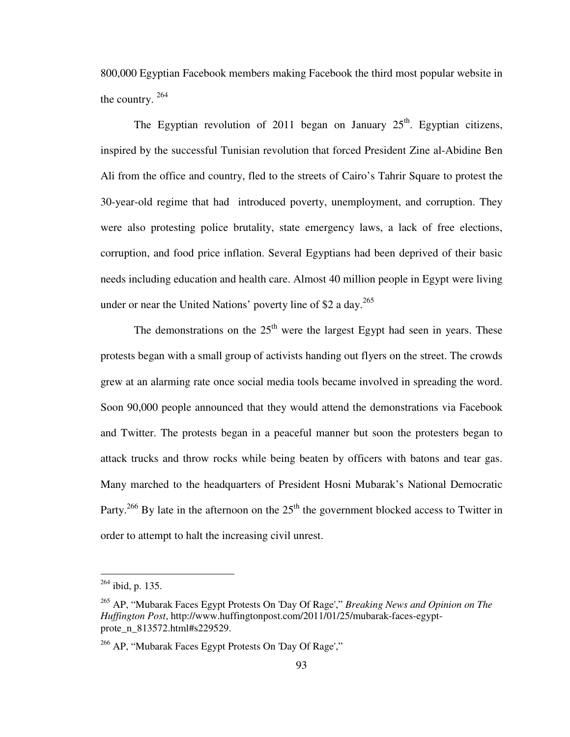800,000 Egyptian Facebook members making Facebook the third most popular website in the country. [264]

The Egyptian revolution of 2011 began on January 25th. Egyptian citizens, inspired by the successful Tunisian revolution that forced President Zine al-Abidine Ben Ali from the office and country, fled to the streets of Cairo's Tahrir Square to protest the 30-year-old regime that had introduced poverty, unemployment, and corruption. They were also protesting police brutality, state emergency laws, a lack of free elections, corruption, and food price inflation. Several Egyptians had been deprived of their basic needs including education and health care. Almost 40 million people in Egypt were living under or near the United Nations' poverty line of $2 a day.[265]

The demonstrations on the 25th were the largest Egypt had seen in years. These protests began with a small group of activists handing out flyers on the street. The crowds grew at an alarming rate once social media tools became involved in spreading the word. Soon 90,000 people announced that they would attend the demonstrations via Facebook and Twitter. The protests began in a peaceful manner but soon the protesters began to attack trucks and throw rocks while being beaten by officers with batons and tear gas. Many marched to the headquarters of President Hosni Mubarak's National Democratic Party.[266] By late in the afternoon on the 25th the government blocked access to Twitter in order to attempt to halt the increasing civil unrest.

---

[264] ibid, p. 135.

[265] AP, "Mubarak Faces Egypt Protests On 'Day Of Rage'," *Breaking News and Opinion on The Huffington Post*, http://www.huffingtonpost.com/2011/01/25/mubarak-faces-egypt-prote_n_813572.html#s229529.

[266] AP, "Mubarak Faces Egypt Protests On 'Day Of Rage',"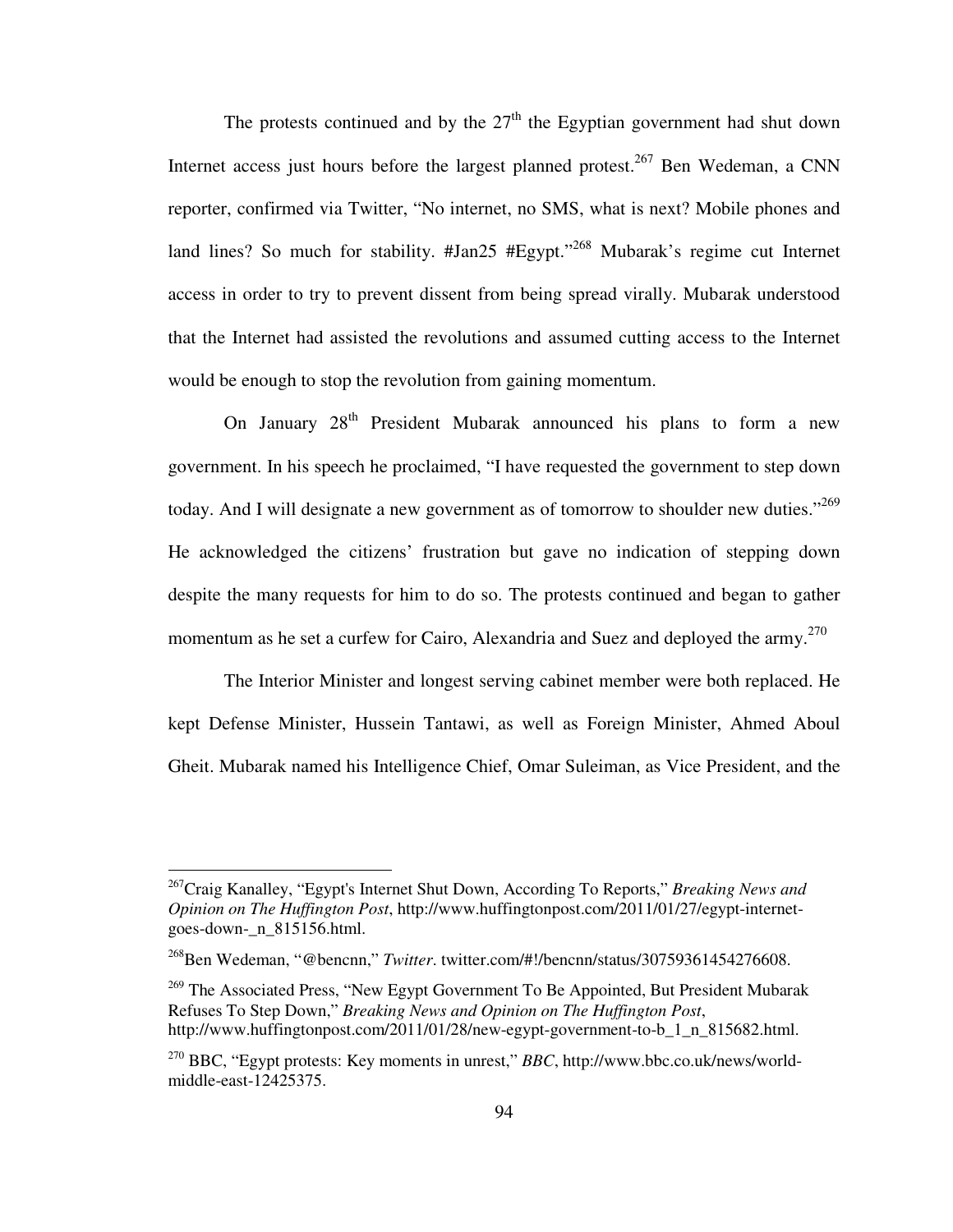The protests continued and by the 27th the Egyptian government had shut down Internet access just hours before the largest planned protest.[267] Ben Wedeman, a CNN reporter, confirmed via Twitter, "No internet, no SMS, what is next? Mobile phones and land lines? So much for stability. #Jan25 #Egypt."[268] Mubarak's regime cut Internet access in order to try to prevent dissent from being spread virally. Mubarak understood that the Internet had assisted the revolutions and assumed cutting access to the Internet would be enough to stop the revolution from gaining momentum.

On January 28th President Mubarak announced his plans to form a new government. In his speech he proclaimed, "I have requested the government to step down today. And I will designate a new government as of tomorrow to shoulder new duties."[269] He acknowledged the citizens' frustration but gave no indication of stepping down despite the many requests for him to do so. The protests continued and began to gather momentum as he set a curfew for Cairo, Alexandria and Suez and deployed the army.[270]

The Interior Minister and longest serving cabinet member were both replaced. He kept Defense Minister, Hussein Tantawi, as well as Foreign Minister, Ahmed Aboul Gheit. Mubarak named his Intelligence Chief, Omar Suleiman, as Vice President, and the

---

[267] Craig Kanalley, "Egypt's Internet Shut Down, According To Reports," *Breaking News and Opinion on The Huffington Post*, http://www.huffingtonpost.com/2011/01/27/egypt-internet-goes-down-_n_815156.html.

[268] Ben Wedeman, "@bencnn," *Twitter*. twitter.com/#!/bencnn/status/30759361454276608.

[269] The Associated Press, "New Egypt Government To Be Appointed, But President Mubarak Refuses To Step Down," *Breaking News and Opinion on The Huffington Post*, http://www.huffingtonpost.com/2011/01/28/new-egypt-government-to-b_1_n_815682.html.

[270] BBC, "Egypt protests: Key moments in unrest," *BBC*, http://www.bbc.co.uk/news/world-middle-east-12425375.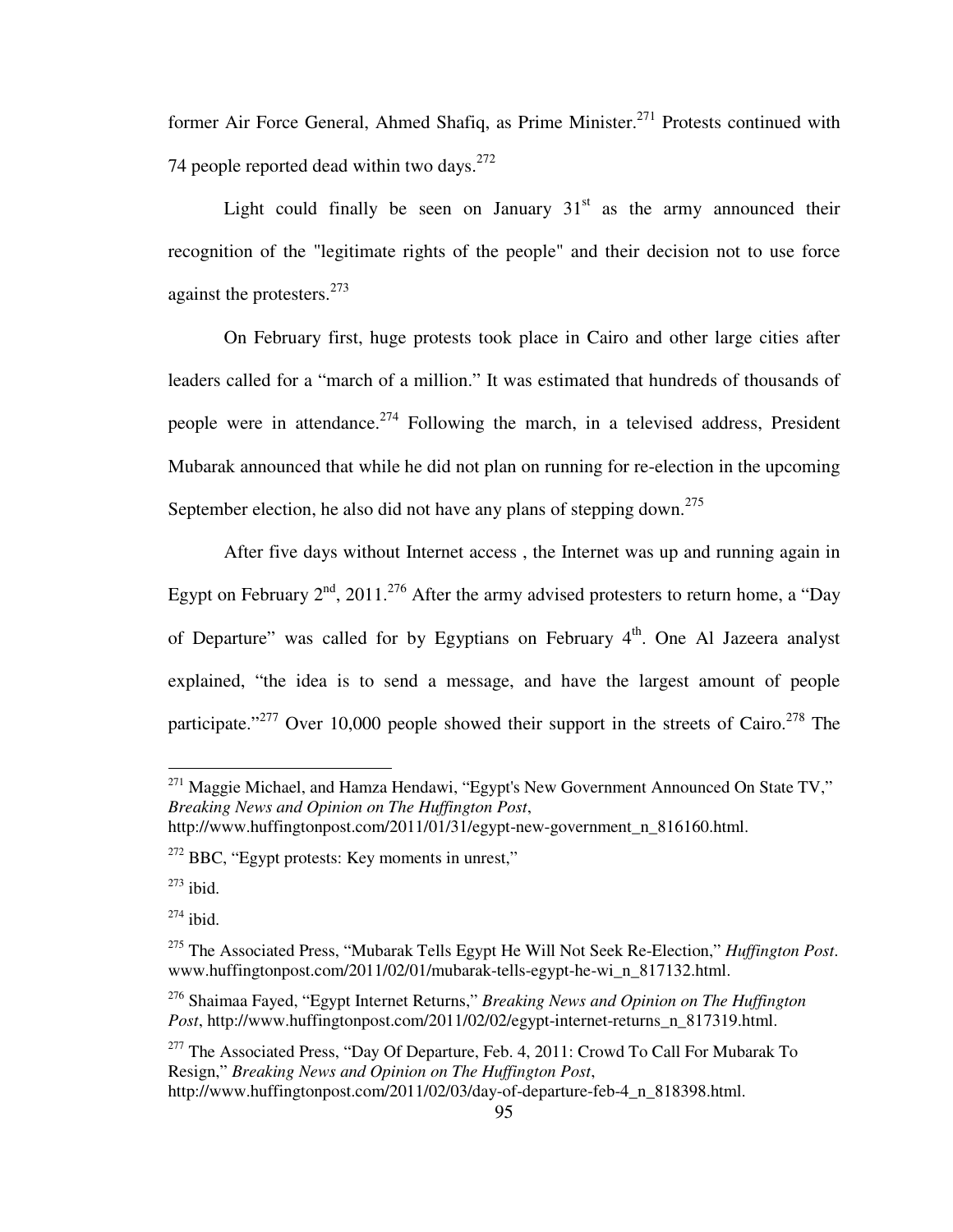former Air Force General, Ahmed Shafiq, as Prime Minister.[271] Protests continued with 74 people reported dead within two days.[272]

Light could finally be seen on January 31st as the army announced their recognition of the "legitimate rights of the people" and their decision not to use force against the protesters.[273]

On February first, huge protests took place in Cairo and other large cities after leaders called for a "march of a million." It was estimated that hundreds of thousands of people were in attendance.[274] Following the march, in a televised address, President Mubarak announced that while he did not plan on running for re-election in the upcoming September election, he also did not have any plans of stepping down.[275]

After five days without Internet access , the Internet was up and running again in Egypt on February 2nd, 2011.[276] After the army advised protesters to return home, a "Day of Departure" was called for by Egyptians on February 4th. One Al Jazeera analyst explained, "the idea is to send a message, and have the largest amount of people participate."[277] Over 10,000 people showed their support in the streets of Cairo.[278] The

---

[271] Maggie Michael, and Hamza Hendawi, "Egypt's New Government Announced On State TV," *Breaking News and Opinion on The Huffington Post*, http://www.huffingtonpost.com/2011/01/31/egypt-new-government_n_816160.html.

[272] BBC, "Egypt protests: Key moments in unrest,"

[273] ibid.

[274] ibid.

[275] The Associated Press, "Mubarak Tells Egypt He Will Not Seek Re-Election," *Huffington Post*. www.huffingtonpost.com/2011/02/01/mubarak-tells-egypt-he-wi_n_817132.html.

[276] Shaimaa Fayed, "Egypt Internet Returns," *Breaking News and Opinion on The Huffington Post*, http://www.huffingtonpost.com/2011/02/02/egypt-internet-returns_n_817319.html.

[277] The Associated Press, "Day Of Departure, Feb. 4, 2011: Crowd To Call For Mubarak To Resign," *Breaking News and Opinion on The Huffington Post*, http://www.huffingtonpost.com/2011/02/03/day-of-departure-feb-4_n_818398.html.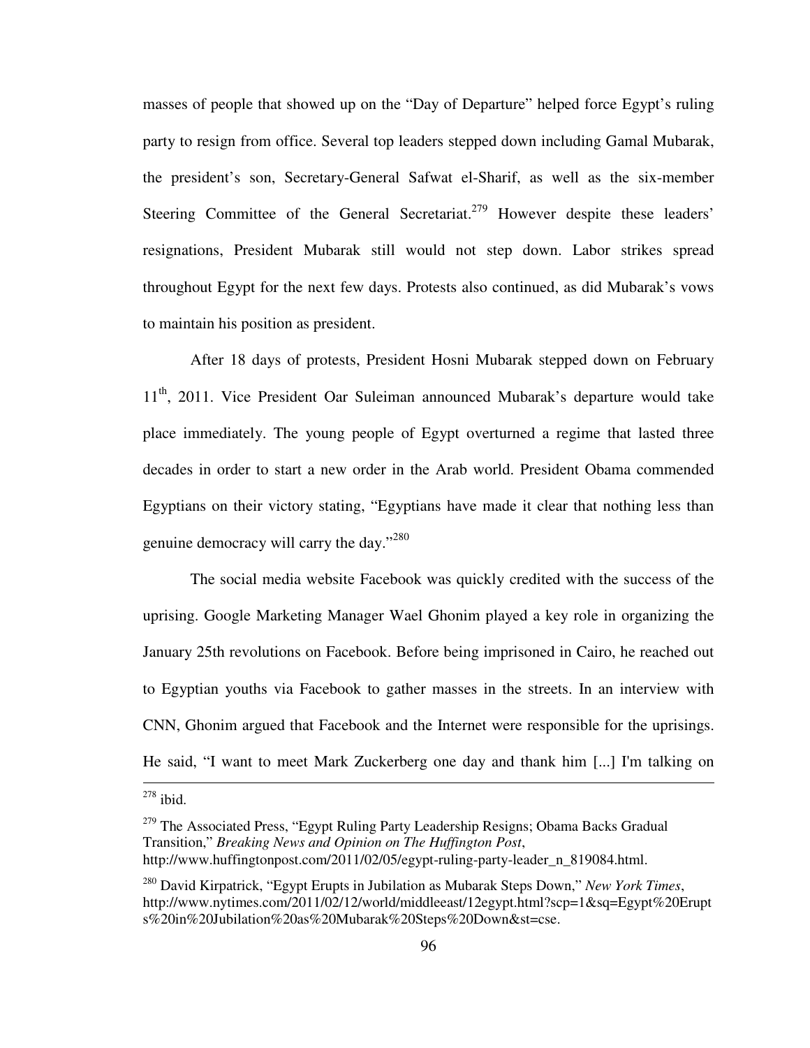masses of people that showed up on the "Day of Departure" helped force Egypt's ruling party to resign from office. Several top leaders stepped down including Gamal Mubarak, the president's son, Secretary-General Safwat el-Sharif, as well as the six-member Steering Committee of the General Secretariat.[279] However despite these leaders' resignations, President Mubarak still would not step down. Labor strikes spread throughout Egypt for the next few days. Protests also continued, as did Mubarak's vows to maintain his position as president.

After 18 days of protests, President Hosni Mubarak stepped down on February 11th, 2011. Vice President Oar Suleiman announced Mubarak's departure would take place immediately. The young people of Egypt overturned a regime that lasted three decades in order to start a new order in the Arab world. President Obama commended Egyptians on their victory stating, "Egyptians have made it clear that nothing less than genuine democracy will carry the day."[280]

The social media website Facebook was quickly credited with the success of the uprising. Google Marketing Manager Wael Ghonim played a key role in organizing the January 25th revolutions on Facebook. Before being imprisoned in Cairo, he reached out to Egyptian youths via Facebook to gather masses in the streets. In an interview with CNN, Ghonim argued that Facebook and the Internet were responsible for the uprisings. He said, "I want to meet Mark Zuckerberg one day and thank him [...] I'm talking on

---

[278] ibid.

[279] The Associated Press, "Egypt Ruling Party Leadership Resigns; Obama Backs Gradual Transition," *Breaking News and Opinion on The Huffington Post*, http://www.huffingtonpost.com/2011/02/05/egypt-ruling-party-leader_n_819084.html.

[280] David Kirpatrick, "Egypt Erupts in Jubilation as Mubarak Steps Down," *New York Times*, http://www.nytimes.com/2011/02/12/world/middleeast/12egypt.html?scp=1&sq=Egypt%20Erupts%20in%20Jubilation%20as%20Mubarak%20Steps%20Down&st=cse.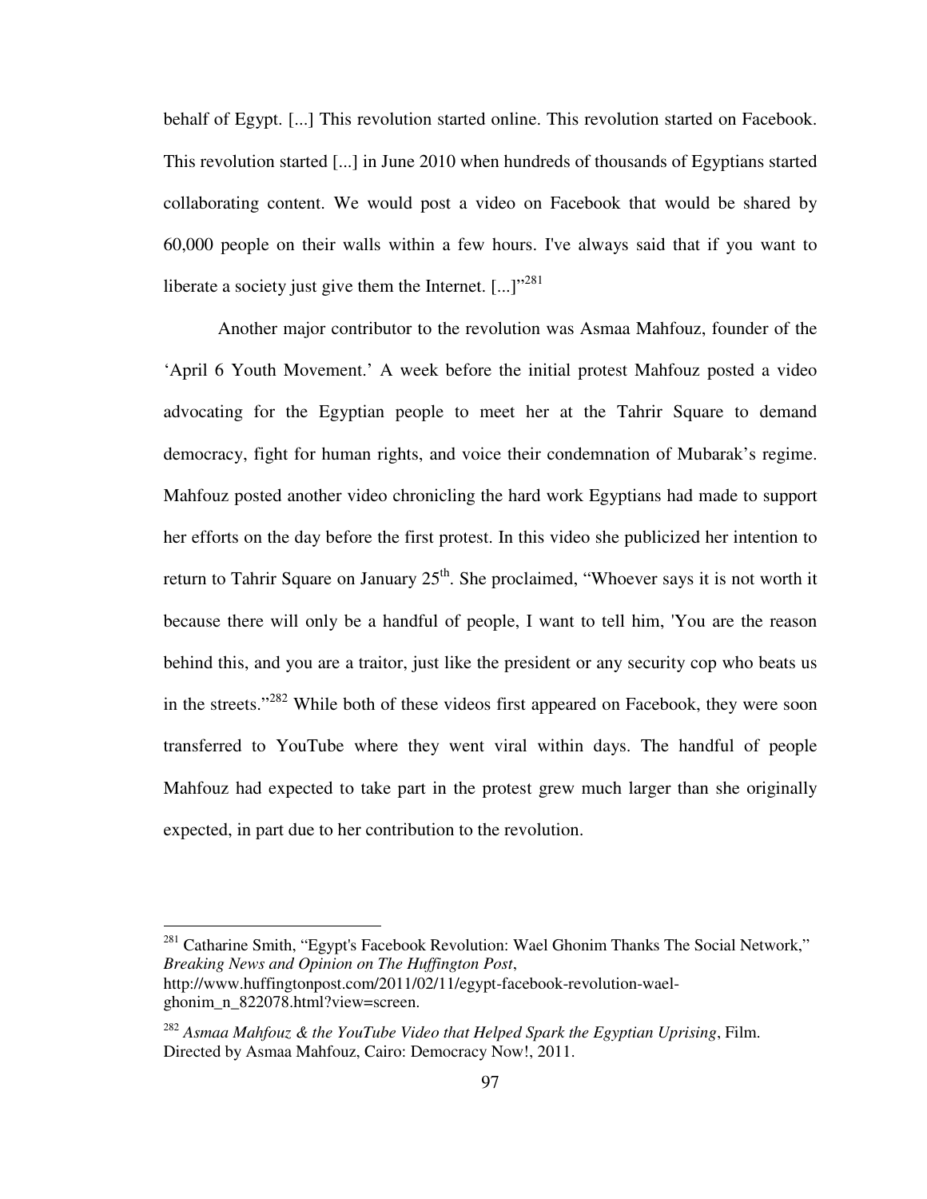behalf of Egypt. [...] This revolution started online. This revolution started on Facebook. This revolution started [...] in June 2010 when hundreds of thousands of Egyptians started collaborating content. We would post a video on Facebook that would be shared by 60,000 people on their walls within a few hours. I've always said that if you want to liberate a society just give them the Internet. [...]"[281]

Another major contributor to the revolution was Asmaa Mahfouz, founder of the 'April 6 Youth Movement.' A week before the initial protest Mahfouz posted a video advocating for the Egyptian people to meet her at the Tahrir Square to demand democracy, fight for human rights, and voice their condemnation of Mubarak's regime. Mahfouz posted another video chronicling the hard work Egyptians had made to support her efforts on the day before the first protest. In this video she publicized her intention to return to Tahrir Square on January 25th. She proclaimed, "Whoever says it is not worth it because there will only be a handful of people, I want to tell him, 'You are the reason behind this, and you are a traitor, just like the president or any security cop who beats us in the streets."[282] While both of these videos first appeared on Facebook, they were soon transferred to YouTube where they went viral within days. The handful of people Mahfouz had expected to take part in the protest grew much larger than she originally expected, in part due to her contribution to the revolution.

---

[281] Catharine Smith, "Egypt's Facebook Revolution: Wael Ghonim Thanks The Social Network," *Breaking News and Opinion on The Huffington Post*, http://www.huffingtonpost.com/2011/02/11/egypt-facebook-revolution-wael-ghonim_n_822078.html?view=screen.

[282] *Asmaa Mahfouz & the YouTube Video that Helped Spark the Egyptian Uprising*, Film. Directed by Asmaa Mahfouz, Cairo: Democracy Now!, 2011.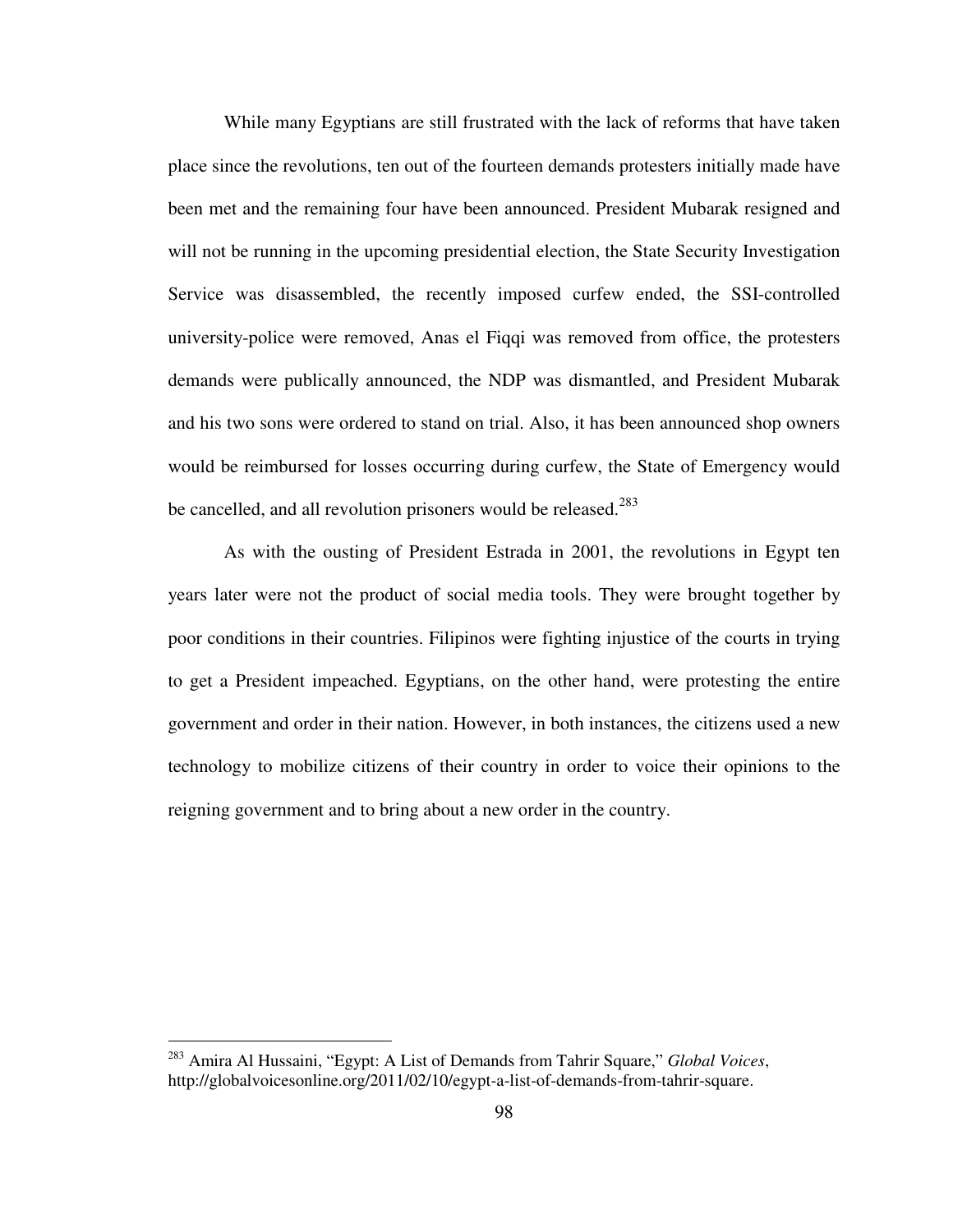While many Egyptians are still frustrated with the lack of reforms that have taken place since the revolutions, ten out of the fourteen demands protesters initially made have been met and the remaining four have been announced. President Mubarak resigned and will not be running in the upcoming presidential election, the State Security Investigation Service was disassembled, the recently imposed curfew ended, the SSI-controlled university-police were removed, Anas el Fiqqi was removed from office, the protesters demands were publically announced, the NDP was dismantled, and President Mubarak and his two sons were ordered to stand on trial. Also, it has been announced shop owners would be reimbursed for losses occurring during curfew, the State of Emergency would be cancelled, and all revolution prisoners would be released.[283]

As with the ousting of President Estrada in 2001, the revolutions in Egypt ten years later were not the product of social media tools. They were brought together by poor conditions in their countries. Filipinos were fighting injustice of the courts in trying to get a President impeached. Egyptians, on the other hand, were protesting the entire government and order in their nation. However, in both instances, the citizens used a new technology to mobilize citizens of their country in order to voice their opinions to the reigning government and to bring about a new order in the country.

---

[283] Amira Al Hussaini, "Egypt: A List of Demands from Tahrir Square," *Global Voices*, http://globalvoicesonline.org/2011/02/10/egypt-a-list-of-demands-from-tahrir-square.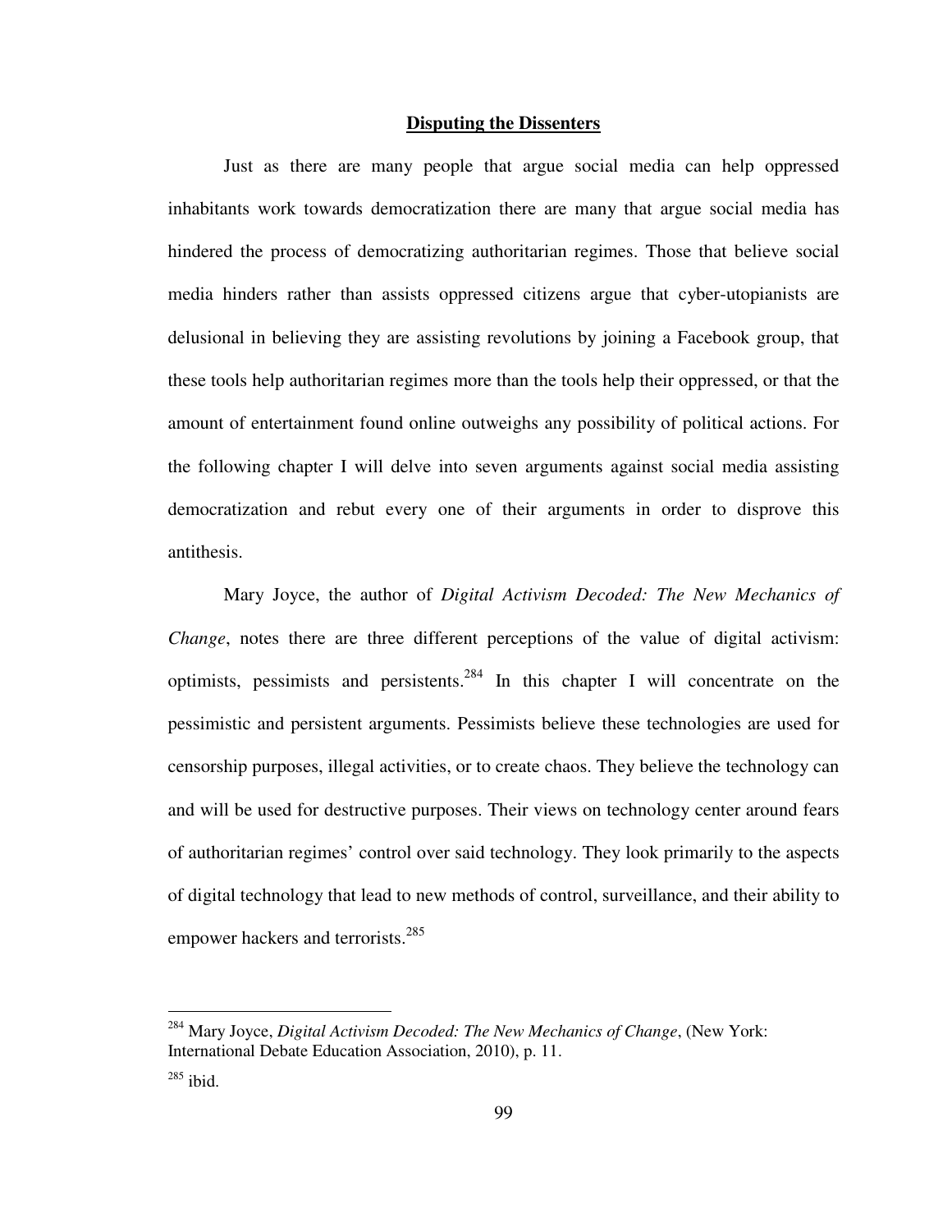## Disputing the Dissenters

Just as there are many people that argue social media can help oppressed inhabitants work towards democratization there are many that argue social media has hindered the process of democratizing authoritarian regimes. Those that believe social media hinders rather than assists oppressed citizens argue that cyber-utopianists are delusional in believing they are assisting revolutions by joining a Facebook group, that these tools help authoritarian regimes more than the tools help their oppressed, or that the amount of entertainment found online outweighs any possibility of political actions. For the following chapter I will delve into seven arguments against social media assisting democratization and rebut every one of their arguments in order to disprove this antithesis.

Mary Joyce, the author of *Digital Activism Decoded: The New Mechanics of Change*, notes there are three different perceptions of the value of digital activism: optimists, pessimists and persistents.[284] In this chapter I will concentrate on the pessimistic and persistent arguments. Pessimists believe these technologies are used for censorship purposes, illegal activities, or to create chaos. They believe the technology can and will be used for destructive purposes. Their views on technology center around fears of authoritarian regimes' control over said technology. They look primarily to the aspects of digital technology that lead to new methods of control, surveillance, and their ability to empower hackers and terrorists.[285]

---

[284] Mary Joyce, *Digital Activism Decoded: The New Mechanics of Change*, (New York: International Debate Education Association, 2010), p. 11.

[285] ibid.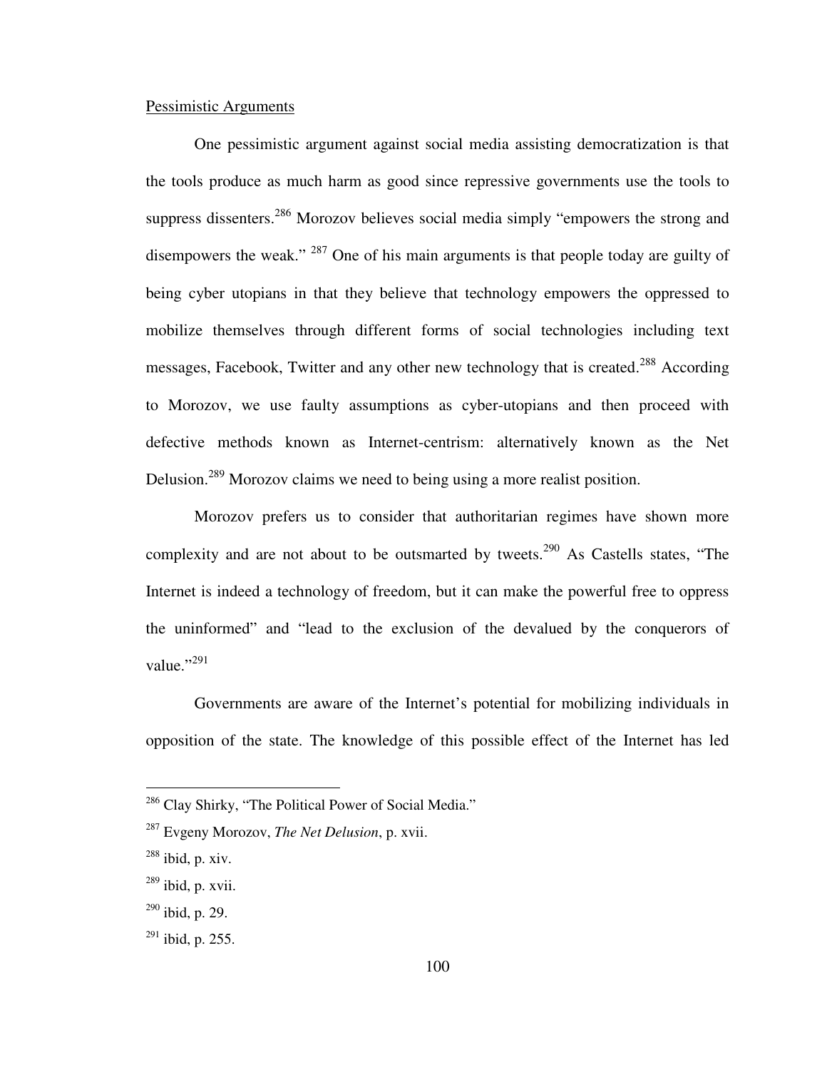Pessimistic Arguments

One pessimistic argument against social media assisting democratization is that the tools produce as much harm as good since repressive governments use the tools to suppress dissenters.[286] Morozov believes social media simply "empowers the strong and disempowers the weak." [287] One of his main arguments is that people today are guilty of being cyber utopians in that they believe that technology empowers the oppressed to mobilize themselves through different forms of social technologies including text messages, Facebook, Twitter and any other new technology that is created.[288] According to Morozov, we use faulty assumptions as cyber-utopians and then proceed with defective methods known as Internet-centrism: alternatively known as the Net Delusion.[289] Morozov claims we need to being using a more realist position.

Morozov prefers us to consider that authoritarian regimes have shown more complexity and are not about to be outsmarted by tweets.[290] As Castells states, "The Internet is indeed a technology of freedom, but it can make the powerful free to oppress the uninformed" and "lead to the exclusion of the devalued by the conquerors of value."[291]

Governments are aware of the Internet's potential for mobilizing individuals in opposition of the state. The knowledge of this possible effect of the Internet has led

---

[286] Clay Shirky, "The Political Power of Social Media."

[287] Evgeny Morozov, *The Net Delusion*, p. xvii.

[288] ibid, p. xiv.

[289] ibid, p. xvii.

[290] ibid, p. 29.

[291] ibid, p. 255.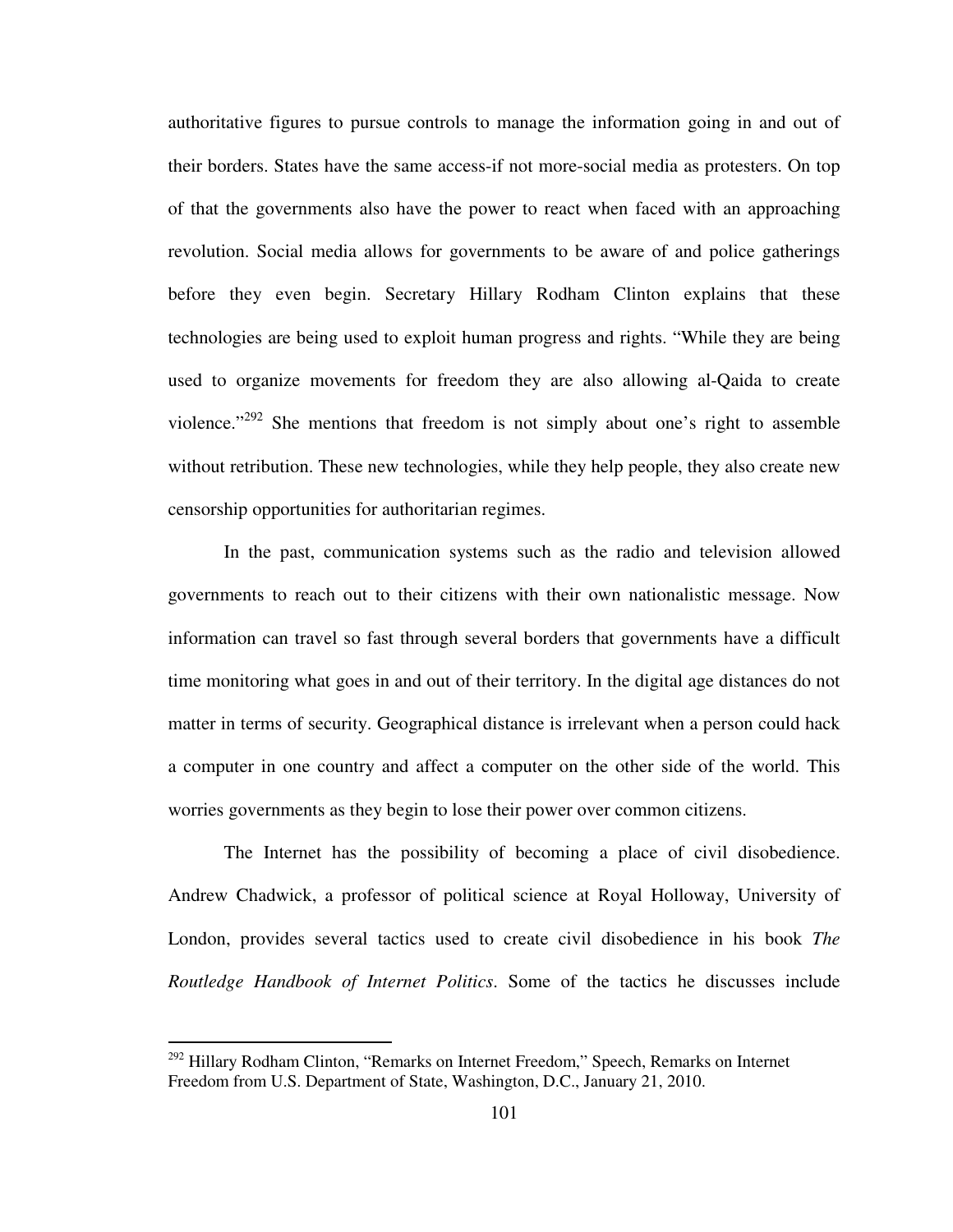authoritative figures to pursue controls to manage the information going in and out of their borders. States have the same access-if not more-social media as protesters. On top of that the governments also have the power to react when faced with an approaching revolution. Social media allows for governments to be aware of and police gatherings before they even begin. Secretary Hillary Rodham Clinton explains that these technologies are being used to exploit human progress and rights. "While they are being used to organize movements for freedom they are also allowing al-Qaida to create violence."[292] She mentions that freedom is not simply about one's right to assemble without retribution. These new technologies, while they help people, they also create new censorship opportunities for authoritarian regimes.

In the past, communication systems such as the radio and television allowed governments to reach out to their citizens with their own nationalistic message. Now information can travel so fast through several borders that governments have a difficult time monitoring what goes in and out of their territory. In the digital age distances do not matter in terms of security. Geographical distance is irrelevant when a person could hack a computer in one country and affect a computer on the other side of the world. This worries governments as they begin to lose their power over common citizens.

The Internet has the possibility of becoming a place of civil disobedience. Andrew Chadwick, a professor of political science at Royal Holloway, University of London, provides several tactics used to create civil disobedience in his book *The Routledge Handbook of Internet Politics*. Some of the tactics he discusses include

---

[292] Hillary Rodham Clinton, "Remarks on Internet Freedom," Speech, Remarks on Internet Freedom from U.S. Department of State, Washington, D.C., January 21, 2010.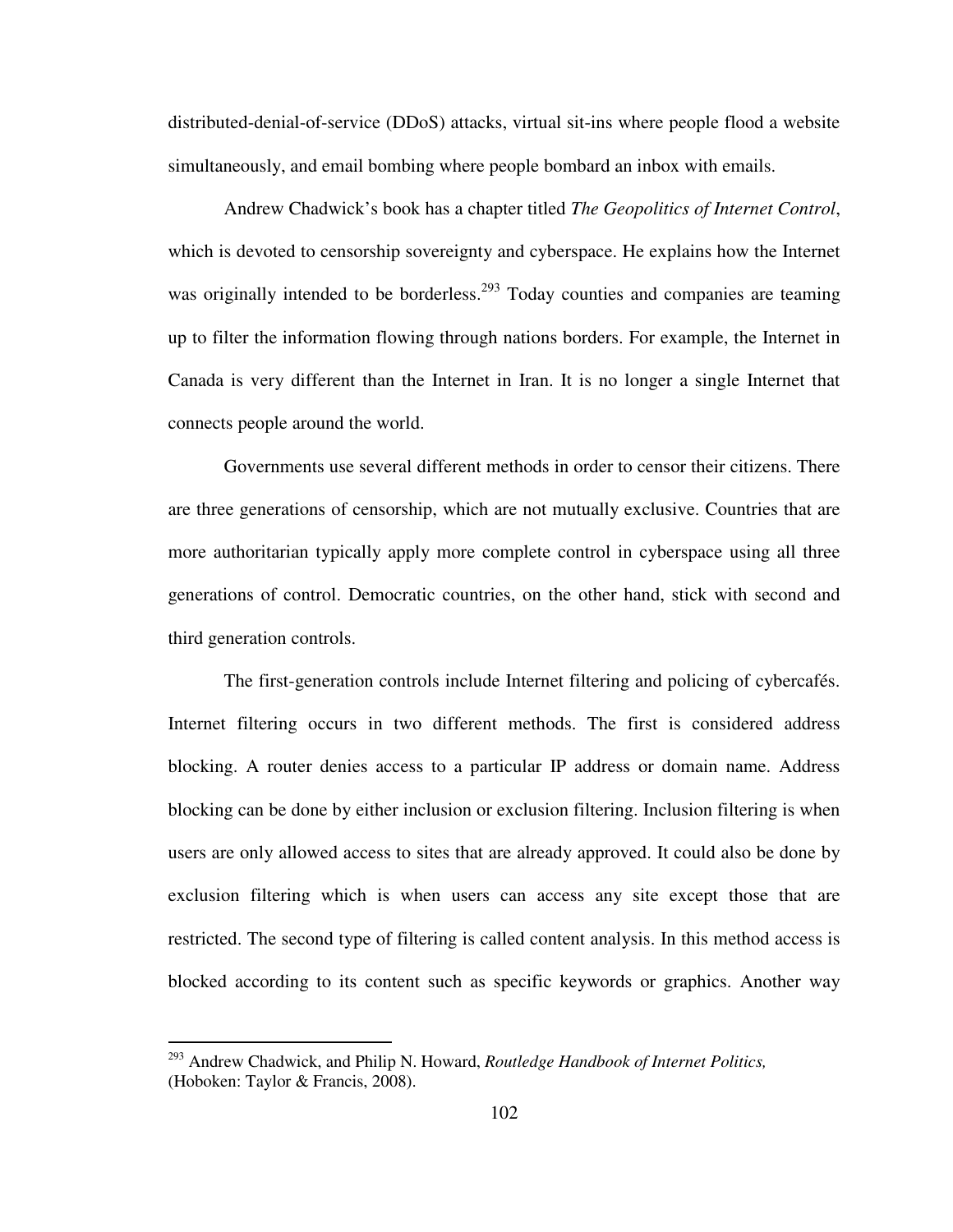distributed-denial-of-service (DDoS) attacks, virtual sit-ins where people flood a website simultaneously, and email bombing where people bombard an inbox with emails.

Andrew Chadwick's book has a chapter titled *The Geopolitics of Internet Control*, which is devoted to censorship sovereignty and cyberspace. He explains how the Internet was originally intended to be borderless.[293] Today counties and companies are teaming up to filter the information flowing through nations borders. For example, the Internet in Canada is very different than the Internet in Iran. It is no longer a single Internet that connects people around the world.

Governments use several different methods in order to censor their citizens. There are three generations of censorship, which are not mutually exclusive. Countries that are more authoritarian typically apply more complete control in cyberspace using all three generations of control. Democratic countries, on the other hand, stick with second and third generation controls.

The first-generation controls include Internet filtering and policing of cybercafés. Internet filtering occurs in two different methods. The first is considered address blocking. A router denies access to a particular IP address or domain name. Address blocking can be done by either inclusion or exclusion filtering. Inclusion filtering is when users are only allowed access to sites that are already approved. It could also be done by exclusion filtering which is when users can access any site except those that are restricted. The second type of filtering is called content analysis. In this method access is blocked according to its content such as specific keywords or graphics. Another way

---

[293] Andrew Chadwick, and Philip N. Howard, *Routledge Handbook of Internet Politics,* (Hoboken: Taylor & Francis, 2008).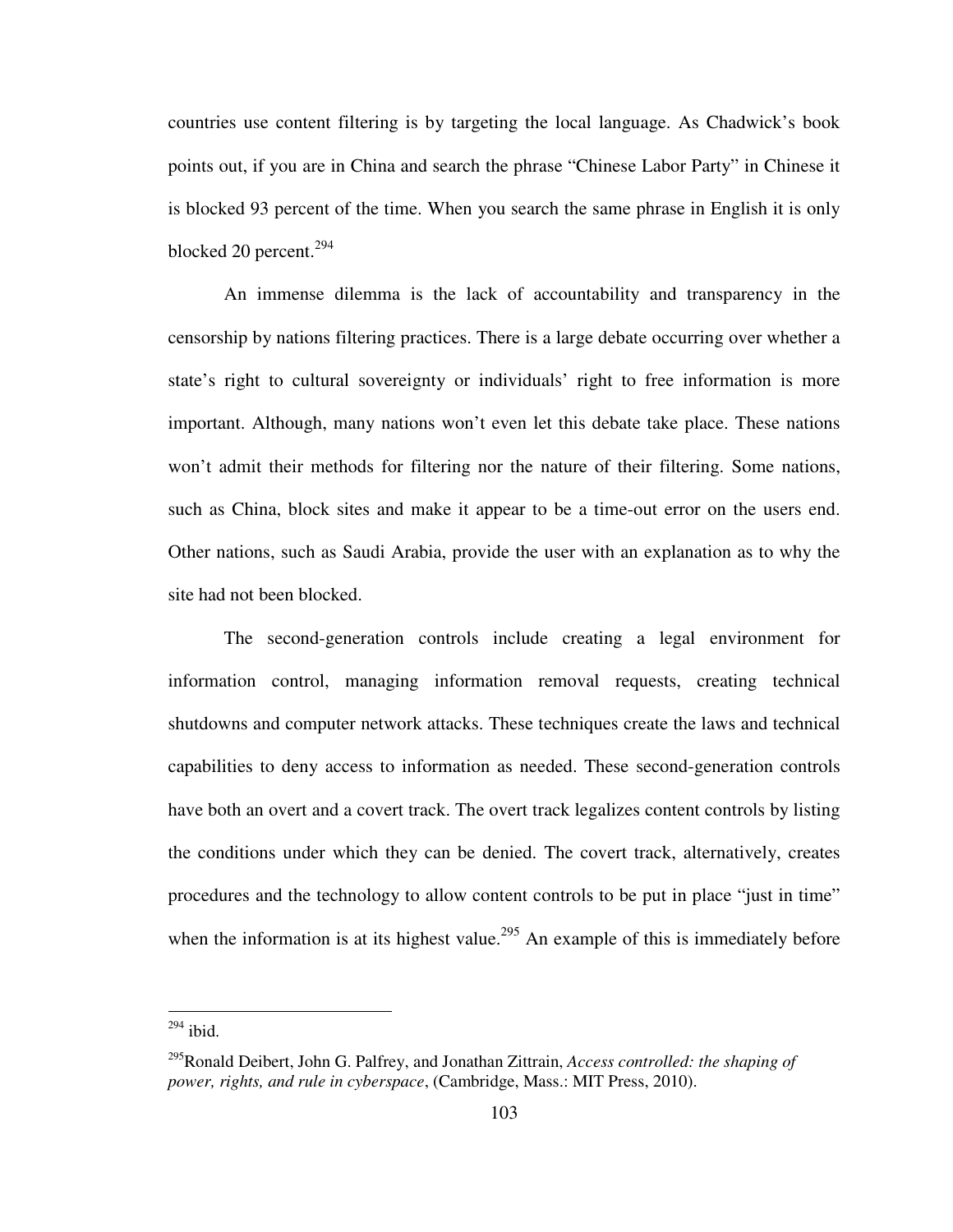countries use content filtering is by targeting the local language. As Chadwick's book points out, if you are in China and search the phrase "Chinese Labor Party" in Chinese it is blocked 93 percent of the time. When you search the same phrase in English it is only blocked 20 percent.[294]

An immense dilemma is the lack of accountability and transparency in the censorship by nations filtering practices. There is a large debate occurring over whether a state's right to cultural sovereignty or individuals' right to free information is more important. Although, many nations won't even let this debate take place. These nations won't admit their methods for filtering nor the nature of their filtering. Some nations, such as China, block sites and make it appear to be a time-out error on the users end. Other nations, such as Saudi Arabia, provide the user with an explanation as to why the site had not been blocked.

The second-generation controls include creating a legal environment for information control, managing information removal requests, creating technical shutdowns and computer network attacks. These techniques create the laws and technical capabilities to deny access to information as needed. These second-generation controls have both an overt and a covert track. The overt track legalizes content controls by listing the conditions under which they can be denied. The covert track, alternatively, creates procedures and the technology to allow content controls to be put in place "just in time" when the information is at its highest value.[295] An example of this is immediately before

---

[294] ibid.

[295] Ronald Deibert, John G. Palfrey, and Jonathan Zittrain, *Access controlled: the shaping of power, rights, and rule in cyberspace*, (Cambridge, Mass.: MIT Press, 2010).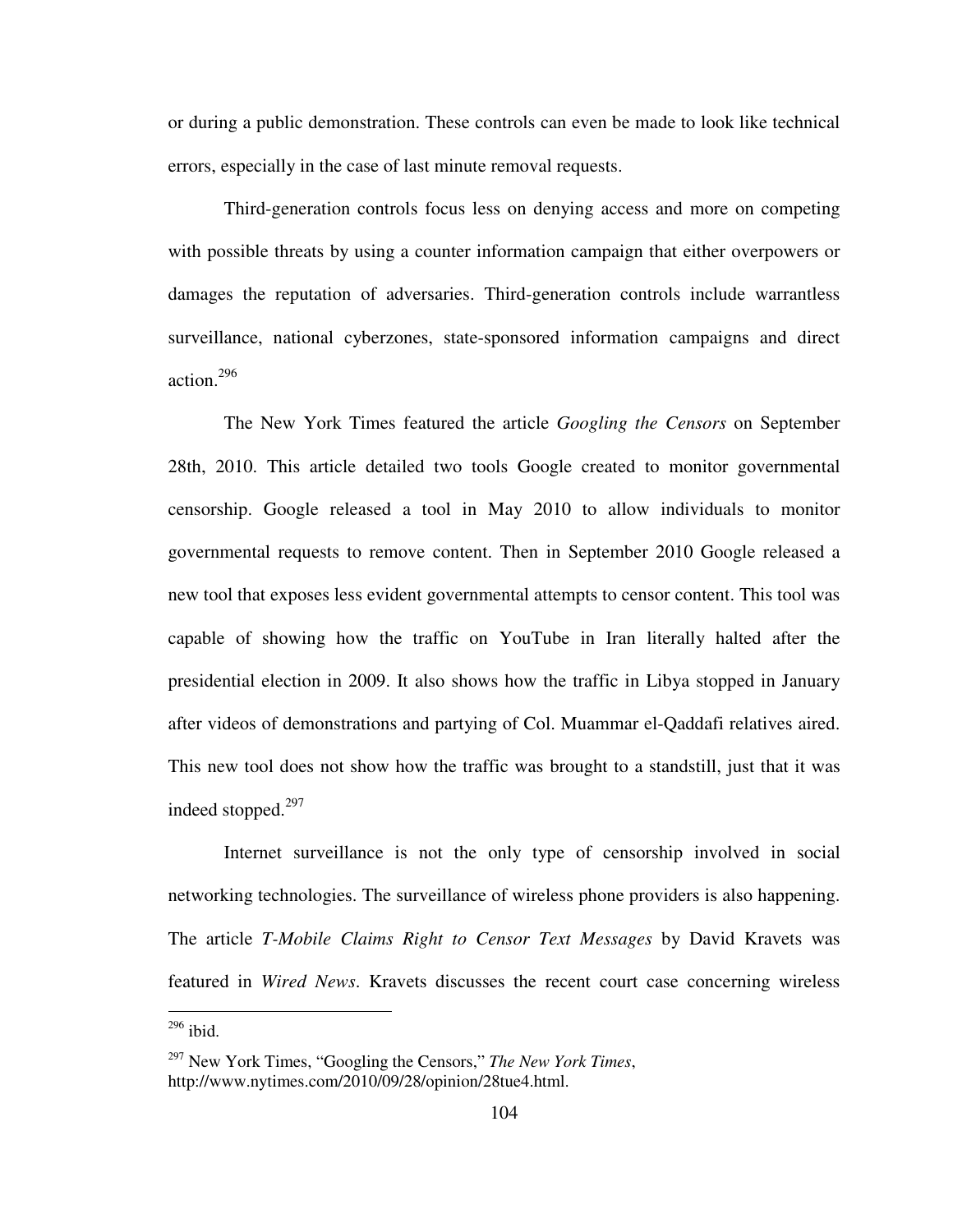or during a public demonstration. These controls can even be made to look like technical errors, especially in the case of last minute removal requests.

Third-generation controls focus less on denying access and more on competing with possible threats by using a counter information campaign that either overpowers or damages the reputation of adversaries. Third-generation controls include warrantless surveillance, national cyberzones, state-sponsored information campaigns and direct action.[296]

The New York Times featured the article *Googling the Censors* on September 28th, 2010. This article detailed two tools Google created to monitor governmental censorship. Google released a tool in May 2010 to allow individuals to monitor governmental requests to remove content. Then in September 2010 Google released a new tool that exposes less evident governmental attempts to censor content. This tool was capable of showing how the traffic on YouTube in Iran literally halted after the presidential election in 2009. It also shows how the traffic in Libya stopped in January after videos of demonstrations and partying of Col. Muammar el-Qaddafi relatives aired. This new tool does not show how the traffic was brought to a standstill, just that it was indeed stopped.[297]

Internet surveillance is not the only type of censorship involved in social networking technologies. The surveillance of wireless phone providers is also happening. The article *T-Mobile Claims Right to Censor Text Messages* by David Kravets was featured in *Wired News*. Kravets discusses the recent court case concerning wireless

---

[296] ibid.

[297] New York Times, "Googling the Censors," *The New York Times*, http://www.nytimes.com/2010/09/28/opinion/28tue4.html.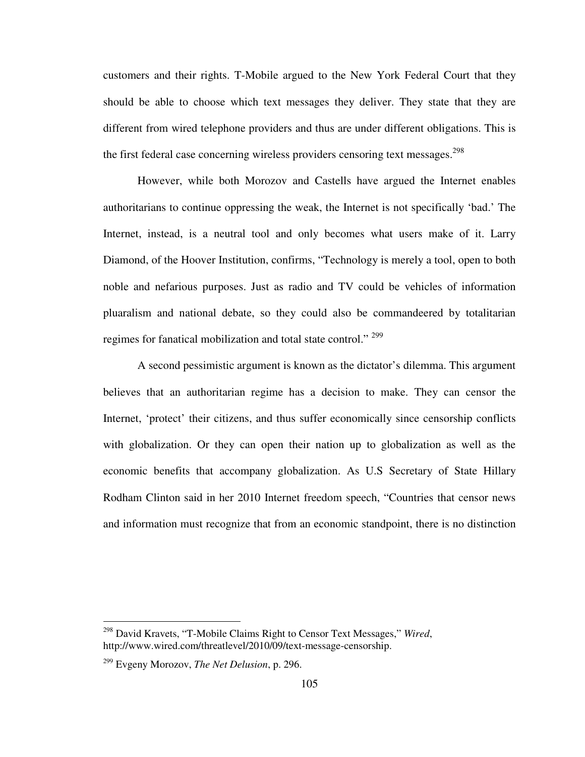customers and their rights. T-Mobile argued to the New York Federal Court that they should be able to choose which text messages they deliver. They state that they are different from wired telephone providers and thus are under different obligations. This is the first federal case concerning wireless providers censoring text messages.[298]

However, while both Morozov and Castells have argued the Internet enables authoritarians to continue oppressing the weak, the Internet is not specifically 'bad.' The Internet, instead, is a neutral tool and only becomes what users make of it. Larry Diamond, of the Hoover Institution, confirms, "Technology is merely a tool, open to both noble and nefarious purposes. Just as radio and TV could be vehicles of information pluaralism and national debate, so they could also be commandeered by totalitarian regimes for fanatical mobilization and total state control." [299]

A second pessimistic argument is known as the dictator's dilemma. This argument believes that an authoritarian regime has a decision to make. They can censor the Internet, 'protect' their citizens, and thus suffer economically since censorship conflicts with globalization. Or they can open their nation up to globalization as well as the economic benefits that accompany globalization. As U.S Secretary of State Hillary Rodham Clinton said in her 2010 Internet freedom speech, "Countries that censor news and information must recognize that from an economic standpoint, there is no distinction

---

[298] David Kravets, "T-Mobile Claims Right to Censor Text Messages," *Wired*, http://www.wired.com/threatlevel/2010/09/text-message-censorship.

[299] Evgeny Morozov, *The Net Delusion*, p. 296.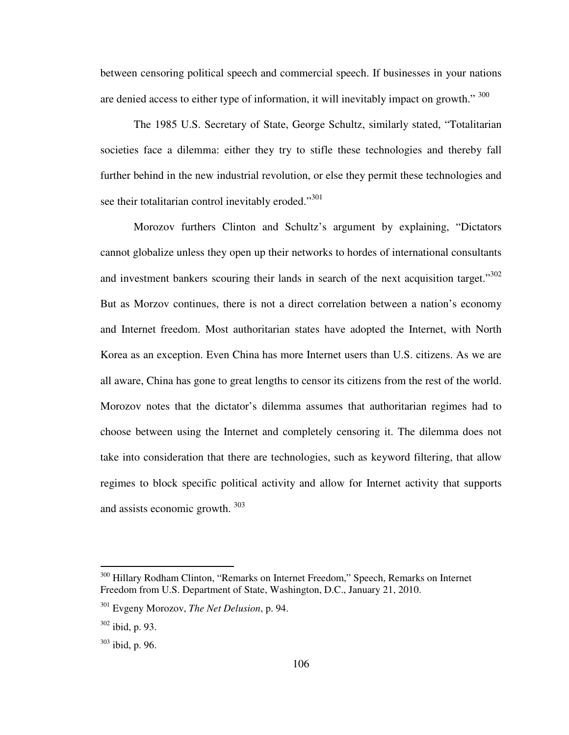between censoring political speech and commercial speech. If businesses in your nations are denied access to either type of information, it will inevitably impact on growth." [300]

The 1985 U.S. Secretary of State, George Schultz, similarly stated, "Totalitarian societies face a dilemma: either they try to stifle these technologies and thereby fall further behind in the new industrial revolution, or else they permit these technologies and see their totalitarian control inevitably eroded."[301]

Morozov furthers Clinton and Schultz's argument by explaining, "Dictators cannot globalize unless they open up their networks to hordes of international consultants and investment bankers scouring their lands in search of the next acquisition target."[302] But as Morzov continues, there is not a direct correlation between a nation's economy and Internet freedom. Most authoritarian states have adopted the Internet, with North Korea as an exception. Even China has more Internet users than U.S. citizens. As we are all aware, China has gone to great lengths to censor its citizens from the rest of the world. Morozov notes that the dictator's dilemma assumes that authoritarian regimes had to choose between using the Internet and completely censoring it. The dilemma does not take into consideration that there are technologies, such as keyword filtering, that allow regimes to block specific political activity and allow for Internet activity that supports and assists economic growth. [303]

---

[300] Hillary Rodham Clinton, "Remarks on Internet Freedom," Speech, Remarks on Internet Freedom from U.S. Department of State, Washington, D.C., January 21, 2010.

[301] Evgeny Morozov, *The Net Delusion*, p. 94.

[302] ibid, p. 93.

[303] ibid, p. 96.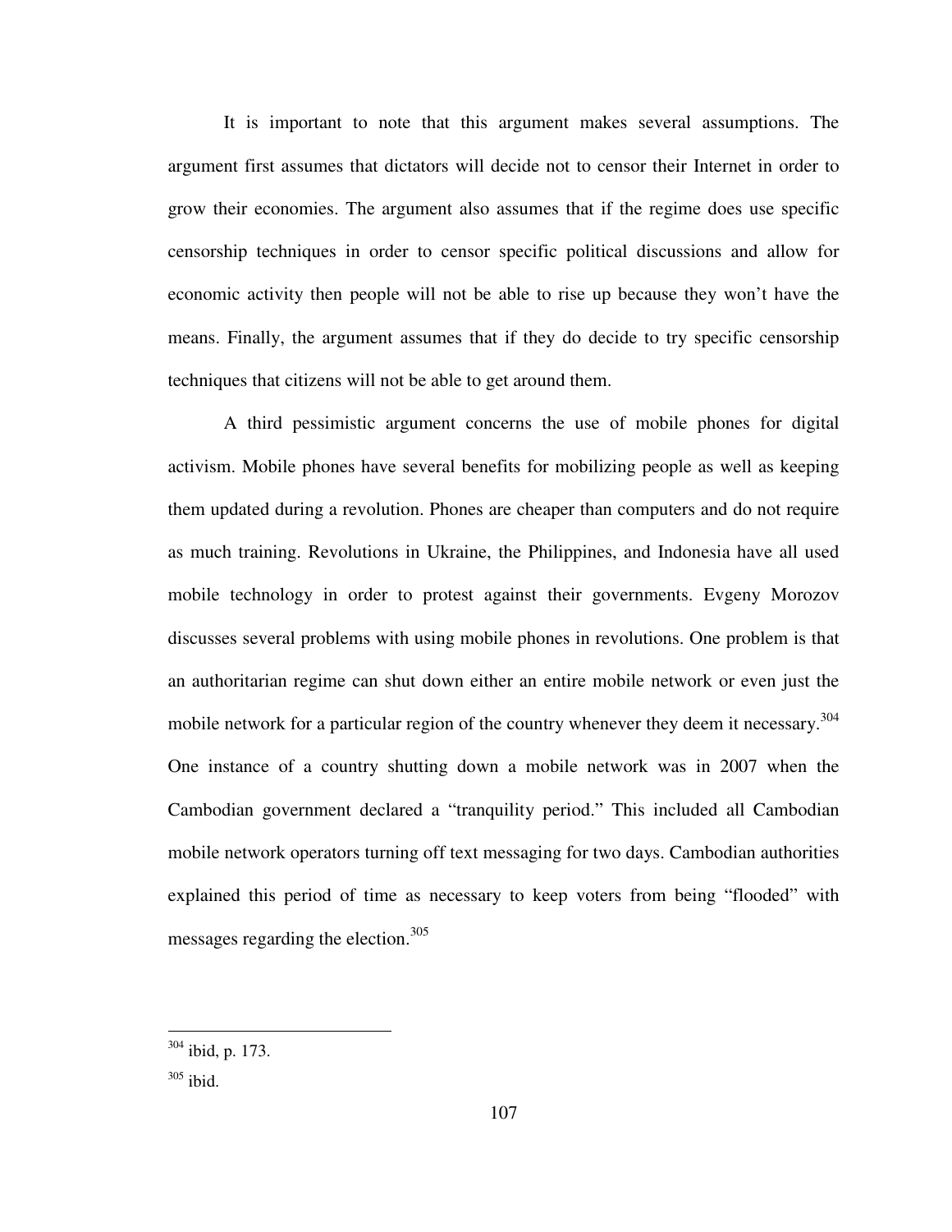It is important to note that this argument makes several assumptions. The argument first assumes that dictators will decide not to censor their Internet in order to grow their economies. The argument also assumes that if the regime does use specific censorship techniques in order to censor specific political discussions and allow for economic activity then people will not be able to rise up because they won't have the means. Finally, the argument assumes that if they do decide to try specific censorship techniques that citizens will not be able to get around them.

A third pessimistic argument concerns the use of mobile phones for digital activism. Mobile phones have several benefits for mobilizing people as well as keeping them updated during a revolution. Phones are cheaper than computers and do not require as much training. Revolutions in Ukraine, the Philippines, and Indonesia have all used mobile technology in order to protest against their governments. Evgeny Morozov discusses several problems with using mobile phones in revolutions. One problem is that an authoritarian regime can shut down either an entire mobile network or even just the mobile network for a particular region of the country whenever they deem it necessary.[304] One instance of a country shutting down a mobile network was in 2007 when the Cambodian government declared a "tranquility period." This included all Cambodian mobile network operators turning off text messaging for two days. Cambodian authorities explained this period of time as necessary to keep voters from being "flooded" with messages regarding the election.[305]

---

[304] ibid, p. 173.

[305] ibid.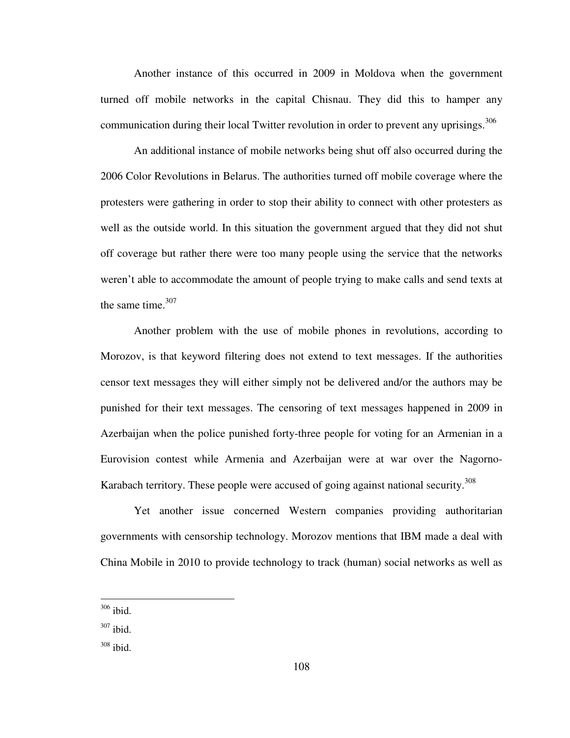Another instance of this occurred in 2009 in Moldova when the government turned off mobile networks in the capital Chisnau. They did this to hamper any communication during their local Twitter revolution in order to prevent any uprisings.[306]

An additional instance of mobile networks being shut off also occurred during the 2006 Color Revolutions in Belarus. The authorities turned off mobile coverage where the protesters were gathering in order to stop their ability to connect with other protesters as well as the outside world. In this situation the government argued that they did not shut off coverage but rather there were too many people using the service that the networks weren't able to accommodate the amount of people trying to make calls and send texts at the same time.[307]

Another problem with the use of mobile phones in revolutions, according to Morozov, is that keyword filtering does not extend to text messages. If the authorities censor text messages they will either simply not be delivered and/or the authors may be punished for their text messages. The censoring of text messages happened in 2009 in Azerbaijan when the police punished forty-three people for voting for an Armenian in a Eurovision contest while Armenia and Azerbaijan were at war over the Nagorno-Karabach territory. These people were accused of going against national security.[308]

Yet another issue concerned Western companies providing authoritarian governments with censorship technology. Morozov mentions that IBM made a deal with China Mobile in 2010 to provide technology to track (human) social networks as well as

---

[306] ibid.

[307] ibid.

[308] ibid.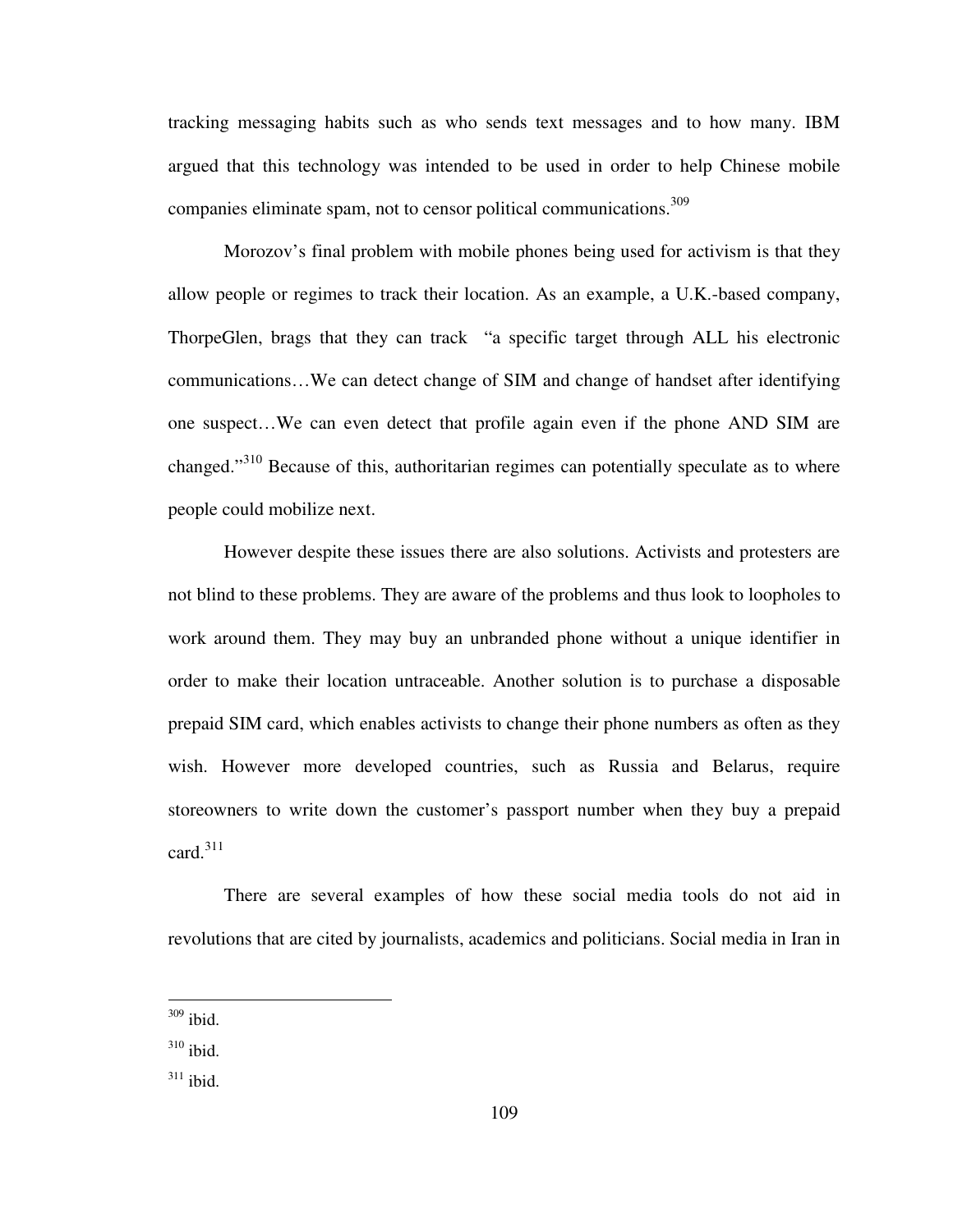tracking messaging habits such as who sends text messages and to how many. IBM argued that this technology was intended to be used in order to help Chinese mobile companies eliminate spam, not to censor political communications.[309]

Morozov's final problem with mobile phones being used for activism is that they allow people or regimes to track their location. As an example, a U.K.-based company, ThorpeGlen, brags that they can track "a specific target through ALL his electronic communications…We can detect change of SIM and change of handset after identifying one suspect…We can even detect that profile again even if the phone AND SIM are changed."[310] Because of this, authoritarian regimes can potentially speculate as to where people could mobilize next.

However despite these issues there are also solutions. Activists and protesters are not blind to these problems. They are aware of the problems and thus look to loopholes to work around them. They may buy an unbranded phone without a unique identifier in order to make their location untraceable. Another solution is to purchase a disposable prepaid SIM card, which enables activists to change their phone numbers as often as they wish. However more developed countries, such as Russia and Belarus, require storeowners to write down the customer's passport number when they buy a prepaid card.[311]

There are several examples of how these social media tools do not aid in revolutions that are cited by journalists, academics and politicians. Social media in Iran in

---

[309] ibid.

[310] ibid.

[311] ibid.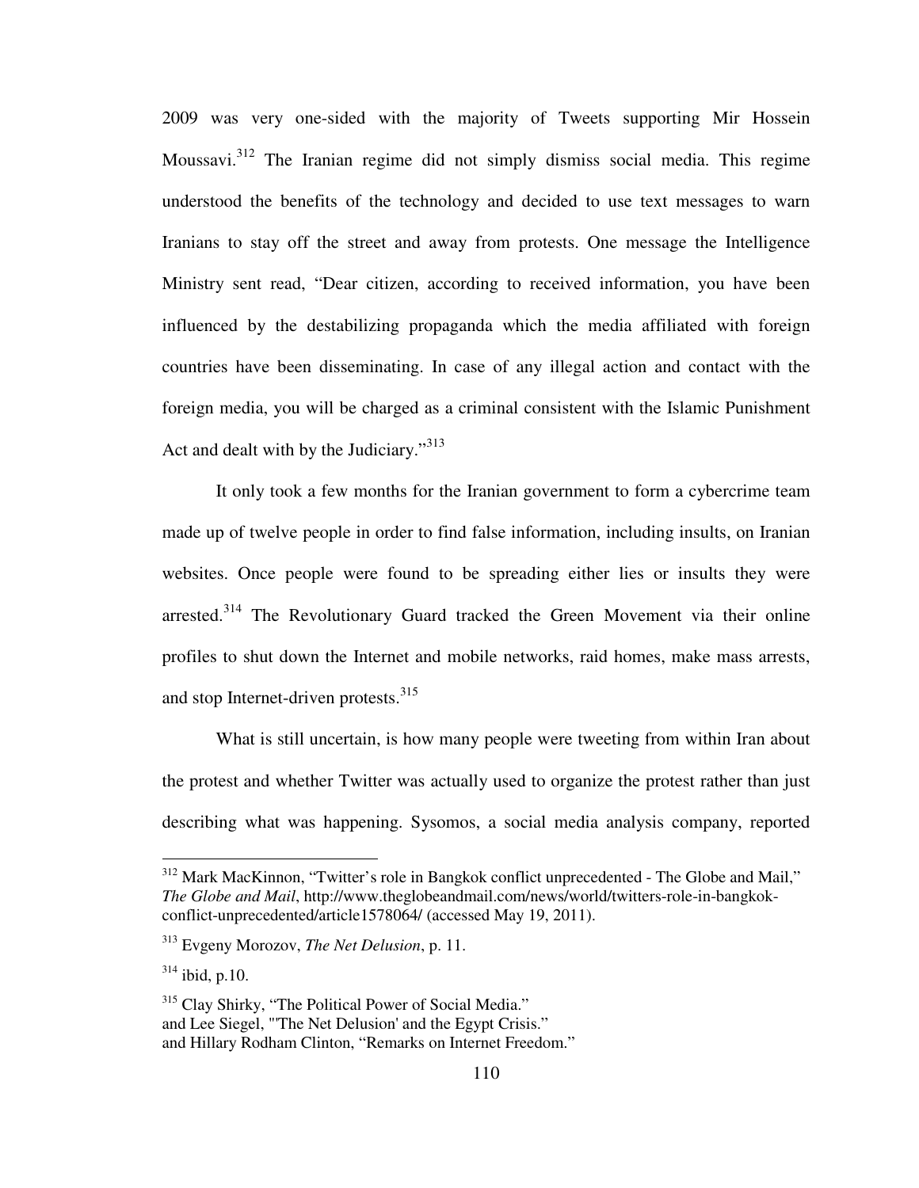2009 was very one-sided with the majority of Tweets supporting Mir Hossein Moussavi.[312] The Iranian regime did not simply dismiss social media. This regime understood the benefits of the technology and decided to use text messages to warn Iranians to stay off the street and away from protests. One message the Intelligence Ministry sent read, "Dear citizen, according to received information, you have been influenced by the destabilizing propaganda which the media affiliated with foreign countries have been disseminating. In case of any illegal action and contact with the foreign media, you will be charged as a criminal consistent with the Islamic Punishment Act and dealt with by the Judiciary."[313]

It only took a few months for the Iranian government to form a cybercrime team made up of twelve people in order to find false information, including insults, on Iranian websites. Once people were found to be spreading either lies or insults they were arrested.[314] The Revolutionary Guard tracked the Green Movement via their online profiles to shut down the Internet and mobile networks, raid homes, make mass arrests, and stop Internet-driven protests.[315]

What is still uncertain, is how many people were tweeting from within Iran about the protest and whether Twitter was actually used to organize the protest rather than just describing what was happening. Sysomos, a social media analysis company, reported

---

[312] Mark MacKinnon, "Twitter's role in Bangkok conflict unprecedented - The Globe and Mail," *The Globe and Mail*, http://www.theglobeandmail.com/news/world/twitters-role-in-bangkok-conflict-unprecedented/article1578064/ (accessed May 19, 2011).

[313] Evgeny Morozov, *The Net Delusion*, p. 11.

[314] ibid, p.10.

[315] Clay Shirky, "The Political Power of Social Media."
and Lee Siegel, "'The Net Delusion' and the Egypt Crisis."
and Hillary Rodham Clinton, "Remarks on Internet Freedom."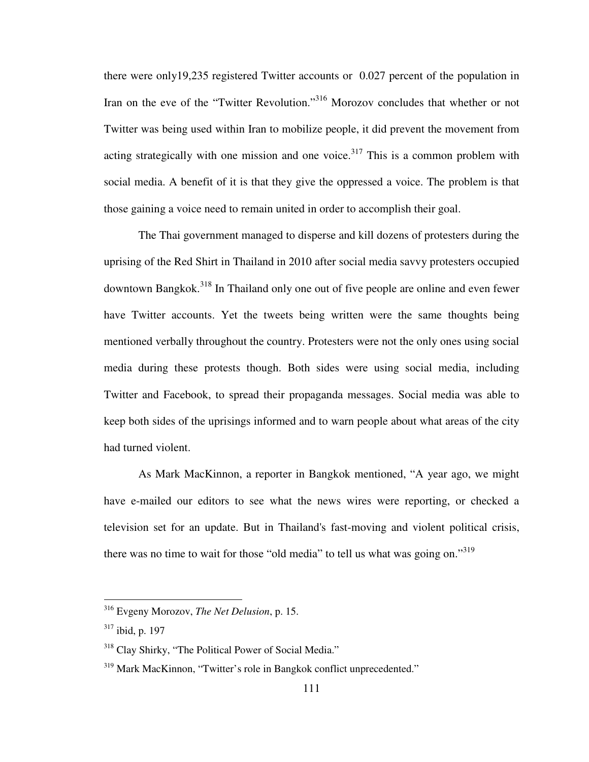there were only19,235 registered Twitter accounts or 0.027 percent of the population in Iran on the eve of the "Twitter Revolution."[316] Morozov concludes that whether or not Twitter was being used within Iran to mobilize people, it did prevent the movement from acting strategically with one mission and one voice.[317] This is a common problem with social media. A benefit of it is that they give the oppressed a voice. The problem is that those gaining a voice need to remain united in order to accomplish their goal.

The Thai government managed to disperse and kill dozens of protesters during the uprising of the Red Shirt in Thailand in 2010 after social media savvy protesters occupied downtown Bangkok.[318] In Thailand only one out of five people are online and even fewer have Twitter accounts. Yet the tweets being written were the same thoughts being mentioned verbally throughout the country. Protesters were not the only ones using social media during these protests though. Both sides were using social media, including Twitter and Facebook, to spread their propaganda messages. Social media was able to keep both sides of the uprisings informed and to warn people about what areas of the city had turned violent.

As Mark MacKinnon, a reporter in Bangkok mentioned, "A year ago, we might have e-mailed our editors to see what the news wires were reporting, or checked a television set for an update. But in Thailand's fast-moving and violent political crisis, there was no time to wait for those "old media" to tell us what was going on."[319]

---

[316] Evgeny Morozov, *The Net Delusion*, p. 15.

[317] ibid, p. 197

[318] Clay Shirky, "The Political Power of Social Media."

[319] Mark MacKinnon, "Twitter's role in Bangkok conflict unprecedented."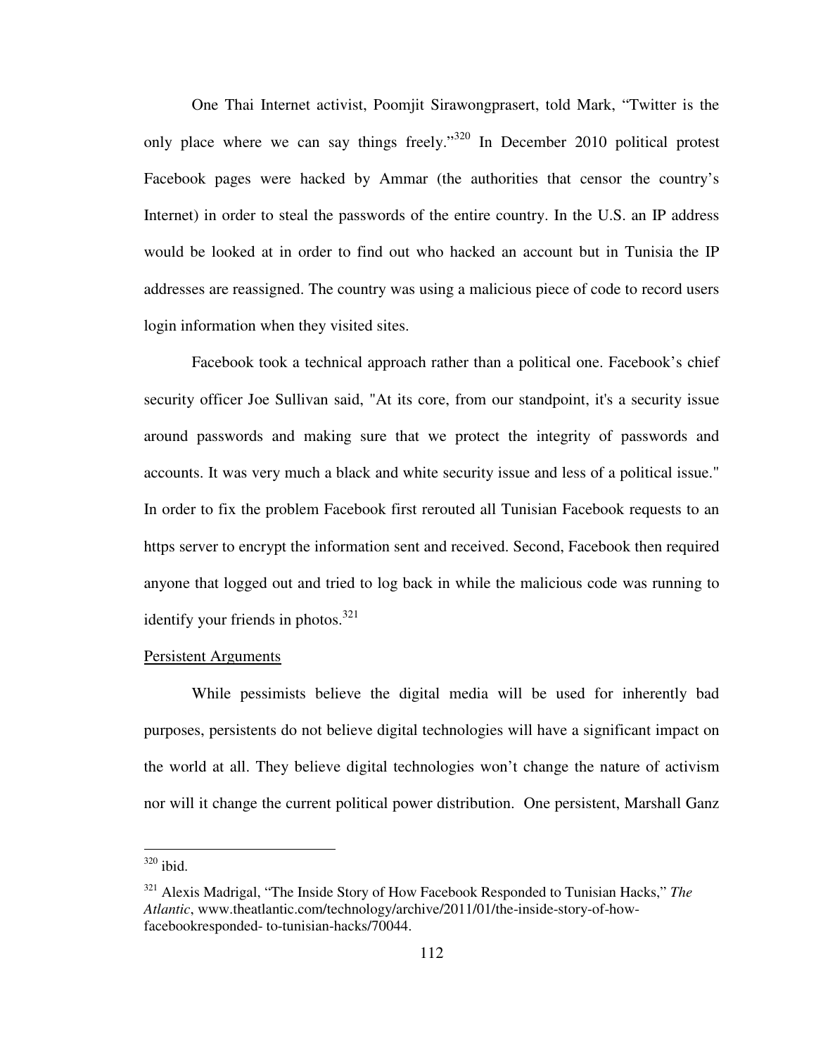One Thai Internet activist, Poomjit Sirawongprasert, told Mark, "Twitter is the only place where we can say things freely."[320] In December 2010 political protest Facebook pages were hacked by Ammar (the authorities that censor the country's Internet) in order to steal the passwords of the entire country. In the U.S. an IP address would be looked at in order to find out who hacked an account but in Tunisia the IP addresses are reassigned. The country was using a malicious piece of code to record users login information when they visited sites.

Facebook took a technical approach rather than a political one. Facebook's chief security officer Joe Sullivan said, "At its core, from our standpoint, it's a security issue around passwords and making sure that we protect the integrity of passwords and accounts. It was very much a black and white security issue and less of a political issue." In order to fix the problem Facebook first rerouted all Tunisian Facebook requests to an https server to encrypt the information sent and received. Second, Facebook then required anyone that logged out and tried to log back in while the malicious code was running to identify your friends in photos.[321]

<u>Persistent Arguments</u>

While pessimists believe the digital media will be used for inherently bad purposes, persistents do not believe digital technologies will have a significant impact on the world at all. They believe digital technologies won't change the nature of activism nor will it change the current political power distribution. One persistent, Marshall Ganz

---

[320] ibid.

[321] Alexis Madrigal, "The Inside Story of How Facebook Responded to Tunisian Hacks," *The Atlantic*, www.theatlantic.com/technology/archive/2011/01/the-inside-story-of-how-facebookresponded- to-tunisian-hacks/70044.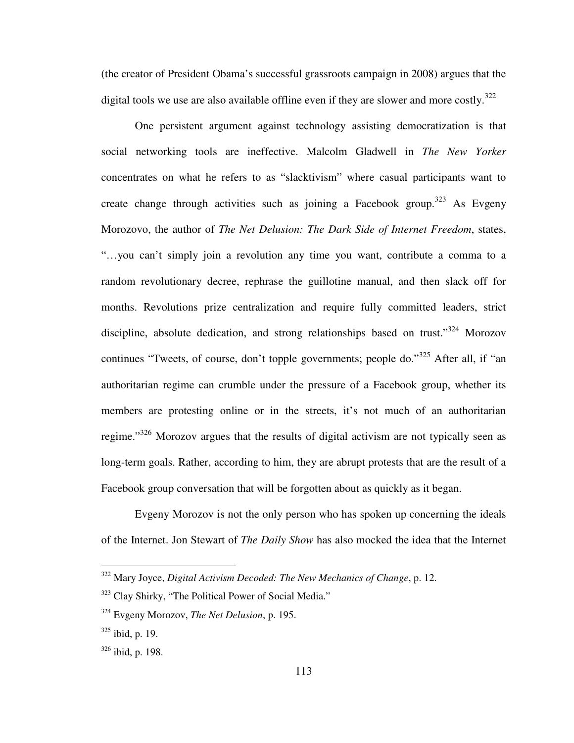(the creator of President Obama's successful grassroots campaign in 2008) argues that the digital tools we use are also available offline even if they are slower and more costly.[322]

One persistent argument against technology assisting democratization is that social networking tools are ineffective. Malcolm Gladwell in *The New Yorker* concentrates on what he refers to as "slacktivism" where casual participants want to create change through activities such as joining a Facebook group.[323] As Evgeny Morozovo, the author of *The Net Delusion: The Dark Side of Internet Freedom*, states, "…you can't simply join a revolution any time you want, contribute a comma to a random revolutionary decree, rephrase the guillotine manual, and then slack off for months. Revolutions prize centralization and require fully committed leaders, strict discipline, absolute dedication, and strong relationships based on trust."[324] Morozov continues "Tweets, of course, don't topple governments; people do."[325] After all, if "an authoritarian regime can crumble under the pressure of a Facebook group, whether its members are protesting online or in the streets, it's not much of an authoritarian regime."[326] Morozov argues that the results of digital activism are not typically seen as long-term goals. Rather, according to him, they are abrupt protests that are the result of a Facebook group conversation that will be forgotten about as quickly as it began.

Evgeny Morozov is not the only person who has spoken up concerning the ideals of the Internet. Jon Stewart of *The Daily Show* has also mocked the idea that the Internet

---

[322] Mary Joyce, *Digital Activism Decoded: The New Mechanics of Change*, p. 12.

[323] Clay Shirky, "The Political Power of Social Media."

[324] Evgeny Morozov, *The Net Delusion*, p. 195.

[325] ibid, p. 19.

[326] ibid, p. 198.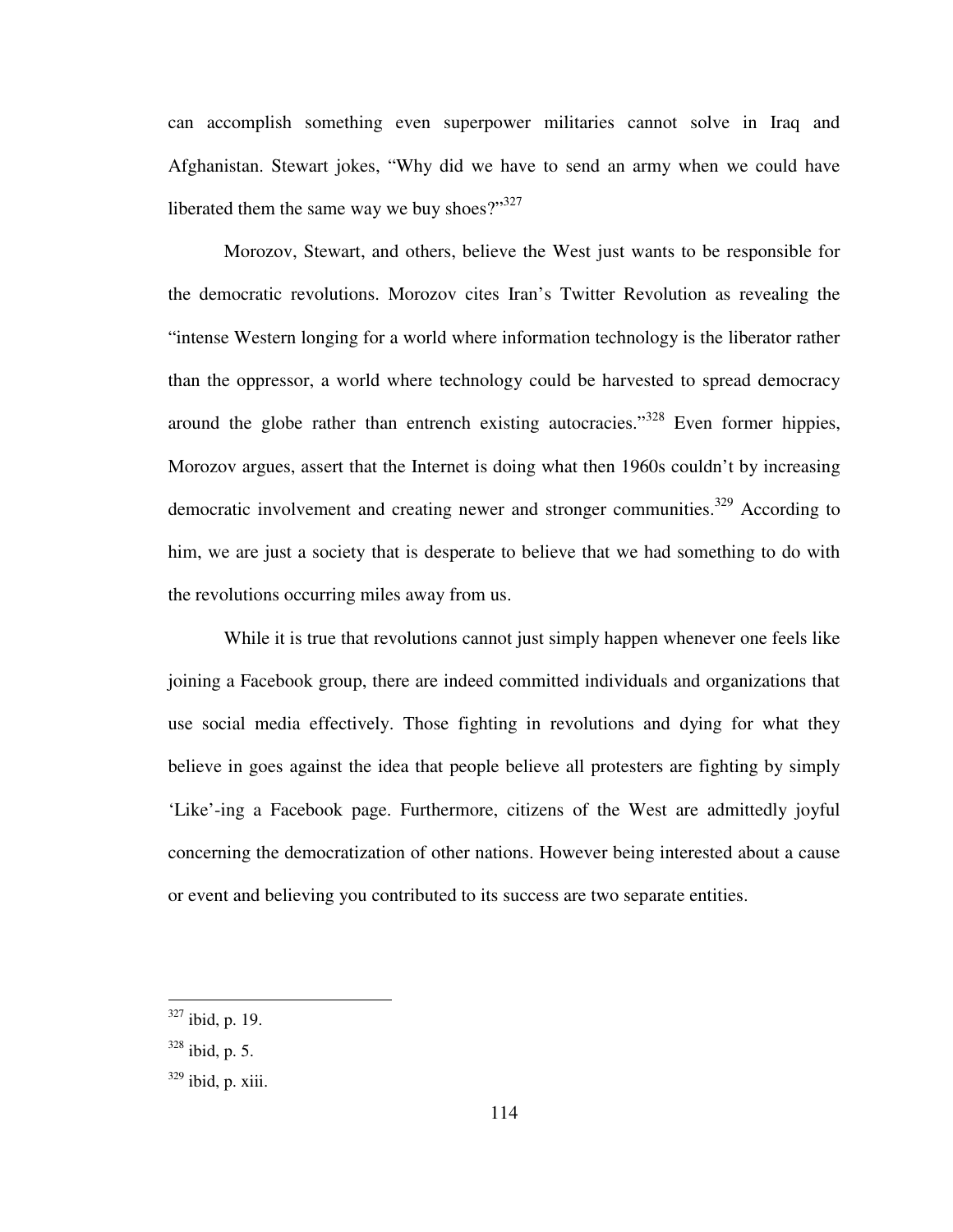can accomplish something even superpower militaries cannot solve in Iraq and Afghanistan. Stewart jokes, "Why did we have to send an army when we could have liberated them the same way we buy shoes?"[327]

Morozov, Stewart, and others, believe the West just wants to be responsible for the democratic revolutions. Morozov cites Iran's Twitter Revolution as revealing the "intense Western longing for a world where information technology is the liberator rather than the oppressor, a world where technology could be harvested to spread democracy around the globe rather than entrench existing autocracies."[328] Even former hippies, Morozov argues, assert that the Internet is doing what then 1960s couldn't by increasing democratic involvement and creating newer and stronger communities.[329] According to him, we are just a society that is desperate to believe that we had something to do with the revolutions occurring miles away from us.

While it is true that revolutions cannot just simply happen whenever one feels like joining a Facebook group, there are indeed committed individuals and organizations that use social media effectively. Those fighting in revolutions and dying for what they believe in goes against the idea that people believe all protesters are fighting by simply 'Like'-ing a Facebook page. Furthermore, citizens of the West are admittedly joyful concerning the democratization of other nations. However being interested about a cause or event and believing you contributed to its success are two separate entities.

---

[327] ibid, p. 19.

[328] ibid, p. 5.

[329] ibid, p. xiii.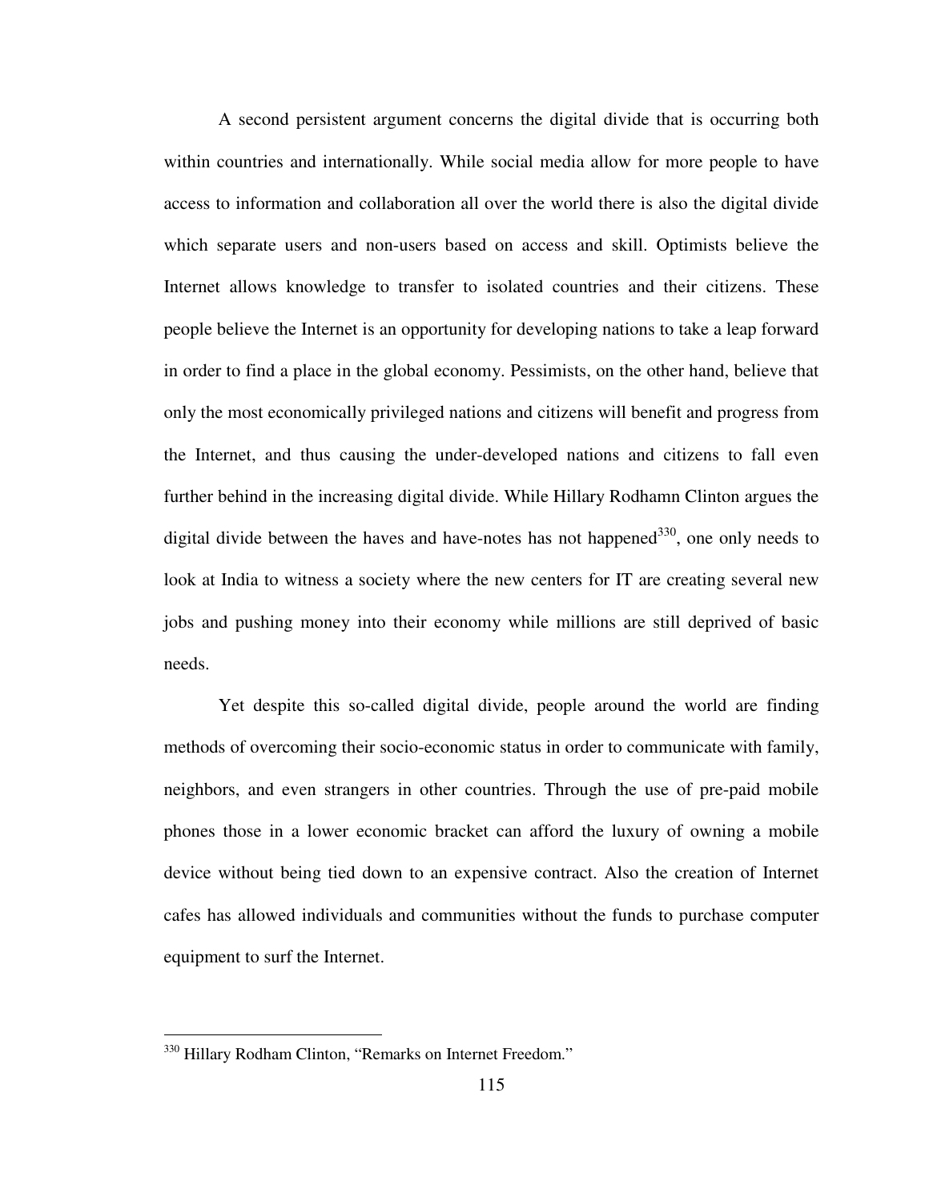A second persistent argument concerns the digital divide that is occurring both within countries and internationally. While social media allow for more people to have access to information and collaboration all over the world there is also the digital divide which separate users and non-users based on access and skill. Optimists believe the Internet allows knowledge to transfer to isolated countries and their citizens. These people believe the Internet is an opportunity for developing nations to take a leap forward in order to find a place in the global economy. Pessimists, on the other hand, believe that only the most economically privileged nations and citizens will benefit and progress from the Internet, and thus causing the under-developed nations and citizens to fall even further behind in the increasing digital divide. While Hillary Rodhamn Clinton argues the digital divide between the haves and have-notes has not happened[330], one only needs to look at India to witness a society where the new centers for IT are creating several new jobs and pushing money into their economy while millions are still deprived of basic needs.

Yet despite this so-called digital divide, people around the world are finding methods of overcoming their socio-economic status in order to communicate with family, neighbors, and even strangers in other countries. Through the use of pre-paid mobile phones those in a lower economic bracket can afford the luxury of owning a mobile device without being tied down to an expensive contract. Also the creation of Internet cafes has allowed individuals and communities without the funds to purchase computer equipment to surf the Internet.

---

[330] Hillary Rodham Clinton, "Remarks on Internet Freedom."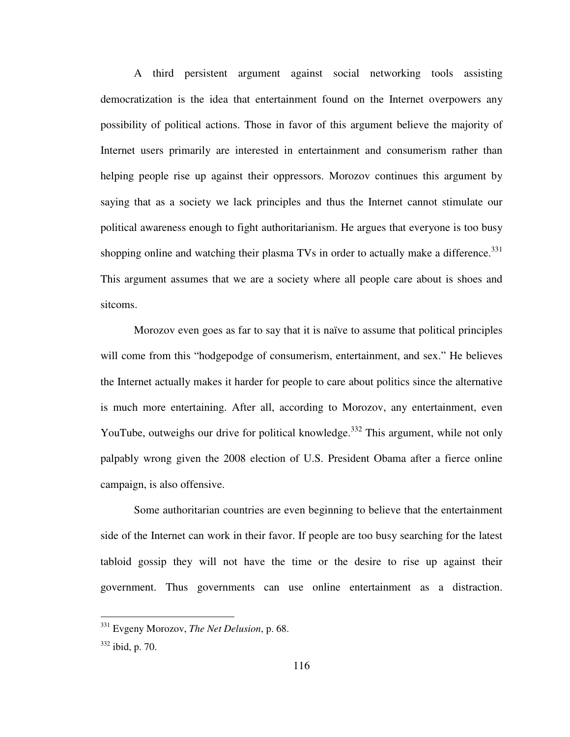A third persistent argument against social networking tools assisting democratization is the idea that entertainment found on the Internet overpowers any possibility of political actions. Those in favor of this argument believe the majority of Internet users primarily are interested in entertainment and consumerism rather than helping people rise up against their oppressors. Morozov continues this argument by saying that as a society we lack principles and thus the Internet cannot stimulate our political awareness enough to fight authoritarianism. He argues that everyone is too busy shopping online and watching their plasma TVs in order to actually make a difference.[331] This argument assumes that we are a society where all people care about is shoes and sitcoms.

Morozov even goes as far to say that it is naïve to assume that political principles will come from this "hodgepodge of consumerism, entertainment, and sex." He believes the Internet actually makes it harder for people to care about politics since the alternative is much more entertaining. After all, according to Morozov, any entertainment, even YouTube, outweighs our drive for political knowledge.[332] This argument, while not only palpably wrong given the 2008 election of U.S. President Obama after a fierce online campaign, is also offensive.

Some authoritarian countries are even beginning to believe that the entertainment side of the Internet can work in their favor. If people are too busy searching for the latest tabloid gossip they will not have the time or the desire to rise up against their government. Thus governments can use online entertainment as a distraction.

---

[331] Evgeny Morozov, *The Net Delusion*, p. 68.

[332] ibid, p. 70.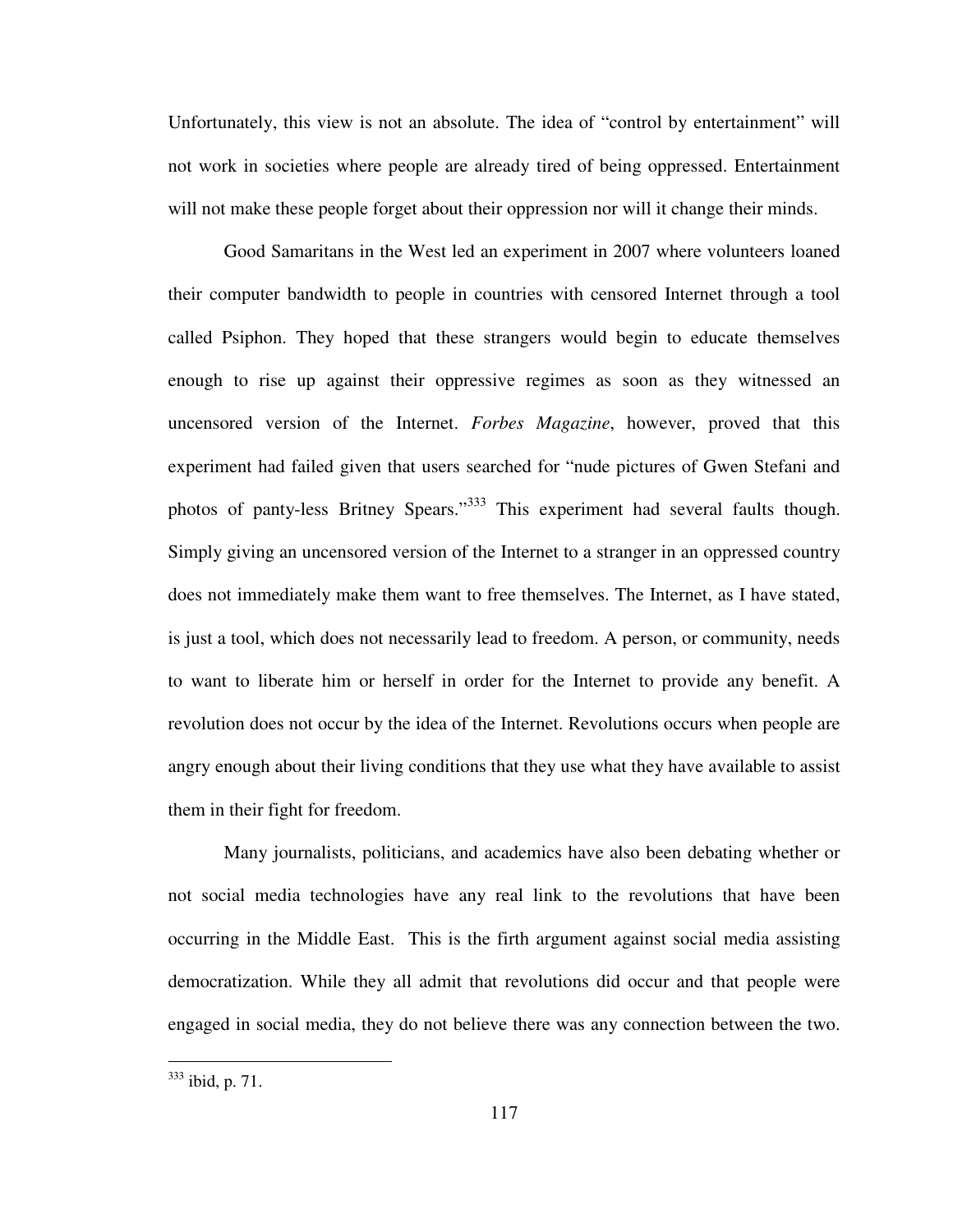Unfortunately, this view is not an absolute. The idea of "control by entertainment" will not work in societies where people are already tired of being oppressed. Entertainment will not make these people forget about their oppression nor will it change their minds.

Good Samaritans in the West led an experiment in 2007 where volunteers loaned their computer bandwidth to people in countries with censored Internet through a tool called Psiphon. They hoped that these strangers would begin to educate themselves enough to rise up against their oppressive regimes as soon as they witnessed an uncensored version of the Internet. *Forbes Magazine*, however, proved that this experiment had failed given that users searched for "nude pictures of Gwen Stefani and photos of panty-less Britney Spears."[333] This experiment had several faults though. Simply giving an uncensored version of the Internet to a stranger in an oppressed country does not immediately make them want to free themselves. The Internet, as I have stated, is just a tool, which does not necessarily lead to freedom. A person, or community, needs to want to liberate him or herself in order for the Internet to provide any benefit. A revolution does not occur by the idea of the Internet. Revolutions occurs when people are angry enough about their living conditions that they use what they have available to assist them in their fight for freedom.

Many journalists, politicians, and academics have also been debating whether or not social media technologies have any real link to the revolutions that have been occurring in the Middle East. This is the firth argument against social media assisting democratization. While they all admit that revolutions did occur and that people were engaged in social media, they do not believe there was any connection between the two.

---

[333] ibid, p. 71.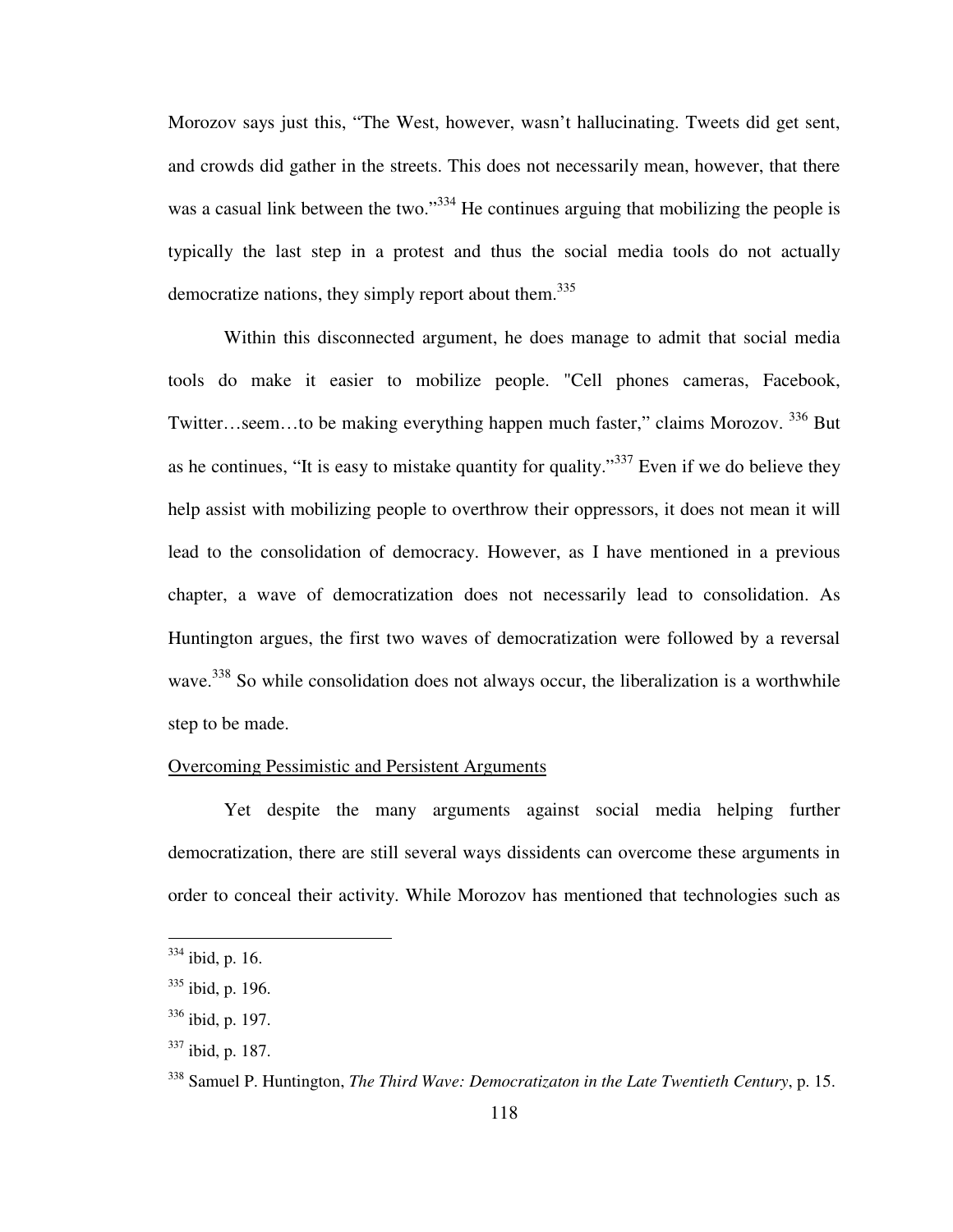Morozov says just this, "The West, however, wasn't hallucinating. Tweets did get sent, and crowds did gather in the streets. This does not necessarily mean, however, that there was a casual link between the two."[334] He continues arguing that mobilizing the people is typically the last step in a protest and thus the social media tools do not actually democratize nations, they simply report about them.[335]

Within this disconnected argument, he does manage to admit that social media tools do make it easier to mobilize people. "Cell phones cameras, Facebook, Twitter…seem…to be making everything happen much faster," claims Morozov. [336] But as he continues, "It is easy to mistake quantity for quality."[337] Even if we do believe they help assist with mobilizing people to overthrow their oppressors, it does not mean it will lead to the consolidation of democracy. However, as I have mentioned in a previous chapter, a wave of democratization does not necessarily lead to consolidation. As Huntington argues, the first two waves of democratization were followed by a reversal wave.[338] So while consolidation does not always occur, the liberalization is a worthwhile step to be made.

Overcoming Pessimistic and Persistent Arguments

Yet despite the many arguments against social media helping further democratization, there are still several ways dissidents can overcome these arguments in order to conceal their activity. While Morozov has mentioned that technologies such as

---

[334] ibid, p. 16.

[335] ibid, p. 196.

[336] ibid, p. 197.

[337] ibid, p. 187.

[338] Samuel P. Huntington, *The Third Wave: Democratizaton in the Late Twentieth Century*, p. 15.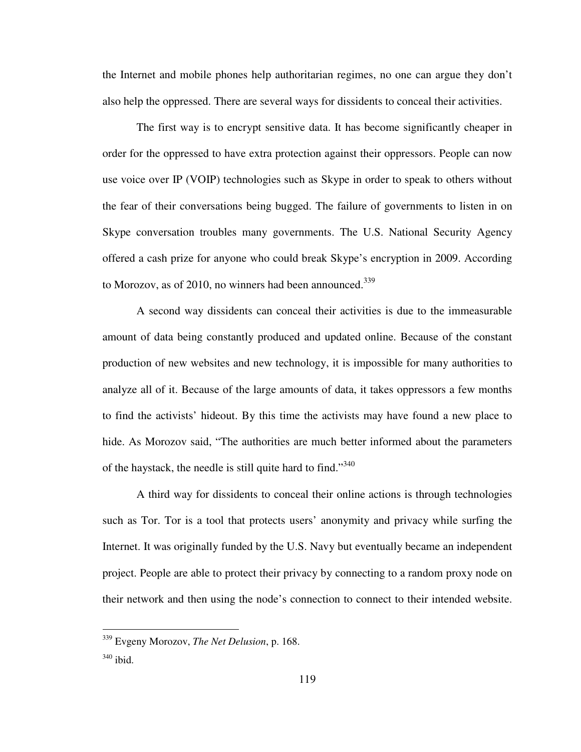the Internet and mobile phones help authoritarian regimes, no one can argue they don't also help the oppressed. There are several ways for dissidents to conceal their activities.

The first way is to encrypt sensitive data. It has become significantly cheaper in order for the oppressed to have extra protection against their oppressors. People can now use voice over IP (VOIP) technologies such as Skype in order to speak to others without the fear of their conversations being bugged. The failure of governments to listen in on Skype conversation troubles many governments. The U.S. National Security Agency offered a cash prize for anyone who could break Skype's encryption in 2009. According to Morozov, as of 2010, no winners had been announced.[339]

A second way dissidents can conceal their activities is due to the immeasurable amount of data being constantly produced and updated online. Because of the constant production of new websites and new technology, it is impossible for many authorities to analyze all of it. Because of the large amounts of data, it takes oppressors a few months to find the activists' hideout. By this time the activists may have found a new place to hide. As Morozov said, "The authorities are much better informed about the parameters of the haystack, the needle is still quite hard to find."[340]

A third way for dissidents to conceal their online actions is through technologies such as Tor. Tor is a tool that protects users' anonymity and privacy while surfing the Internet. It was originally funded by the U.S. Navy but eventually became an independent project. People are able to protect their privacy by connecting to a random proxy node on their network and then using the node's connection to connect to their intended website.

---

[339] Evgeny Morozov, *The Net Delusion*, p. 168.

[340] ibid.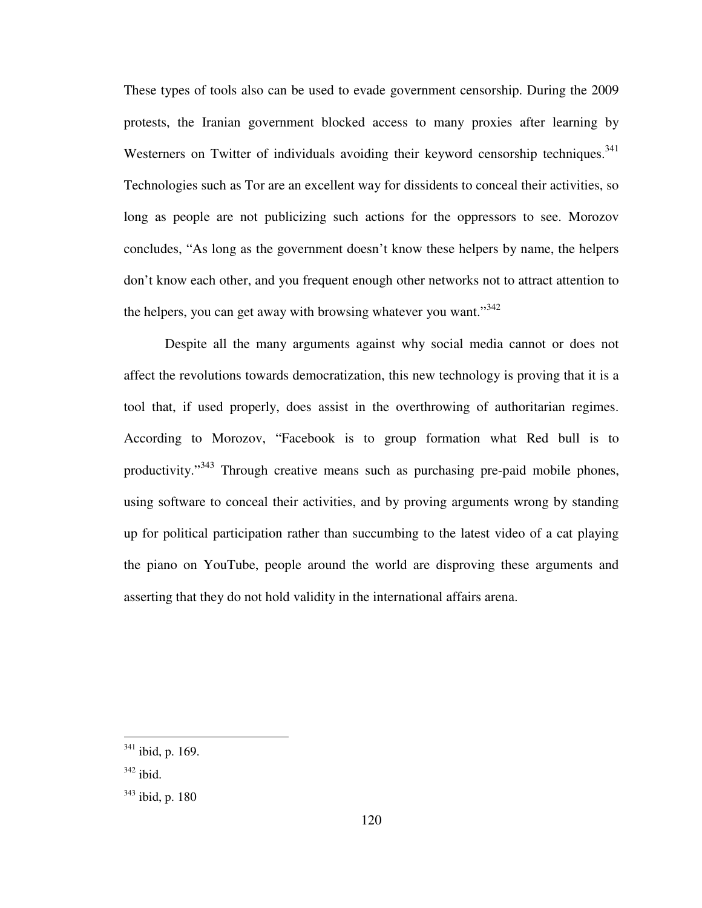These types of tools also can be used to evade government censorship. During the 2009 protests, the Iranian government blocked access to many proxies after learning by Westerners on Twitter of individuals avoiding their keyword censorship techniques.[341] Technologies such as Tor are an excellent way for dissidents to conceal their activities, so long as people are not publicizing such actions for the oppressors to see. Morozov concludes, "As long as the government doesn't know these helpers by name, the helpers don't know each other, and you frequent enough other networks not to attract attention to the helpers, you can get away with browsing whatever you want."[342]

Despite all the many arguments against why social media cannot or does not affect the revolutions towards democratization, this new technology is proving that it is a tool that, if used properly, does assist in the overthrowing of authoritarian regimes. According to Morozov, "Facebook is to group formation what Red bull is to productivity."[343] Through creative means such as purchasing pre-paid mobile phones, using software to conceal their activities, and by proving arguments wrong by standing up for political participation rather than succumbing to the latest video of a cat playing the piano on YouTube, people around the world are disproving these arguments and asserting that they do not hold validity in the international affairs arena.

---

[341] ibid, p. 169.

[342] ibid.

[343] ibid, p. 180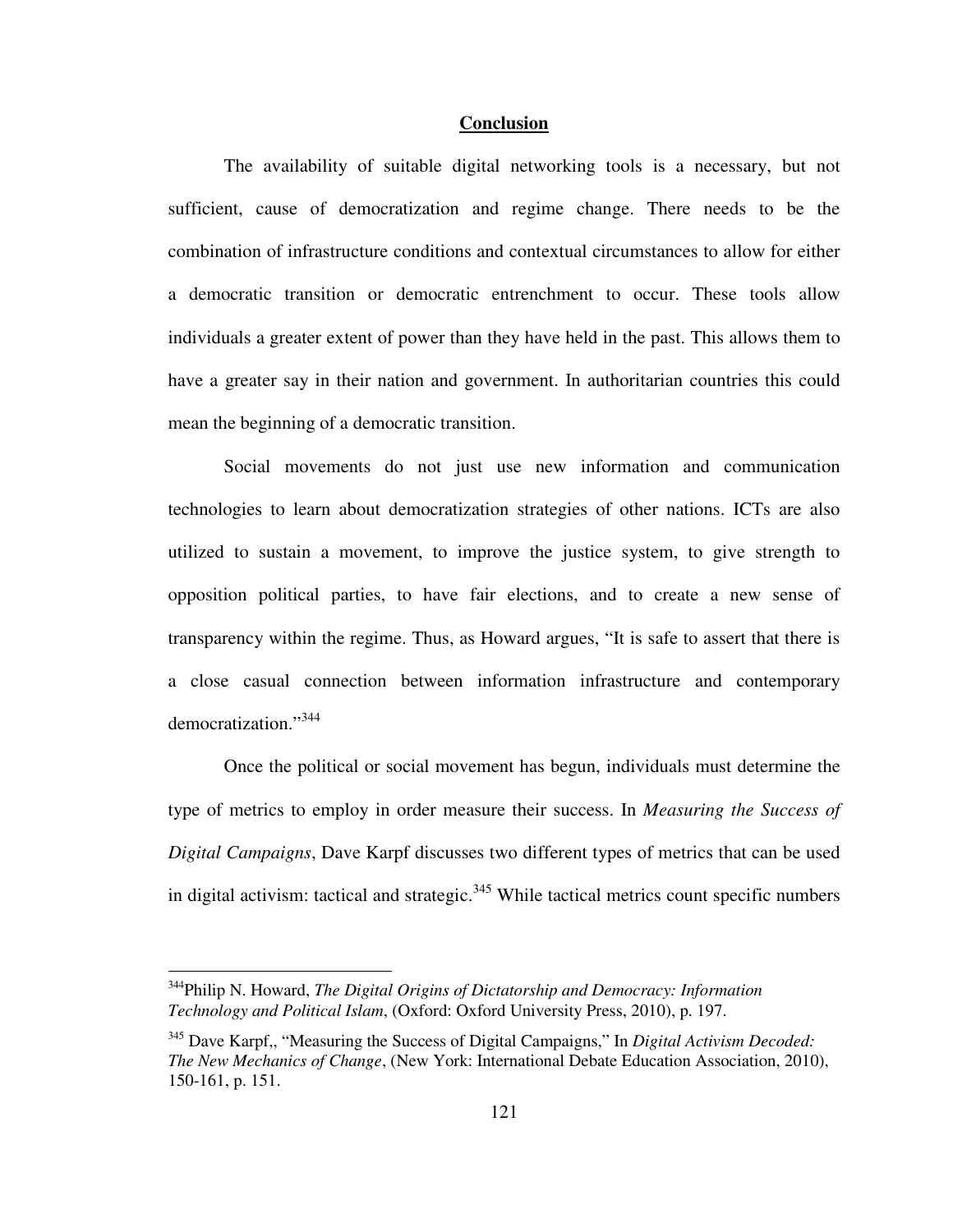## Conclusion

The availability of suitable digital networking tools is a necessary, but not sufficient, cause of democratization and regime change. There needs to be the combination of infrastructure conditions and contextual circumstances to allow for either a democratic transition or democratic entrenchment to occur. These tools allow individuals a greater extent of power than they have held in the past. This allows them to have a greater say in their nation and government. In authoritarian countries this could mean the beginning of a democratic transition.

Social movements do not just use new information and communication technologies to learn about democratization strategies of other nations. ICTs are also utilized to sustain a movement, to improve the justice system, to give strength to opposition political parties, to have fair elections, and to create a new sense of transparency within the regime. Thus, as Howard argues, "It is safe to assert that there is a close casual connection between information infrastructure and contemporary democratization."[344]

Once the political or social movement has begun, individuals must determine the type of metrics to employ in order measure their success. In *Measuring the Success of Digital Campaigns*, Dave Karpf discusses two different types of metrics that can be used in digital activism: tactical and strategic.[345] While tactical metrics count specific numbers

---

[344]Philip N. Howard, *The Digital Origins of Dictatorship and Democracy: Information Technology and Political Islam*, (Oxford: Oxford University Press, 2010), p. 197.

[345] Dave Karpf,, "Measuring the Success of Digital Campaigns," In *Digital Activism Decoded: The New Mechanics of Change*, (New York: International Debate Education Association, 2010), 150-161, p. 151.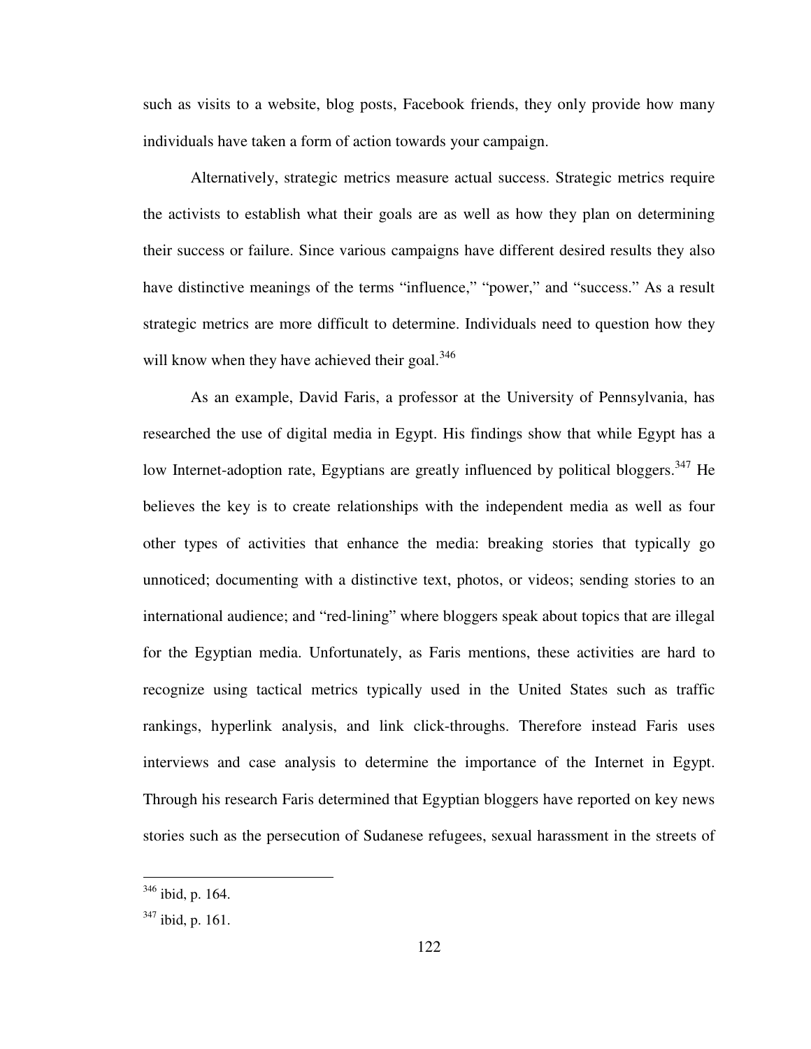such as visits to a website, blog posts, Facebook friends, they only provide how many individuals have taken a form of action towards your campaign.

Alternatively, strategic metrics measure actual success. Strategic metrics require the activists to establish what their goals are as well as how they plan on determining their success or failure. Since various campaigns have different desired results they also have distinctive meanings of the terms "influence," "power," and "success." As a result strategic metrics are more difficult to determine. Individuals need to question how they will know when they have achieved their goal.[346]

As an example, David Faris, a professor at the University of Pennsylvania, has researched the use of digital media in Egypt. His findings show that while Egypt has a low Internet-adoption rate, Egyptians are greatly influenced by political bloggers.[347] He believes the key is to create relationships with the independent media as well as four other types of activities that enhance the media: breaking stories that typically go unnoticed; documenting with a distinctive text, photos, or videos; sending stories to an international audience; and "red-lining" where bloggers speak about topics that are illegal for the Egyptian media. Unfortunately, as Faris mentions, these activities are hard to recognize using tactical metrics typically used in the United States such as traffic rankings, hyperlink analysis, and link click-throughs. Therefore instead Faris uses interviews and case analysis to determine the importance of the Internet in Egypt. Through his research Faris determined that Egyptian bloggers have reported on key news stories such as the persecution of Sudanese refugees, sexual harassment in the streets of

---

[346] ibid, p. 164.

[347] ibid, p. 161.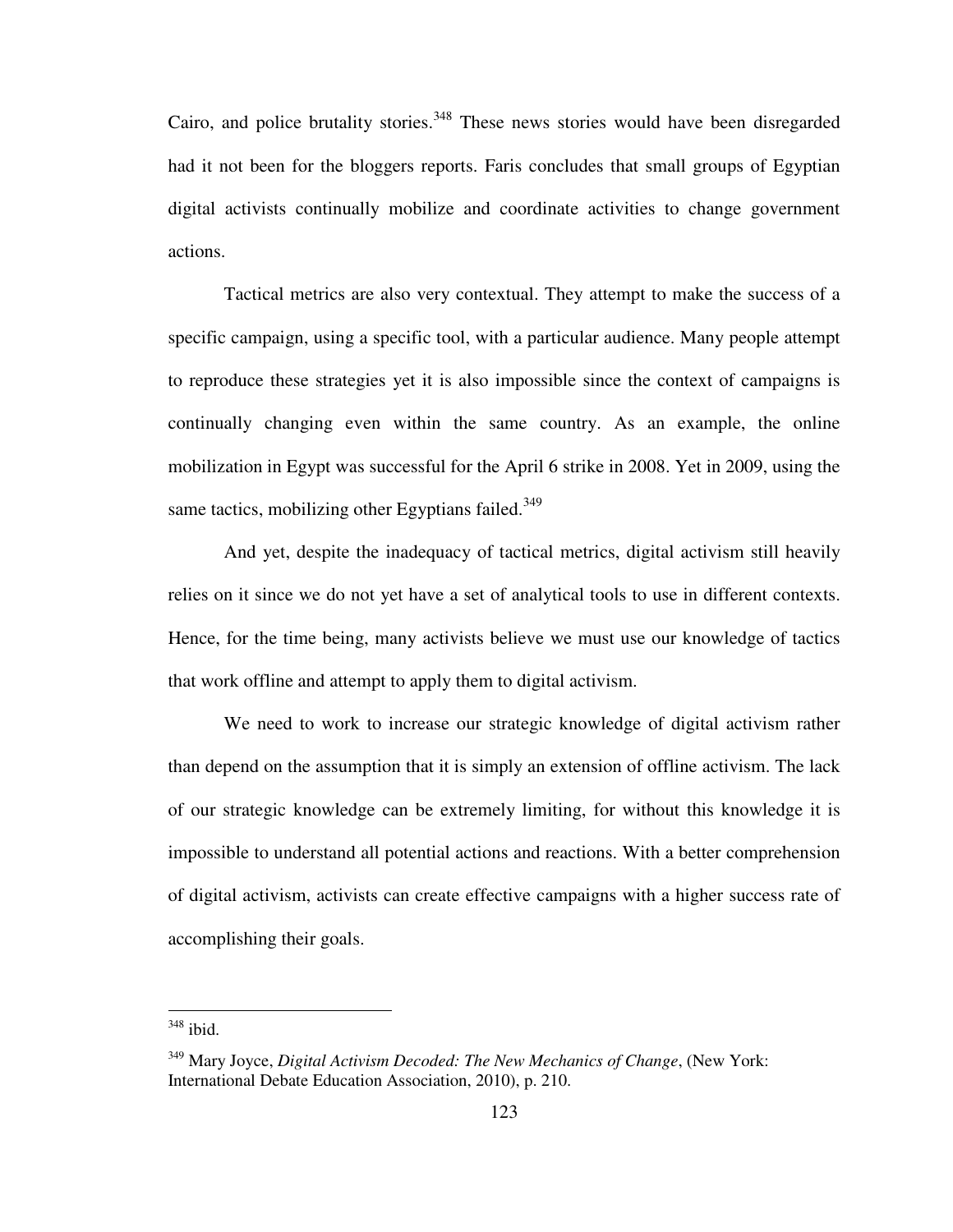Cairo, and police brutality stories.[348] These news stories would have been disregarded had it not been for the bloggers reports. Faris concludes that small groups of Egyptian digital activists continually mobilize and coordinate activities to change government actions.

Tactical metrics are also very contextual. They attempt to make the success of a specific campaign, using a specific tool, with a particular audience. Many people attempt to reproduce these strategies yet it is also impossible since the context of campaigns is continually changing even within the same country. As an example, the online mobilization in Egypt was successful for the April 6 strike in 2008. Yet in 2009, using the same tactics, mobilizing other Egyptians failed.[349]

And yet, despite the inadequacy of tactical metrics, digital activism still heavily relies on it since we do not yet have a set of analytical tools to use in different contexts. Hence, for the time being, many activists believe we must use our knowledge of tactics that work offline and attempt to apply them to digital activism.

We need to work to increase our strategic knowledge of digital activism rather than depend on the assumption that it is simply an extension of offline activism. The lack of our strategic knowledge can be extremely limiting, for without this knowledge it is impossible to understand all potential actions and reactions. With a better comprehension of digital activism, activists can create effective campaigns with a higher success rate of accomplishing their goals.

---

[348] ibid.

[349] Mary Joyce, *Digital Activism Decoded: The New Mechanics of Change*, (New York: International Debate Education Association, 2010), p. 210.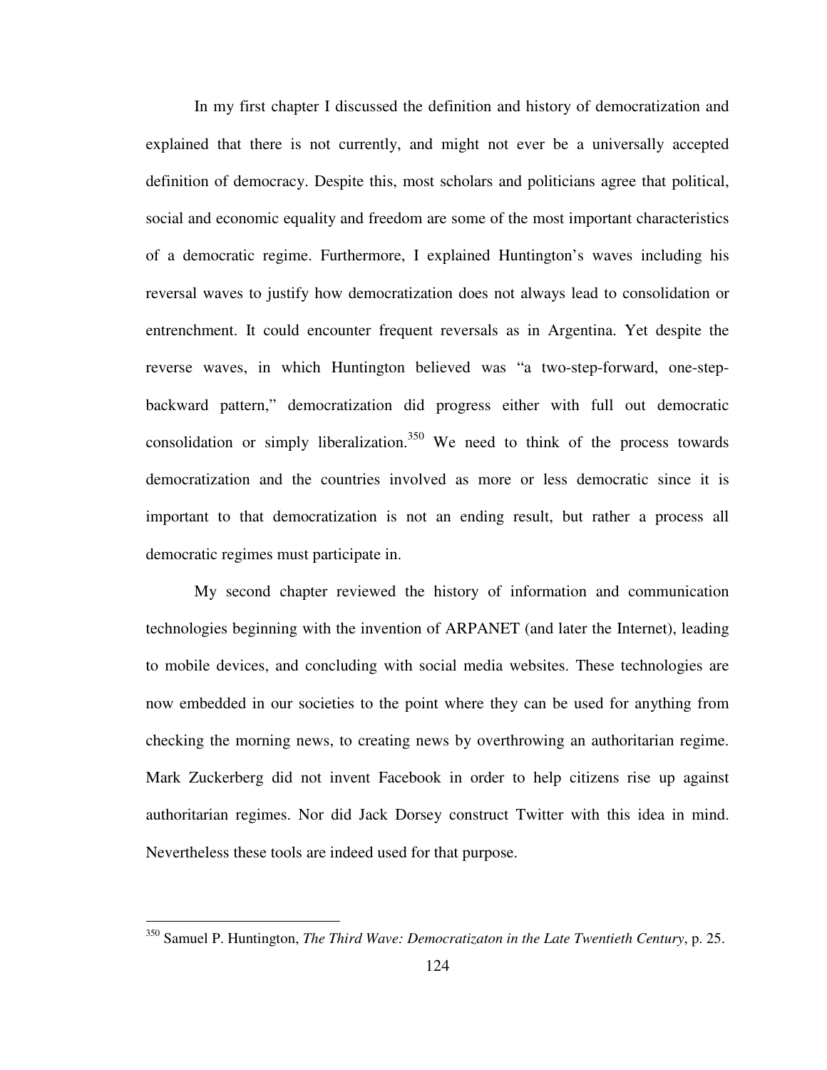In my first chapter I discussed the definition and history of democratization and explained that there is not currently, and might not ever be a universally accepted definition of democracy. Despite this, most scholars and politicians agree that political, social and economic equality and freedom are some of the most important characteristics of a democratic regime. Furthermore, I explained Huntington's waves including his reversal waves to justify how democratization does not always lead to consolidation or entrenchment. It could encounter frequent reversals as in Argentina. Yet despite the reverse waves, in which Huntington believed was "a two-step-forward, one-step-backward pattern," democratization did progress either with full out democratic consolidation or simply liberalization.[350] We need to think of the process towards democratization and the countries involved as more or less democratic since it is important to that democratization is not an ending result, but rather a process all democratic regimes must participate in.

My second chapter reviewed the history of information and communication technologies beginning with the invention of ARPANET (and later the Internet), leading to mobile devices, and concluding with social media websites. These technologies are now embedded in our societies to the point where they can be used for anything from checking the morning news, to creating news by overthrowing an authoritarian regime. Mark Zuckerberg did not invent Facebook in order to help citizens rise up against authoritarian regimes. Nor did Jack Dorsey construct Twitter with this idea in mind. Nevertheless these tools are indeed used for that purpose.

---

[350] Samuel P. Huntington, *The Third Wave: Democratizaton in the Late Twentieth Century*, p. 25.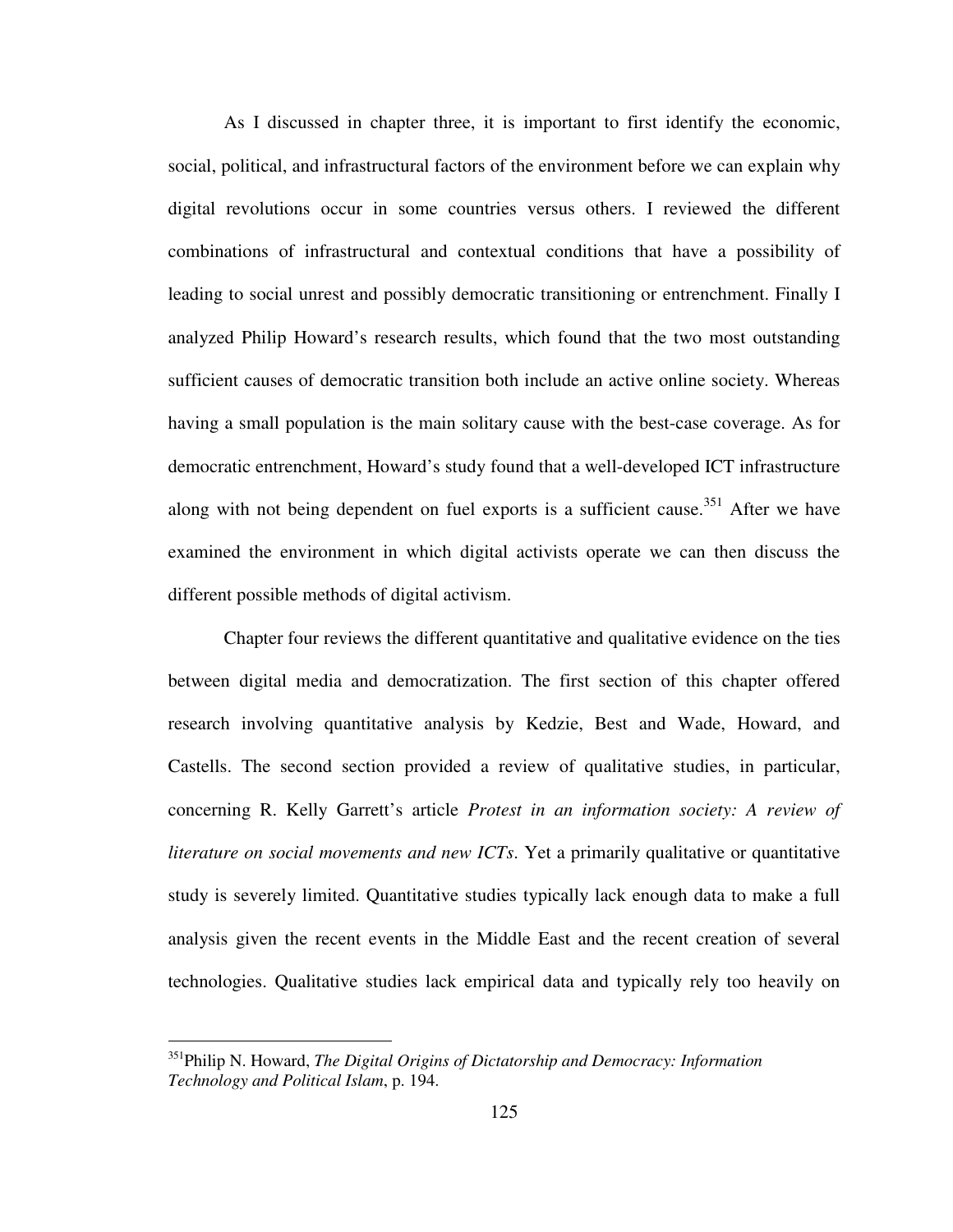As I discussed in chapter three, it is important to first identify the economic, social, political, and infrastructural factors of the environment before we can explain why digital revolutions occur in some countries versus others. I reviewed the different combinations of infrastructural and contextual conditions that have a possibility of leading to social unrest and possibly democratic transitioning or entrenchment. Finally I analyzed Philip Howard's research results, which found that the two most outstanding sufficient causes of democratic transition both include an active online society. Whereas having a small population is the main solitary cause with the best-case coverage. As for democratic entrenchment, Howard's study found that a well-developed ICT infrastructure along with not being dependent on fuel exports is a sufficient cause.[351] After we have examined the environment in which digital activists operate we can then discuss the different possible methods of digital activism.

Chapter four reviews the different quantitative and qualitative evidence on the ties between digital media and democratization. The first section of this chapter offered research involving quantitative analysis by Kedzie, Best and Wade, Howard, and Castells. The second section provided a review of qualitative studies, in particular, concerning R. Kelly Garrett's article *Protest in an information society: A review of literature on social movements and new ICTs*. Yet a primarily qualitative or quantitative study is severely limited. Quantitative studies typically lack enough data to make a full analysis given the recent events in the Middle East and the recent creation of several technologies. Qualitative studies lack empirical data and typically rely too heavily on

---

[351] Philip N. Howard, *The Digital Origins of Dictatorship and Democracy: Information Technology and Political Islam*, p. 194.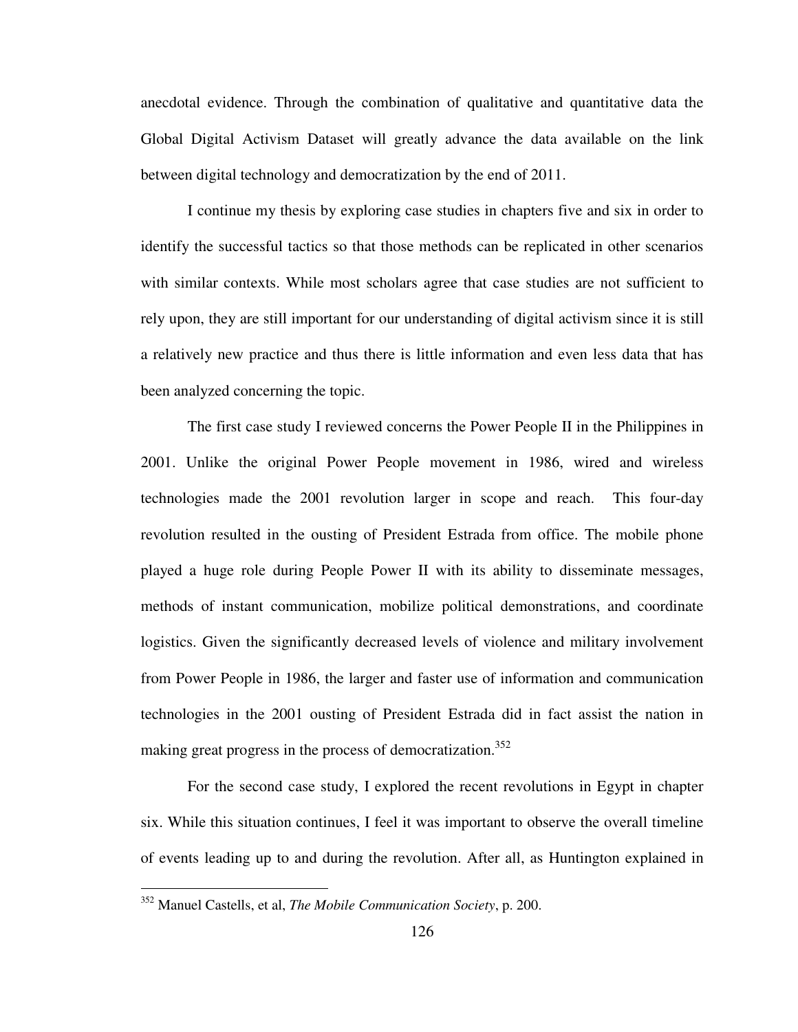anecdotal evidence. Through the combination of qualitative and quantitative data the Global Digital Activism Dataset will greatly advance the data available on the link between digital technology and democratization by the end of 2011.

I continue my thesis by exploring case studies in chapters five and six in order to identify the successful tactics so that those methods can be replicated in other scenarios with similar contexts. While most scholars agree that case studies are not sufficient to rely upon, they are still important for our understanding of digital activism since it is still a relatively new practice and thus there is little information and even less data that has been analyzed concerning the topic.

The first case study I reviewed concerns the Power People II in the Philippines in 2001. Unlike the original Power People movement in 1986, wired and wireless technologies made the 2001 revolution larger in scope and reach. This four-day revolution resulted in the ousting of President Estrada from office. The mobile phone played a huge role during People Power II with its ability to disseminate messages, methods of instant communication, mobilize political demonstrations, and coordinate logistics. Given the significantly decreased levels of violence and military involvement from Power People in 1986, the larger and faster use of information and communication technologies in the 2001 ousting of President Estrada did in fact assist the nation in making great progress in the process of democratization.[352]

For the second case study, I explored the recent revolutions in Egypt in chapter six. While this situation continues, I feel it was important to observe the overall timeline of events leading up to and during the revolution. After all, as Huntington explained in

---

[352] Manuel Castells, et al, *The Mobile Communication Society*, p. 200.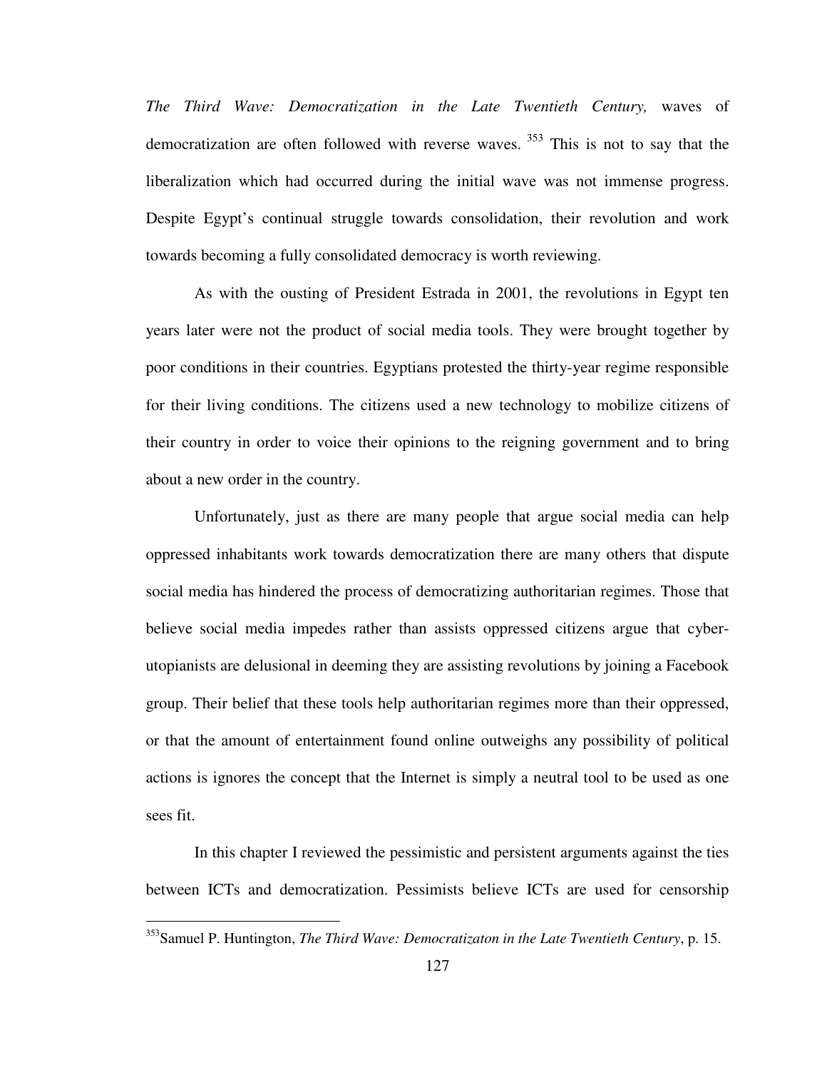*The Third Wave: Democratization in the Late Twentieth Century,* waves of democratization are often followed with reverse waves. [353] This is not to say that the liberalization which had occurred during the initial wave was not immense progress. Despite Egypt's continual struggle towards consolidation, their revolution and work towards becoming a fully consolidated democracy is worth reviewing.

As with the ousting of President Estrada in 2001, the revolutions in Egypt ten years later were not the product of social media tools. They were brought together by poor conditions in their countries. Egyptians protested the thirty-year regime responsible for their living conditions. The citizens used a new technology to mobilize citizens of their country in order to voice their opinions to the reigning government and to bring about a new order in the country.

Unfortunately, just as there are many people that argue social media can help oppressed inhabitants work towards democratization there are many others that dispute social media has hindered the process of democratizing authoritarian regimes. Those that believe social media impedes rather than assists oppressed citizens argue that cyber-utopianists are delusional in deeming they are assisting revolutions by joining a Facebook group. Their belief that these tools help authoritarian regimes more than their oppressed, or that the amount of entertainment found online outweighs any possibility of political actions is ignores the concept that the Internet is simply a neutral tool to be used as one sees fit.

In this chapter I reviewed the pessimistic and persistent arguments against the ties between ICTs and democratization. Pessimists believe ICTs are used for censorship

---

[353] Samuel P. Huntington, *The Third Wave: Democratizaton in the Late Twentieth Century*, p. 15.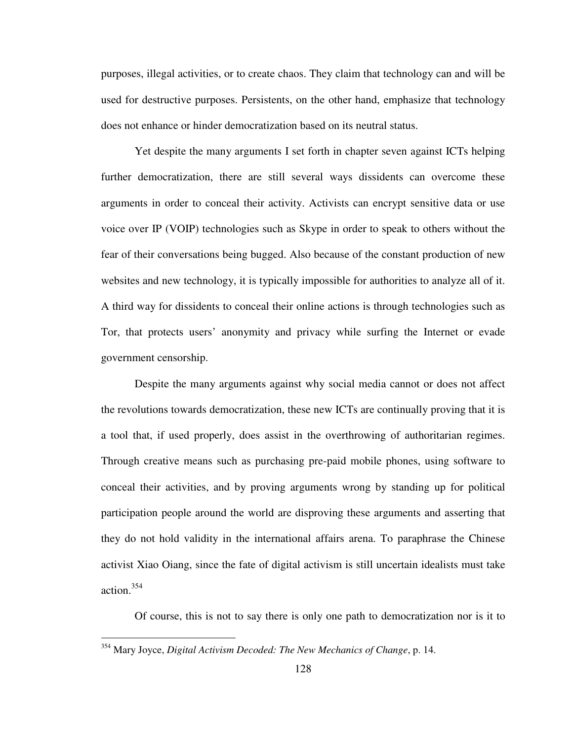purposes, illegal activities, or to create chaos. They claim that technology can and will be used for destructive purposes. Persistents, on the other hand, emphasize that technology does not enhance or hinder democratization based on its neutral status.

Yet despite the many arguments I set forth in chapter seven against ICTs helping further democratization, there are still several ways dissidents can overcome these arguments in order to conceal their activity. Activists can encrypt sensitive data or use voice over IP (VOIP) technologies such as Skype in order to speak to others without the fear of their conversations being bugged. Also because of the constant production of new websites and new technology, it is typically impossible for authorities to analyze all of it. A third way for dissidents to conceal their online actions is through technologies such as Tor, that protects users' anonymity and privacy while surfing the Internet or evade government censorship.

Despite the many arguments against why social media cannot or does not affect the revolutions towards democratization, these new ICTs are continually proving that it is a tool that, if used properly, does assist in the overthrowing of authoritarian regimes. Through creative means such as purchasing pre-paid mobile phones, using software to conceal their activities, and by proving arguments wrong by standing up for political participation people around the world are disproving these arguments and asserting that they do not hold validity in the international affairs arena. To paraphrase the Chinese activist Xiao Oiang, since the fate of digital activism is still uncertain idealists must take action.[354]

Of course, this is not to say there is only one path to democratization nor is it to

---

[354] Mary Joyce, *Digital Activism Decoded: The New Mechanics of Change*, p. 14.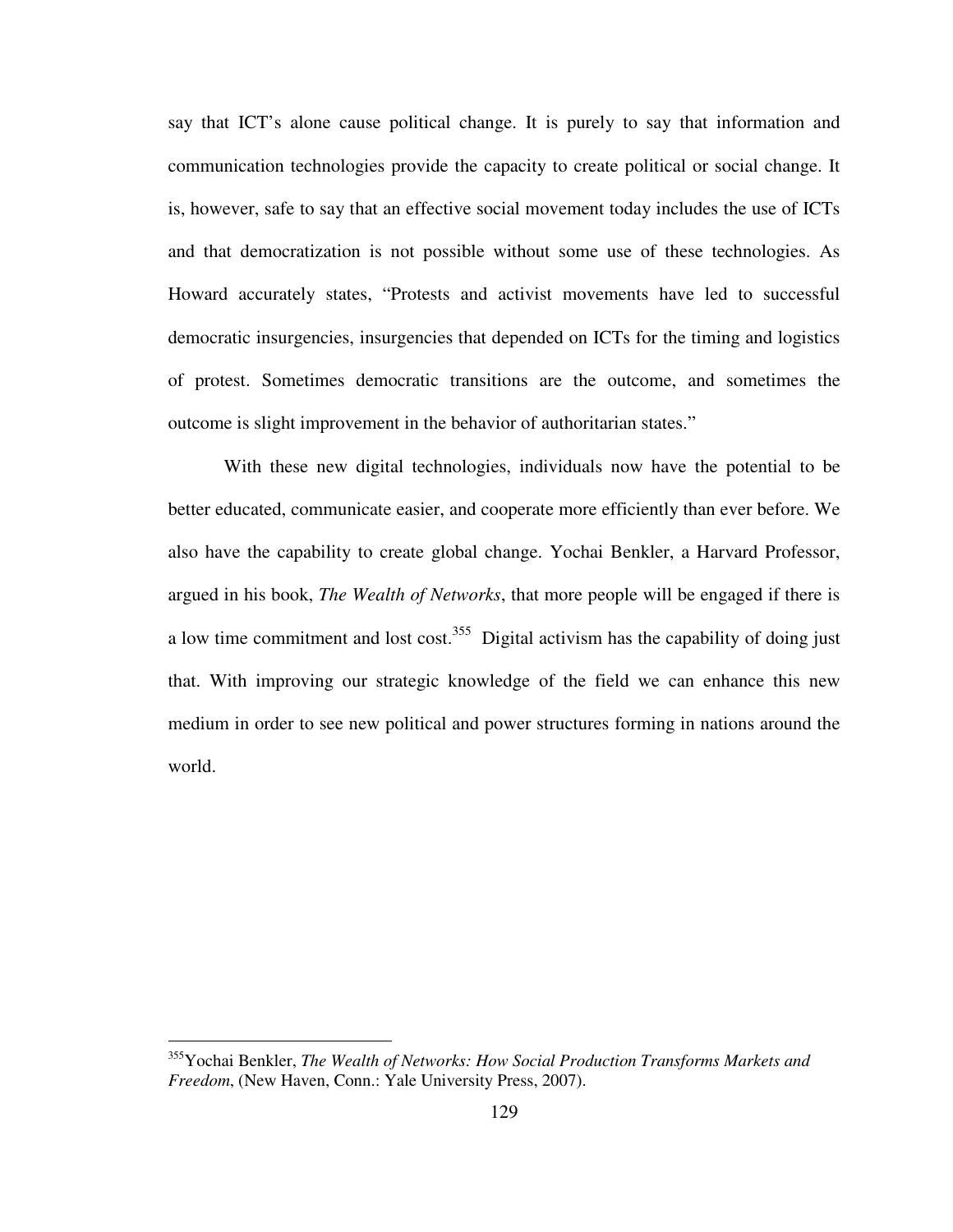say that ICT's alone cause political change. It is purely to say that information and communication technologies provide the capacity to create political or social change. It is, however, safe to say that an effective social movement today includes the use of ICTs and that democratization is not possible without some use of these technologies. As Howard accurately states, "Protests and activist movements have led to successful democratic insurgencies, insurgencies that depended on ICTs for the timing and logistics of protest. Sometimes democratic transitions are the outcome, and sometimes the outcome is slight improvement in the behavior of authoritarian states."

With these new digital technologies, individuals now have the potential to be better educated, communicate easier, and cooperate more efficiently than ever before. We also have the capability to create global change. Yochai Benkler, a Harvard Professor, argued in his book, *The Wealth of Networks*, that more people will be engaged if there is a low time commitment and lost cost.[355] Digital activism has the capability of doing just that. With improving our strategic knowledge of the field we can enhance this new medium in order to see new political and power structures forming in nations around the world.

---

[355]Yochai Benkler, *The Wealth of Networks: How Social Production Transforms Markets and Freedom*, (New Haven, Conn.: Yale University Press, 2007).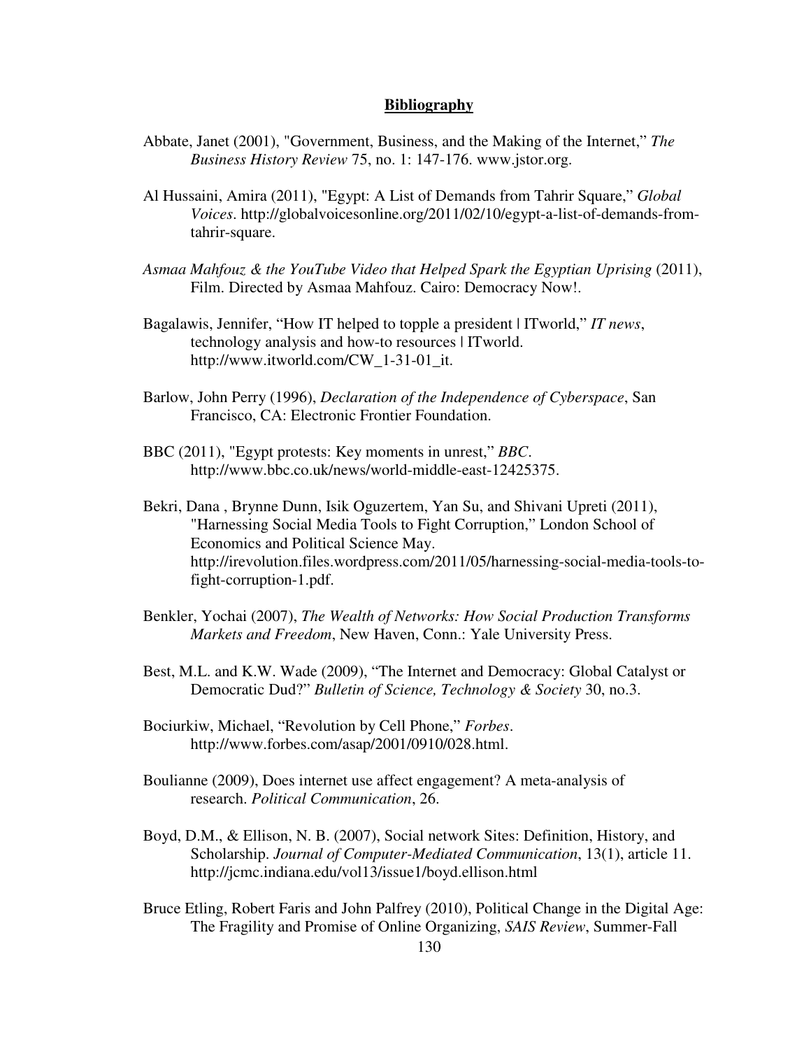## Bibliography

Abbate, Janet (2001), "Government, Business, and the Making of the Internet," *The Business History Review* 75, no. 1: 147-176. www.jstor.org.

Al Hussaini, Amira (2011), "Egypt: A List of Demands from Tahrir Square," *Global Voices*. http://globalvoicesonline.org/2011/02/10/egypt-a-list-of-demands-from-tahrir-square.

*Asmaa Mahfouz & the YouTube Video that Helped Spark the Egyptian Uprising* (2011), Film. Directed by Asmaa Mahfouz. Cairo: Democracy Now!.

Bagalawis, Jennifer, "How IT helped to topple a president | ITworld," *IT news*, technology analysis and how-to resources | ITworld. http://www.itworld.com/CW_1-31-01_it.

Barlow, John Perry (1996), *Declaration of the Independence of Cyberspace*, San Francisco, CA: Electronic Frontier Foundation.

BBC (2011), "Egypt protests: Key moments in unrest," *BBC*. http://www.bbc.co.uk/news/world-middle-east-12425375.

Bekri, Dana , Brynne Dunn, Isik Oguzertem, Yan Su, and Shivani Upreti (2011), "Harnessing Social Media Tools to Fight Corruption," London School of Economics and Political Science May. http://irevolution.files.wordpress.com/2011/05/harnessing-social-media-tools-to-fight-corruption-1.pdf.

Benkler, Yochai (2007), *The Wealth of Networks: How Social Production Transforms Markets and Freedom*, New Haven, Conn.: Yale University Press.

Best, M.L. and K.W. Wade (2009), "The Internet and Democracy: Global Catalyst or Democratic Dud?" *Bulletin of Science, Technology & Society* 30, no.3.

Bociurkiw, Michael, "Revolution by Cell Phone," *Forbes*. http://www.forbes.com/asap/2001/0910/028.html.

Boulianne (2009), Does internet use affect engagement? A meta-analysis of research. *Political Communication*, 26.

Boyd, D.M., & Ellison, N. B. (2007), Social network Sites: Definition, History, and Scholarship. *Journal of Computer-Mediated Communication*, 13(1), article 11. http://jcmc.indiana.edu/vol13/issue1/boyd.ellison.html

Bruce Etling, Robert Faris and John Palfrey (2010), Political Change in the Digital Age: The Fragility and Promise of Online Organizing, *SAIS Review*, Summer-Fall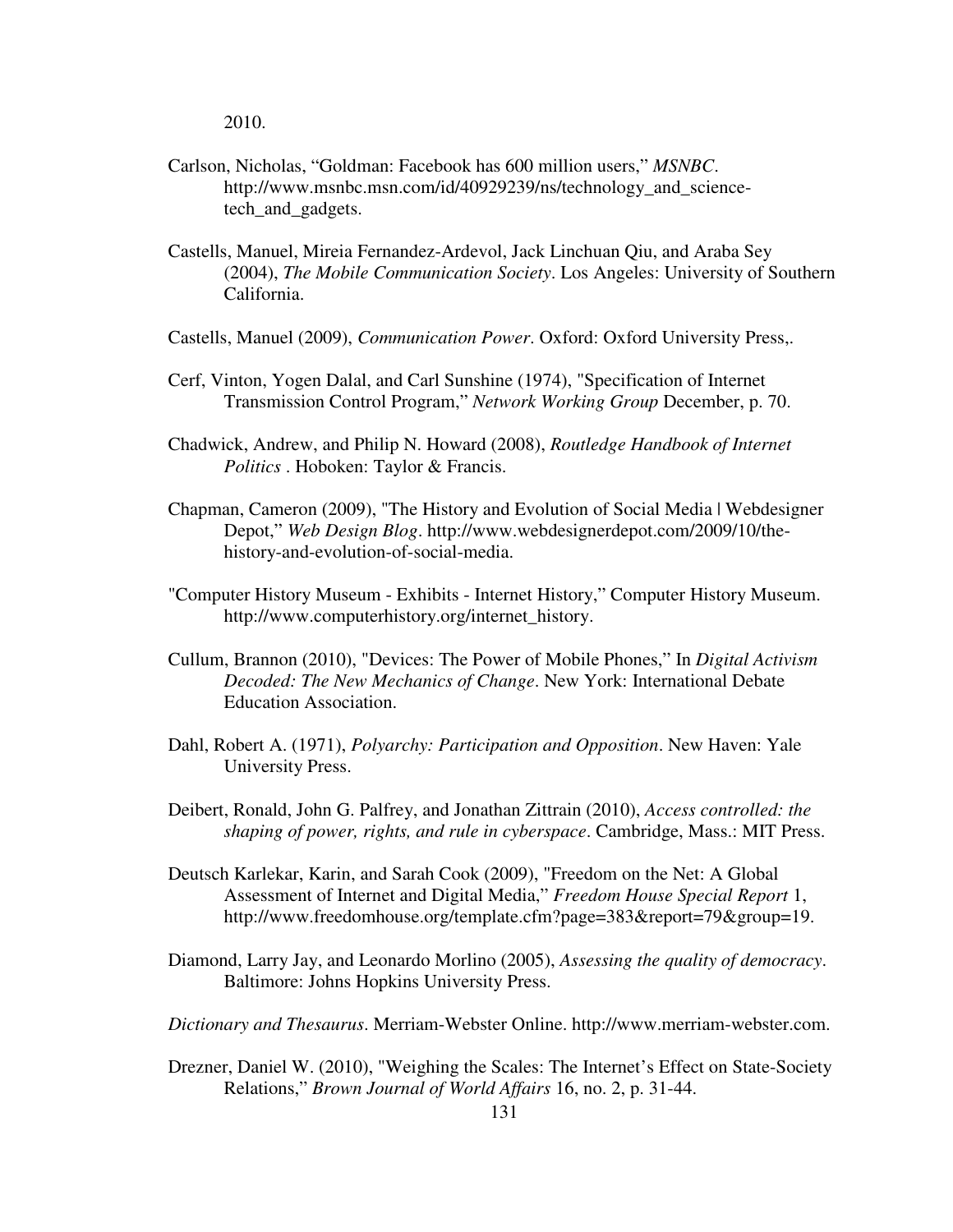2010.

Carlson, Nicholas, "Goldman: Facebook has 600 million users," *MSNBC*. http://www.msnbc.msn.com/id/40929239/ns/technology_and_science-tech_and_gadgets.

Castells, Manuel, Mireia Fernandez-Ardevol, Jack Linchuan Qiu, and Araba Sey (2004), *The Mobile Communication Society*. Los Angeles: University of Southern California.

Castells, Manuel (2009), *Communication Power*. Oxford: Oxford University Press,.

Cerf, Vinton, Yogen Dalal, and Carl Sunshine (1974), "Specification of Internet Transmission Control Program," *Network Working Group* December, p. 70.

Chadwick, Andrew, and Philip N. Howard (2008), *Routledge Handbook of Internet Politics* . Hoboken: Taylor & Francis.

Chapman, Cameron (2009), "The History and Evolution of Social Media | Webdesigner Depot," *Web Design Blog*. http://www.webdesignerdepot.com/2009/10/the-history-and-evolution-of-social-media.

"Computer History Museum - Exhibits - Internet History," Computer History Museum. http://www.computerhistory.org/internet_history.

Cullum, Brannon (2010), "Devices: The Power of Mobile Phones," In *Digital Activism Decoded: The New Mechanics of Change*. New York: International Debate Education Association.

Dahl, Robert A. (1971), *Polyarchy: Participation and Opposition*. New Haven: Yale University Press.

Deibert, Ronald, John G. Palfrey, and Jonathan Zittrain (2010), *Access controlled: the shaping of power, rights, and rule in cyberspace*. Cambridge, Mass.: MIT Press.

Deutsch Karlekar, Karin, and Sarah Cook (2009), "Freedom on the Net: A Global Assessment of Internet and Digital Media," *Freedom House Special Report* 1, http://www.freedomhouse.org/template.cfm?page=383&report=79&group=19.

Diamond, Larry Jay, and Leonardo Morlino (2005), *Assessing the quality of democracy*. Baltimore: Johns Hopkins University Press.

*Dictionary and Thesaurus*. Merriam-Webster Online. http://www.merriam-webster.com.

Drezner, Daniel W. (2010), "Weighing the Scales: The Internet's Effect on State-Society Relations," *Brown Journal of World Affairs* 16, no. 2, p. 31-44.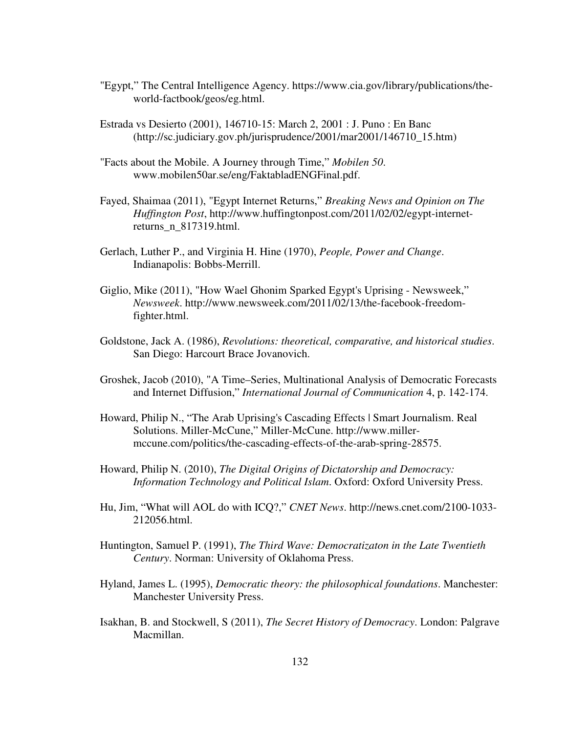"Egypt," The Central Intelligence Agency. https://www.cia.gov/library/publications/the-world-factbook/geos/eg.html.

Estrada vs Desierto (2001), 146710-15: March 2, 2001 : J. Puno : En Banc (http://sc.judiciary.gov.ph/jurisprudence/2001/mar2001/146710_15.htm)

"Facts about the Mobile. A Journey through Time," *Mobilen 50*. www.mobilen50ar.se/eng/FaktabladENGFinal.pdf.

Fayed, Shaimaa (2011), "Egypt Internet Returns," *Breaking News and Opinion on The Huffington Post*, http://www.huffingtonpost.com/2011/02/02/egypt-internet-returns_n_817319.html.

Gerlach, Luther P., and Virginia H. Hine (1970), *People, Power and Change*. Indianapolis: Bobbs-Merrill.

Giglio, Mike (2011), "How Wael Ghonim Sparked Egypt's Uprising - Newsweek," *Newsweek*. http://www.newsweek.com/2011/02/13/the-facebook-freedom-fighter.html.

Goldstone, Jack A. (1986), *Revolutions: theoretical, comparative, and historical studies*. San Diego: Harcourt Brace Jovanovich.

Groshek, Jacob (2010), "A Time–Series, Multinational Analysis of Democratic Forecasts and Internet Diffusion," *International Journal of Communication* 4, p. 142-174.

Howard, Philip N., "The Arab Uprising's Cascading Effects | Smart Journalism. Real Solutions. Miller-McCune," Miller-McCune. http://www.miller-mccune.com/politics/the-cascading-effects-of-the-arab-spring-28575.

Howard, Philip N. (2010), *The Digital Origins of Dictatorship and Democracy: Information Technology and Political Islam*. Oxford: Oxford University Press.

Hu, Jim, "What will AOL do with ICQ?," *CNET News*. http://news.cnet.com/2100-1033-212056.html.

Huntington, Samuel P. (1991), *The Third Wave: Democratizaton in the Late Twentieth Century*. Norman: University of Oklahoma Press.

Hyland, James L. (1995), *Democratic theory: the philosophical foundations*. Manchester: Manchester University Press.

Isakhan, B. and Stockwell, S (2011), *The Secret History of Democracy*. London: Palgrave Macmillan.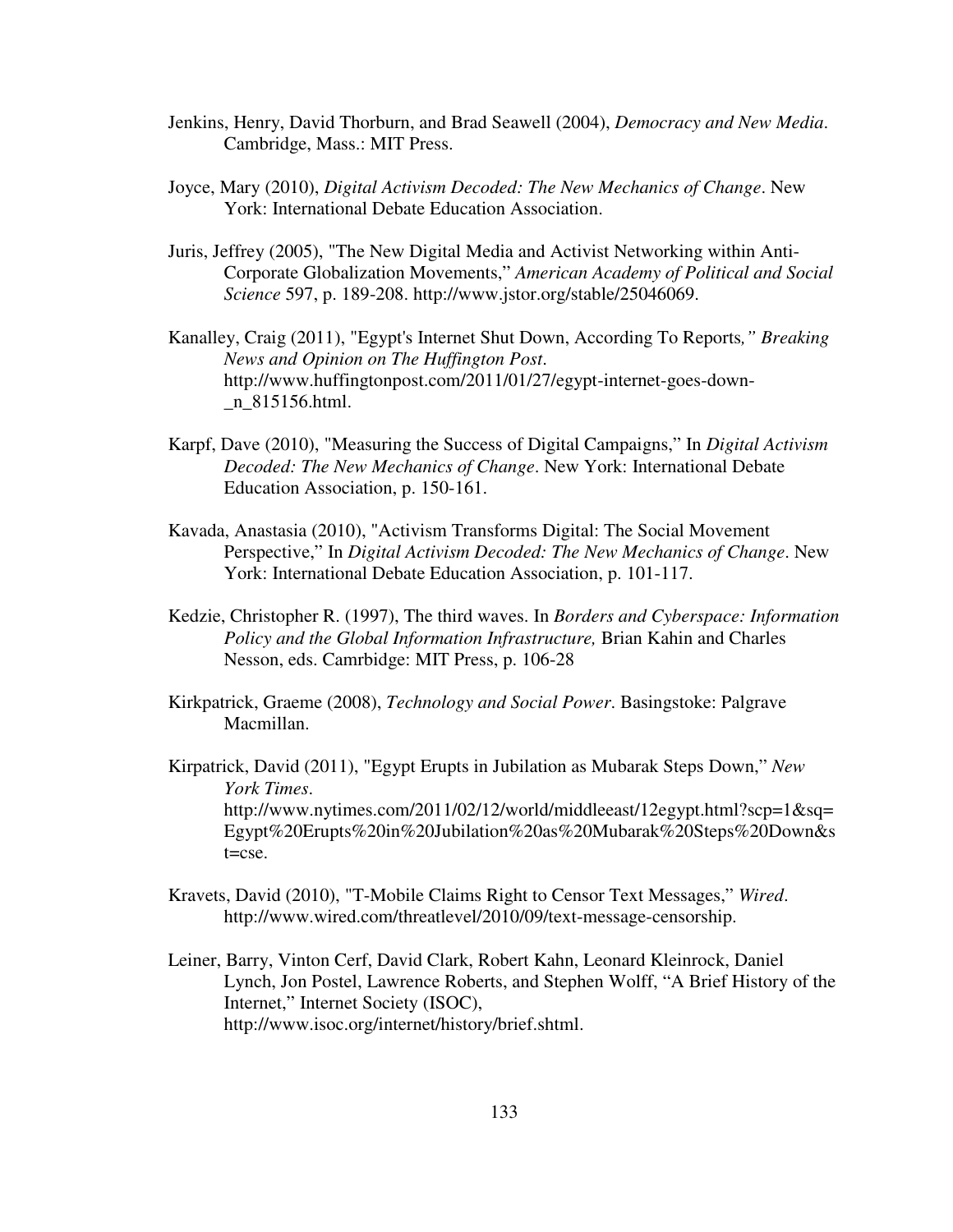Jenkins, Henry, David Thorburn, and Brad Seawell (2004), *Democracy and New Media*. Cambridge, Mass.: MIT Press.

Joyce, Mary (2010), *Digital Activism Decoded: The New Mechanics of Change*. New York: International Debate Education Association.

Juris, Jeffrey (2005), "The New Digital Media and Activist Networking within Anti-Corporate Globalization Movements," *American Academy of Political and Social Science* 597, p. 189-208. http://www.jstor.org/stable/25046069.

Kanalley, Craig (2011), "Egypt's Internet Shut Down, According To Reports*," Breaking News and Opinion on The Huffington Post*. http://www.huffingtonpost.com/2011/01/27/egypt-internet-goes-down-_n_815156.html.

Karpf, Dave (2010), "Measuring the Success of Digital Campaigns," In *Digital Activism Decoded: The New Mechanics of Change*. New York: International Debate Education Association, p. 150-161.

Kavada, Anastasia (2010), "Activism Transforms Digital: The Social Movement Perspective," In *Digital Activism Decoded: The New Mechanics of Change*. New York: International Debate Education Association, p. 101-117.

Kedzie, Christopher R. (1997), The third waves. In *Borders and Cyberspace: Information Policy and the Global Information Infrastructure,* Brian Kahin and Charles Nesson, eds. Camrbidge: MIT Press, p. 106-28

Kirkpatrick, Graeme (2008), *Technology and Social Power*. Basingstoke: Palgrave Macmillan.

Kirpatrick, David (2011), "Egypt Erupts in Jubilation as Mubarak Steps Down," *New York Times*. http://www.nytimes.com/2011/02/12/world/middleeast/12egypt.html?scp=1&sq=Egypt%20Erupts%20in%20Jubilation%20as%20Mubarak%20Steps%20Down&st=cse.

Kravets, David (2010), "T-Mobile Claims Right to Censor Text Messages," *Wired*. http://www.wired.com/threatlevel/2010/09/text-message-censorship.

Leiner, Barry, Vinton Cerf, David Clark, Robert Kahn, Leonard Kleinrock, Daniel Lynch, Jon Postel, Lawrence Roberts, and Stephen Wolff, "A Brief History of the Internet," Internet Society (ISOC), http://www.isoc.org/internet/history/brief.shtml.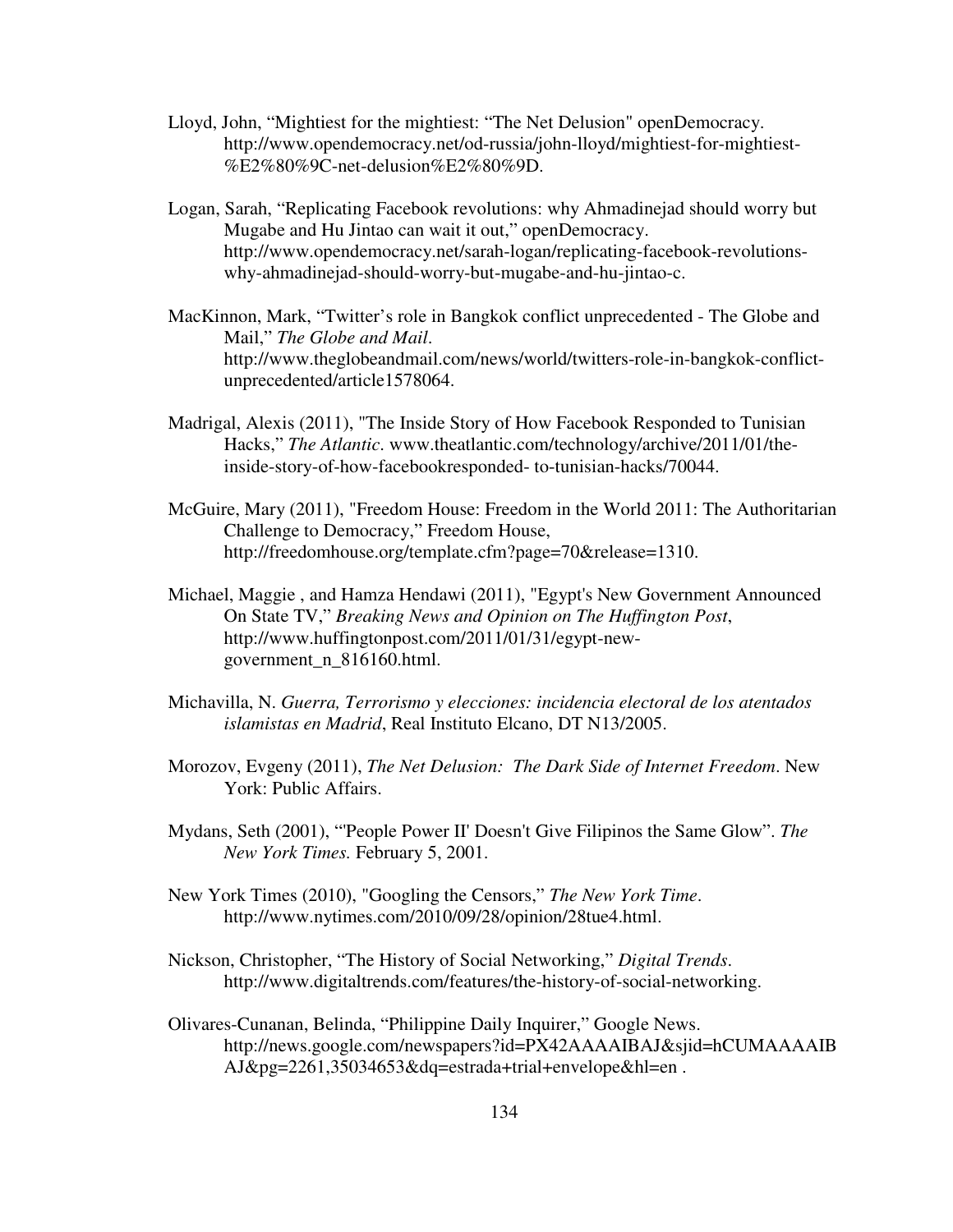Lloyd, John, "Mightiest for the mightiest: "The Net Delusion" openDemocracy. http://www.opendemocracy.net/od-russia/john-lloyd/mightiest-for-mightiest-%E2%80%9C-net-delusion%E2%80%9D.

Logan, Sarah, "Replicating Facebook revolutions: why Ahmadinejad should worry but Mugabe and Hu Jintao can wait it out," openDemocracy. http://www.opendemocracy.net/sarah-logan/replicating-facebook-revolutions-why-ahmadinejad-should-worry-but-mugabe-and-hu-jintao-c.

MacKinnon, Mark, "Twitter's role in Bangkok conflict unprecedented - The Globe and Mail," *The Globe and Mail*. http://www.theglobeandmail.com/news/world/twitters-role-in-bangkok-conflict-unprecedented/article1578064.

Madrigal, Alexis (2011), "The Inside Story of How Facebook Responded to Tunisian Hacks," *The Atlantic*. www.theatlantic.com/technology/archive/2011/01/the-inside-story-of-how-facebookresponded- to-tunisian-hacks/70044.

McGuire, Mary (2011), "Freedom House: Freedom in the World 2011: The Authoritarian Challenge to Democracy," Freedom House, http://freedomhouse.org/template.cfm?page=70&release=1310.

Michael, Maggie , and Hamza Hendawi (2011), "Egypt's New Government Announced On State TV," *Breaking News and Opinion on The Huffington Post*, http://www.huffingtonpost.com/2011/01/31/egypt-new-government_n_816160.html.

Michavilla, N. *Guerra, Terrorismo y elecciones: incidencia electoral de los atentados islamistas en Madrid*, Real Instituto Elcano, DT N13/2005.

Morozov, Evgeny (2011), *The Net Delusion: The Dark Side of Internet Freedom*. New York: Public Affairs.

Mydans, Seth (2001), "'People Power II' Doesn't Give Filipinos the Same Glow". *The New York Times.* February 5, 2001.

New York Times (2010), "Googling the Censors," *The New York Time*. http://www.nytimes.com/2010/09/28/opinion/28tue4.html.

Nickson, Christopher, "The History of Social Networking," *Digital Trends*. http://www.digitaltrends.com/features/the-history-of-social-networking.

Olivares-Cunanan, Belinda, "Philippine Daily Inquirer," Google News. http://news.google.com/newspapers?id=PX42AAAAIBAJ&sjid=hCUMAAAAIBAJ&pg=2261,35034653&dq=estrada+trial+envelope&hl=en .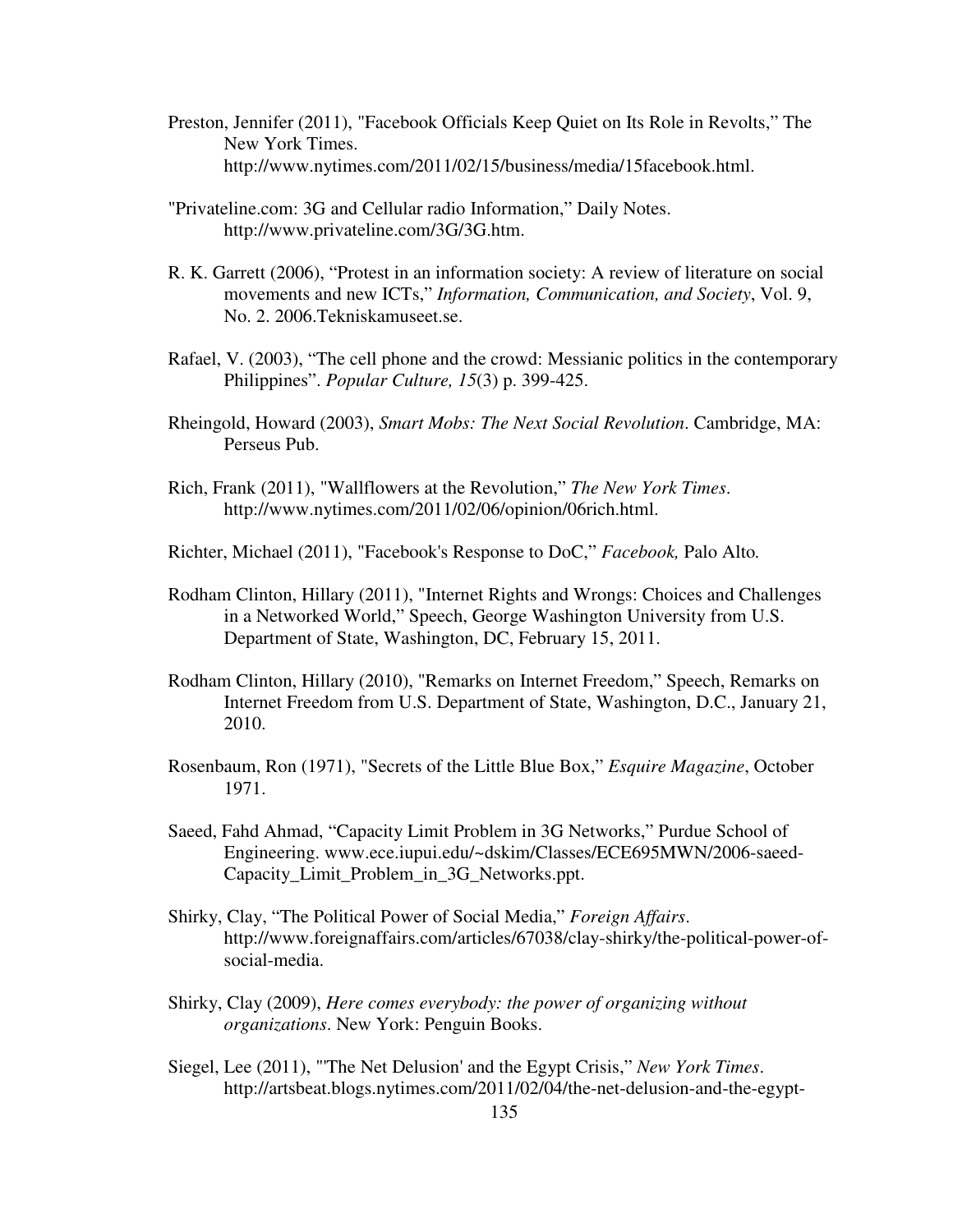Preston, Jennifer (2011), "Facebook Officials Keep Quiet on Its Role in Revolts," The New York Times. http://www.nytimes.com/2011/02/15/business/media/15facebook.html.

"Privateline.com: 3G and Cellular radio Information," Daily Notes. http://www.privateline.com/3G/3G.htm.

R. K. Garrett (2006), "Protest in an information society: A review of literature on social movements and new ICTs," *Information, Communication, and Society*, Vol. 9, No. 2. 2006.Tekniskamuseet.se.

Rafael, V. (2003), "The cell phone and the crowd: Messianic politics in the contemporary Philippines". *Popular Culture, 15*(3) p. 399-425.

Rheingold, Howard (2003), *Smart Mobs: The Next Social Revolution*. Cambridge, MA: Perseus Pub.

Rich, Frank (2011), "Wallflowers at the Revolution," *The New York Times*. http://www.nytimes.com/2011/02/06/opinion/06rich.html.

Richter, Michael (2011), "Facebook's Response to DoC," *Facebook,* Palo Alto.

Rodham Clinton, Hillary (2011), "Internet Rights and Wrongs: Choices and Challenges in a Networked World," Speech, George Washington University from U.S. Department of State, Washington, DC, February 15, 2011.

Rodham Clinton, Hillary (2010), "Remarks on Internet Freedom," Speech, Remarks on Internet Freedom from U.S. Department of State, Washington, D.C., January 21, 2010.

Rosenbaum, Ron (1971), "Secrets of the Little Blue Box," *Esquire Magazine*, October 1971.

Saeed, Fahd Ahmad, "Capacity Limit Problem in 3G Networks," Purdue School of Engineering. www.ece.iupui.edu/~dskim/Classes/ECE695MWN/2006-saeed-Capacity_Limit_Problem_in_3G_Networks.ppt.

Shirky, Clay, "The Political Power of Social Media," *Foreign Affairs*. http://www.foreignaffairs.com/articles/67038/clay-shirky/the-political-power-of-social-media.

Shirky, Clay (2009), *Here comes everybody: the power of organizing without organizations*. New York: Penguin Books.

Siegel, Lee (2011), "'The Net Delusion' and the Egypt Crisis," *New York Times*. http://artsbeat.blogs.nytimes.com/2011/02/04/the-net-delusion-and-the-egypt-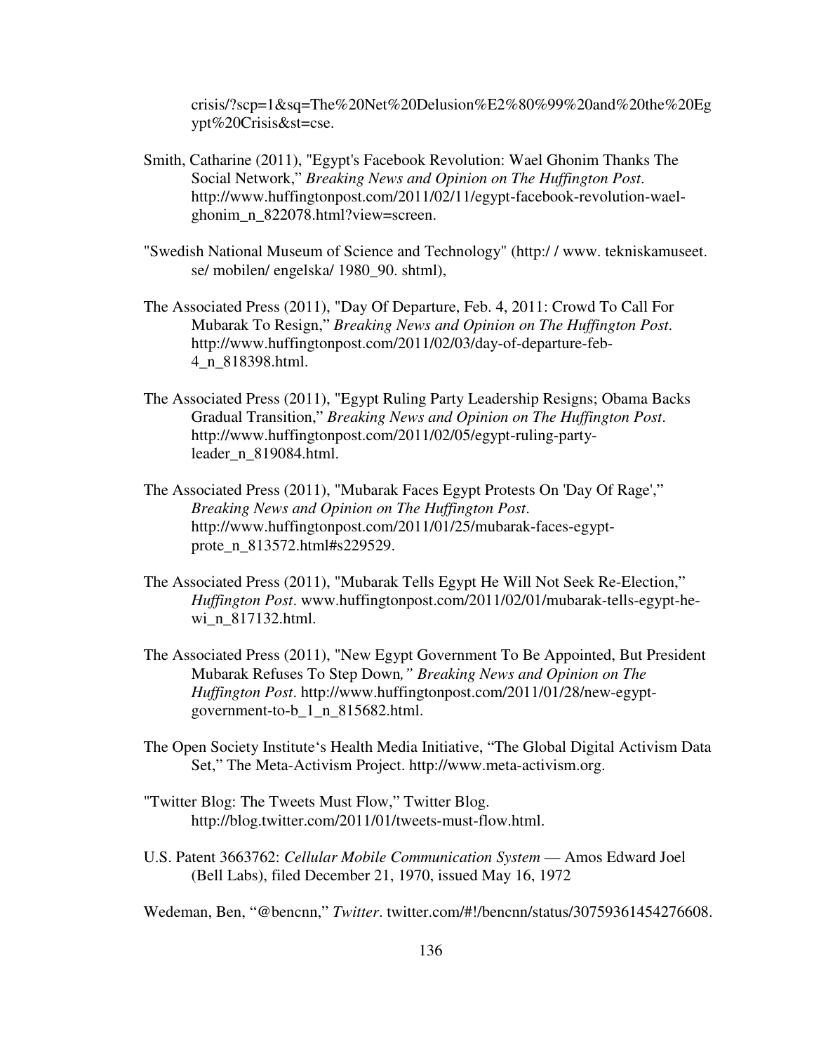crisis/?scp=1&sq=The%20Net%20Delusion%E2%80%99%20and%20the%20Egypt%20Crisis&st=cse.

Smith, Catharine (2011), "Egypt's Facebook Revolution: Wael Ghonim Thanks The Social Network," *Breaking News and Opinion on The Huffington Post*. http://www.huffingtonpost.com/2011/02/11/egypt-facebook-revolution-wael-ghonim_n_822078.html?view=screen.

"Swedish National Museum of Science and Technology" (http:/ / www. tekniskamuseet. se/ mobilen/ engelska/ 1980_90. shtml),

The Associated Press (2011), "Day Of Departure, Feb. 4, 2011: Crowd To Call For Mubarak To Resign," *Breaking News and Opinion on The Huffington Post*. http://www.huffingtonpost.com/2011/02/03/day-of-departure-feb-4_n_818398.html.

The Associated Press (2011), "Egypt Ruling Party Leadership Resigns; Obama Backs Gradual Transition," *Breaking News and Opinion on The Huffington Post*. http://www.huffingtonpost.com/2011/02/05/egypt-ruling-party-leader_n_819084.html.

The Associated Press (2011), "Mubarak Faces Egypt Protests On 'Day Of Rage'," *Breaking News and Opinion on The Huffington Post*. http://www.huffingtonpost.com/2011/01/25/mubarak-faces-egypt-prote_n_813572.html#s229529.

The Associated Press (2011), "Mubarak Tells Egypt He Will Not Seek Re-Election," *Huffington Post*. www.huffingtonpost.com/2011/02/01/mubarak-tells-egypt-he-wi_n_817132.html.

The Associated Press (2011), "New Egypt Government To Be Appointed, But President Mubarak Refuses To Step Down*," Breaking News and Opinion on The Huffington Post*. http://www.huffingtonpost.com/2011/01/28/new-egypt-government-to-b_1_n_815682.html.

The Open Society Institute's Health Media Initiative, "The Global Digital Activism Data Set," The Meta-Activism Project. http://www.meta-activism.org.

"Twitter Blog: The Tweets Must Flow," Twitter Blog. http://blog.twitter.com/2011/01/tweets-must-flow.html.

U.S. Patent 3663762: *Cellular Mobile Communication System* — Amos Edward Joel (Bell Labs), filed December 21, 1970, issued May 16, 1972

Wedeman, Ben, "@bencnn," *Twitter*. twitter.com/#!/bencnn/status/30759361454276608.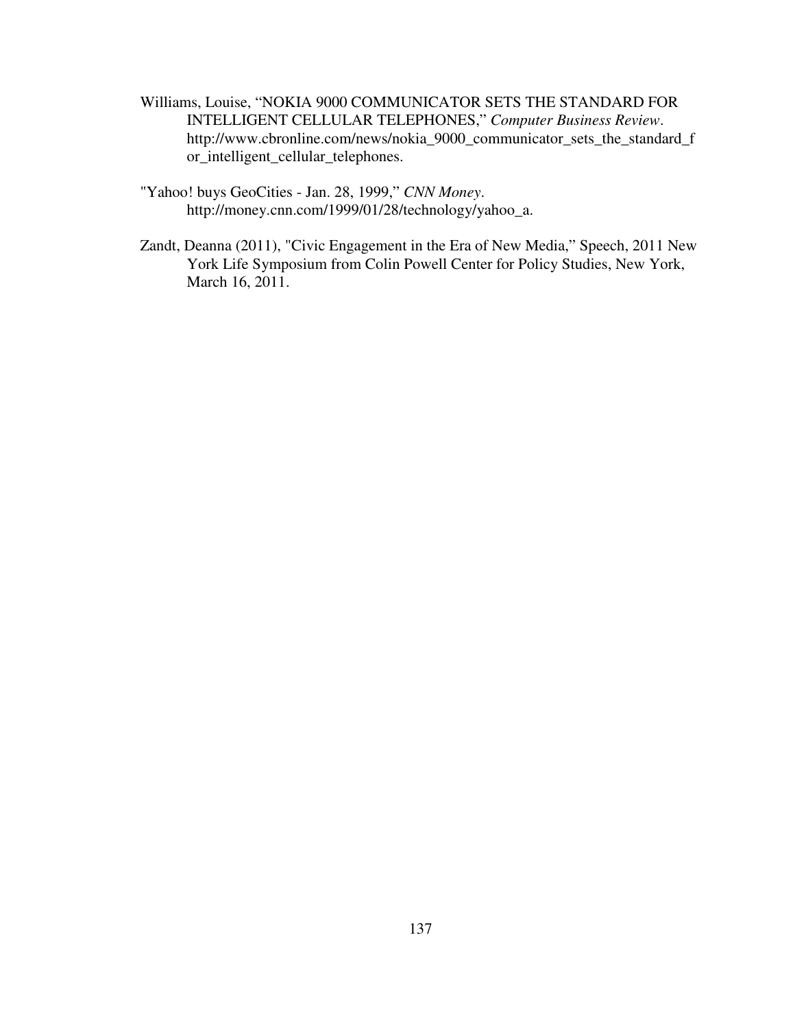Williams, Louise, “NOKIA 9000 COMMUNICATOR SETS THE STANDARD FOR INTELLIGENT CELLULAR TELEPHONES,” *Computer Business Review*. http://www.cbronline.com/news/nokia_9000_communicator_sets_the_standard_for_intelligent_cellular_telephones.

"Yahoo! buys GeoCities - Jan. 28, 1999,” *CNN Money*. http://money.cnn.com/1999/01/28/technology/yahoo_a.

Zandt, Deanna (2011), "Civic Engagement in the Era of New Media,” Speech, 2011 New York Life Symposium from Colin Powell Center for Policy Studies, New York, March 16, 2011.